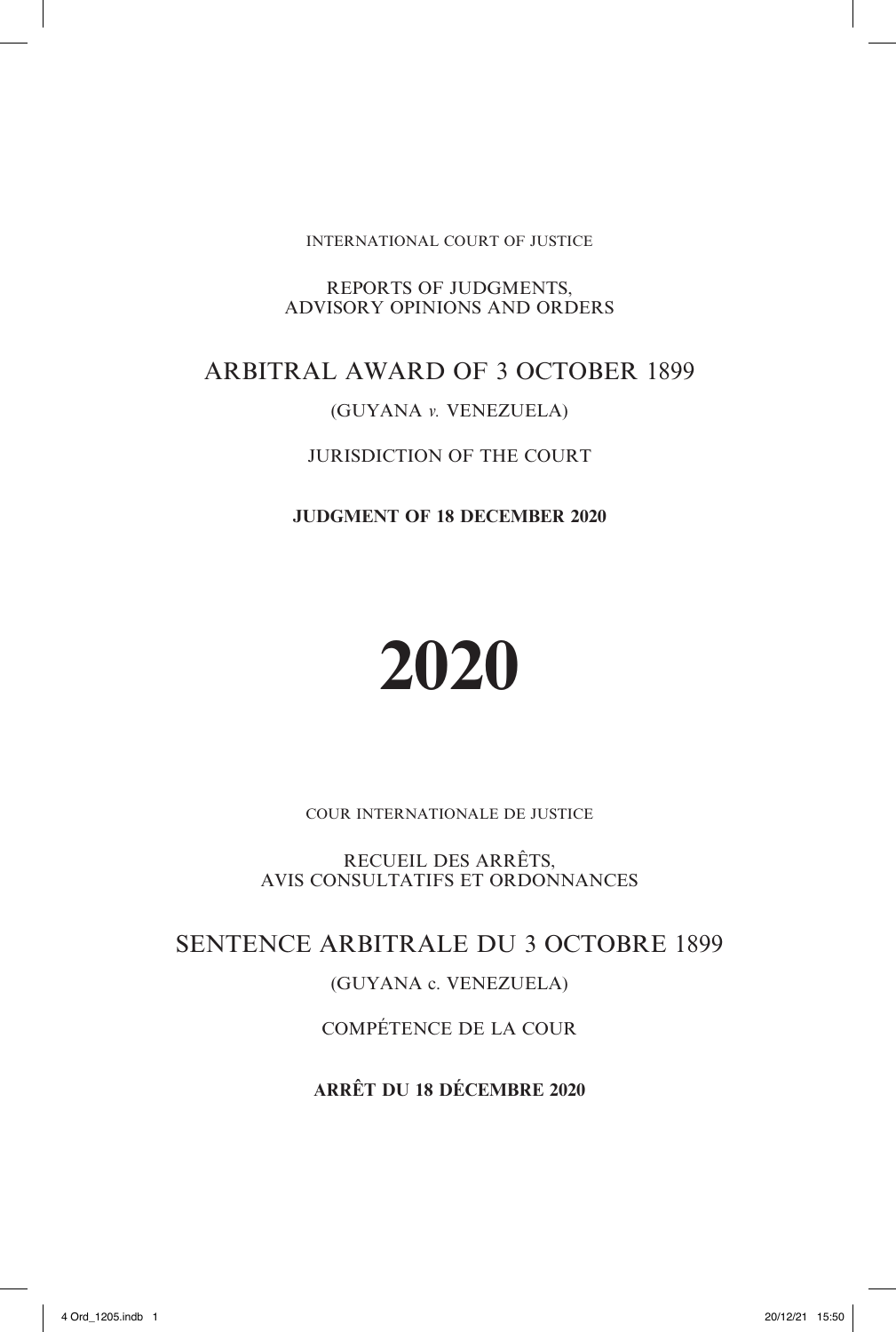INTERNATIONAL COURT OF JUSTICE

REPORTS OF JUDGMENTS,
ADVISORY OPINIONS AND ORDERS

# ARBITRAL AWARD OF 3 OCTOBER 1899

(GUYANA *v.* VENEZUELA)

JURISDICTION OF THE COURT

**JUDGMENT OF 18 DECEMBER 2020**

# 2020

COUR INTERNATIONALE DE JUSTICE

RECUEIL DES ARRÊTS,
AVIS CONSULTATIFS ET ORDONNANCES

# SENTENCE ARBITRALE DU 3 OCTOBRE 1899

(GUYANA c. VENEZUELA)

COMPÉTENCE DE LA COUR

**ARRÊT DU 18 DÉCEMBRE 2020**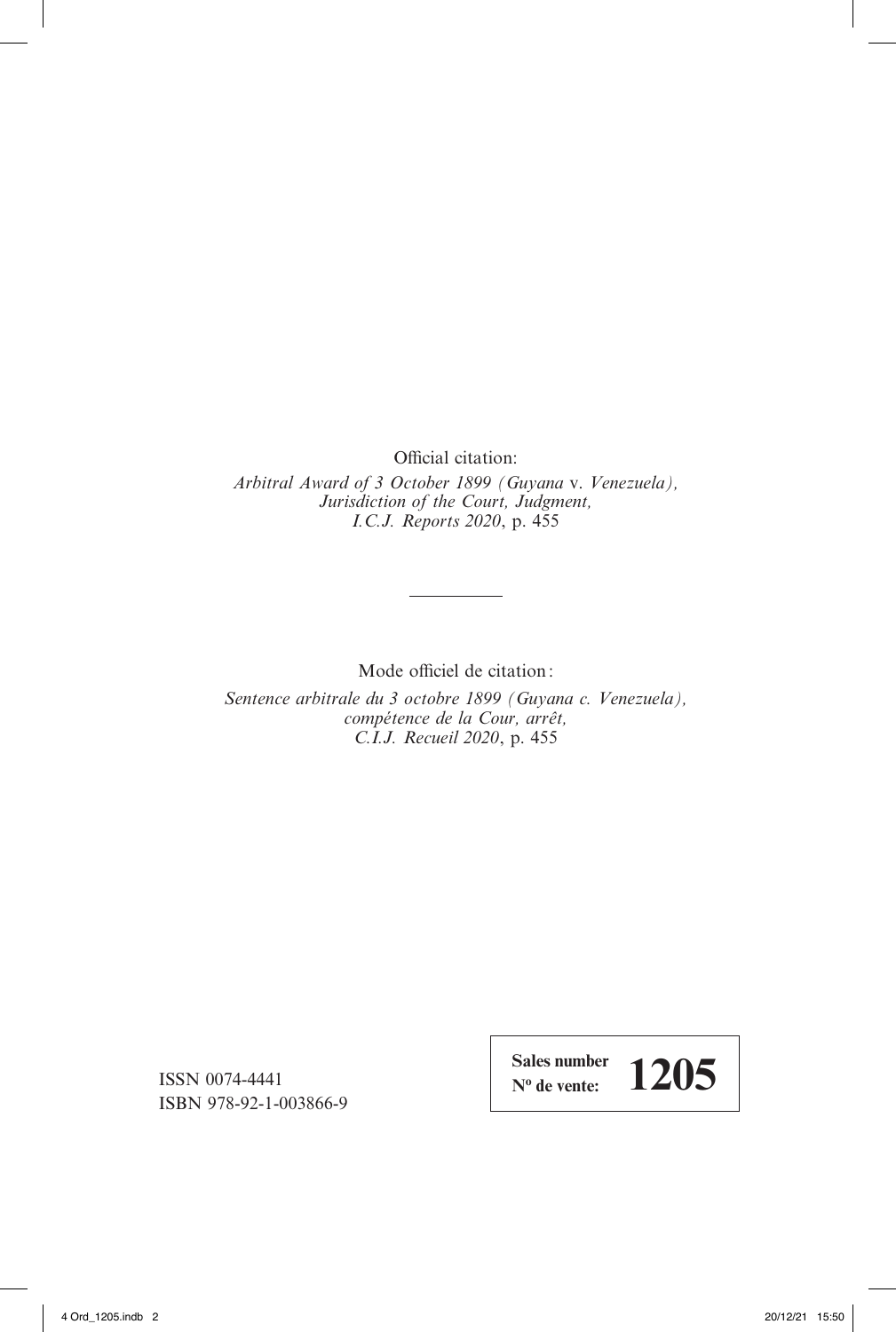Official citation:

*Arbitral Award of 3 October 1899 (Guyana* v. *Venezuela), Jurisdiction of the Court, Judgment, I.C.J. Reports 2020*, p. 455

---

Mode officiel de citation:

*Sentence arbitrale du 3 octobre 1899 (Guyana c. Venezuela), compétence de la Cour, arrêt, C.I.J. Recueil 2020*, p. 455

ISSN 0074-4441
ISBN 978-92-1-003866-9

**Sales number**
**Nº de vente:** **1205**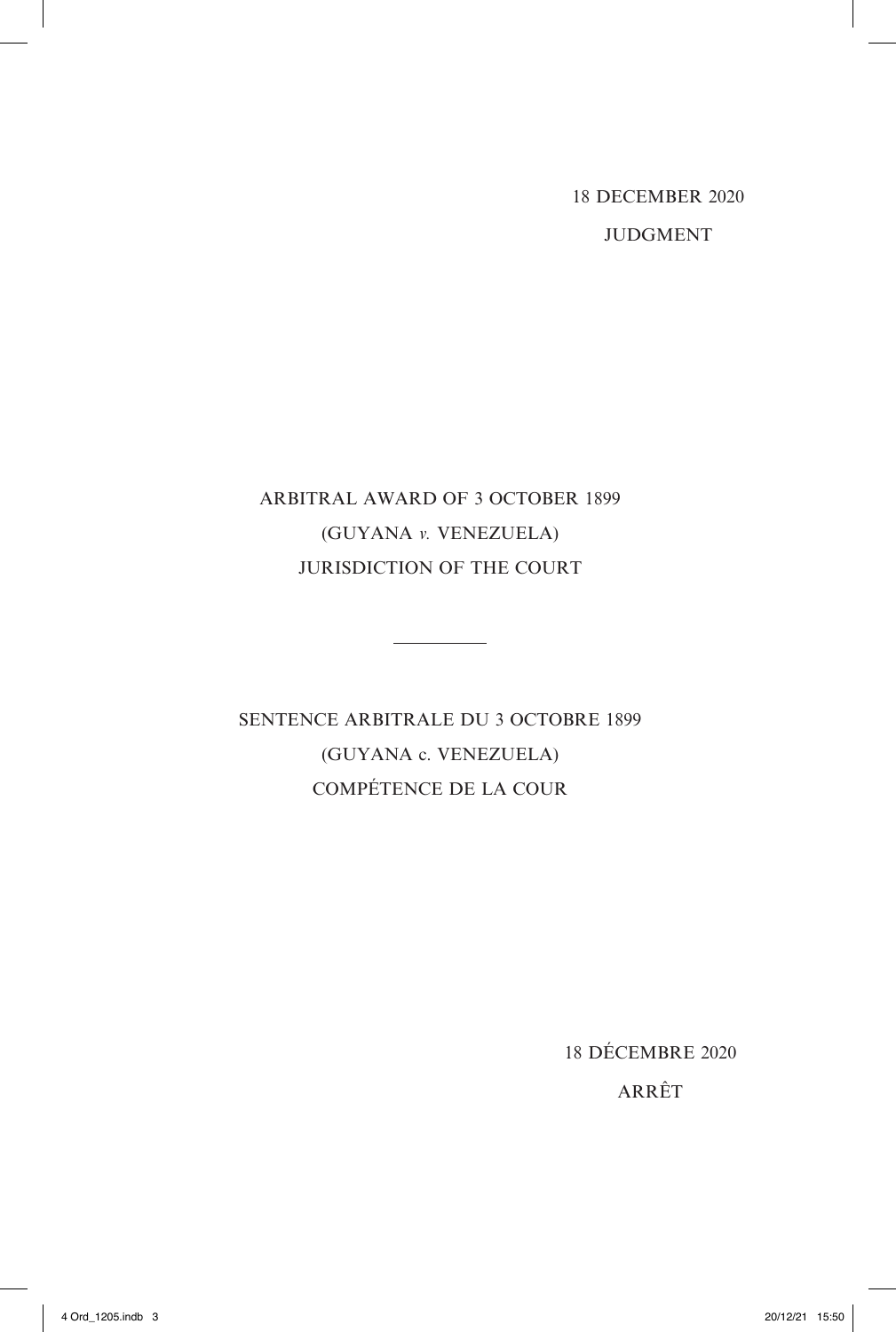18 DECEMBER 2020

JUDGMENT

ARBITRAL AWARD OF 3 OCTOBER 1899
(GUYANA *v.* VENEZUELA)
JURISDICTION OF THE COURT

---

SENTENCE ARBITRALE DU 3 OCTOBRE 1899
(GUYANA c. VENEZUELA)
COMPÉTENCE DE LA COUR

18 DÉCEMBRE 2020

ARRÊT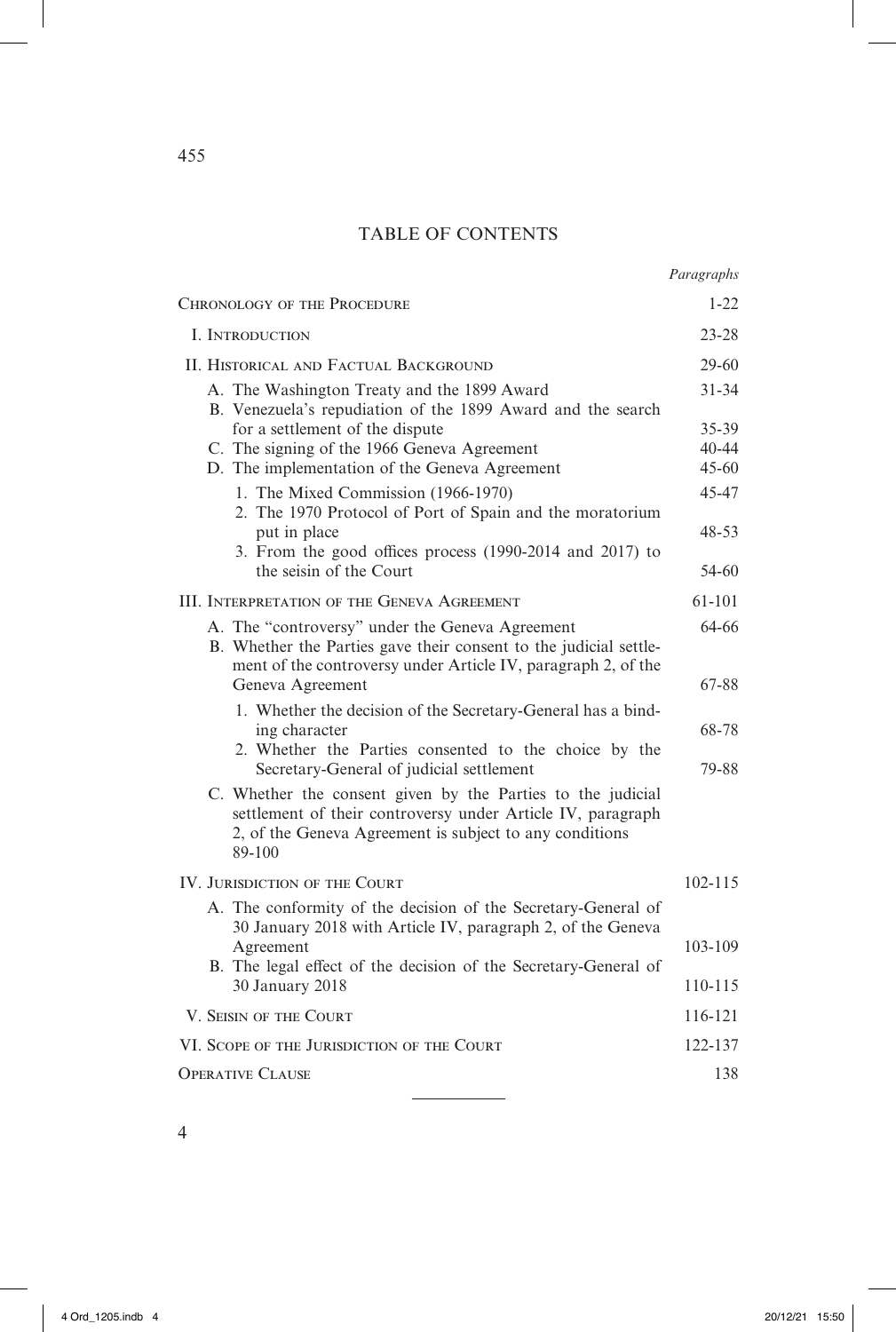# TABLE OF CONTENTS

| | *Paragraphs* |
|---|---|
| Chronology of the Procedure | 1-22 |
| I. Introduction | 23-28 |
| II. Historical and Factual Background | 29-60 |
| A. The Washington Treaty and the 1899 Award | 31-34 |
| B. Venezuela's repudiation of the 1899 Award and the search for a settlement of the dispute | 35-39 |
| C. The signing of the 1966 Geneva Agreement | 40-44 |
| D. The implementation of the Geneva Agreement | 45-60 |
| 1. The Mixed Commission (1966-1970) | 45-47 |
| 2. The 1970 Protocol of Port of Spain and the moratorium put in place | 48-53 |
| 3. From the good offices process (1990-2014 and 2017) to the seisin of the Court | 54-60 |
| III. Interpretation of the Geneva Agreement | 61-101 |
| A. The "controversy" under the Geneva Agreement | 64-66 |
| B. Whether the Parties gave their consent to the judicial settlement of the controversy under Article IV, paragraph 2, of the Geneva Agreement | 67-88 |
| 1. Whether the decision of the Secretary-General has a binding character | 68-78 |
| 2. Whether the Parties consented to the choice by the Secretary-General of judicial settlement | 79-88 |
| C. Whether the consent given by the Parties to the judicial settlement of their controversy under Article IV, paragraph 2, of the Geneva Agreement is subject to any conditions 89-100 | |
| IV. Jurisdiction of the Court | 102-115 |
| A. The conformity of the decision of the Secretary-General of 30 January 2018 with Article IV, paragraph 2, of the Geneva Agreement | 103-109 |
| B. The legal effect of the decision of the Secretary-General of 30 January 2018 | 110-115 |
| V. Seisin of the Court | 116-121 |
| VI. Scope of the Jurisdiction of the Court | 122-137 |
| Operative Clause | 138 |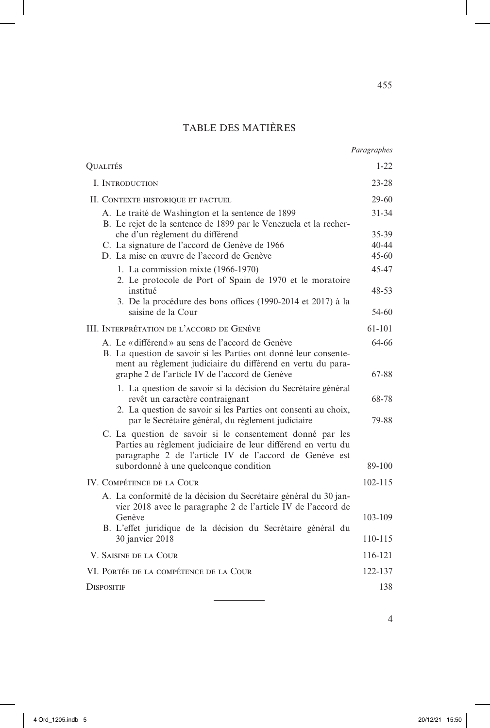# TABLE DES MATIÈRES

| | *Paragraphes* |
|---|---|
| Qualités | 1-22 |
| I. Introduction | 23-28 |
| II. Contexte historique et factuel | 29-60 |
| A. Le traité de Washington et la sentence de 1899 | 31-34 |
| B. Le rejet de la sentence de 1899 par le Venezuela et la recherche d'un règlement du différend | 35-39 |
| C. La signature de l'accord de Genève de 1966 | 40-44 |
| D. La mise en œuvre de l'accord de Genève | 45-60 |
| 1. La commission mixte (1966-1970) | 45-47 |
| 2. Le protocole de Port of Spain de 1970 et le moratoire institué | 48-53 |
| 3. De la procédure des bons offices (1990-2014 et 2017) à la saisine de la Cour | 54-60 |
| III. Interprétation de l'accord de Genève | 61-101 |
| A. Le « différend » au sens de l'accord de Genève | 64-66 |
| B. La question de savoir si les Parties ont donné leur consentement au règlement judiciaire du différend en vertu du paragraphe 2 de l'article IV de l'accord de Genève | 67-88 |
| 1. La question de savoir si la décision du Secrétaire général revêt un caractère contraignant | 68-78 |
| 2. La question de savoir si les Parties ont consenti au choix, par le Secrétaire général, du règlement judiciaire | 79-88 |
| C. La question de savoir si le consentement donné par les Parties au règlement judiciaire de leur différend en vertu du paragraphe 2 de l'article IV de l'accord de Genève est subordonné à une quelconque condition | 89-100 |
| IV. Compétence de la Cour | 102-115 |
| A. La conformité de la décision du Secrétaire général du 30 janvier 2018 avec le paragraphe 2 de l'article IV de l'accord de Genève | 103-109 |
| B. L'effet juridique de la décision du Secrétaire général du 30 janvier 2018 | 110-115 |
| V. Saisine de la Cour | 116-121 |
| VI. Portée de la compétence de la Cour | 122-137 |
| Dispositif | 138 |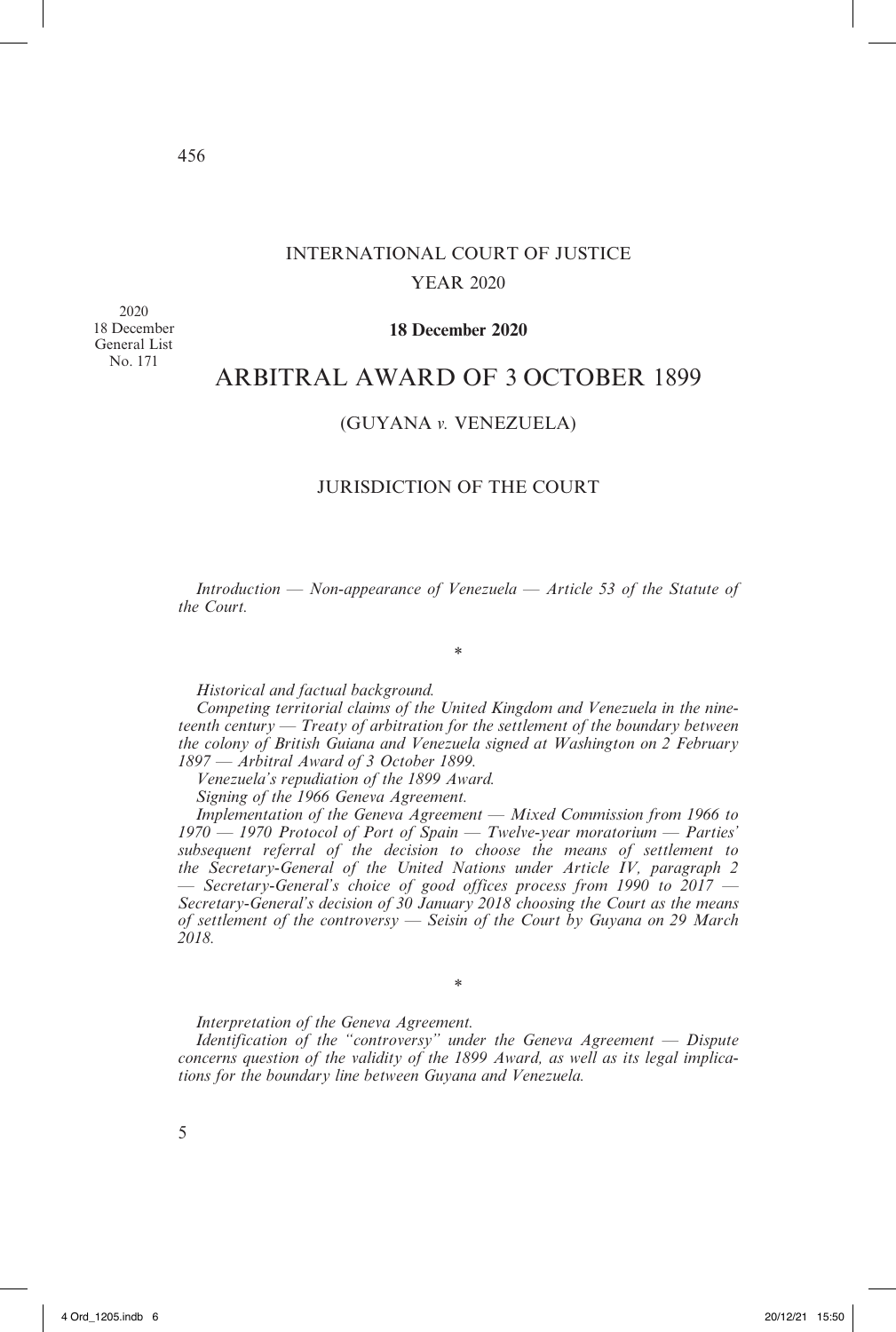# INTERNATIONAL COURT OF JUSTICE

## YEAR 2020

2020
18 December
General List
No. 171

**18 December 2020**

# ARBITRAL AWARD OF 3 OCTOBER 1899

## (GUYANA *v.* VENEZUELA)

## JURISDICTION OF THE COURT

*Introduction — Non-appearance of Venezuela — Article 53 of the Statute of the Court.*

\*

*Historical and factual background.*

*Competing territorial claims of the United Kingdom and Venezuela in the nineteenth century — Treaty of arbitration for the settlement of the boundary between the colony of British Guiana and Venezuela signed at Washington on 2 February 1897 — Arbitral Award of 3 October 1899.*

*Venezuela's repudiation of the 1899 Award.*

*Signing of the 1966 Geneva Agreement.*

*Implementation of the Geneva Agreement — Mixed Commission from 1966 to 1970 — 1970 Protocol of Port of Spain — Twelve-year moratorium — Parties' subsequent referral of the decision to choose the means of settlement to the Secretary-General of the United Nations under Article IV, paragraph 2 — Secretary-General's choice of good offices process from 1990 to 2017 — Secretary-General's decision of 30 January 2018 choosing the Court as the means of settlement of the controversy — Seisin of the Court by Guyana on 29 March 2018.*

\*

*Interpretation of the Geneva Agreement.*

*Identification of the "controversy" under the Geneva Agreement — Dispute concerns question of the validity of the 1899 Award, as well as its legal implications for the boundary line between Guyana and Venezuela.*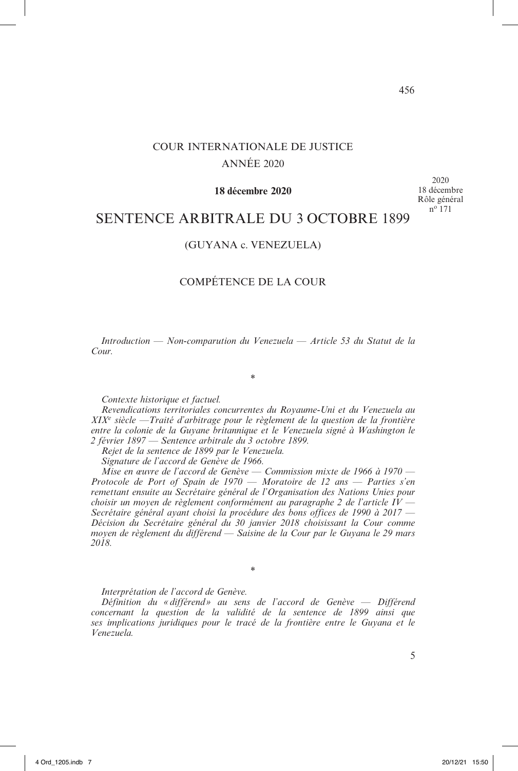COUR INTERNATIONALE DE JUSTICE

ANNÉE 2020

**18 décembre 2020**

2020
18 décembre
Rôle général
n° 171

# SENTENCE ARBITRALE DU 3 OCTOBRE 1899

## (GUYANA c. VENEZUELA)

## COMPÉTENCE DE LA COUR

*Introduction — Non-comparution du Venezuela — Article 53 du Statut de la Cour.*

\*

*Contexte historique et factuel.*

*Revendications territoriales concurrentes du Royaume-Uni et du Venezuela au XIX[e] siècle —Traité d'arbitrage pour le règlement de la question de la frontière entre la colonie de la Guyane britannique et le Venezuela signé à Washington le 2 février 1897 — Sentence arbitrale du 3 octobre 1899.*

*Rejet de la sentence de 1899 par le Venezuela.*

*Signature de l'accord de Genève de 1966.*

*Mise en œuvre de l'accord de Genève — Commission mixte de 1966 à 1970 — Protocole de Port of Spain de 1970 — Moratoire de 12 ans — Parties s'en remettant ensuite au Secrétaire général de l'Organisation des Nations Unies pour choisir un moyen de règlement conformément au paragraphe 2 de l'article IV — Secrétaire général ayant choisi la procédure des bons offices de 1990 à 2017 — Décision du Secrétaire général du 30 janvier 2018 choisissant la Cour comme moyen de règlement du différend — Saisine de la Cour par le Guyana le 29 mars 2018.*

\*

*Interprétation de l'accord de Genève.*

*Définition du « différend » au sens de l'accord de Genève — Différend concernant la question de la validité de la sentence de 1899 ainsi que ses implications juridiques pour le tracé de la frontière entre le Guyana et le Venezuela.*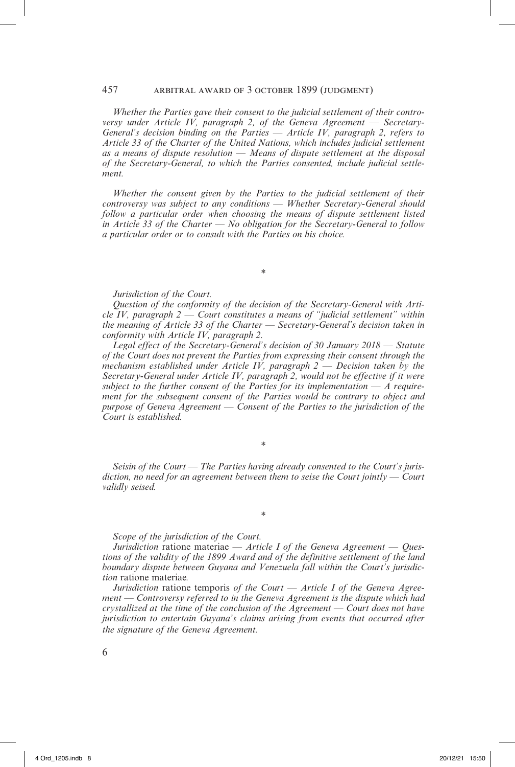*Whether the Parties gave their consent to the judicial settlement of their controversy under Article IV, paragraph 2, of the Geneva Agreement — Secretary-General's decision binding on the Parties — Article IV, paragraph 2, refers to Article 33 of the Charter of the United Nations, which includes judicial settlement as a means of dispute resolution — Means of dispute settlement at the disposal of the Secretary-General, to which the Parties consented, include judicial settlement.*

*Whether the consent given by the Parties to the judicial settlement of their controversy was subject to any conditions — Whether Secretary-General should follow a particular order when choosing the means of dispute settlement listed in Article 33 of the Charter — No obligation for the Secretary-General to follow a particular order or to consult with the Parties on his choice.*

*

*Jurisdiction of the Court.*

*Question of the conformity of the decision of the Secretary-General with Article IV, paragraph 2 — Court constitutes a means of "judicial settlement" within the meaning of Article 33 of the Charter — Secretary-General's decision taken in conformity with Article IV, paragraph 2.*

*Legal effect of the Secretary-General's decision of 30 January 2018 — Statute of the Court does not prevent the Parties from expressing their consent through the mechanism established under Article IV, paragraph 2 — Decision taken by the Secretary-General under Article IV, paragraph 2, would not be effective if it were subject to the further consent of the Parties for its implementation — A requirement for the subsequent consent of the Parties would be contrary to object and purpose of Geneva Agreement — Consent of the Parties to the jurisdiction of the Court is established.*

*

*Seisin of the Court — The Parties having already consented to the Court's jurisdiction, no need for an agreement between them to seise the Court jointly — Court validly seised.*

*

*Scope of the jurisdiction of the Court.*

*Jurisdiction* ratione materiae *— Article I of the Geneva Agreement — Questions of the validity of the 1899 Award and of the definitive settlement of the land boundary dispute between Guyana and Venezuela fall within the Court's jurisdiction* ratione materiae*.*

*Jurisdiction* ratione temporis *of the Court — Article I of the Geneva Agreement — Controversy referred to in the Geneva Agreement is the dispute which had crystallized at the time of the conclusion of the Agreement — Court does not have jurisdiction to entertain Guyana's claims arising from events that occurred after the signature of the Geneva Agreement.*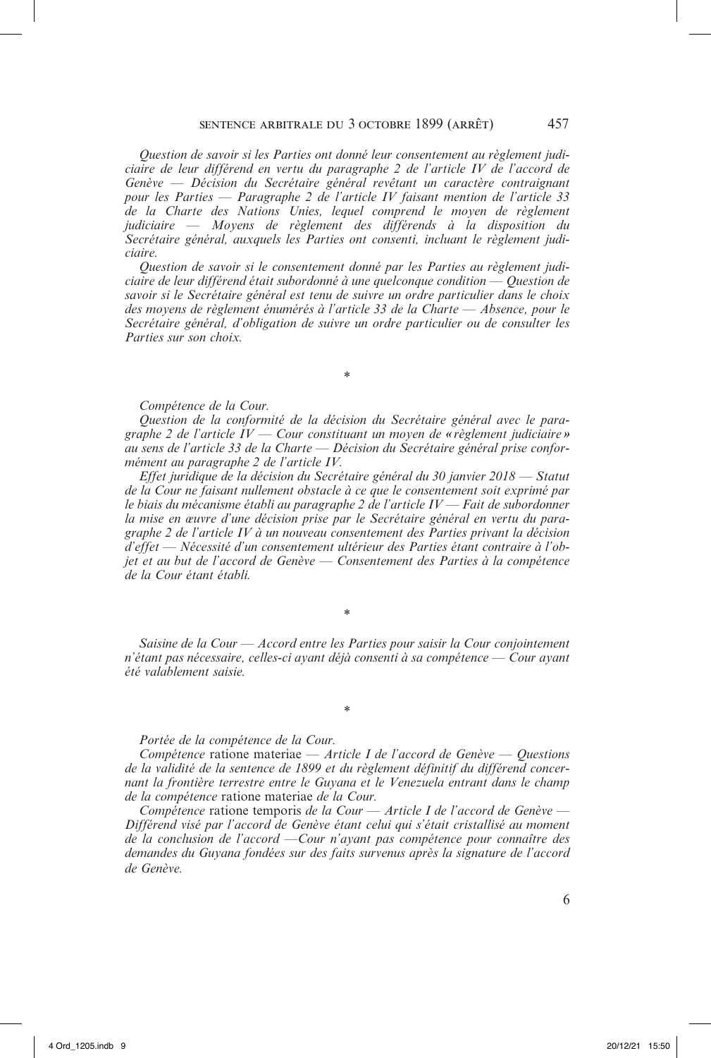*Question de savoir si les Parties ont donné leur consentement au règlement judiciaire de leur différend en vertu du paragraphe 2 de l'article IV de l'accord de Genève — Décision du Secrétaire général revêtant un caractère contraignant pour les Parties — Paragraphe 2 de l'article IV faisant mention de l'article 33 de la Charte des Nations Unies, lequel comprend le moyen de règlement judiciaire — Moyens de règlement des différends à la disposition du Secrétaire général, auxquels les Parties ont consenti, incluant le règlement judiciaire.*

*Question de savoir si le consentement donné par les Parties au règlement judiciaire de leur différend était subordonné à une quelconque condition — Question de savoir si le Secrétaire général est tenu de suivre un ordre particulier dans le choix des moyens de règlement énumérés à l'article 33 de la Charte — Absence, pour le Secrétaire général, d'obligation de suivre un ordre particulier ou de consulter les Parties sur son choix.*

*

*Compétence de la Cour.*

*Question de la conformité de la décision du Secrétaire général avec le paragraphe 2 de l'article IV — Cour constituant un moyen de «règlement judiciaire» au sens de l'article 33 de la Charte — Décision du Secrétaire général prise conformément au paragraphe 2 de l'article IV.*

*Effet juridique de la décision du Secrétaire général du 30 janvier 2018 — Statut de la Cour ne faisant nullement obstacle à ce que le consentement soit exprimé par le biais du mécanisme établi au paragraphe 2 de l'article IV — Fait de subordonner la mise en œuvre d'une décision prise par le Secrétaire général en vertu du paragraphe 2 de l'article IV à un nouveau consentement des Parties privant la décision d'effet — Nécessité d'un consentement ultérieur des Parties étant contraire à l'objet et au but de l'accord de Genève — Consentement des Parties à la compétence de la Cour étant établi.*

*

*Saisine de la Cour — Accord entre les Parties pour saisir la Cour conjointement n'étant pas nécessaire, celles-ci ayant déjà consenti à sa compétence — Cour ayant été valablement saisie.*

*

*Portée de la compétence de la Cour.*

*Compétence* ratione materiae *— Article I de l'accord de Genève — Questions de la validité de la sentence de 1899 et du règlement définitif du différend concernant la frontière terrestre entre le Guyana et le Venezuela entrant dans le champ de la compétence* ratione materiae *de la Cour.*

*Compétence* ratione temporis *de la Cour — Article I de l'accord de Genève — Différend visé par l'accord de Genève étant celui qui s'était cristallisé au moment de la conclusion de l'accord —Cour n'ayant pas compétence pour connaître des demandes du Guyana fondées sur des faits survenus après la signature de l'accord de Genève.*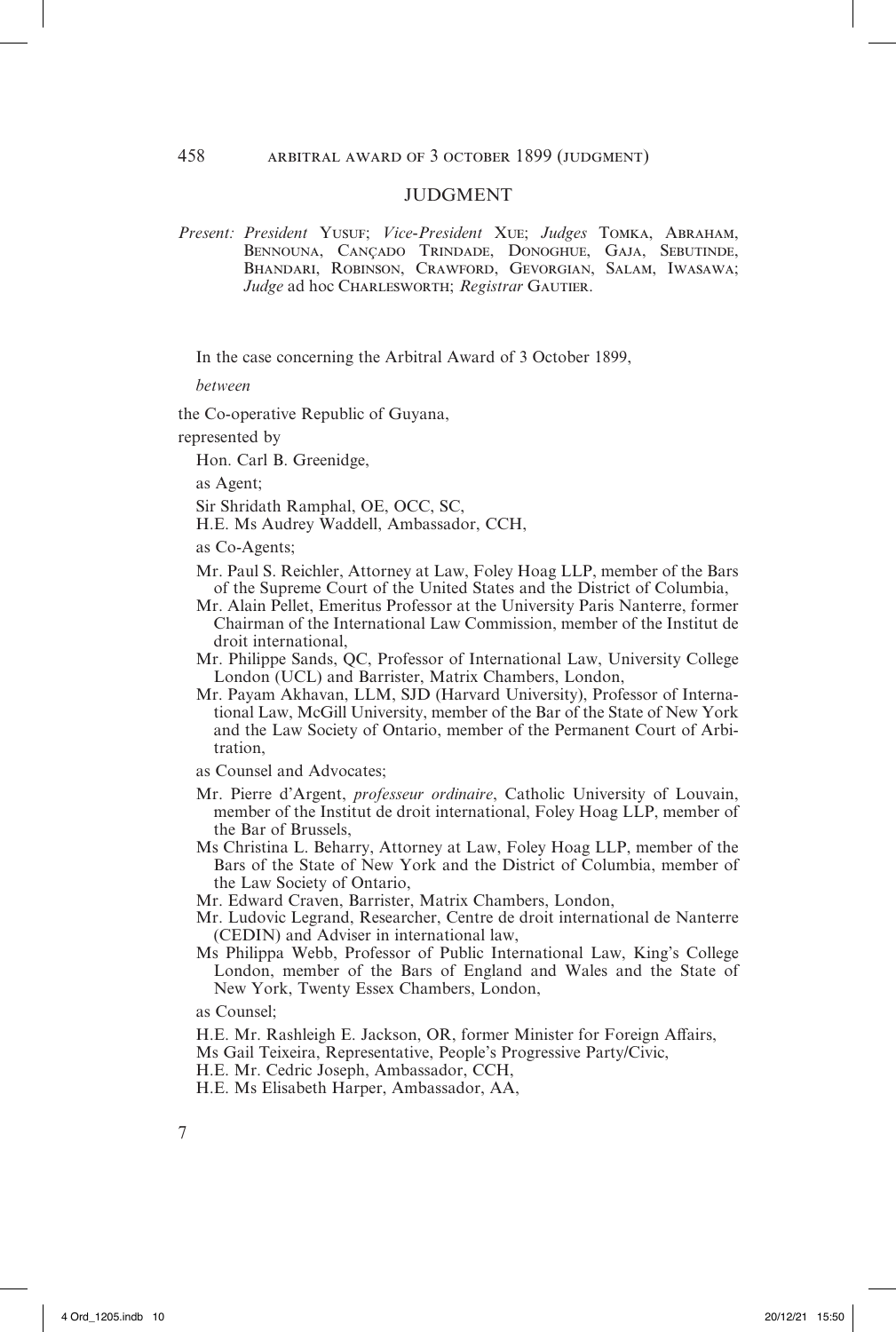## JUDGMENT

*Present:* *President* Yusuf; *Vice-President* Xue; *Judges* Tomka, Abraham, Bennouna, Cançado Trindade, Donoghue, Gaja, Sebutinde, Bhandari, Robinson, Crawford, Gevorgian, Salam, Iwasawa; *Judge* ad hoc Charlesworth; *Registrar* Gautier.

In the case concerning the Arbitral Award of 3 October 1899,

*between*

the Co-operative Republic of Guyana,

represented by

Hon. Carl B. Greenidge,

as Agent;

Sir Shridath Ramphal, OE, OCC, SC,

H.E. Ms Audrey Waddell, Ambassador, CCH,

as Co-Agents;

Mr. Paul S. Reichler, Attorney at Law, Foley Hoag LLP, member of the Bars of the Supreme Court of the United States and the District of Columbia,

Mr. Alain Pellet, Emeritus Professor at the University Paris Nanterre, former Chairman of the International Law Commission, member of the Institut de droit international,

Mr. Philippe Sands, QC, Professor of International Law, University College London (UCL) and Barrister, Matrix Chambers, London,

Mr. Payam Akhavan, LLM, SJD (Harvard University), Professor of International Law, McGill University, member of the Bar of the State of New York and the Law Society of Ontario, member of the Permanent Court of Arbitration,

as Counsel and Advocates;

Mr. Pierre d'Argent, *professeur ordinaire*, Catholic University of Louvain, member of the Institut de droit international, Foley Hoag LLP, member of the Bar of Brussels,

Ms Christina L. Beharry, Attorney at Law, Foley Hoag LLP, member of the Bars of the State of New York and the District of Columbia, member of the Law Society of Ontario,

Mr. Edward Craven, Barrister, Matrix Chambers, London,

Mr. Ludovic Legrand, Researcher, Centre de droit international de Nanterre (CEDIN) and Adviser in international law,

Ms Philippa Webb, Professor of Public International Law, King's College London, member of the Bars of England and Wales and the State of New York, Twenty Essex Chambers, London,

as Counsel;

H.E. Mr. Rashleigh E. Jackson, OR, former Minister for Foreign Affairs,

Ms Gail Teixeira, Representative, People's Progressive Party/Civic,

H.E. Mr. Cedric Joseph, Ambassador, CCH,

H.E. Ms Elisabeth Harper, Ambassador, AA,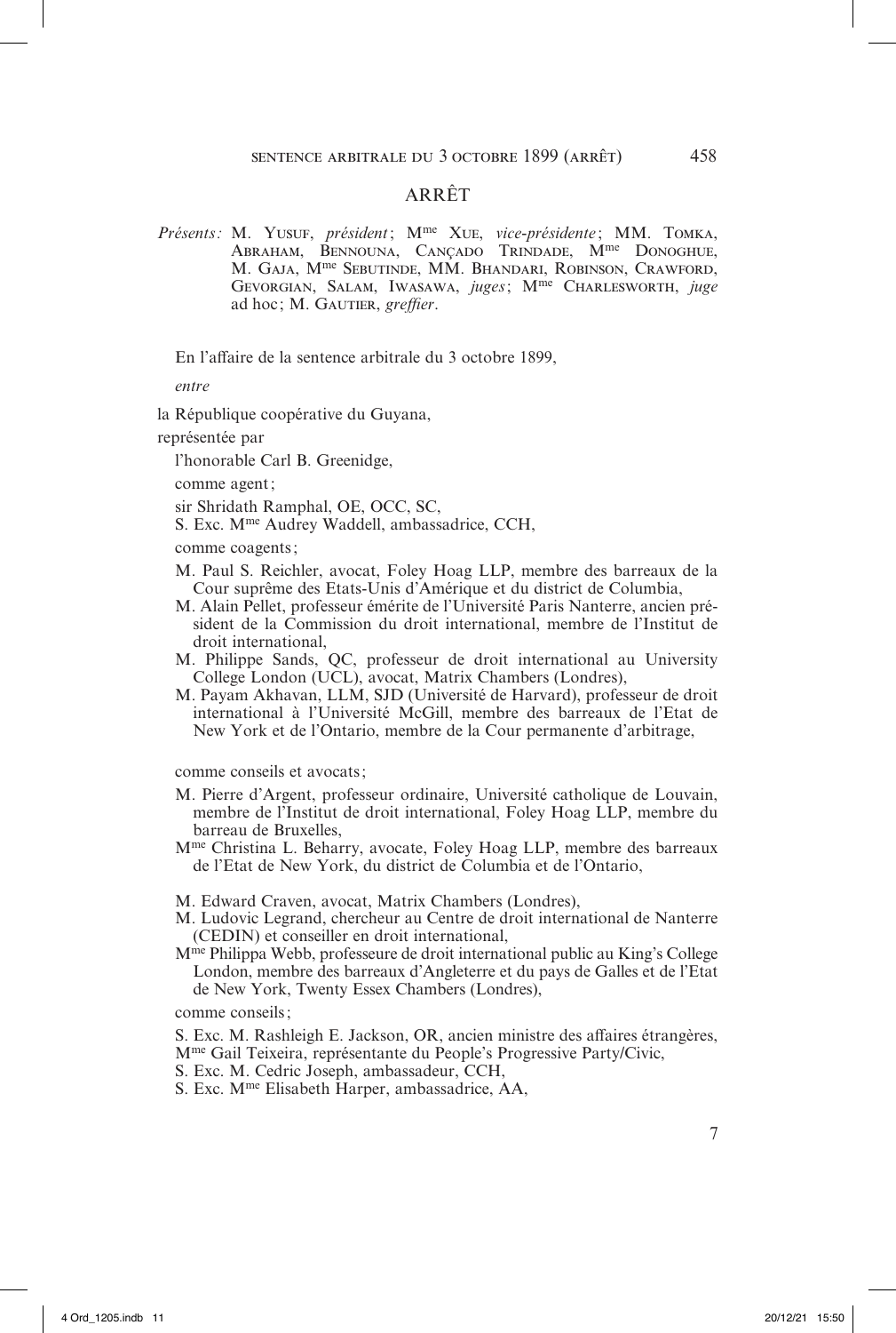# ARRÊT

*Présents :* M. Yusuf, *président* ; Mme Xue, *vice-présidente* ; MM. Tomka, Abraham, Bennouna, Cançado Trindade, Mme Donoghue, M. Gaja, Mme Sebutinde, MM. Bhandari, Robinson, Crawford, Gevorgian, Salam, Iwasawa, *juges* ; Mme Charlesworth, *juge* ad hoc ; M. Gautier, *greffier*.

En l'affaire de la sentence arbitrale du 3 octobre 1899,

*entre*

la République coopérative du Guyana,

représentée par

l'honorable Carl B. Greenidge,

comme agent ;

sir Shridath Ramphal, OE, OCC, SC,

S. Exc. Mme Audrey Waddell, ambassadrice, CCH,

comme coagents ;

M. Paul S. Reichler, avocat, Foley Hoag LLP, membre des barreaux de la Cour suprême des Etats-Unis d'Amérique et du district de Columbia,

M. Alain Pellet, professeur émérite de l'Université Paris Nanterre, ancien président de la Commission du droit international, membre de l'Institut de droit international,

M. Philippe Sands, QC, professeur de droit international au University College London (UCL), avocat, Matrix Chambers (Londres),

M. Payam Akhavan, LLM, SJD (Université de Harvard), professeur de droit international à l'Université McGill, membre des barreaux de l'Etat de New York et de l'Ontario, membre de la Cour permanente d'arbitrage,

comme conseils et avocats ;

M. Pierre d'Argent, professeur ordinaire, Université catholique de Louvain, membre de l'Institut de droit international, Foley Hoag LLP, membre du barreau de Bruxelles,

Mme Christina L. Beharry, avocate, Foley Hoag LLP, membre des barreaux de l'Etat de New York, du district de Columbia et de l'Ontario,

M. Edward Craven, avocat, Matrix Chambers (Londres),

M. Ludovic Legrand, chercheur au Centre de droit international de Nanterre (CEDIN) et conseiller en droit international,

Mme Philippa Webb, professeure de droit international public au King's College London, membre des barreaux d'Angleterre et du pays de Galles et de l'Etat de New York, Twenty Essex Chambers (Londres),

comme conseils ;

S. Exc. M. Rashleigh E. Jackson, OR, ancien ministre des affaires étrangères,

Mme Gail Teixeira, représentante du People's Progressive Party/Civic,

S. Exc. M. Cedric Joseph, ambassadeur, CCH,

S. Exc. Mme Elisabeth Harper, ambassadrice, AA,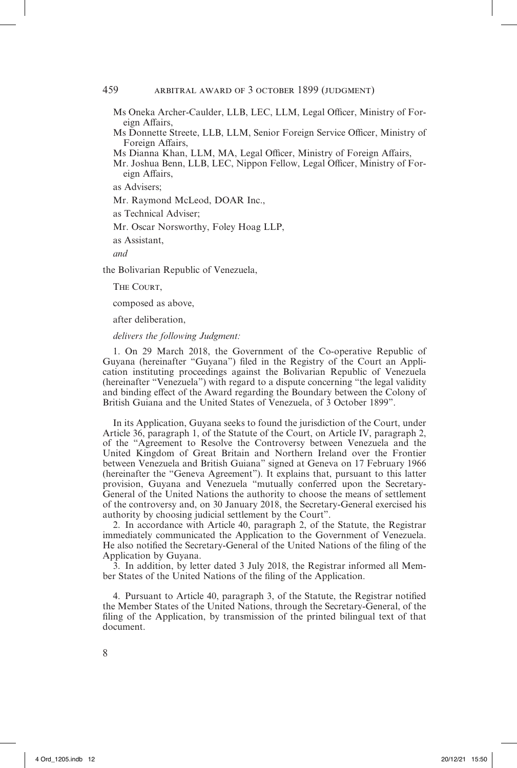Ms Oneka Archer-Caulder, LLB, LEC, LLM, Legal Officer, Ministry of Foreign Affairs,

Ms Donnette Streete, LLB, LLM, Senior Foreign Service Officer, Ministry of Foreign Affairs,

Ms Dianna Khan, LLM, MA, Legal Officer, Ministry of Foreign Affairs,

Mr. Joshua Benn, LLB, LEC, Nippon Fellow, Legal Officer, Ministry of Foreign Affairs,

as Advisers;

Mr. Raymond McLeod, DOAR Inc.,

as Technical Adviser;

Mr. Oscar Norsworthy, Foley Hoag LLP,

as Assistant,

*and*

the Bolivarian Republic of Venezuela,

The Court,

composed as above,

after deliberation,

*delivers the following Judgment:*

1. On 29 March 2018, the Government of the Co-operative Republic of Guyana (hereinafter "Guyana") filed in the Registry of the Court an Application instituting proceedings against the Bolivarian Republic of Venezuela (hereinafter "Venezuela") with regard to a dispute concerning "the legal validity and binding effect of the Award regarding the Boundary between the Colony of British Guiana and the United States of Venezuela, of 3 October 1899".

In its Application, Guyana seeks to found the jurisdiction of the Court, under Article 36, paragraph 1, of the Statute of the Court, on Article IV, paragraph 2, of the "Agreement to Resolve the Controversy between Venezuela and the United Kingdom of Great Britain and Northern Ireland over the Frontier between Venezuela and British Guiana" signed at Geneva on 17 February 1966 (hereinafter the "Geneva Agreement"). It explains that, pursuant to this latter provision, Guyana and Venezuela "mutually conferred upon the Secretary-General of the United Nations the authority to choose the means of settlement of the controversy and, on 30 January 2018, the Secretary-General exercised his authority by choosing judicial settlement by the Court".

2. In accordance with Article 40, paragraph 2, of the Statute, the Registrar immediately communicated the Application to the Government of Venezuela. He also notified the Secretary-General of the United Nations of the filing of the Application by Guyana.

3. In addition, by letter dated 3 July 2018, the Registrar informed all Member States of the United Nations of the filing of the Application.

4. Pursuant to Article 40, paragraph 3, of the Statute, the Registrar notified the Member States of the United Nations, through the Secretary-General, of the filing of the Application, by transmission of the printed bilingual text of that document.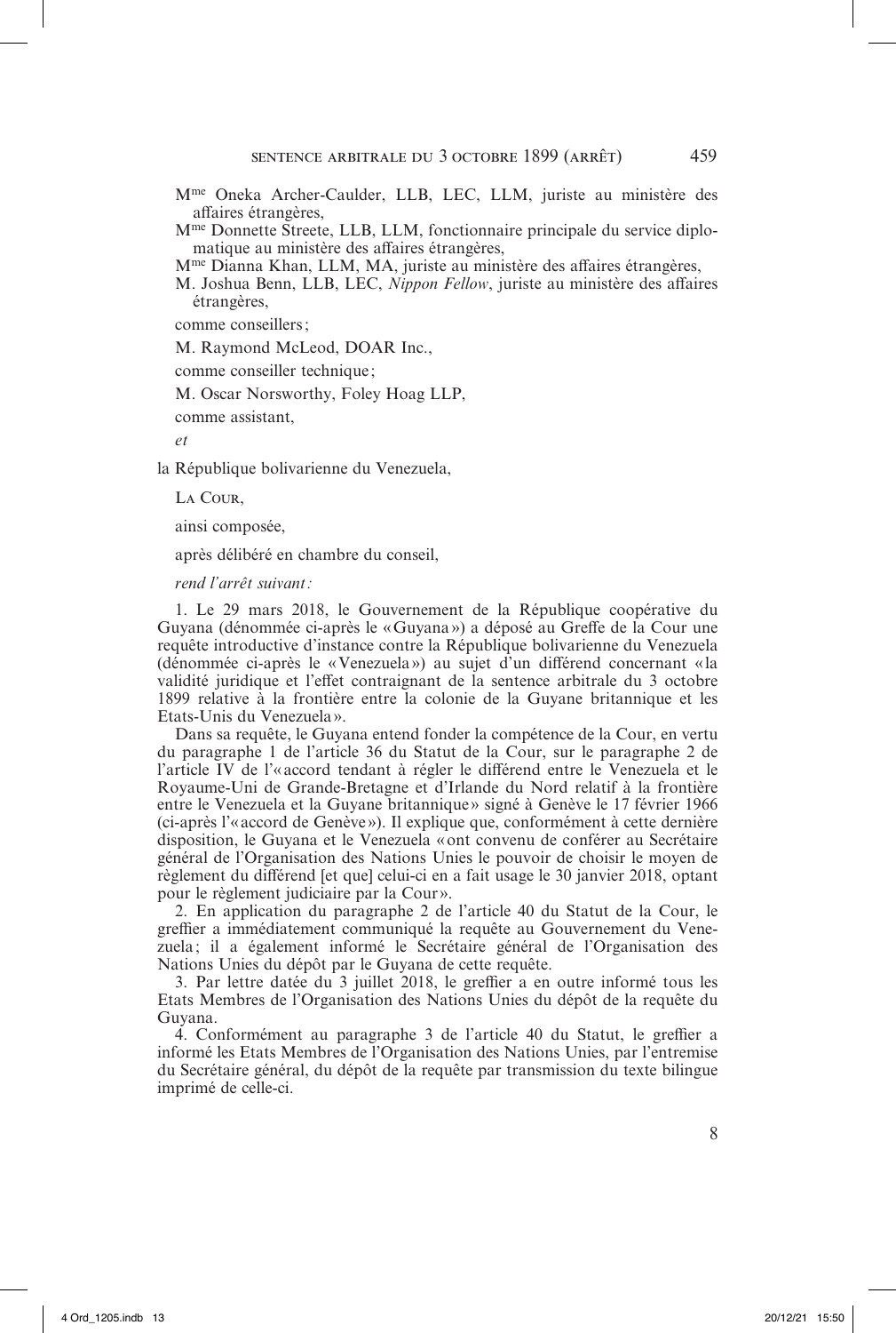Mme Oneka Archer-Caulder, LLB, LEC, LLM, juriste au ministère des affaires étrangères,

Mme Donnette Streete, LLB, LLM, fonctionnaire principale du service diplomatique au ministère des affaires étrangères,

Mme Dianna Khan, LLM, MA, juriste au ministère des affaires étrangères,

M. Joshua Benn, LLB, LEC, *Nippon Fellow*, juriste au ministère des affaires étrangères,

comme conseillers ;

M. Raymond McLeod, DOAR Inc.,

comme conseiller technique ;

M. Oscar Norsworthy, Foley Hoag LLP,

comme assistant,

*et*

la République bolivarienne du Venezuela,

La Cour,

ainsi composée,

après délibéré en chambre du conseil,

*rend l'arrêt suivant :*

1. Le 29 mars 2018, le Gouvernement de la République coopérative du Guyana (dénommée ci-après le « Guyana ») a déposé au Greffe de la Cour une requête introductive d'instance contre la République bolivarienne du Venezuela (dénommée ci-après le « Venezuela ») au sujet d'un différend concernant « la validité juridique et l'effet contraignant de la sentence arbitrale du 3 octobre 1899 relative à la frontière entre la colonie de la Guyane britannique et les Etats-Unis du Venezuela ».

Dans sa requête, le Guyana entend fonder la compétence de la Cour, en vertu du paragraphe 1 de l'article 36 du Statut de la Cour, sur le paragraphe 2 de l'article IV de l'« accord tendant à régler le différend entre le Venezuela et le Royaume-Uni de Grande-Bretagne et d'Irlande du Nord relatif à la frontière entre le Venezuela et la Guyane britannique » signé à Genève le 17 février 1966 (ci-après l'« accord de Genève »). Il explique que, conformément à cette dernière disposition, le Guyana et le Venezuela « ont convenu de conférer au Secrétaire général de l'Organisation des Nations Unies le pouvoir de choisir le moyen de règlement du différend [et que] celui-ci en a fait usage le 30 janvier 2018, optant pour le règlement judiciaire par la Cour ».

2. En application du paragraphe 2 de l'article 40 du Statut de la Cour, le greffier a immédiatement communiqué la requête au Gouvernement du Venezuela ; il a également informé le Secrétaire général de l'Organisation des Nations Unies du dépôt par le Guyana de cette requête.

3. Par lettre datée du 3 juillet 2018, le greffier a en outre informé tous les Etats Membres de l'Organisation des Nations Unies du dépôt de la requête du Guyana.

4. Conformément au paragraphe 3 de l'article 40 du Statut, le greffier a informé les Etats Membres de l'Organisation des Nations Unies, par l'entremise du Secrétaire général, du dépôt de la requête par transmission du texte bilingue imprimé de celle-ci.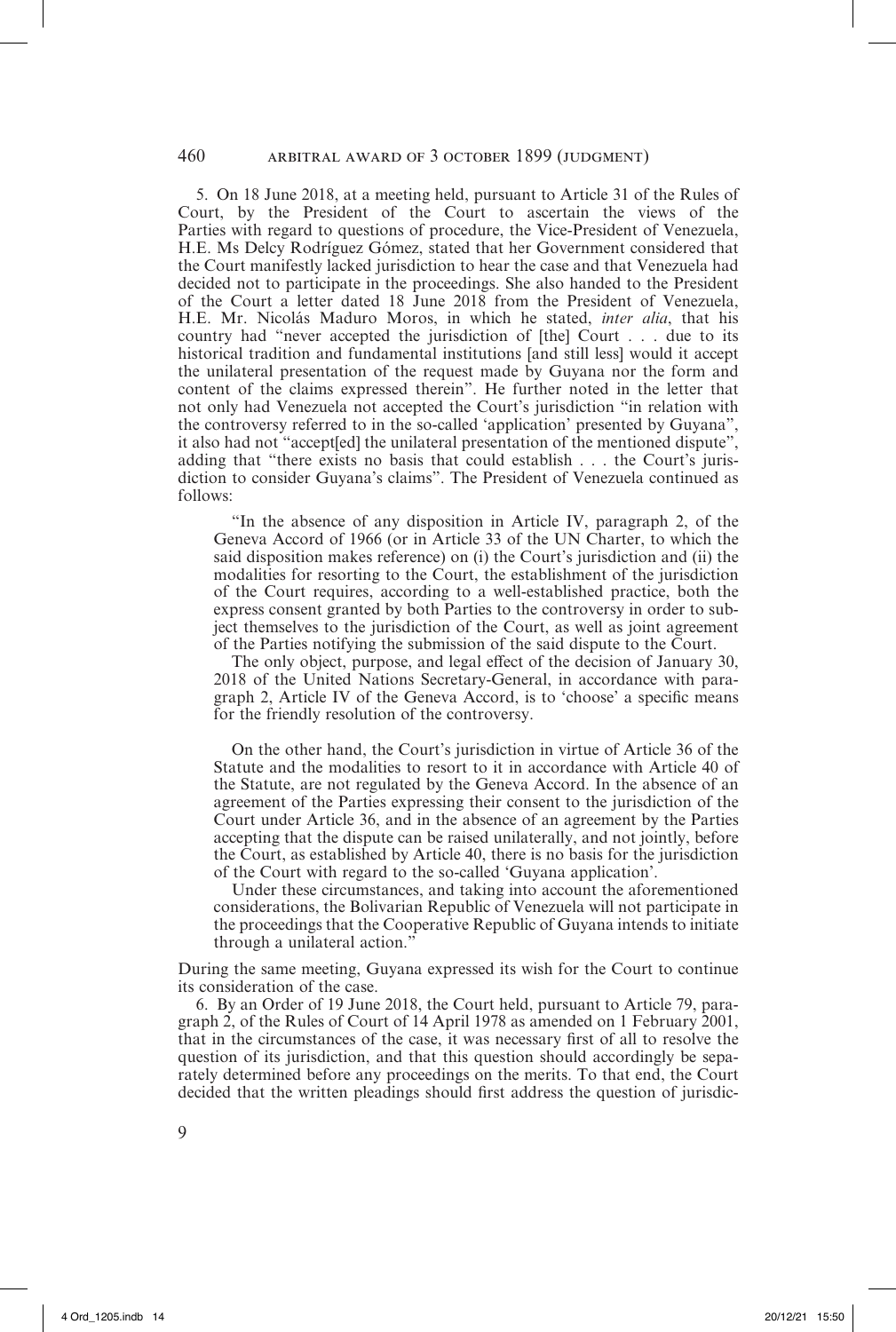5. On 18 June 2018, at a meeting held, pursuant to Article 31 of the Rules of Court, by the President of the Court to ascertain the views of the Parties with regard to questions of procedure, the Vice-President of Venezuela, H.E. Ms Delcy Rodríguez Gómez, stated that her Government considered that the Court manifestly lacked jurisdiction to hear the case and that Venezuela had decided not to participate in the proceedings. She also handed to the President of the Court a letter dated 18 June 2018 from the President of Venezuela, H.E. Mr. Nicolás Maduro Moros, in which he stated, *inter alia*, that his country had "never accepted the jurisdiction of [the] Court . . . due to its historical tradition and fundamental institutions [and still less] would it accept the unilateral presentation of the request made by Guyana nor the form and content of the claims expressed therein". He further noted in the letter that not only had Venezuela not accepted the Court's jurisdiction "in relation with the controversy referred to in the so-called 'application' presented by Guyana", it also had not "accept[ed] the unilateral presentation of the mentioned dispute", adding that "there exists no basis that could establish . . . the Court's jurisdiction to consider Guyana's claims". The President of Venezuela continued as follows:

> "In the absence of any disposition in Article IV, paragraph 2, of the Geneva Accord of 1966 (or in Article 33 of the UN Charter, to which the said disposition makes reference) on (i) the Court's jurisdiction and (ii) the modalities for resorting to the Court, the establishment of the jurisdiction of the Court requires, according to a well-established practice, both the express consent granted by both Parties to the controversy in order to subject themselves to the jurisdiction of the Court, as well as joint agreement of the Parties notifying the submission of the said dispute to the Court.
>
> The only object, purpose, and legal effect of the decision of January 30, 2018 of the United Nations Secretary-General, in accordance with paragraph 2, Article IV of the Geneva Accord, is to 'choose' a specific means for the friendly resolution of the controversy.
>
> On the other hand, the Court's jurisdiction in virtue of Article 36 of the Statute and the modalities to resort to it in accordance with Article 40 of the Statute, are not regulated by the Geneva Accord. In the absence of an agreement of the Parties expressing their consent to the jurisdiction of the Court under Article 36, and in the absence of an agreement by the Parties accepting that the dispute can be raised unilaterally, and not jointly, before the Court, as established by Article 40, there is no basis for the jurisdiction of the Court with regard to the so-called 'Guyana application'.
>
> Under these circumstances, and taking into account the aforementioned considerations, the Bolivarian Republic of Venezuela will not participate in the proceedings that the Cooperative Republic of Guyana intends to initiate through a unilateral action."

During the same meeting, Guyana expressed its wish for the Court to continue its consideration of the case.

6. By an Order of 19 June 2018, the Court held, pursuant to Article 79, paragraph 2, of the Rules of Court of 14 April 1978 as amended on 1 February 2001, that in the circumstances of the case, it was necessary first of all to resolve the question of its jurisdiction, and that this question should accordingly be separately determined before any proceedings on the merits. To that end, the Court decided that the written pleadings should first address the question of jurisdic-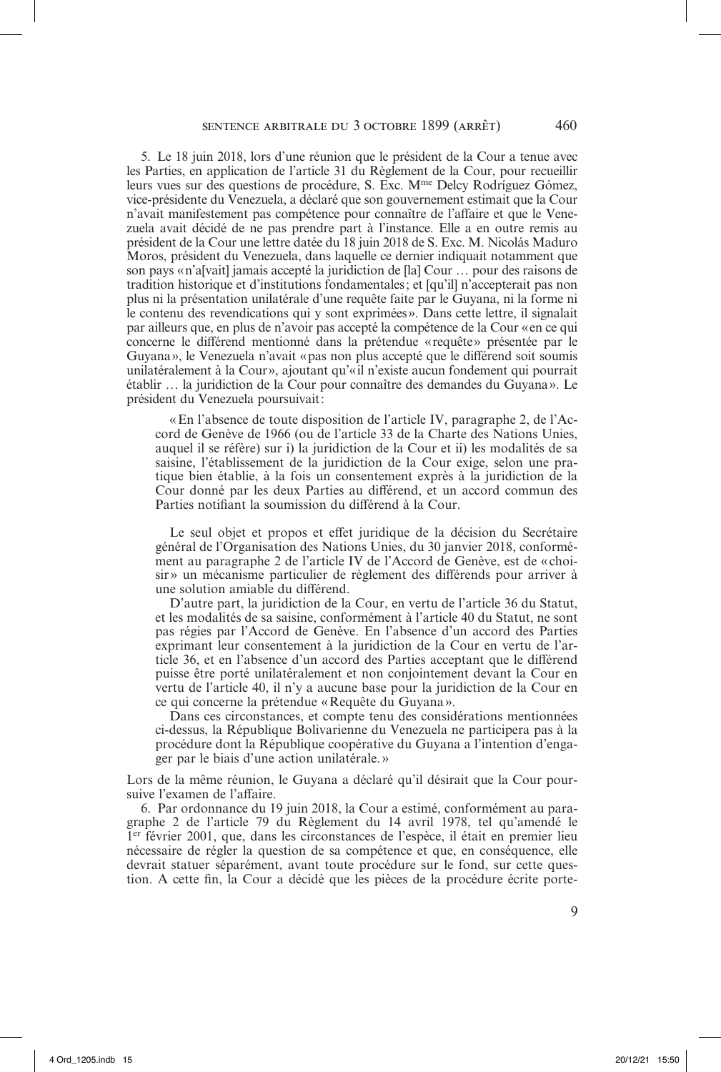5. Le 18 juin 2018, lors d'une réunion que le président de la Cour a tenue avec les Parties, en application de l'article 31 du Règlement de la Cour, pour recueillir leurs vues sur des questions de procédure, S. Exc. Mme Delcy Rodríguez Gómez, vice-présidente du Venezuela, a déclaré que son gouvernement estimait que la Cour n'avait manifestement pas compétence pour connaître de l'affaire et que le Venezuela avait décidé de ne pas prendre part à l'instance. Elle a en outre remis au président de la Cour une lettre datée du 18 juin 2018 de S. Exc. M. Nicolás Maduro Moros, président du Venezuela, dans laquelle ce dernier indiquait notamment que son pays « n'a[vait] jamais accepté la juridiction de [la] Cour … pour des raisons de tradition historique et d'institutions fondamentales ; et [qu'il] n'accepterait pas non plus ni la présentation unilatérale d'une requête faite par le Guyana, ni la forme ni le contenu des revendications qui y sont exprimées ». Dans cette lettre, il signalait par ailleurs que, en plus de n'avoir pas accepté la compétence de la Cour « en ce qui concerne le différend mentionné dans la prétendue « requête » présentée par le Guyana », le Venezuela n'avait « pas non plus accepté que le différend soit soumis unilatéralement à la Cour », ajoutant qu'« il n'existe aucun fondement qui pourrait établir … la juridiction de la Cour pour connaître des demandes du Guyana ». Le président du Venezuela poursuivait :

> « En l'absence de toute disposition de l'article IV, paragraphe 2, de l'Accord de Genève de 1966 (ou de l'article 33 de la Charte des Nations Unies, auquel il se réfère) sur i) la juridiction de la Cour et ii) les modalités de sa saisine, l'établissement de la juridiction de la Cour exige, selon une pratique bien établie, à la fois un consentement exprès à la juridiction de la Cour donné par les deux Parties au différend, et un accord commun des Parties notifiant la soumission du différend à la Cour.
>
> Le seul objet et propos et effet juridique de la décision du Secrétaire général de l'Organisation des Nations Unies, du 30 janvier 2018, conformément au paragraphe 2 de l'article IV de l'Accord de Genève, est de « choisir » un mécanisme particulier de règlement des différends pour arriver à une solution amiable du différend.
>
> D'autre part, la juridiction de la Cour, en vertu de l'article 36 du Statut, et les modalités de sa saisine, conformément à l'article 40 du Statut, ne sont pas régies par l'Accord de Genève. En l'absence d'un accord des Parties exprimant leur consentement à la juridiction de la Cour en vertu de l'article 36, et en l'absence d'un accord des Parties acceptant que le différend puisse être porté unilatéralement et non conjointement devant la Cour en vertu de l'article 40, il n'y a aucune base pour la juridiction de la Cour en ce qui concerne la prétendue « Requête du Guyana ».
>
> Dans ces circonstances, et compte tenu des considérations mentionnées ci-dessus, la République Bolivarienne du Venezuela ne participera pas à la procédure dont la République coopérative du Guyana a l'intention d'engager par le biais d'une action unilatérale. »

Lors de la même réunion, le Guyana a déclaré qu'il désirait que la Cour poursuive l'examen de l'affaire.

6. Par ordonnance du 19 juin 2018, la Cour a estimé, conformément au paragraphe 2 de l'article 79 du Règlement du 14 avril 1978, tel qu'amendé le 1er février 2001, que, dans les circonstances de l'espèce, il était en premier lieu nécessaire de régler la question de sa compétence et que, en conséquence, elle devrait statuer séparément, avant toute procédure sur le fond, sur cette question. A cette fin, la Cour a décidé que les pièces de la procédure écrite porte-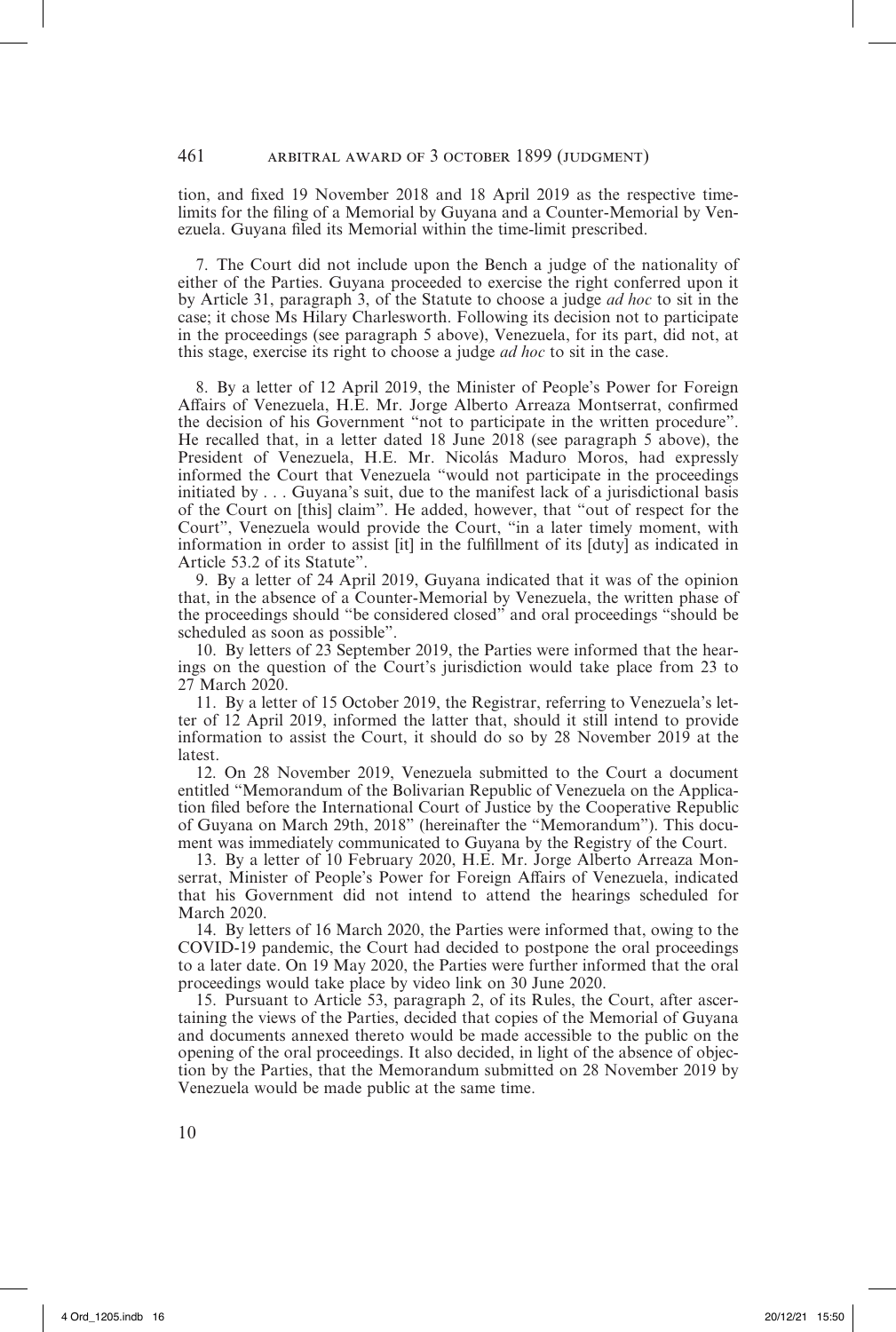tion, and fixed 19 November 2018 and 18 April 2019 as the respective time-limits for the filing of a Memorial by Guyana and a Counter-Memorial by Venezuela. Guyana filed its Memorial within the time-limit prescribed.

7. The Court did not include upon the Bench a judge of the nationality of either of the Parties. Guyana proceeded to exercise the right conferred upon it by Article 31, paragraph 3, of the Statute to choose a judge *ad hoc* to sit in the case; it chose Ms Hilary Charlesworth. Following its decision not to participate in the proceedings (see paragraph 5 above), Venezuela, for its part, did not, at this stage, exercise its right to choose a judge *ad hoc* to sit in the case.

8. By a letter of 12 April 2019, the Minister of People's Power for Foreign Affairs of Venezuela, H.E. Mr. Jorge Alberto Arreaza Montserrat, confirmed the decision of his Government "not to participate in the written procedure". He recalled that, in a letter dated 18 June 2018 (see paragraph 5 above), the President of Venezuela, H.E. Mr. Nicolás Maduro Moros, had expressly informed the Court that Venezuela "would not participate in the proceedings initiated by . . . Guyana's suit, due to the manifest lack of a jurisdictional basis of the Court on [this] claim". He added, however, that "out of respect for the Court", Venezuela would provide the Court, "in a later timely moment, with information in order to assist [it] in the fulfillment of its [duty] as indicated in Article 53.2 of its Statute".

9. By a letter of 24 April 2019, Guyana indicated that it was of the opinion that, in the absence of a Counter-Memorial by Venezuela, the written phase of the proceedings should "be considered closed" and oral proceedings "should be scheduled as soon as possible".

10. By letters of 23 September 2019, the Parties were informed that the hearings on the question of the Court's jurisdiction would take place from 23 to 27 March 2020.

11. By a letter of 15 October 2019, the Registrar, referring to Venezuela's letter of 12 April 2019, informed the latter that, should it still intend to provide information to assist the Court, it should do so by 28 November 2019 at the latest.

12. On 28 November 2019, Venezuela submitted to the Court a document entitled "Memorandum of the Bolivarian Republic of Venezuela on the Application filed before the International Court of Justice by the Cooperative Republic of Guyana on March 29th, 2018" (hereinafter the "Memorandum"). This document was immediately communicated to Guyana by the Registry of the Court.

13. By a letter of 10 February 2020, H.E. Mr. Jorge Alberto Arreaza Monserrat, Minister of People's Power for Foreign Affairs of Venezuela, indicated that his Government did not intend to attend the hearings scheduled for March 2020.

14. By letters of 16 March 2020, the Parties were informed that, owing to the COVID-19 pandemic, the Court had decided to postpone the oral proceedings to a later date. On 19 May 2020, the Parties were further informed that the oral proceedings would take place by video link on 30 June 2020.

15. Pursuant to Article 53, paragraph 2, of its Rules, the Court, after ascertaining the views of the Parties, decided that copies of the Memorial of Guyana and documents annexed thereto would be made accessible to the public on the opening of the oral proceedings. It also decided, in light of the absence of objection by the Parties, that the Memorandum submitted on 28 November 2019 by Venezuela would be made public at the same time.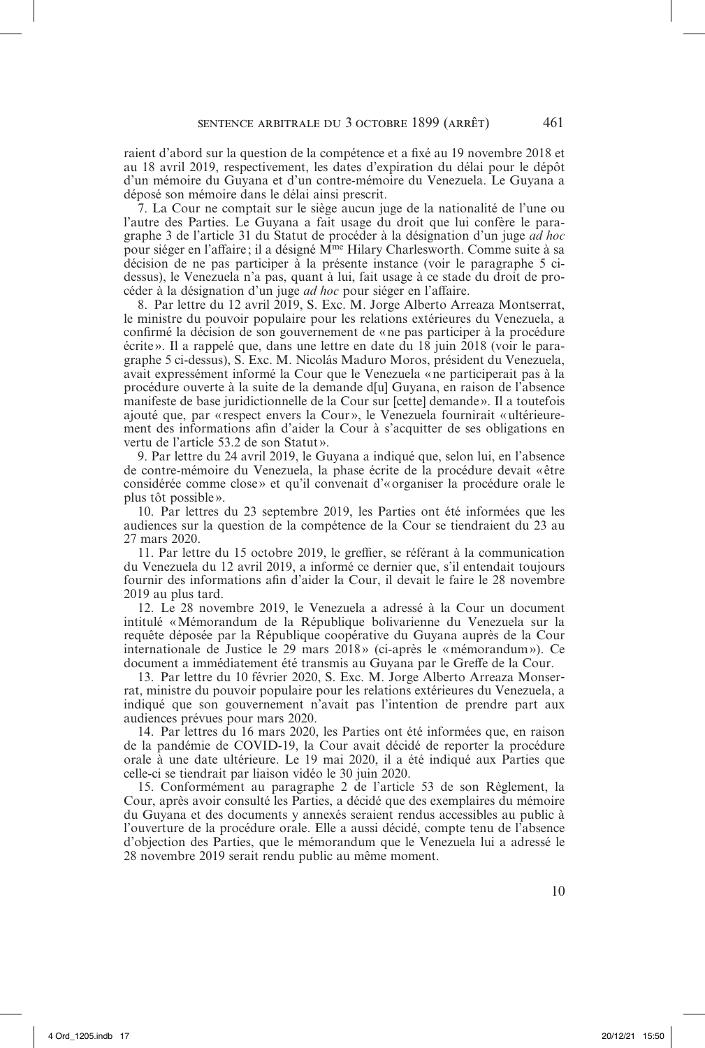raient d'abord sur la question de la compétence et a fixé au 19 novembre 2018 et au 18 avril 2019, respectivement, les dates d'expiration du délai pour le dépôt d'un mémoire du Guyana et d'un contre-mémoire du Venezuela. Le Guyana a déposé son mémoire dans le délai ainsi prescrit.

7. La Cour ne comptait sur le siège aucun juge de la nationalité de l'une ou l'autre des Parties. Le Guyana a fait usage du droit que lui confère le paragraphe 3 de l'article 31 du Statut de procéder à la désignation d'un juge *ad hoc* pour siéger en l'affaire; il a désigné Mme Hilary Charlesworth. Comme suite à sa décision de ne pas participer à la présente instance (voir le paragraphe 5 ci-dessus), le Venezuela n'a pas, quant à lui, fait usage à ce stade du droit de procéder à la désignation d'un juge *ad hoc* pour siéger en l'affaire.

8. Par lettre du 12 avril 2019, S. Exc. M. Jorge Alberto Arreaza Montserrat, le ministre du pouvoir populaire pour les relations extérieures du Venezuela, a confirmé la décision de son gouvernement de «ne pas participer à la procédure écrite». Il a rappelé que, dans une lettre en date du 18 juin 2018 (voir le paragraphe 5 ci-dessus), S. Exc. M. Nicolás Maduro Moros, président du Venezuela, avait expressément informé la Cour que le Venezuela «ne participerait pas à la procédure ouverte à la suite de la demande d[u] Guyana, en raison de l'absence manifeste de base juridictionnelle de la Cour sur [cette] demande». Il a toutefois ajouté que, par «respect envers la Cour», le Venezuela fournirait «ultérieurement des informations afin d'aider la Cour à s'acquitter de ses obligations en vertu de l'article 53.2 de son Statut».

9. Par lettre du 24 avril 2019, le Guyana a indiqué que, selon lui, en l'absence de contre-mémoire du Venezuela, la phase écrite de la procédure devait «être considérée comme close» et qu'il convenait d'«organiser la procédure orale le plus tôt possible».

10. Par lettres du 23 septembre 2019, les Parties ont été informées que les audiences sur la question de la compétence de la Cour se tiendraient du 23 au 27 mars 2020.

11. Par lettre du 15 octobre 2019, le greffier, se référant à la communication du Venezuela du 12 avril 2019, a informé ce dernier que, s'il entendait toujours fournir des informations afin d'aider la Cour, il devait le faire le 28 novembre 2019 au plus tard.

12. Le 28 novembre 2019, le Venezuela a adressé à la Cour un document intitulé «Mémorandum de la République bolivarienne du Venezuela sur la requête déposée par la République coopérative du Guyana auprès de la Cour internationale de Justice le 29 mars 2018» (ci-après le «mémorandum»). Ce document a immédiatement été transmis au Guyana par le Greffe de la Cour.

13. Par lettre du 10 février 2020, S. Exc. M. Jorge Alberto Arreaza Monserrat, ministre du pouvoir populaire pour les relations extérieures du Venezuela, a indiqué que son gouvernement n'avait pas l'intention de prendre part aux audiences prévues pour mars 2020.

14. Par lettres du 16 mars 2020, les Parties ont été informées que, en raison de la pandémie de COVID-19, la Cour avait décidé de reporter la procédure orale à une date ultérieure. Le 19 mai 2020, il a été indiqué aux Parties que celle-ci se tiendrait par liaison vidéo le 30 juin 2020.

15. Conformément au paragraphe 2 de l'article 53 de son Règlement, la Cour, après avoir consulté les Parties, a décidé que des exemplaires du mémoire du Guyana et des documents y annexés seraient rendus accessibles au public à l'ouverture de la procédure orale. Elle a aussi décidé, compte tenu de l'absence d'objection des Parties, que le mémorandum que le Venezuela lui a adressé le 28 novembre 2019 serait rendu public au même moment.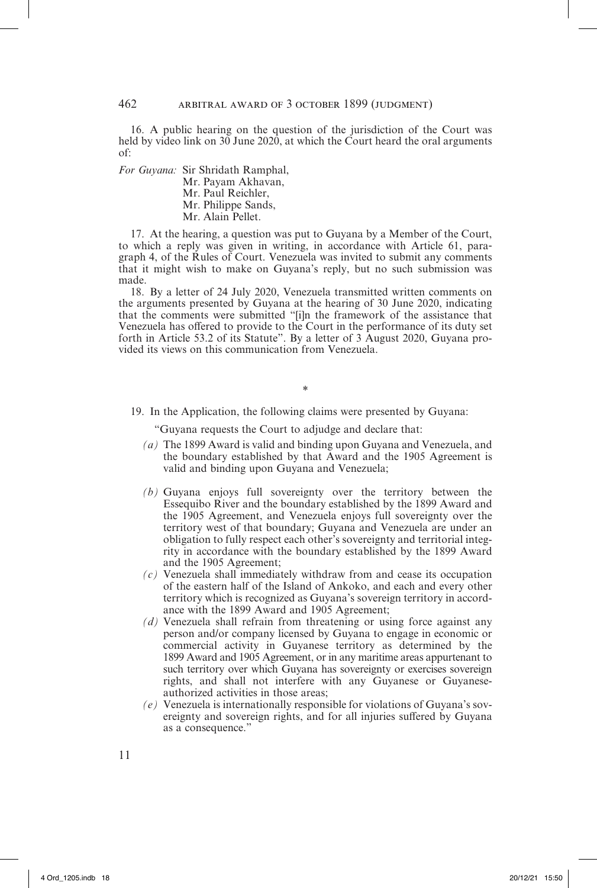16. A public hearing on the question of the jurisdiction of the Court was held by video link on 30 June 2020, at which the Court heard the oral arguments of:

*For Guyana:* Sir Shridath Ramphal,
Mr. Payam Akhavan,
Mr. Paul Reichler,
Mr. Philippe Sands,
Mr. Alain Pellet.

17. At the hearing, a question was put to Guyana by a Member of the Court, to which a reply was given in writing, in accordance with Article 61, paragraph 4, of the Rules of Court. Venezuela was invited to submit any comments that it might wish to make on Guyana's reply, but no such submission was made.

18. By a letter of 24 July 2020, Venezuela transmitted written comments on the arguments presented by Guyana at the hearing of 30 June 2020, indicating that the comments were submitted "[i]n the framework of the assistance that Venezuela has offered to provide to the Court in the performance of its duty set forth in Article 53.2 of its Statute". By a letter of 3 August 2020, Guyana provided its views on this communication from Venezuela.

*

19. In the Application, the following claims were presented by Guyana:

"Guyana requests the Court to adjudge and declare that:

*(a)* The 1899 Award is valid and binding upon Guyana and Venezuela, and the boundary established by that Award and the 1905 Agreement is valid and binding upon Guyana and Venezuela;

*(b)* Guyana enjoys full sovereignty over the territory between the Essequibo River and the boundary established by the 1899 Award and the 1905 Agreement, and Venezuela enjoys full sovereignty over the territory west of that boundary; Guyana and Venezuela are under an obligation to fully respect each other's sovereignty and territorial integrity in accordance with the boundary established by the 1899 Award and the 1905 Agreement;

*(c)* Venezuela shall immediately withdraw from and cease its occupation of the eastern half of the Island of Ankoko, and each and every other territory which is recognized as Guyana's sovereign territory in accordance with the 1899 Award and 1905 Agreement;

*(d)* Venezuela shall refrain from threatening or using force against any person and/or company licensed by Guyana to engage in economic or commercial activity in Guyanese territory as determined by the 1899 Award and 1905 Agreement, or in any maritime areas appurtenant to such territory over which Guyana has sovereignty or exercises sovereign rights, and shall not interfere with any Guyanese or Guyanese-authorized activities in those areas;

*(e)* Venezuela is internationally responsible for violations of Guyana's sovereignty and sovereign rights, and for all injuries suffered by Guyana as a consequence."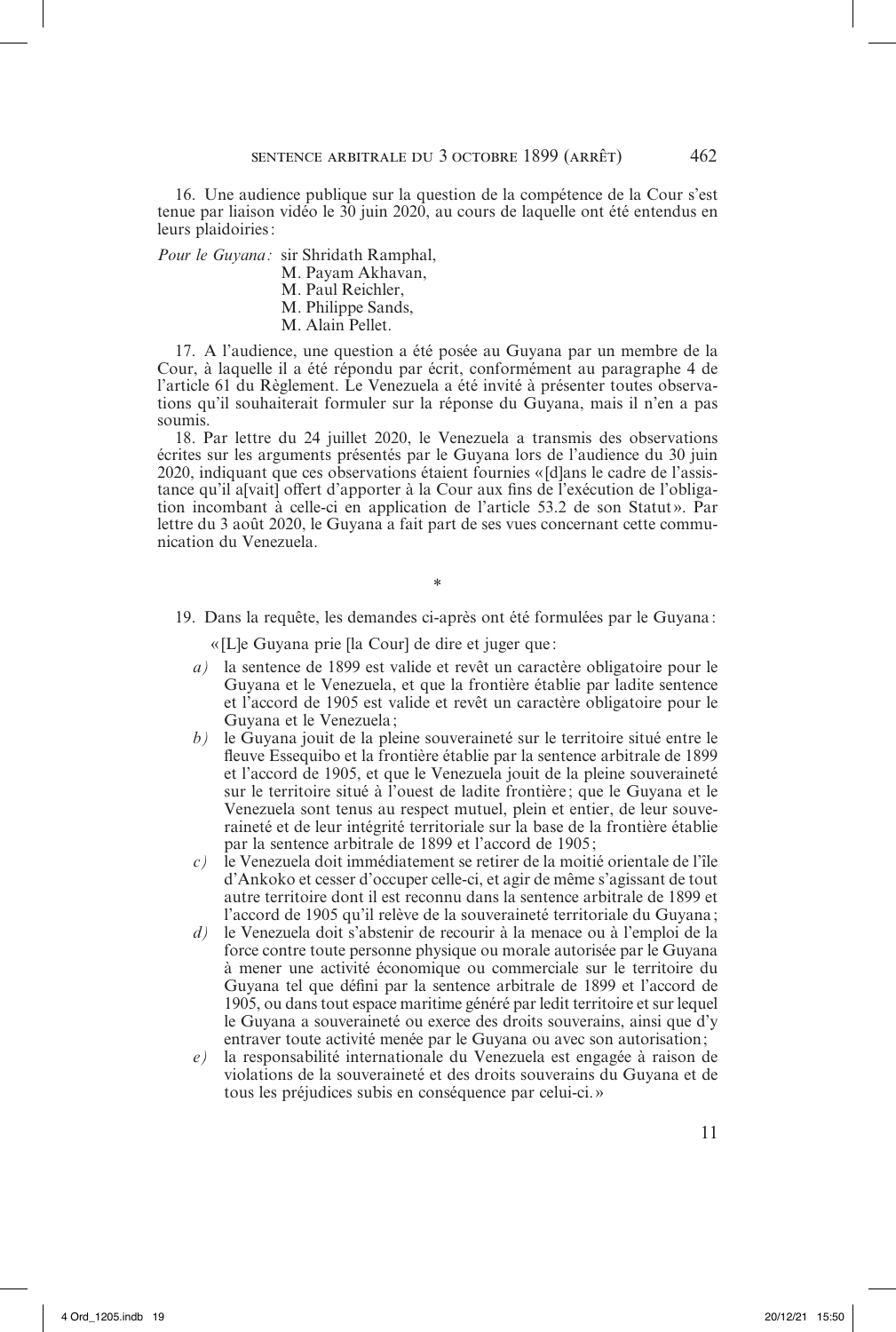16. Une audience publique sur la question de la compétence de la Cour s'est tenue par liaison vidéo le 30 juin 2020, au cours de laquelle ont été entendus en leurs plaidoiries :

*Pour le Guyana :* sir Shridath Ramphal,
M. Payam Akhavan,
M. Paul Reichler,
M. Philippe Sands,
M. Alain Pellet.

17. A l'audience, une question a été posée au Guyana par un membre de la Cour, à laquelle il a été répondu par écrit, conformément au paragraphe 4 de l'article 61 du Règlement. Le Venezuela a été invité à présenter toutes observations qu'il souhaiterait formuler sur la réponse du Guyana, mais il n'en a pas soumis.

18. Par lettre du 24 juillet 2020, le Venezuela a transmis des observations écrites sur les arguments présentés par le Guyana lors de l'audience du 30 juin 2020, indiquant que ces observations étaient fournies « [d]ans le cadre de l'assistance qu'il a[vait] offert d'apporter à la Cour aux fins de l'exécution de l'obligation incombant à celle-ci en application de l'article 53.2 de son Statut ». Par lettre du 3 août 2020, le Guyana a fait part de ses vues concernant cette communication du Venezuela.

*

19. Dans la requête, les demandes ci-après ont été formulées par le Guyana :

« [L]e Guyana prie [la Cour] de dire et juger que :

*a)* la sentence de 1899 est valide et revêt un caractère obligatoire pour le Guyana et le Venezuela, et que la frontière établie par ladite sentence et l'accord de 1905 est valide et revêt un caractère obligatoire pour le Guyana et le Venezuela ;

*b)* le Guyana jouit de la pleine souveraineté sur le territoire situé entre le fleuve Essequibo et la frontière établie par la sentence arbitrale de 1899 et l'accord de 1905, et que le Venezuela jouit de la pleine souveraineté sur le territoire situé à l'ouest de ladite frontière ; que le Guyana et le Venezuela sont tenus au respect mutuel, plein et entier, de leur souveraineté et de leur intégrité territoriale sur la base de la frontière établie par la sentence arbitrale de 1899 et l'accord de 1905 ;

*c)* le Venezuela doit immédiatement se retirer de la moitié orientale de l'île d'Ankoko et cesser d'occuper celle-ci, et agir de même s'agissant de tout autre territoire dont il est reconnu dans la sentence arbitrale de 1899 et l'accord de 1905 qu'il relève de la souveraineté territoriale du Guyana ;

*d)* le Venezuela doit s'abstenir de recourir à la menace ou à l'emploi de la force contre toute personne physique ou morale autorisée par le Guyana à mener une activité économique ou commerciale sur le territoire du Guyana tel que défini par la sentence arbitrale de 1899 et l'accord de 1905, ou dans tout espace maritime généré par ledit territoire et sur lequel le Guyana a souveraineté ou exerce des droits souverains, ainsi que d'y entraver toute activité menée par le Guyana ou avec son autorisation ;

*e)* la responsabilité internationale du Venezuela est engagée à raison de violations de la souveraineté et des droits souverains du Guyana et de tous les préjudices subis en conséquence par celui-ci. »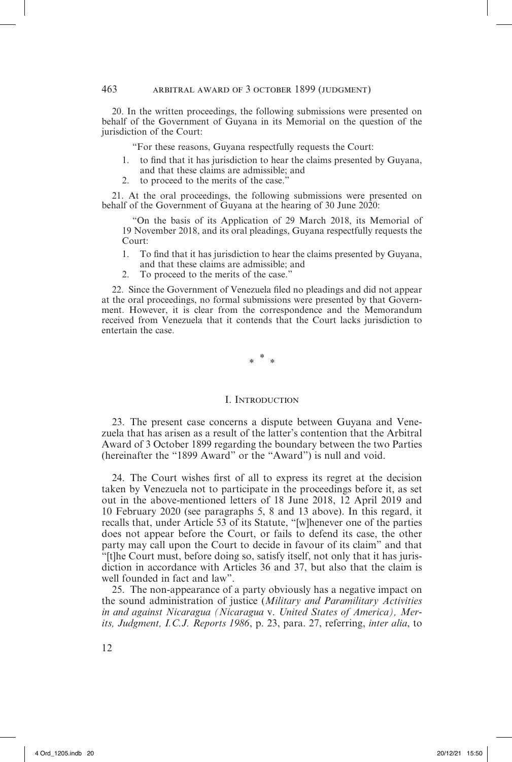20. In the written proceedings, the following submissions were presented on behalf of the Government of Guyana in its Memorial on the question of the jurisdiction of the Court:

> "For these reasons, Guyana respectfully requests the Court:
>
> 1. to find that it has jurisdiction to hear the claims presented by Guyana, and that these claims are admissible; and
> 2. to proceed to the merits of the case."

21. At the oral proceedings, the following submissions were presented on behalf of the Government of Guyana at the hearing of 30 June 2020:

> "On the basis of its Application of 29 March 2018, its Memorial of 19 November 2018, and its oral pleadings, Guyana respectfully requests the Court:
>
> 1. To find that it has jurisdiction to hear the claims presented by Guyana, and that these claims are admissible; and
> 2. To proceed to the merits of the case."

22. Since the Government of Venezuela filed no pleadings and did not appear at the oral proceedings, no formal submissions were presented by that Government. However, it is clear from the correspondence and the Memorandum received from Venezuela that it contends that the Court lacks jurisdiction to entertain the case.

\* \* \*

## I. Introduction

23. The present case concerns a dispute between Guyana and Venezuela that has arisen as a result of the latter's contention that the Arbitral Award of 3 October 1899 regarding the boundary between the two Parties (hereinafter the "1899 Award" or the "Award") is null and void.

24. The Court wishes first of all to express its regret at the decision taken by Venezuela not to participate in the proceedings before it, as set out in the above-mentioned letters of 18 June 2018, 12 April 2019 and 10 February 2020 (see paragraphs 5, 8 and 13 above). In this regard, it recalls that, under Article 53 of its Statute, "[w]henever one of the parties does not appear before the Court, or fails to defend its case, the other party may call upon the Court to decide in favour of its claim" and that "[t]he Court must, before doing so, satisfy itself, not only that it has jurisdiction in accordance with Articles 36 and 37, but also that the claim is well founded in fact and law".

25. The non-appearance of a party obviously has a negative impact on the sound administration of justice (*Military and Paramilitary Activities in and against Nicaragua (Nicaragua* v. *United States of America), Merits, Judgment, I.C.J. Reports 1986*, p. 23, para. 27, referring, *inter alia*, to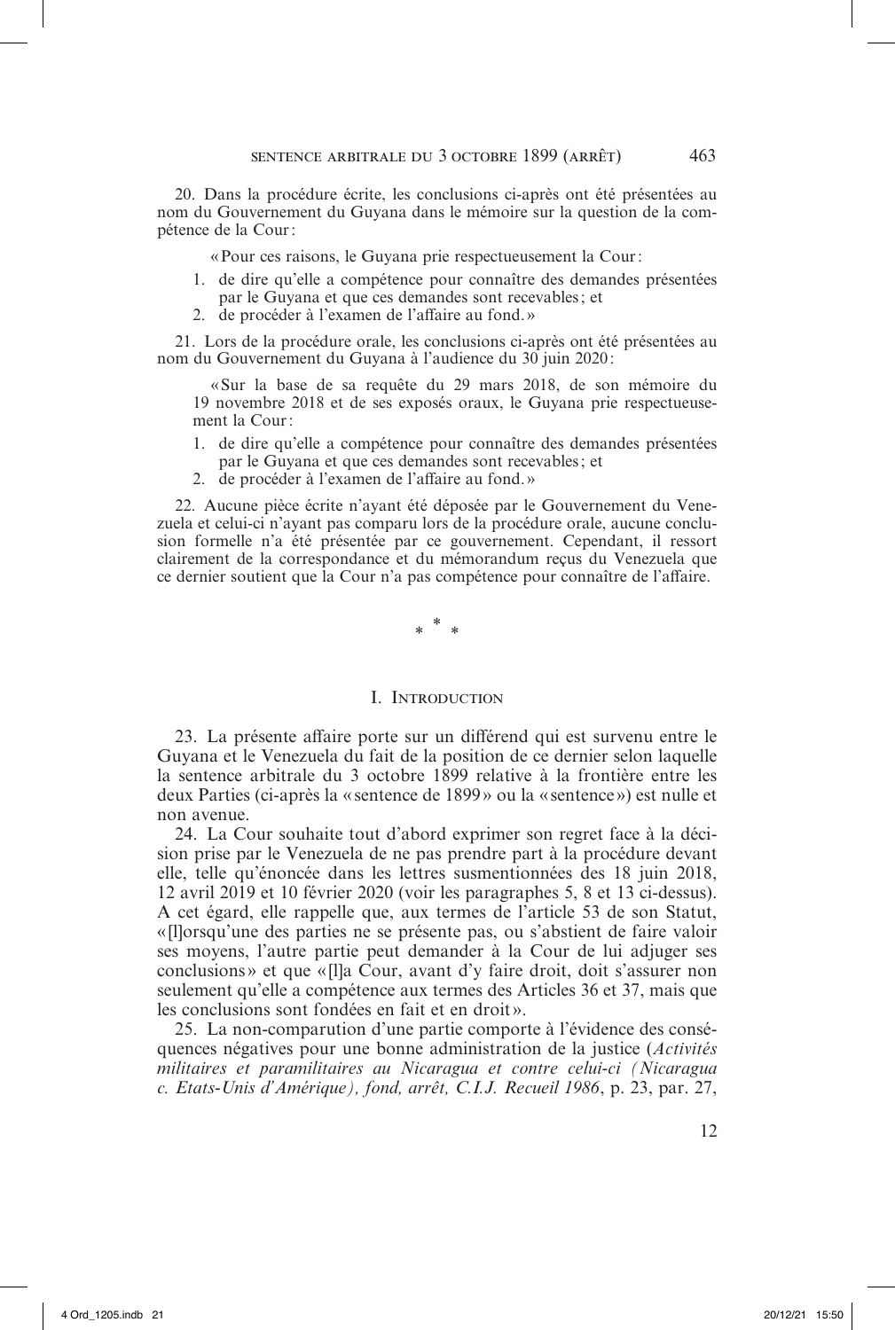20. Dans la procédure écrite, les conclusions ci-après ont été présentées au nom du Gouvernement du Guyana dans le mémoire sur la question de la compétence de la Cour :

> « Pour ces raisons, le Guyana prie respectueusement la Cour :
>
> 1. de dire qu'elle a compétence pour connaître des demandes présentées par le Guyana et que ces demandes sont recevables ; et
> 2. de procéder à l'examen de l'affaire au fond. »

21. Lors de la procédure orale, les conclusions ci-après ont été présentées au nom du Gouvernement du Guyana à l'audience du 30 juin 2020 :

> « Sur la base de sa requête du 29 mars 2018, de son mémoire du 19 novembre 2018 et de ses exposés oraux, le Guyana prie respectueusement la Cour :
>
> 1. de dire qu'elle a compétence pour connaître des demandes présentées par le Guyana et que ces demandes sont recevables ; et
> 2. de procéder à l'examen de l'affaire au fond. »

22. Aucune pièce écrite n'ayant été déposée par le Gouvernement du Venezuela et celui-ci n'ayant pas comparu lors de la procédure orale, aucune conclusion formelle n'a été présentée par ce gouvernement. Cependant, il ressort clairement de la correspondance et du mémorandum reçus du Venezuela que ce dernier soutient que la Cour n'a pas compétence pour connaître de l'affaire.

\* \* \*

## I. Introduction

23. La présente affaire porte sur un différend qui est survenu entre le Guyana et le Venezuela du fait de la position de ce dernier selon laquelle la sentence arbitrale du 3 octobre 1899 relative à la frontière entre les deux Parties (ci-après la « sentence de 1899 » ou la « sentence ») est nulle et non avenue.

24. La Cour souhaite tout d'abord exprimer son regret face à la décision prise par le Venezuela de ne pas prendre part à la procédure devant elle, telle qu'énoncée dans les lettres susmentionnées des 18 juin 2018, 12 avril 2019 et 10 février 2020 (voir les paragraphes 5, 8 et 13 ci-dessus). A cet égard, elle rappelle que, aux termes de l'article 53 de son Statut, « [l]orsqu'une des parties ne se présente pas, ou s'abstient de faire valoir ses moyens, l'autre partie peut demander à la Cour de lui adjuger ses conclusions » et que « [l]a Cour, avant d'y faire droit, doit s'assurer non seulement qu'elle a compétence aux termes des Articles 36 et 37, mais que les conclusions sont fondées en fait et en droit ».

25. La non-comparution d'une partie comporte à l'évidence des conséquences négatives pour une bonne administration de la justice (*Activités militaires et paramilitaires au Nicaragua et contre celui-ci (Nicaragua c. Etats-Unis d'Amérique), fond, arrêt, C.I.J. Recueil 1986*, p. 23, par. 27,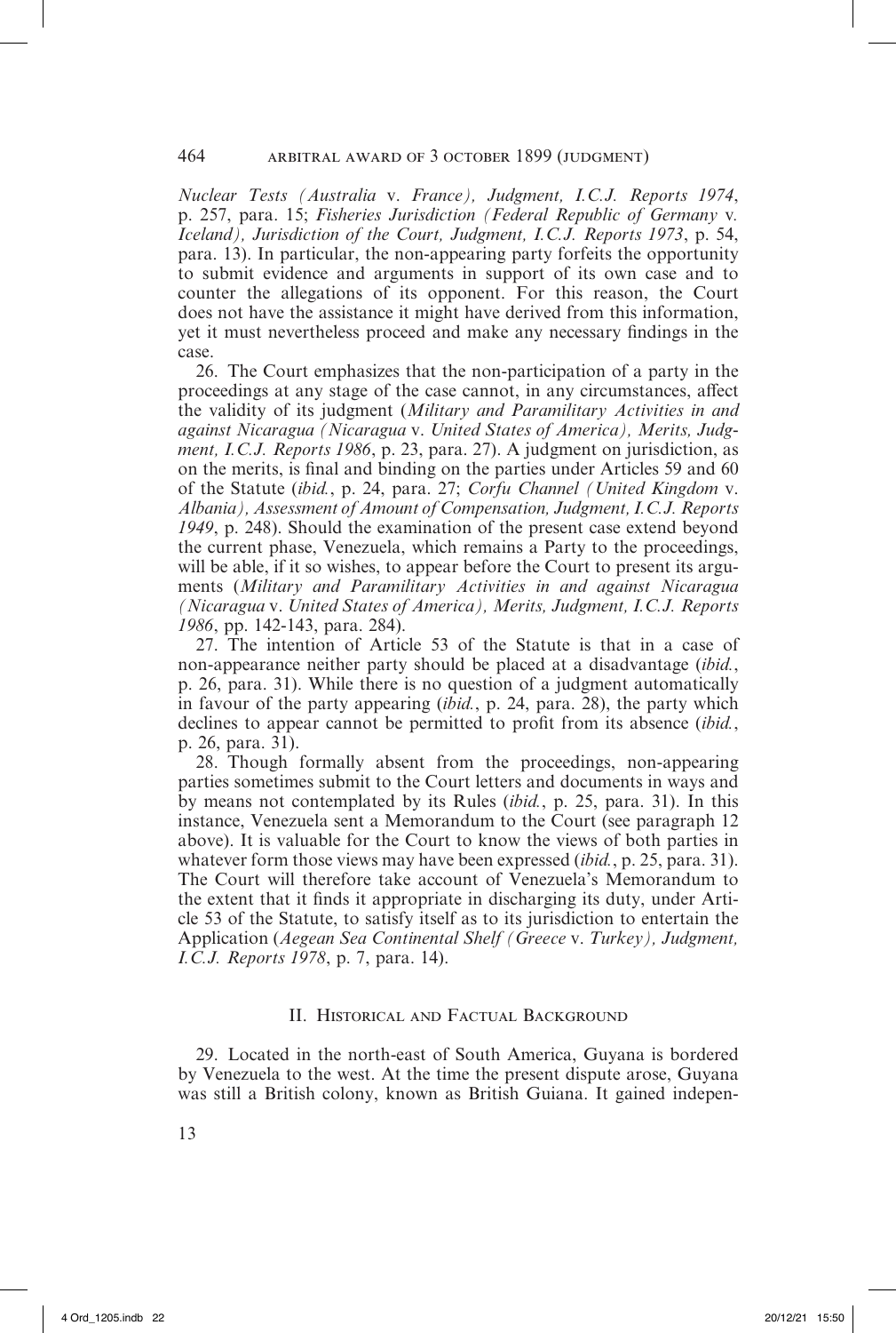*Nuclear Tests (Australia* v. *France), Judgment, I.C.J. Reports 1974*, p. 257, para. 15; *Fisheries Jurisdiction (Federal Republic of Germany* v. *Iceland), Jurisdiction of the Court, Judgment, I.C.J. Reports 1973*, p. 54, para. 13). In particular, the non-appearing party forfeits the opportunity to submit evidence and arguments in support of its own case and to counter the allegations of its opponent. For this reason, the Court does not have the assistance it might have derived from this information, yet it must nevertheless proceed and make any necessary findings in the case.

26. The Court emphasizes that the non-participation of a party in the proceedings at any stage of the case cannot, in any circumstances, affect the validity of its judgment (*Military and Paramilitary Activities in and against Nicaragua (Nicaragua* v. *United States of America), Merits, Judgment, I.C.J. Reports 1986*, p. 23, para. 27). A judgment on jurisdiction, as on the merits, is final and binding on the parties under Articles 59 and 60 of the Statute (*ibid.*, p. 24, para. 27; *Corfu Channel (United Kingdom* v. *Albania), Assessment of Amount of Compensation, Judgment, I.C.J. Reports 1949*, p. 248). Should the examination of the present case extend beyond the current phase, Venezuela, which remains a Party to the proceedings, will be able, if it so wishes, to appear before the Court to present its arguments (*Military and Paramilitary Activities in and against Nicaragua (Nicaragua* v. *United States of America), Merits, Judgment, I.C.J. Reports 1986*, pp. 142-143, para. 284).

27. The intention of Article 53 of the Statute is that in a case of non-appearance neither party should be placed at a disadvantage (*ibid.*, p. 26, para. 31). While there is no question of a judgment automatically in favour of the party appearing (*ibid.*, p. 24, para. 28), the party which declines to appear cannot be permitted to profit from its absence (*ibid.*, p. 26, para. 31).

28. Though formally absent from the proceedings, non-appearing parties sometimes submit to the Court letters and documents in ways and by means not contemplated by its Rules (*ibid.*, p. 25, para. 31). In this instance, Venezuela sent a Memorandum to the Court (see paragraph 12 above). It is valuable for the Court to know the views of both parties in whatever form those views may have been expressed (*ibid.*, p. 25, para. 31). The Court will therefore take account of Venezuela's Memorandum to the extent that it finds it appropriate in discharging its duty, under Article 53 of the Statute, to satisfy itself as to its jurisdiction to entertain the Application (*Aegean Sea Continental Shelf (Greece* v. *Turkey), Judgment, I.C.J. Reports 1978*, p. 7, para. 14).

## II. Historical and Factual Background

29. Located in the north-east of South America, Guyana is bordered by Venezuela to the west. At the time the present dispute arose, Guyana was still a British colony, known as British Guiana. It gained indepen-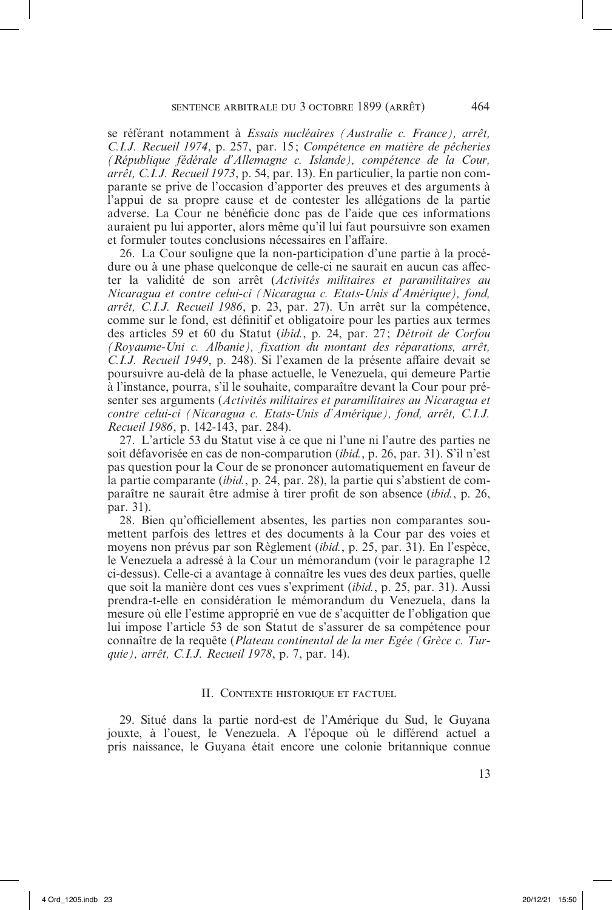se référant notamment à *Essais nucléaires (Australie c. France), arrêt, C.I.J. Recueil 1974*, p. 257, par. 15; *Compétence en matière de pêcheries (République fédérale d'Allemagne c. Islande), compétence de la Cour, arrêt, C.I.J. Recueil 1973*, p. 54, par. 13). En particulier, la partie non comparante se prive de l'occasion d'apporter des preuves et des arguments à l'appui de sa propre cause et de contester les allégations de la partie adverse. La Cour ne bénéficie donc pas de l'aide que ces informations auraient pu lui apporter, alors même qu'il lui faut poursuivre son examen et formuler toutes conclusions nécessaires en l'affaire.

26. La Cour souligne que la non-participation d'une partie à la procédure ou à une phase quelconque de celle-ci ne saurait en aucun cas affecter la validité de son arrêt (*Activités militaires et paramilitaires au Nicaragua et contre celui-ci (Nicaragua c. Etats-Unis d'Amérique), fond, arrêt, C.I.J. Recueil 1986*, p. 23, par. 27). Un arrêt sur la compétence, comme sur le fond, est définitif et obligatoire pour les parties aux termes des articles 59 et 60 du Statut (*ibid.*, p. 24, par. 27; *Détroit de Corfou (Royaume-Uni c. Albanie), fixation du montant des réparations, arrêt, C.I.J. Recueil 1949*, p. 248). Si l'examen de la présente affaire devait se poursuivre au-delà de la phase actuelle, le Venezuela, qui demeure Partie à l'instance, pourra, s'il le souhaite, comparaître devant la Cour pour présenter ses arguments (*Activités militaires et paramilitaires au Nicaragua et contre celui-ci (Nicaragua c. Etats-Unis d'Amérique), fond, arrêt, C.I.J. Recueil 1986*, p. 142-143, par. 284).

27. L'article 53 du Statut vise à ce que ni l'une ni l'autre des parties ne soit défavorisée en cas de non-comparution (*ibid.*, p. 26, par. 31). S'il n'est pas question pour la Cour de se prononcer automatiquement en faveur de la partie comparante (*ibid.*, p. 24, par. 28), la partie qui s'abstient de comparaître ne saurait être admise à tirer profit de son absence (*ibid.*, p. 26, par. 31).

28. Bien qu'officiellement absentes, les parties non comparantes soumettent parfois des lettres et des documents à la Cour par des voies et moyens non prévus par son Règlement (*ibid.*, p. 25, par. 31). En l'espèce, le Venezuela a adressé à la Cour un mémorandum (voir le paragraphe 12 ci-dessus). Celle-ci a avantage à connaître les vues des deux parties, quelle que soit la manière dont ces vues s'expriment (*ibid.*, p. 25, par. 31). Aussi prendra-t-elle en considération le mémorandum du Venezuela, dans la mesure où elle l'estime approprié en vue de s'acquitter de l'obligation que lui impose l'article 53 de son Statut de s'assurer de sa compétence pour connaître de la requête (*Plateau continental de la mer Egée (Grèce c. Turquie), arrêt, C.I.J. Recueil 1978*, p. 7, par. 14).

## II. Contexte historique et factuel

29. Situé dans la partie nord-est de l'Amérique du Sud, le Guyana jouxte, à l'ouest, le Venezuela. A l'époque où le différend actuel a pris naissance, le Guyana était encore une colonie britannique connue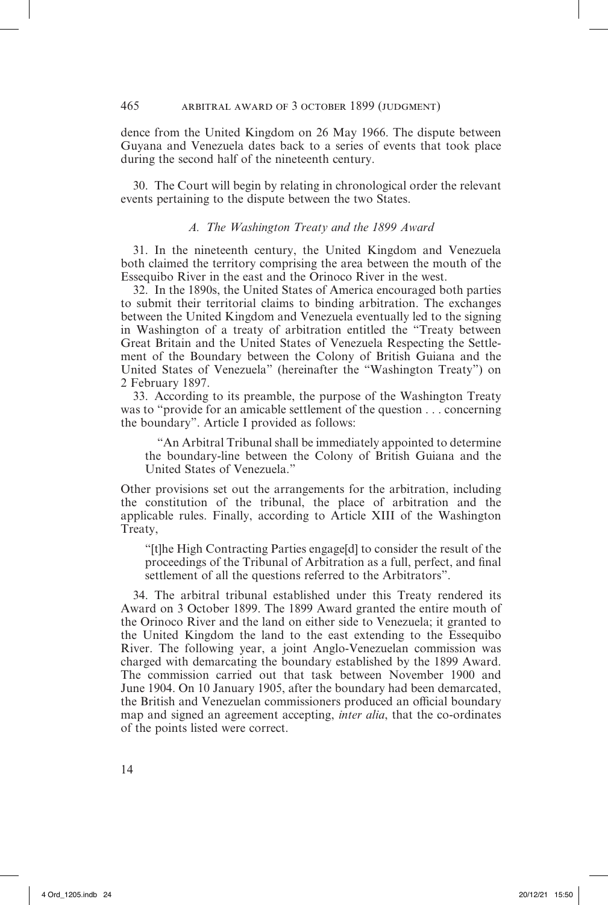dence from the United Kingdom on 26 May 1966. The dispute between Guyana and Venezuela dates back to a series of events that took place during the second half of the nineteenth century.

30. The Court will begin by relating in chronological order the relevant events pertaining to the dispute between the two States.

### *A. The Washington Treaty and the 1899 Award*

31. In the nineteenth century, the United Kingdom and Venezuela both claimed the territory comprising the area between the mouth of the Essequibo River in the east and the Orinoco River in the west.

32. In the 1890s, the United States of America encouraged both parties to submit their territorial claims to binding arbitration. The exchanges between the United Kingdom and Venezuela eventually led to the signing in Washington of a treaty of arbitration entitled the "Treaty between Great Britain and the United States of Venezuela Respecting the Settlement of the Boundary between the Colony of British Guiana and the United States of Venezuela" (hereinafter the "Washington Treaty") on 2 February 1897.

33. According to its preamble, the purpose of the Washington Treaty was to "provide for an amicable settlement of the question . . . concerning the boundary". Article I provided as follows:

> "An Arbitral Tribunal shall be immediately appointed to determine the boundary-line between the Colony of British Guiana and the United States of Venezuela."

Other provisions set out the arrangements for the arbitration, including the constitution of the tribunal, the place of arbitration and the applicable rules. Finally, according to Article XIII of the Washington Treaty,

> "[t]he High Contracting Parties engage[d] to consider the result of the proceedings of the Tribunal of Arbitration as a full, perfect, and final settlement of all the questions referred to the Arbitrators".

34. The arbitral tribunal established under this Treaty rendered its Award on 3 October 1899. The 1899 Award granted the entire mouth of the Orinoco River and the land on either side to Venezuela; it granted to the United Kingdom the land to the east extending to the Essequibo River. The following year, a joint Anglo-Venezuelan commission was charged with demarcating the boundary established by the 1899 Award. The commission carried out that task between November 1900 and June 1904. On 10 January 1905, after the boundary had been demarcated, the British and Venezuelan commissioners produced an official boundary map and signed an agreement accepting, *inter alia*, that the co-ordinates of the points listed were correct.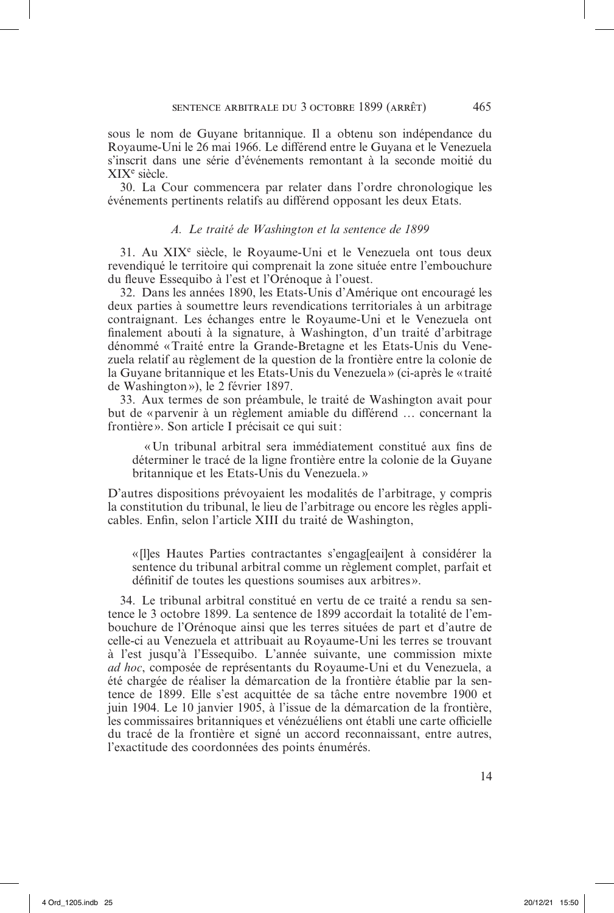sous le nom de Guyane britannique. Il a obtenu son indépendance du Royaume-Uni le 26 mai 1966. Le différend entre le Guyana et le Venezuela s'inscrit dans une série d'événements remontant à la seconde moitié du XIX[e] siècle.

30. La Cour commencera par relater dans l'ordre chronologique les événements pertinents relatifs au différend opposant les deux Etats.

### *A. Le traité de Washington et la sentence de 1899*

31. Au XIX[e] siècle, le Royaume-Uni et le Venezuela ont tous deux revendiqué le territoire qui comprenait la zone située entre l'embouchure du fleuve Essequibo à l'est et l'Orénoque à l'ouest.

32. Dans les années 1890, les Etats-Unis d'Amérique ont encouragé les deux parties à soumettre leurs revendications territoriales à un arbitrage contraignant. Les échanges entre le Royaume-Uni et le Venezuela ont finalement abouti à la signature, à Washington, d'un traité d'arbitrage dénommé « Traité entre la Grande-Bretagne et les Etats-Unis du Venezuela relatif au règlement de la question de la frontière entre la colonie de la Guyane britannique et les Etats-Unis du Venezuela » (ci-après le « traité de Washington »), le 2 février 1897.

33. Aux termes de son préambule, le traité de Washington avait pour but de « parvenir à un règlement amiable du différend … concernant la frontière ». Son article I précisait ce qui suit :

> « Un tribunal arbitral sera immédiatement constitué aux fins de déterminer le tracé de la ligne frontière entre la colonie de la Guyane britannique et les Etats-Unis du Venezuela. »

D'autres dispositions prévoyaient les modalités de l'arbitrage, y compris la constitution du tribunal, le lieu de l'arbitrage ou encore les règles applicables. Enfin, selon l'article XIII du traité de Washington,

> « [l]es Hautes Parties contractantes s'engag[eai]ent à considérer la sentence du tribunal arbitral comme un règlement complet, parfait et définitif de toutes les questions soumises aux arbitres ».

34. Le tribunal arbitral constitué en vertu de ce traité a rendu sa sentence le 3 octobre 1899. La sentence de 1899 accordait la totalité de l'embouchure de l'Orénoque ainsi que les terres situées de part et d'autre de celle-ci au Venezuela et attribuait au Royaume-Uni les terres se trouvant à l'est jusqu'à l'Essequibo. L'année suivante, une commission mixte *ad hoc*, composée de représentants du Royaume-Uni et du Venezuela, a été chargée de réaliser la démarcation de la frontière établie par la sentence de 1899. Elle s'est acquittée de sa tâche entre novembre 1900 et juin 1904. Le 10 janvier 1905, à l'issue de la démarcation de la frontière, les commissaires britanniques et vénézuéliens ont établi une carte officielle du tracé de la frontière et signé un accord reconnaissant, entre autres, l'exactitude des coordonnées des points énumérés.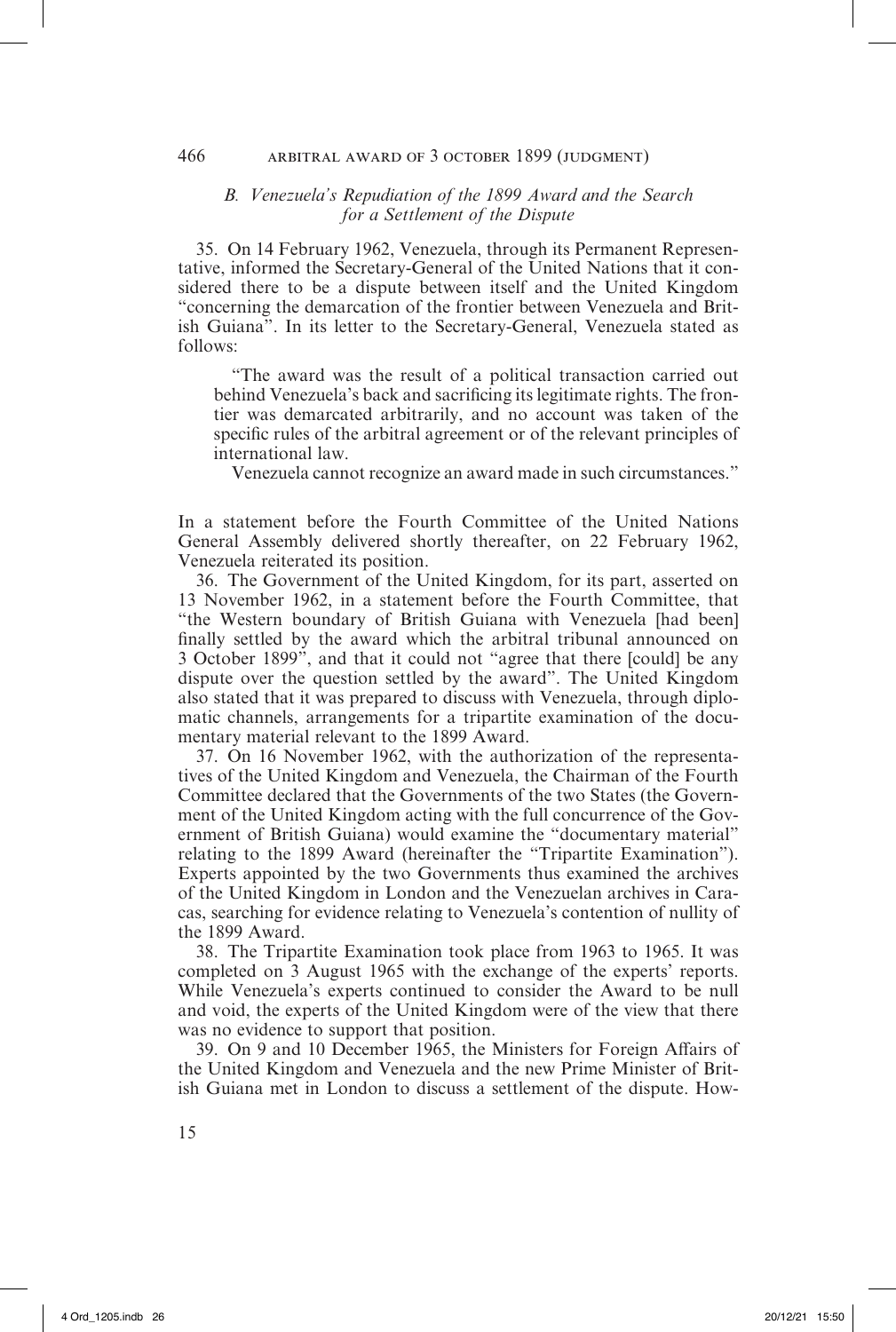*B. Venezuela's Repudiation of the 1899 Award and the Search for a Settlement of the Dispute*

35. On 14 February 1962, Venezuela, through its Permanent Representative, informed the Secretary-General of the United Nations that it considered there to be a dispute between itself and the United Kingdom "concerning the demarcation of the frontier between Venezuela and British Guiana". In its letter to the Secretary-General, Venezuela stated as follows:

> "The award was the result of a political transaction carried out behind Venezuela's back and sacrificing its legitimate rights. The frontier was demarcated arbitrarily, and no account was taken of the specific rules of the arbitral agreement or of the relevant principles of international law.
>
> Venezuela cannot recognize an award made in such circumstances."

In a statement before the Fourth Committee of the United Nations General Assembly delivered shortly thereafter, on 22 February 1962, Venezuela reiterated its position.

36. The Government of the United Kingdom, for its part, asserted on 13 November 1962, in a statement before the Fourth Committee, that "the Western boundary of British Guiana with Venezuela [had been] finally settled by the award which the arbitral tribunal announced on 3 October 1899", and that it could not "agree that there [could] be any dispute over the question settled by the award". The United Kingdom also stated that it was prepared to discuss with Venezuela, through diplomatic channels, arrangements for a tripartite examination of the documentary material relevant to the 1899 Award.

37. On 16 November 1962, with the authorization of the representatives of the United Kingdom and Venezuela, the Chairman of the Fourth Committee declared that the Governments of the two States (the Government of the United Kingdom acting with the full concurrence of the Government of British Guiana) would examine the "documentary material" relating to the 1899 Award (hereinafter the "Tripartite Examination"). Experts appointed by the two Governments thus examined the archives of the United Kingdom in London and the Venezuelan archives in Caracas, searching for evidence relating to Venezuela's contention of nullity of the 1899 Award.

38. The Tripartite Examination took place from 1963 to 1965. It was completed on 3 August 1965 with the exchange of the experts' reports. While Venezuela's experts continued to consider the Award to be null and void, the experts of the United Kingdom were of the view that there was no evidence to support that position.

39. On 9 and 10 December 1965, the Ministers for Foreign Affairs of the United Kingdom and Venezuela and the new Prime Minister of British Guiana met in London to discuss a settlement of the dispute. How-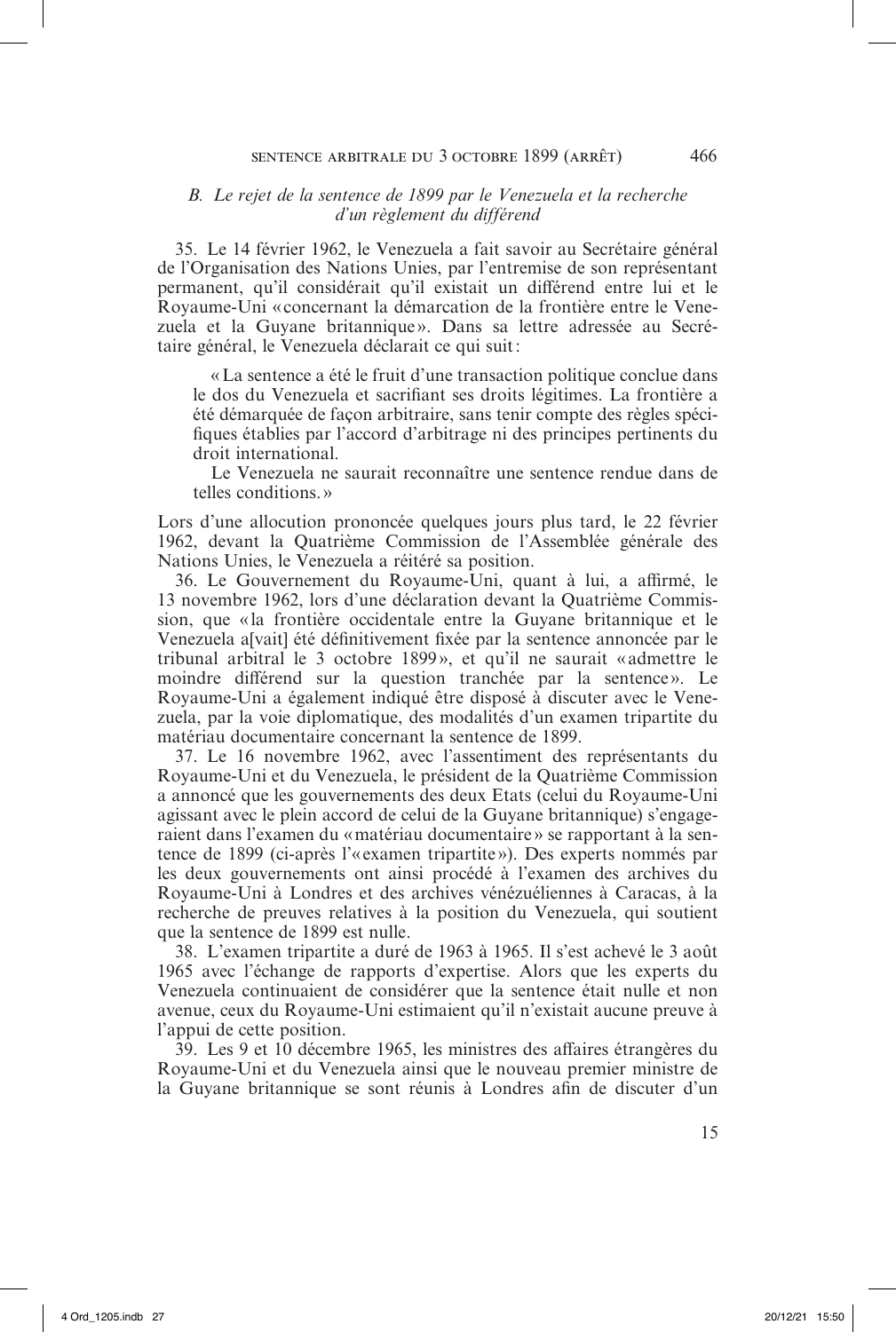### *B. Le rejet de la sentence de 1899 par le Venezuela et la recherche d'un règlement du différend*

35. Le 14 février 1962, le Venezuela a fait savoir au Secrétaire général de l'Organisation des Nations Unies, par l'entremise de son représentant permanent, qu'il considérait qu'il existait un différend entre lui et le Royaume-Uni « concernant la démarcation de la frontière entre le Venezuela et la Guyane britannique ». Dans sa lettre adressée au Secrétaire général, le Venezuela déclarait ce qui suit :

> « La sentence a été le fruit d'une transaction politique conclue dans le dos du Venezuela et sacrifiant ses droits légitimes. La frontière a été démarquée de façon arbitraire, sans tenir compte des règles spécifiques établies par l'accord d'arbitrage ni des principes pertinents du droit international.
>
> Le Venezuela ne saurait reconnaître une sentence rendue dans de telles conditions. »

Lors d'une allocution prononcée quelques jours plus tard, le 22 février 1962, devant la Quatrième Commission de l'Assemblée générale des Nations Unies, le Venezuela a réitéré sa position.

36. Le Gouvernement du Royaume-Uni, quant à lui, a affirmé, le 13 novembre 1962, lors d'une déclaration devant la Quatrième Commission, que « la frontière occidentale entre la Guyane britannique et le Venezuela a[vait] été définitivement fixée par la sentence annoncée par le tribunal arbitral le 3 octobre 1899 », et qu'il ne saurait « admettre le moindre différend sur la question tranchée par la sentence ». Le Royaume-Uni a également indiqué être disposé à discuter avec le Venezuela, par la voie diplomatique, des modalités d'un examen tripartite du matériau documentaire concernant la sentence de 1899.

37. Le 16 novembre 1962, avec l'assentiment des représentants du Royaume-Uni et du Venezuela, le président de la Quatrième Commission a annoncé que les gouvernements des deux Etats (celui du Royaume-Uni agissant avec le plein accord de celui de la Guyane britannique) s'engageraient dans l'examen du « matériau documentaire » se rapportant à la sentence de 1899 (ci-après l'« examen tripartite »). Des experts nommés par les deux gouvernements ont ainsi procédé à l'examen des archives du Royaume-Uni à Londres et des archives vénézuéliennes à Caracas, à la recherche de preuves relatives à la position du Venezuela, qui soutient que la sentence de 1899 est nulle.

38. L'examen tripartite a duré de 1963 à 1965. Il s'est achevé le 3 août 1965 avec l'échange de rapports d'expertise. Alors que les experts du Venezuela continuaient de considérer que la sentence était nulle et non avenue, ceux du Royaume-Uni estimaient qu'il n'existait aucune preuve à l'appui de cette position.

39. Les 9 et 10 décembre 1965, les ministres des affaires étrangères du Royaume-Uni et du Venezuela ainsi que le nouveau premier ministre de la Guyane britannique se sont réunis à Londres afin de discuter d'un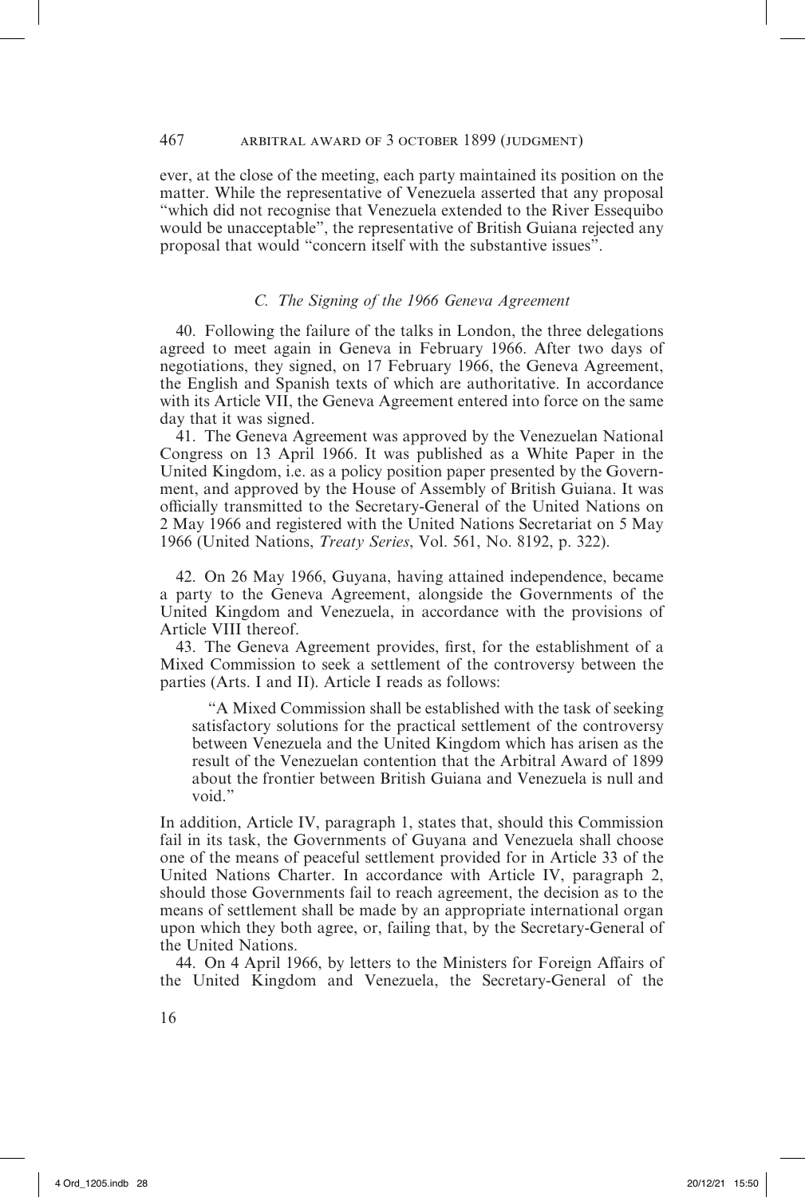ever, at the close of the meeting, each party maintained its position on the matter. While the representative of Venezuela asserted that any proposal "which did not recognise that Venezuela extended to the River Essequibo would be unacceptable", the representative of British Guiana rejected any proposal that would "concern itself with the substantive issues".

### *C. The Signing of the 1966 Geneva Agreement*

40. Following the failure of the talks in London, the three delegations agreed to meet again in Geneva in February 1966. After two days of negotiations, they signed, on 17 February 1966, the Geneva Agreement, the English and Spanish texts of which are authoritative. In accordance with its Article VII, the Geneva Agreement entered into force on the same day that it was signed.

41. The Geneva Agreement was approved by the Venezuelan National Congress on 13 April 1966. It was published as a White Paper in the United Kingdom, i.e. as a policy position paper presented by the Government, and approved by the House of Assembly of British Guiana. It was officially transmitted to the Secretary-General of the United Nations on 2 May 1966 and registered with the United Nations Secretariat on 5 May 1966 (United Nations, *Treaty Series*, Vol. 561, No. 8192, p. 322).

42. On 26 May 1966, Guyana, having attained independence, became a party to the Geneva Agreement, alongside the Governments of the United Kingdom and Venezuela, in accordance with the provisions of Article VIII thereof.

43. The Geneva Agreement provides, first, for the establishment of a Mixed Commission to seek a settlement of the controversy between the parties (Arts. I and II). Article I reads as follows:

> "A Mixed Commission shall be established with the task of seeking satisfactory solutions for the practical settlement of the controversy between Venezuela and the United Kingdom which has arisen as the result of the Venezuelan contention that the Arbitral Award of 1899 about the frontier between British Guiana and Venezuela is null and void."

In addition, Article IV, paragraph 1, states that, should this Commission fail in its task, the Governments of Guyana and Venezuela shall choose one of the means of peaceful settlement provided for in Article 33 of the United Nations Charter. In accordance with Article IV, paragraph 2, should those Governments fail to reach agreement, the decision as to the means of settlement shall be made by an appropriate international organ upon which they both agree, or, failing that, by the Secretary-General of the United Nations.

44. On 4 April 1966, by letters to the Ministers for Foreign Affairs of the United Kingdom and Venezuela, the Secretary-General of the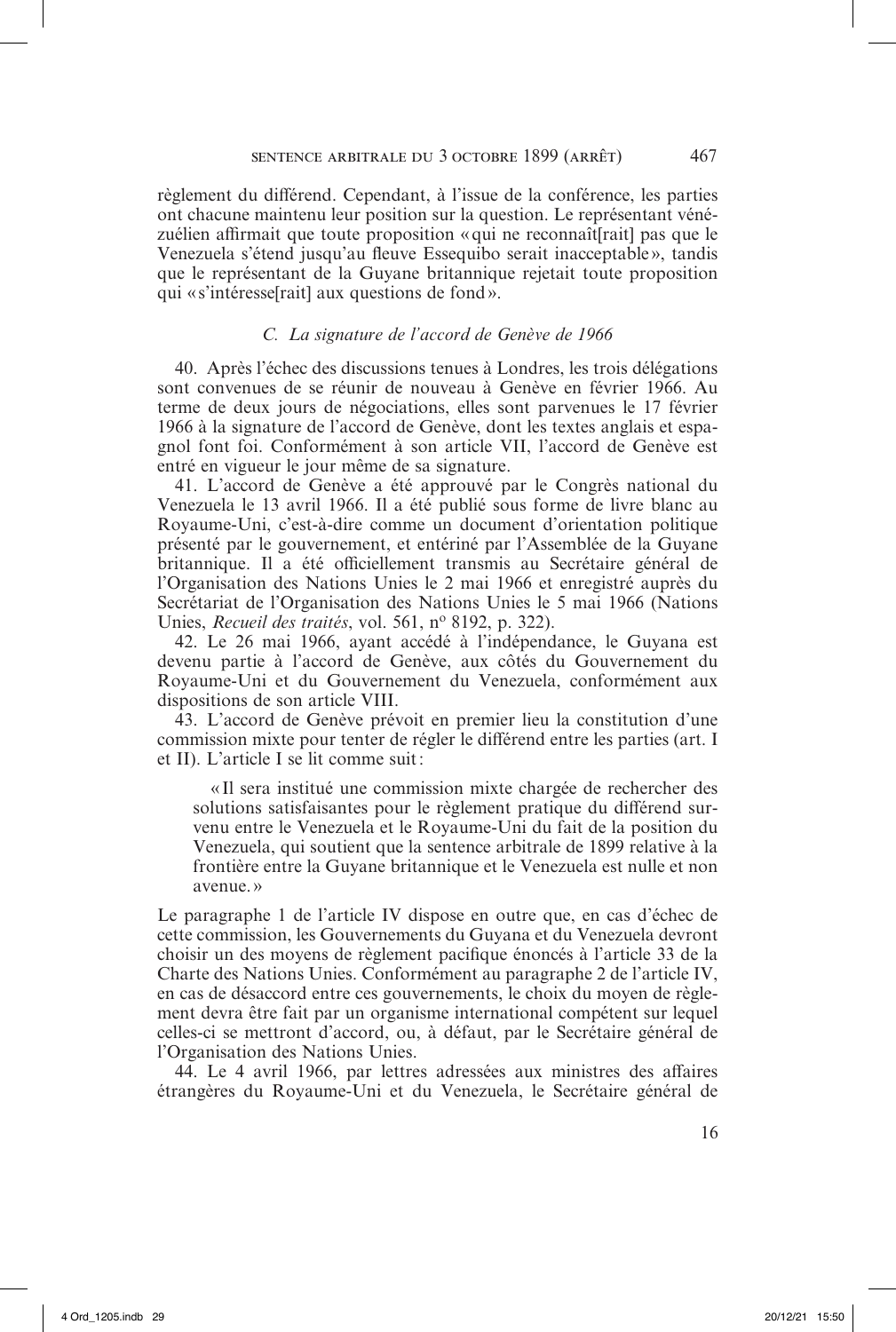règlement du différend. Cependant, à l'issue de la conférence, les parties ont chacune maintenu leur position sur la question. Le représentant vénézuélien affirmait que toute proposition « qui ne reconnaît[rait] pas que le Venezuela s'étend jusqu'au fleuve Essequibo serait inacceptable », tandis que le représentant de la Guyane britannique rejetait toute proposition qui « s'intéresse[rait] aux questions de fond ».

### *C. La signature de l'accord de Genève de 1966*

40. Après l'échec des discussions tenues à Londres, les trois délégations sont convenues de se réunir de nouveau à Genève en février 1966. Au terme de deux jours de négociations, elles sont parvenues le 17 février 1966 à la signature de l'accord de Genève, dont les textes anglais et espagnol font foi. Conformément à son article VII, l'accord de Genève est entré en vigueur le jour même de sa signature.

41. L'accord de Genève a été approuvé par le Congrès national du Venezuela le 13 avril 1966. Il a été publié sous forme de livre blanc au Royaume-Uni, c'est-à-dire comme un document d'orientation politique présenté par le gouvernement, et entériné par l'Assemblée de la Guyane britannique. Il a été officiellement transmis au Secrétaire général de l'Organisation des Nations Unies le 2 mai 1966 et enregistré auprès du Secrétariat de l'Organisation des Nations Unies le 5 mai 1966 (Nations Unies, *Recueil des traités*, vol. 561, nº 8192, p. 322).

42. Le 26 mai 1966, ayant accédé à l'indépendance, le Guyana est devenu partie à l'accord de Genève, aux côtés du Gouvernement du Royaume-Uni et du Gouvernement du Venezuela, conformément aux dispositions de son article VIII.

43. L'accord de Genève prévoit en premier lieu la constitution d'une commission mixte pour tenter de régler le différend entre les parties (art. I et II). L'article I se lit comme suit :

> « Il sera institué une commission mixte chargée de rechercher des solutions satisfaisantes pour le règlement pratique du différend survenu entre le Venezuela et le Royaume-Uni du fait de la position du Venezuela, qui soutient que la sentence arbitrale de 1899 relative à la frontière entre la Guyane britannique et le Venezuela est nulle et non avenue. »

Le paragraphe 1 de l'article IV dispose en outre que, en cas d'échec de cette commission, les Gouvernements du Guyana et du Venezuela devront choisir un des moyens de règlement pacifique énoncés à l'article 33 de la Charte des Nations Unies. Conformément au paragraphe 2 de l'article IV, en cas de désaccord entre ces gouvernements, le choix du moyen de règlement devra être fait par un organisme international compétent sur lequel celles-ci se mettront d'accord, ou, à défaut, par le Secrétaire général de l'Organisation des Nations Unies.

44. Le 4 avril 1966, par lettres adressées aux ministres des affaires étrangères du Royaume-Uni et du Venezuela, le Secrétaire général de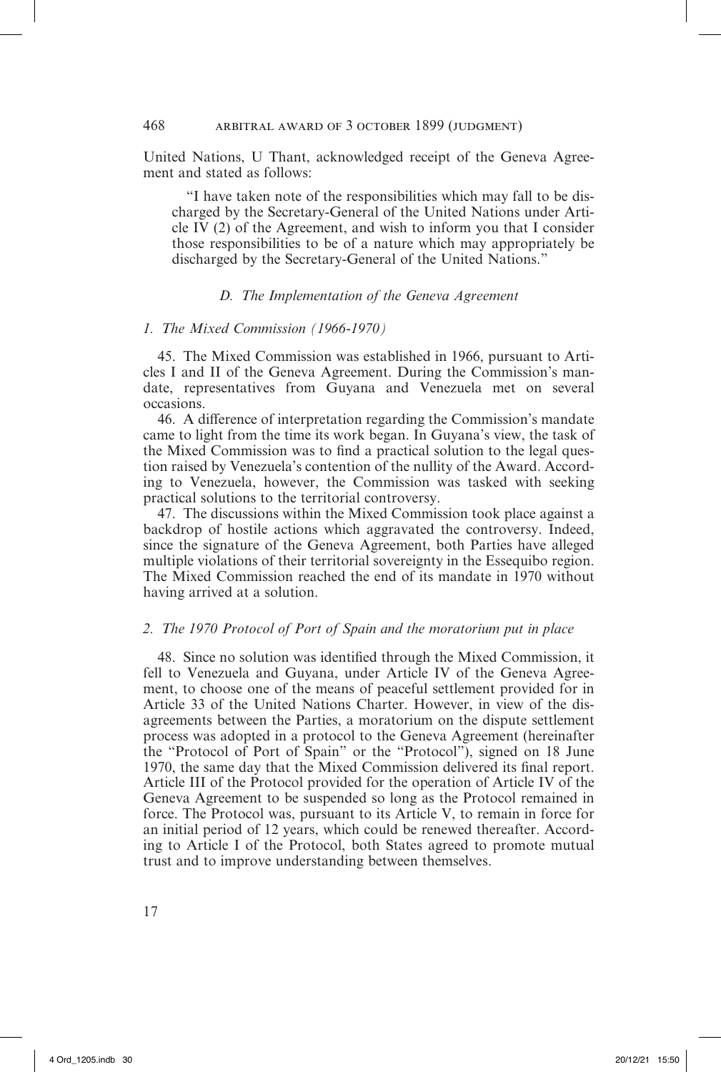United Nations, U Thant, acknowledged receipt of the Geneva Agreement and stated as follows:

> "I have taken note of the responsibilities which may fall to be discharged by the Secretary-General of the United Nations under Article IV (2) of the Agreement, and wish to inform you that I consider those responsibilities to be of a nature which may appropriately be discharged by the Secretary-General of the United Nations."

### *D. The Implementation of the Geneva Agreement*

#### *1. The Mixed Commission (1966-1970)*

45. The Mixed Commission was established in 1966, pursuant to Articles I and II of the Geneva Agreement. During the Commission's mandate, representatives from Guyana and Venezuela met on several occasions.

46. A difference of interpretation regarding the Commission's mandate came to light from the time its work began. In Guyana's view, the task of the Mixed Commission was to find a practical solution to the legal question raised by Venezuela's contention of the nullity of the Award. According to Venezuela, however, the Commission was tasked with seeking practical solutions to the territorial controversy.

47. The discussions within the Mixed Commission took place against a backdrop of hostile actions which aggravated the controversy. Indeed, since the signature of the Geneva Agreement, both Parties have alleged multiple violations of their territorial sovereignty in the Essequibo region. The Mixed Commission reached the end of its mandate in 1970 without having arrived at a solution.

#### *2. The 1970 Protocol of Port of Spain and the moratorium put in place*

48. Since no solution was identified through the Mixed Commission, it fell to Venezuela and Guyana, under Article IV of the Geneva Agreement, to choose one of the means of peaceful settlement provided for in Article 33 of the United Nations Charter. However, in view of the disagreements between the Parties, a moratorium on the dispute settlement process was adopted in a protocol to the Geneva Agreement (hereinafter the "Protocol of Port of Spain" or the "Protocol"), signed on 18 June 1970, the same day that the Mixed Commission delivered its final report. Article III of the Protocol provided for the operation of Article IV of the Geneva Agreement to be suspended so long as the Protocol remained in force. The Protocol was, pursuant to its Article V, to remain in force for an initial period of 12 years, which could be renewed thereafter. According to Article I of the Protocol, both States agreed to promote mutual trust and to improve understanding between themselves.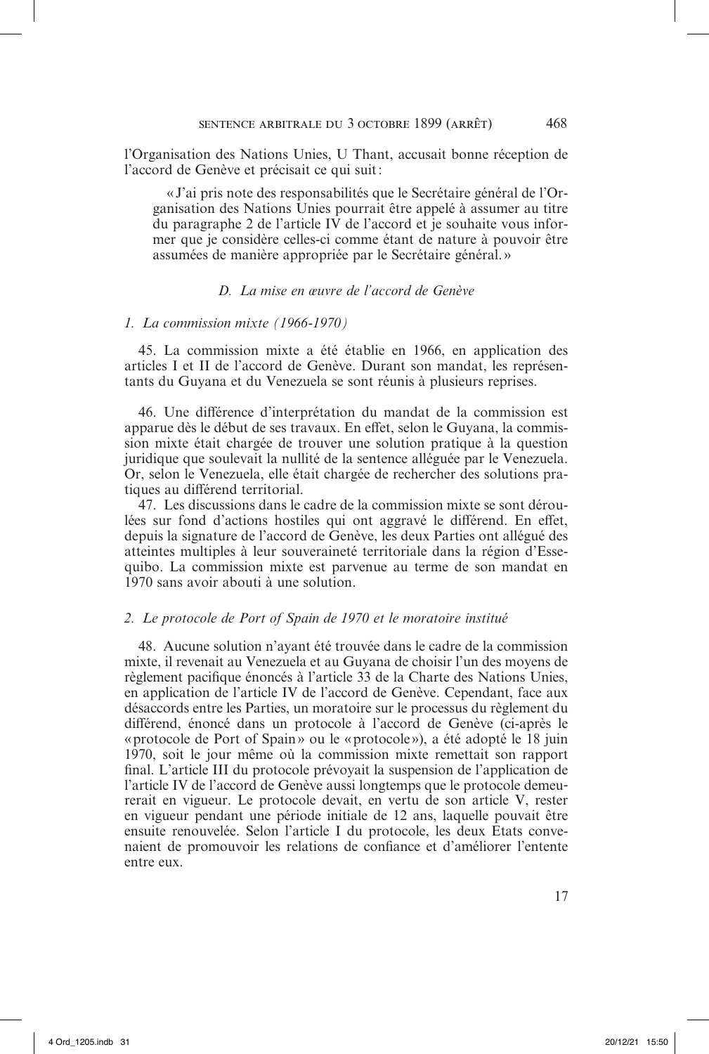l'Organisation des Nations Unies, U Thant, accusait bonne réception de l'accord de Genève et précisait ce qui suit :

> « J'ai pris note des responsabilités que le Secrétaire général de l'Organisation des Nations Unies pourrait être appelé à assumer au titre du paragraphe 2 de l'article IV de l'accord et je souhaite vous informer que je considère celles-ci comme étant de nature à pouvoir être assumées de manière appropriée par le Secrétaire général. »

### *D. La mise en œuvre de l'accord de Genève*

#### *1. La commission mixte (1966-1970)*

45. La commission mixte a été établie en 1966, en application des articles I et II de l'accord de Genève. Durant son mandat, les représentants du Guyana et du Venezuela se sont réunis à plusieurs reprises.

46. Une différence d'interprétation du mandat de la commission est apparue dès le début de ses travaux. En effet, selon le Guyana, la commission mixte était chargée de trouver une solution pratique à la question juridique que soulevait la nullité de la sentence alléguée par le Venezuela. Or, selon le Venezuela, elle était chargée de rechercher des solutions pratiques au différend territorial.

47. Les discussions dans le cadre de la commission mixte se sont déroulées sur fond d'actions hostiles qui ont aggravé le différend. En effet, depuis la signature de l'accord de Genève, les deux Parties ont allégué des atteintes multiples à leur souveraineté territoriale dans la région d'Essequibo. La commission mixte est parvenue au terme de son mandat en 1970 sans avoir abouti à une solution.

#### *2. Le protocole de Port of Spain de 1970 et le moratoire institué*

48. Aucune solution n'ayant été trouvée dans le cadre de la commission mixte, il revenait au Venezuela et au Guyana de choisir l'un des moyens de règlement pacifique énoncés à l'article 33 de la Charte des Nations Unies, en application de l'article IV de l'accord de Genève. Cependant, face aux désaccords entre les Parties, un moratoire sur le processus du règlement du différend, énoncé dans un protocole à l'accord de Genève (ci-après le « protocole de Port of Spain » ou le « protocole »), a été adopté le 18 juin 1970, soit le jour même où la commission mixte remettait son rapport final. L'article III du protocole prévoyait la suspension de l'application de l'article IV de l'accord de Genève aussi longtemps que le protocole demeurerait en vigueur. Le protocole devait, en vertu de son article V, rester en vigueur pendant une période initiale de 12 ans, laquelle pouvait être ensuite renouvelée. Selon l'article I du protocole, les deux Etats convenaient de promouvoir les relations de confiance et d'améliorer l'entente entre eux.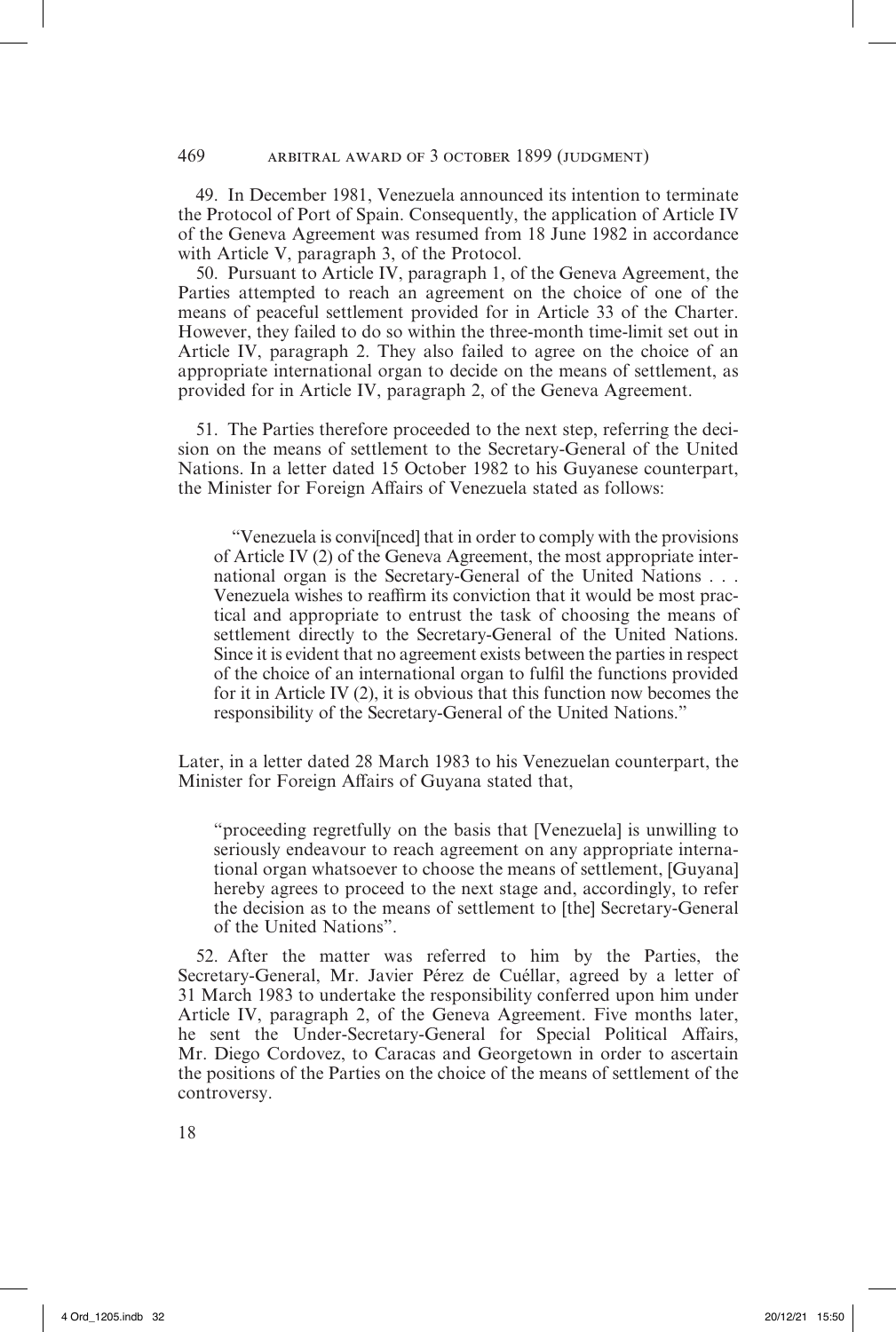49. In December 1981, Venezuela announced its intention to terminate the Protocol of Port of Spain. Consequently, the application of Article IV of the Geneva Agreement was resumed from 18 June 1982 in accordance with Article V, paragraph 3, of the Protocol.

50. Pursuant to Article IV, paragraph 1, of the Geneva Agreement, the Parties attempted to reach an agreement on the choice of one of the means of peaceful settlement provided for in Article 33 of the Charter. However, they failed to do so within the three-month time-limit set out in Article IV, paragraph 2. They also failed to agree on the choice of an appropriate international organ to decide on the means of settlement, as provided for in Article IV, paragraph 2, of the Geneva Agreement.

51. The Parties therefore proceeded to the next step, referring the decision on the means of settlement to the Secretary-General of the United Nations. In a letter dated 15 October 1982 to his Guyanese counterpart, the Minister for Foreign Affairs of Venezuela stated as follows:

> "Venezuela is convi[nced] that in order to comply with the provisions of Article IV (2) of the Geneva Agreement, the most appropriate international organ is the Secretary-General of the United Nations . . . Venezuela wishes to reaffirm its conviction that it would be most practical and appropriate to entrust the task of choosing the means of settlement directly to the Secretary-General of the United Nations. Since it is evident that no agreement exists between the parties in respect of the choice of an international organ to fulfil the functions provided for it in Article IV (2), it is obvious that this function now becomes the responsibility of the Secretary-General of the United Nations."

Later, in a letter dated 28 March 1983 to his Venezuelan counterpart, the Minister for Foreign Affairs of Guyana stated that,

> "proceeding regretfully on the basis that [Venezuela] is unwilling to seriously endeavour to reach agreement on any appropriate international organ whatsoever to choose the means of settlement, [Guyana] hereby agrees to proceed to the next stage and, accordingly, to refer the decision as to the means of settlement to [the] Secretary-General of the United Nations".

52. After the matter was referred to him by the Parties, the Secretary-General, Mr. Javier Pérez de Cuéllar, agreed by a letter of 31 March 1983 to undertake the responsibility conferred upon him under Article IV, paragraph 2, of the Geneva Agreement. Five months later, he sent the Under-Secretary-General for Special Political Affairs, Mr. Diego Cordovez, to Caracas and Georgetown in order to ascertain the positions of the Parties on the choice of the means of settlement of the controversy.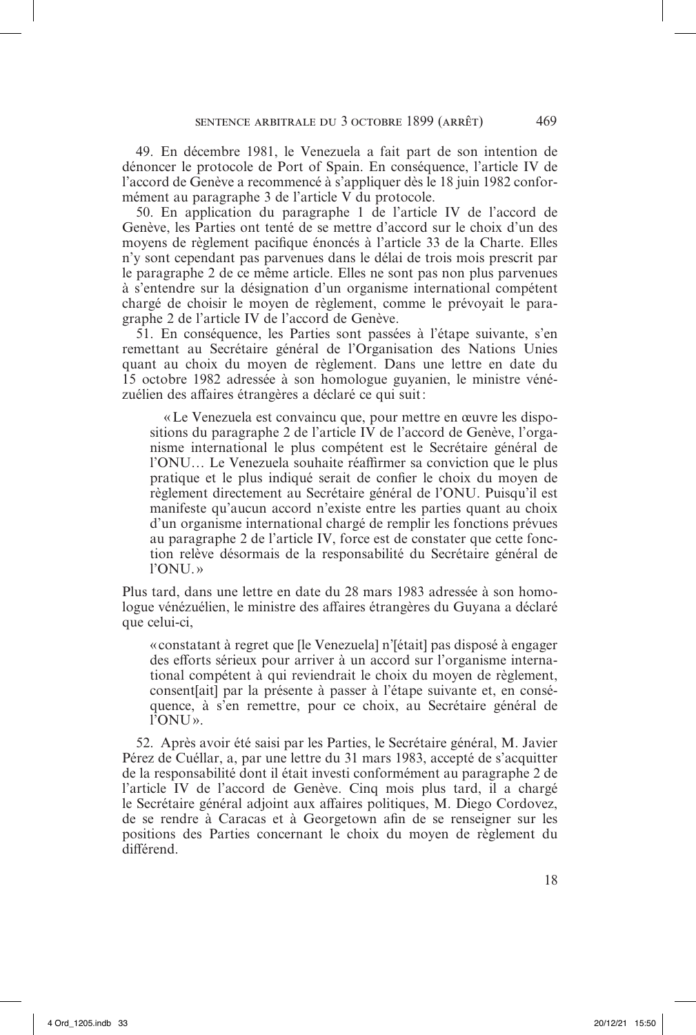49. En décembre 1981, le Venezuela a fait part de son intention de dénoncer le protocole de Port of Spain. En conséquence, l'article IV de l'accord de Genève a recommencé à s'appliquer dès le 18 juin 1982 conformément au paragraphe 3 de l'article V du protocole.

50. En application du paragraphe 1 de l'article IV de l'accord de Genève, les Parties ont tenté de se mettre d'accord sur le choix d'un des moyens de règlement pacifique énoncés à l'article 33 de la Charte. Elles n'y sont cependant pas parvenues dans le délai de trois mois prescrit par le paragraphe 2 de ce même article. Elles ne sont pas non plus parvenues à s'entendre sur la désignation d'un organisme international compétent chargé de choisir le moyen de règlement, comme le prévoyait le paragraphe 2 de l'article IV de l'accord de Genève.

51. En conséquence, les Parties sont passées à l'étape suivante, s'en remettant au Secrétaire général de l'Organisation des Nations Unies quant au choix du moyen de règlement. Dans une lettre en date du 15 octobre 1982 adressée à son homologue guyanien, le ministre vénézuélien des affaires étrangères a déclaré ce qui suit :

> « Le Venezuela est convaincu que, pour mettre en œuvre les dispositions du paragraphe 2 de l'article IV de l'accord de Genève, l'organisme international le plus compétent est le Secrétaire général de l'ONU… Le Venezuela souhaite réaffirmer sa conviction que le plus pratique et le plus indiqué serait de confier le choix du moyen de règlement directement au Secrétaire général de l'ONU. Puisqu'il est manifeste qu'aucun accord n'existe entre les parties quant au choix d'un organisme international chargé de remplir les fonctions prévues au paragraphe 2 de l'article IV, force est de constater que cette fonction relève désormais de la responsabilité du Secrétaire général de l'ONU. »

Plus tard, dans une lettre en date du 28 mars 1983 adressée à son homologue vénézuélien, le ministre des affaires étrangères du Guyana a déclaré que celui-ci,

> « constatant à regret que [le Venezuela] n'[était] pas disposé à engager des efforts sérieux pour arriver à un accord sur l'organisme international compétent à qui reviendrait le choix du moyen de règlement, consent[ait] par la présente à passer à l'étape suivante et, en conséquence, à s'en remettre, pour ce choix, au Secrétaire général de l'ONU ».

52. Après avoir été saisi par les Parties, le Secrétaire général, M. Javier Pérez de Cuéllar, a, par une lettre du 31 mars 1983, accepté de s'acquitter de la responsabilité dont il était investi conformément au paragraphe 2 de l'article IV de l'accord de Genève. Cinq mois plus tard, il a chargé le Secrétaire général adjoint aux affaires politiques, M. Diego Cordovez, de se rendre à Caracas et à Georgetown afin de se renseigner sur les positions des Parties concernant le choix du moyen de règlement du différend.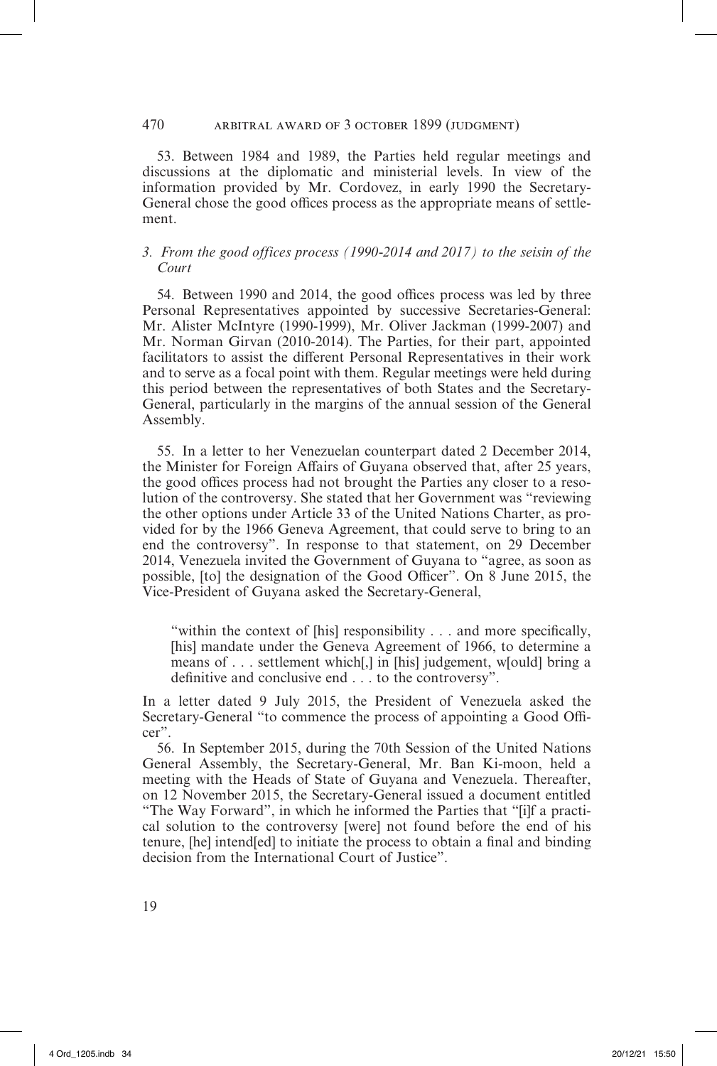53. Between 1984 and 1989, the Parties held regular meetings and discussions at the diplomatic and ministerial levels. In view of the information provided by Mr. Cordovez, in early 1990 the Secretary-General chose the good offices process as the appropriate means of settlement.

### *3. From the good offices process (1990-2014 and 2017) to the seisin of the Court*

54. Between 1990 and 2014, the good offices process was led by three Personal Representatives appointed by successive Secretaries-General: Mr. Alister McIntyre (1990-1999), Mr. Oliver Jackman (1999-2007) and Mr. Norman Girvan (2010-2014). The Parties, for their part, appointed facilitators to assist the different Personal Representatives in their work and to serve as a focal point with them. Regular meetings were held during this period between the representatives of both States and the Secretary-General, particularly in the margins of the annual session of the General Assembly.

55. In a letter to her Venezuelan counterpart dated 2 December 2014, the Minister for Foreign Affairs of Guyana observed that, after 25 years, the good offices process had not brought the Parties any closer to a resolution of the controversy. She stated that her Government was "reviewing the other options under Article 33 of the United Nations Charter, as provided for by the 1966 Geneva Agreement, that could serve to bring to an end the controversy". In response to that statement, on 29 December 2014, Venezuela invited the Government of Guyana to "agree, as soon as possible, [to] the designation of the Good Officer". On 8 June 2015, the Vice-President of Guyana asked the Secretary-General,

> "within the context of [his] responsibility . . . and more specifically, [his] mandate under the Geneva Agreement of 1966, to determine a means of . . . settlement which[,] in [his] judgement, w[ould] bring a definitive and conclusive end . . . to the controversy".

In a letter dated 9 July 2015, the President of Venezuela asked the Secretary-General "to commence the process of appointing a Good Officer".

56. In September 2015, during the 70th Session of the United Nations General Assembly, the Secretary-General, Mr. Ban Ki-moon, held a meeting with the Heads of State of Guyana and Venezuela. Thereafter, on 12 November 2015, the Secretary-General issued a document entitled "The Way Forward", in which he informed the Parties that "[i]f a practical solution to the controversy [were] not found before the end of his tenure, [he] intend[ed] to initiate the process to obtain a final and binding decision from the International Court of Justice".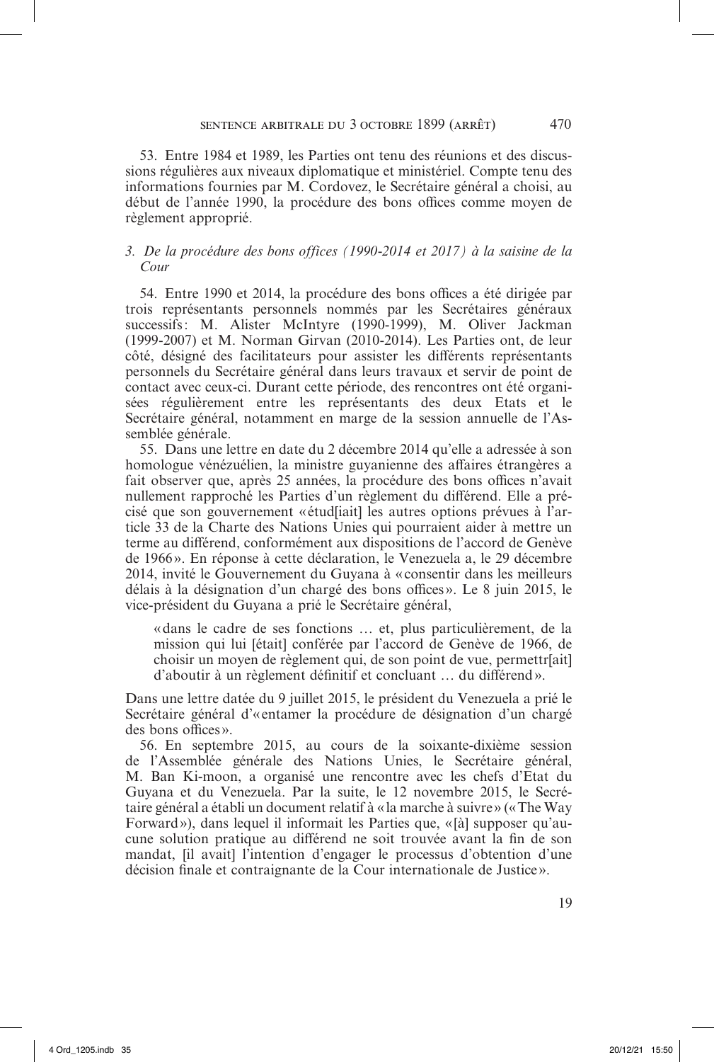53. Entre 1984 et 1989, les Parties ont tenu des réunions et des discussions régulières aux niveaux diplomatique et ministériel. Compte tenu des informations fournies par M. Cordovez, le Secrétaire général a choisi, au début de l'année 1990, la procédure des bons offices comme moyen de règlement approprié.

### *3. De la procédure des bons offices (1990-2014 et 2017) à la saisine de la Cour*

54. Entre 1990 et 2014, la procédure des bons offices a été dirigée par trois représentants personnels nommés par les Secrétaires généraux successifs : M. Alister McIntyre (1990-1999), M. Oliver Jackman (1999-2007) et M. Norman Girvan (2010-2014). Les Parties ont, de leur côté, désigné des facilitateurs pour assister les différents représentants personnels du Secrétaire général dans leurs travaux et servir de point de contact avec ceux-ci. Durant cette période, des rencontres ont été organisées régulièrement entre les représentants des deux Etats et le Secrétaire général, notamment en marge de la session annuelle de l'Assemblée générale.

55. Dans une lettre en date du 2 décembre 2014 qu'elle a adressée à son homologue vénézuélien, la ministre guyanienne des affaires étrangères a fait observer que, après 25 années, la procédure des bons offices n'avait nullement rapproché les Parties d'un règlement du différend. Elle a précisé que son gouvernement « étud[iait] les autres options prévues à l'article 33 de la Charte des Nations Unies qui pourraient aider à mettre un terme au différend, conformément aux dispositions de l'accord de Genève de 1966 ». En réponse à cette déclaration, le Venezuela a, le 29 décembre 2014, invité le Gouvernement du Guyana à « consentir dans les meilleurs délais à la désignation d'un chargé des bons offices ». Le 8 juin 2015, le vice-président du Guyana a prié le Secrétaire général,

> « dans le cadre de ses fonctions … et, plus particulièrement, de la mission qui lui [était] conférée par l'accord de Genève de 1966, de choisir un moyen de règlement qui, de son point de vue, permettr[ait] d'aboutir à un règlement définitif et concluant … du différend ».

Dans une lettre datée du 9 juillet 2015, le président du Venezuela a prié le Secrétaire général d'« entamer la procédure de désignation d'un chargé des bons offices ».

56. En septembre 2015, au cours de la soixante-dixième session de l'Assemblée générale des Nations Unies, le Secrétaire général, M. Ban Ki-moon, a organisé une rencontre avec les chefs d'Etat du Guyana et du Venezuela. Par la suite, le 12 novembre 2015, le Secrétaire général a établi un document relatif à « la marche à suivre » (« The Way Forward »), dans lequel il informait les Parties que, « [à] supposer qu'aucune solution pratique au différend ne soit trouvée avant la fin de son mandat, [il avait] l'intention d'engager le processus d'obtention d'une décision finale et contraignante de la Cour internationale de Justice ».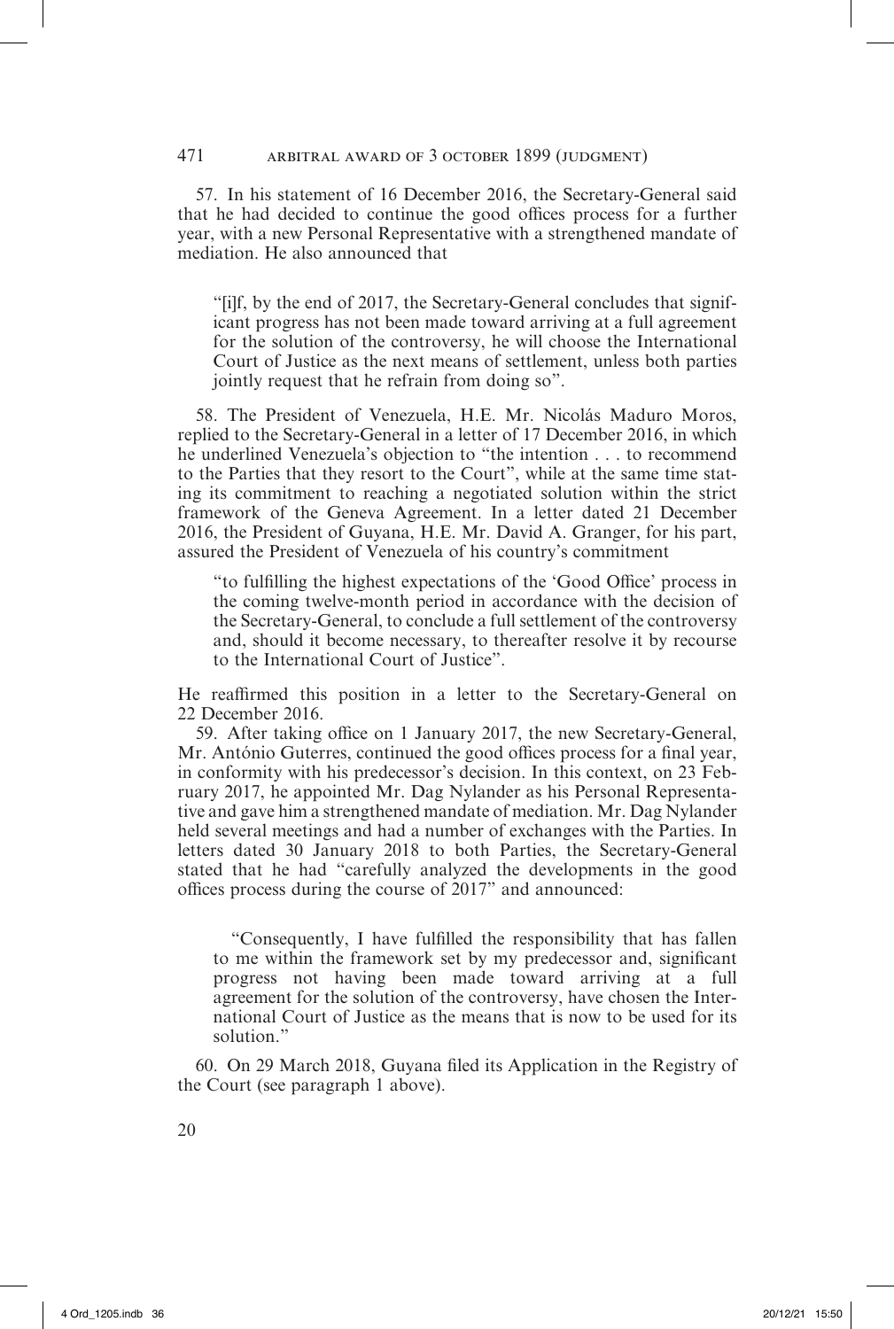57. In his statement of 16 December 2016, the Secretary-General said that he had decided to continue the good offices process for a further year, with a new Personal Representative with a strengthened mandate of mediation. He also announced that

> "[i]f, by the end of 2017, the Secretary-General concludes that significant progress has not been made toward arriving at a full agreement for the solution of the controversy, he will choose the International Court of Justice as the next means of settlement, unless both parties jointly request that he refrain from doing so".

58. The President of Venezuela, H.E. Mr. Nicolás Maduro Moros, replied to the Secretary-General in a letter of 17 December 2016, in which he underlined Venezuela's objection to "the intention . . . to recommend to the Parties that they resort to the Court", while at the same time stating its commitment to reaching a negotiated solution within the strict framework of the Geneva Agreement. In a letter dated 21 December 2016, the President of Guyana, H.E. Mr. David A. Granger, for his part, assured the President of Venezuela of his country's commitment

> "to fulfilling the highest expectations of the 'Good Office' process in the coming twelve-month period in accordance with the decision of the Secretary-General, to conclude a full settlement of the controversy and, should it become necessary, to thereafter resolve it by recourse to the International Court of Justice".

He reaffirmed this position in a letter to the Secretary-General on 22 December 2016.

59. After taking office on 1 January 2017, the new Secretary-General, Mr. António Guterres, continued the good offices process for a final year, in conformity with his predecessor's decision. In this context, on 23 February 2017, he appointed Mr. Dag Nylander as his Personal Representative and gave him a strengthened mandate of mediation. Mr. Dag Nylander held several meetings and had a number of exchanges with the Parties. In letters dated 30 January 2018 to both Parties, the Secretary-General stated that he had "carefully analyzed the developments in the good offices process during the course of 2017" and announced:

> "Consequently, I have fulfilled the responsibility that has fallen to me within the framework set by my predecessor and, significant progress not having been made toward arriving at a full agreement for the solution of the controversy, have chosen the International Court of Justice as the means that is now to be used for its solution."

60. On 29 March 2018, Guyana filed its Application in the Registry of the Court (see paragraph 1 above).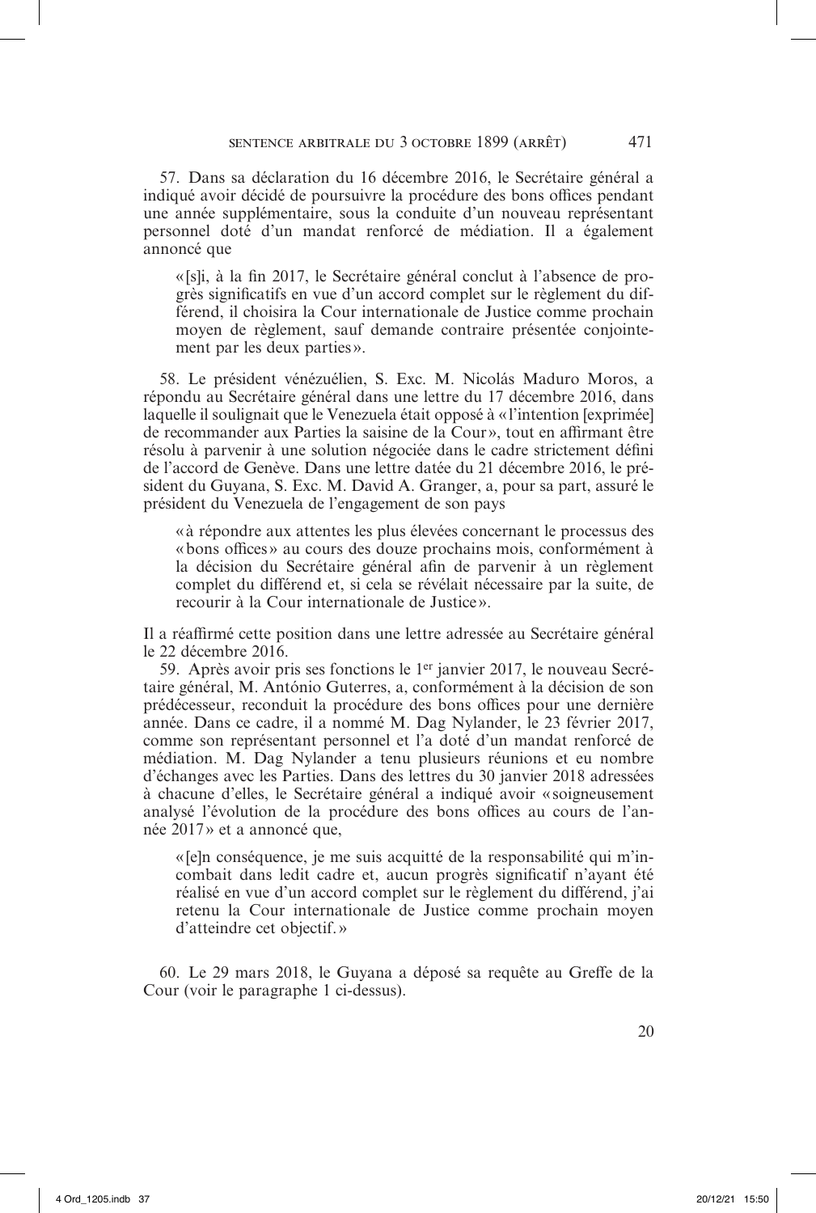57. Dans sa déclaration du 16 décembre 2016, le Secrétaire général a indiqué avoir décidé de poursuivre la procédure des bons offices pendant une année supplémentaire, sous la conduite d'un nouveau représentant personnel doté d'un mandat renforcé de médiation. Il a également annoncé que

> «[s]i, à la fin 2017, le Secrétaire général conclut à l'absence de progrès significatifs en vue d'un accord complet sur le règlement du différend, il choisira la Cour internationale de Justice comme prochain moyen de règlement, sauf demande contraire présentée conjointement par les deux parties».

58. Le président vénézuélien, S. Exc. M. Nicolás Maduro Moros, a répondu au Secrétaire général dans une lettre du 17 décembre 2016, dans laquelle il soulignait que le Venezuela était opposé à «l'intention [exprimée] de recommander aux Parties la saisine de la Cour», tout en affirmant être résolu à parvenir à une solution négociée dans le cadre strictement défini de l'accord de Genève. Dans une lettre datée du 21 décembre 2016, le président du Guyana, S. Exc. M. David A. Granger, a, pour sa part, assuré le président du Venezuela de l'engagement de son pays

> «à répondre aux attentes les plus élevées concernant le processus des «bons offices» au cours des douze prochains mois, conformément à la décision du Secrétaire général afin de parvenir à un règlement complet du différend et, si cela se révélait nécessaire par la suite, de recourir à la Cour internationale de Justice».

Il a réaffirmé cette position dans une lettre adressée au Secrétaire général le 22 décembre 2016.

59. Après avoir pris ses fonctions le 1er janvier 2017, le nouveau Secrétaire général, M. António Guterres, a, conformément à la décision de son prédécesseur, reconduit la procédure des bons offices pour une dernière année. Dans ce cadre, il a nommé M. Dag Nylander, le 23 février 2017, comme son représentant personnel et l'a doté d'un mandat renforcé de médiation. M. Dag Nylander a tenu plusieurs réunions et eu nombre d'échanges avec les Parties. Dans des lettres du 30 janvier 2018 adressées à chacune d'elles, le Secrétaire général a indiqué avoir «soigneusement analysé l'évolution de la procédure des bons offices au cours de l'année 2017» et a annoncé que,

> «[e]n conséquence, je me suis acquitté de la responsabilité qui m'incombait dans ledit cadre et, aucun progrès significatif n'ayant été réalisé en vue d'un accord complet sur le règlement du différend, j'ai retenu la Cour internationale de Justice comme prochain moyen d'atteindre cet objectif.»

60. Le 29 mars 2018, le Guyana a déposé sa requête au Greffe de la Cour (voir le paragraphe 1 ci-dessus).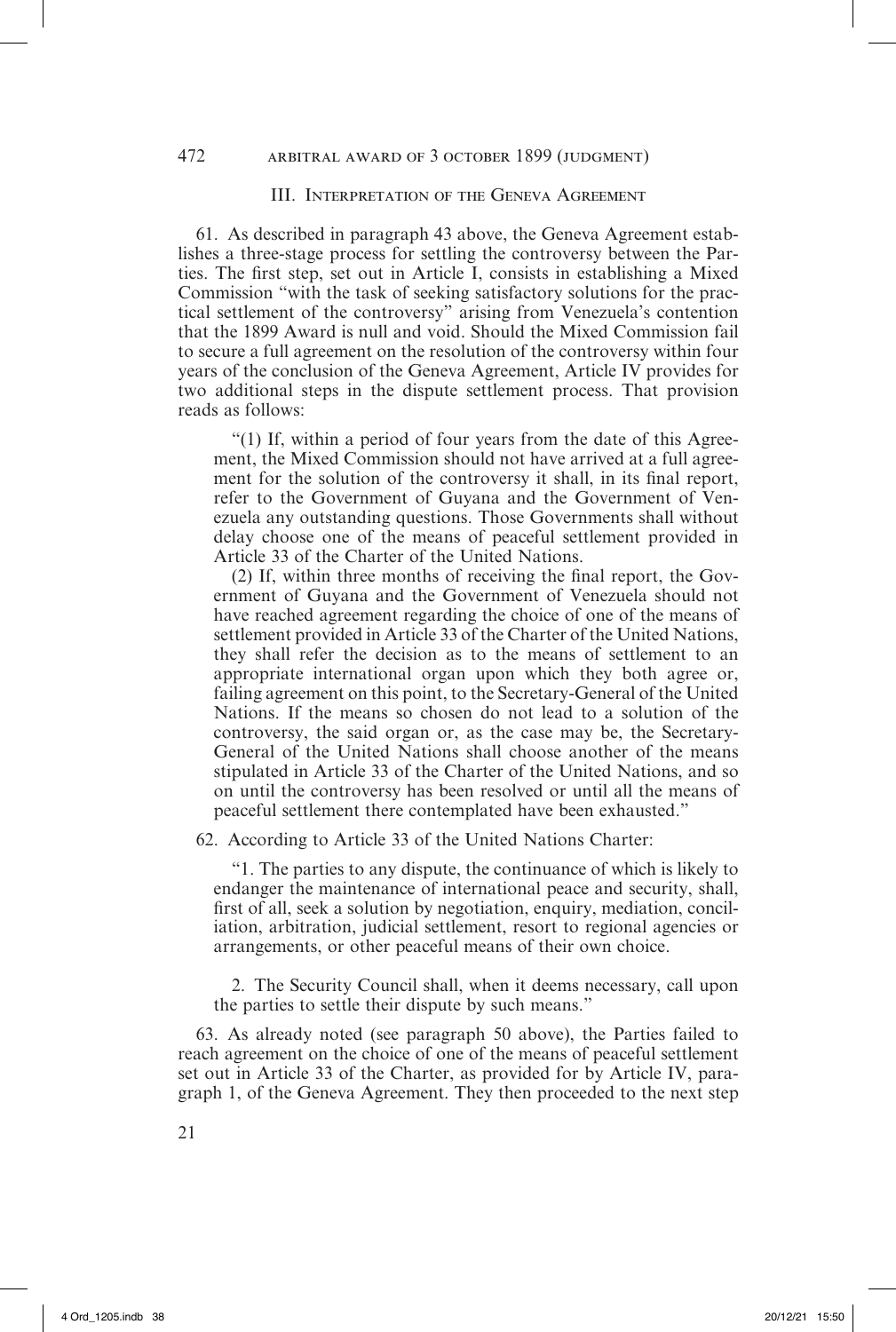## III. Interpretation of the Geneva Agreement

61. As described in paragraph 43 above, the Geneva Agreement establishes a three-stage process for settling the controversy between the Parties. The first step, set out in Article I, consists in establishing a Mixed Commission "with the task of seeking satisfactory solutions for the practical settlement of the controversy" arising from Venezuela's contention that the 1899 Award is null and void. Should the Mixed Commission fail to secure a full agreement on the resolution of the controversy within four years of the conclusion of the Geneva Agreement, Article IV provides for two additional steps in the dispute settlement process. That provision reads as follows:

> "(1) If, within a period of four years from the date of this Agreement, the Mixed Commission should not have arrived at a full agreement for the solution of the controversy it shall, in its final report, refer to the Government of Guyana and the Government of Venezuela any outstanding questions. Those Governments shall without delay choose one of the means of peaceful settlement provided in Article 33 of the Charter of the United Nations.
>
> (2) If, within three months of receiving the final report, the Government of Guyana and the Government of Venezuela should not have reached agreement regarding the choice of one of the means of settlement provided in Article 33 of the Charter of the United Nations, they shall refer the decision as to the means of settlement to an appropriate international organ upon which they both agree or, failing agreement on this point, to the Secretary-General of the United Nations. If the means so chosen do not lead to a solution of the controversy, the said organ or, as the case may be, the Secretary-General of the United Nations shall choose another of the means stipulated in Article 33 of the Charter of the United Nations, and so on until the controversy has been resolved or until all the means of peaceful settlement there contemplated have been exhausted."

62. According to Article 33 of the United Nations Charter:

> "1. The parties to any dispute, the continuance of which is likely to endanger the maintenance of international peace and security, shall, first of all, seek a solution by negotiation, enquiry, mediation, conciliation, arbitration, judicial settlement, resort to regional agencies or arrangements, or other peaceful means of their own choice.
>
> 2. The Security Council shall, when it deems necessary, call upon the parties to settle their dispute by such means."

63. As already noted (see paragraph 50 above), the Parties failed to reach agreement on the choice of one of the means of peaceful settlement set out in Article 33 of the Charter, as provided for by Article IV, paragraph 1, of the Geneva Agreement. They then proceeded to the next step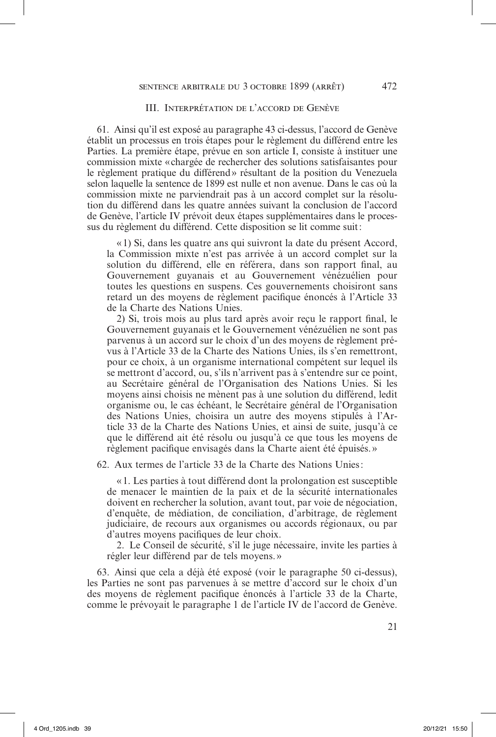### III. Interprétation de l'accord de Genève

61. Ainsi qu'il est exposé au paragraphe 43 ci-dessus, l'accord de Genève établit un processus en trois étapes pour le règlement du différend entre les Parties. La première étape, prévue en son article I, consiste à instituer une commission mixte « chargée de rechercher des solutions satisfaisantes pour le règlement pratique du différend » résultant de la position du Venezuela selon laquelle la sentence de 1899 est nulle et non avenue. Dans le cas où la commission mixte ne parviendrait pas à un accord complet sur la résolution du différend dans les quatre années suivant la conclusion de l'accord de Genève, l'article IV prévoit deux étapes supplémentaires dans le processus du règlement du différend. Cette disposition se lit comme suit :

> « 1) Si, dans les quatre ans qui suivront la date du présent Accord, la Commission mixte n'est pas arrivée à un accord complet sur la solution du différend, elle en référera, dans son rapport final, au Gouvernement guyanais et au Gouvernement vénézuélien pour toutes les questions en suspens. Ces gouvernements choisiront sans retard un des moyens de règlement pacifique énoncés à l'Article 33 de la Charte des Nations Unies.
>
> 2) Si, trois mois au plus tard après avoir reçu le rapport final, le Gouvernement guyanais et le Gouvernement vénézuélien ne sont pas parvenus à un accord sur le choix d'un des moyens de règlement prévus à l'Article 33 de la Charte des Nations Unies, ils s'en remettront, pour ce choix, à un organisme international compétent sur lequel ils se mettront d'accord, ou, s'ils n'arrivent pas à s'entendre sur ce point, au Secrétaire général de l'Organisation des Nations Unies. Si les moyens ainsi choisis ne mènent pas à une solution du différend, ledit organisme ou, le cas échéant, le Secrétaire général de l'Organisation des Nations Unies, choisira un autre des moyens stipulés à l'Article 33 de la Charte des Nations Unies, et ainsi de suite, jusqu'à ce que le différend ait été résolu ou jusqu'à ce que tous les moyens de règlement pacifique envisagés dans la Charte aient été épuisés. »

62. Aux termes de l'article 33 de la Charte des Nations Unies :

> « 1. Les parties à tout différend dont la prolongation est susceptible de menacer le maintien de la paix et de la sécurité internationales doivent en rechercher la solution, avant tout, par voie de négociation, d'enquête, de médiation, de conciliation, d'arbitrage, de règlement judiciaire, de recours aux organismes ou accords régionaux, ou par d'autres moyens pacifiques de leur choix.
>
> 2. Le Conseil de sécurité, s'il le juge nécessaire, invite les parties à régler leur différend par de tels moyens. »

63. Ainsi que cela a déjà été exposé (voir le paragraphe 50 ci-dessus), les Parties ne sont pas parvenues à se mettre d'accord sur le choix d'un des moyens de règlement pacifique énoncés à l'article 33 de la Charte, comme le prévoyait le paragraphe 1 de l'article IV de l'accord de Genève.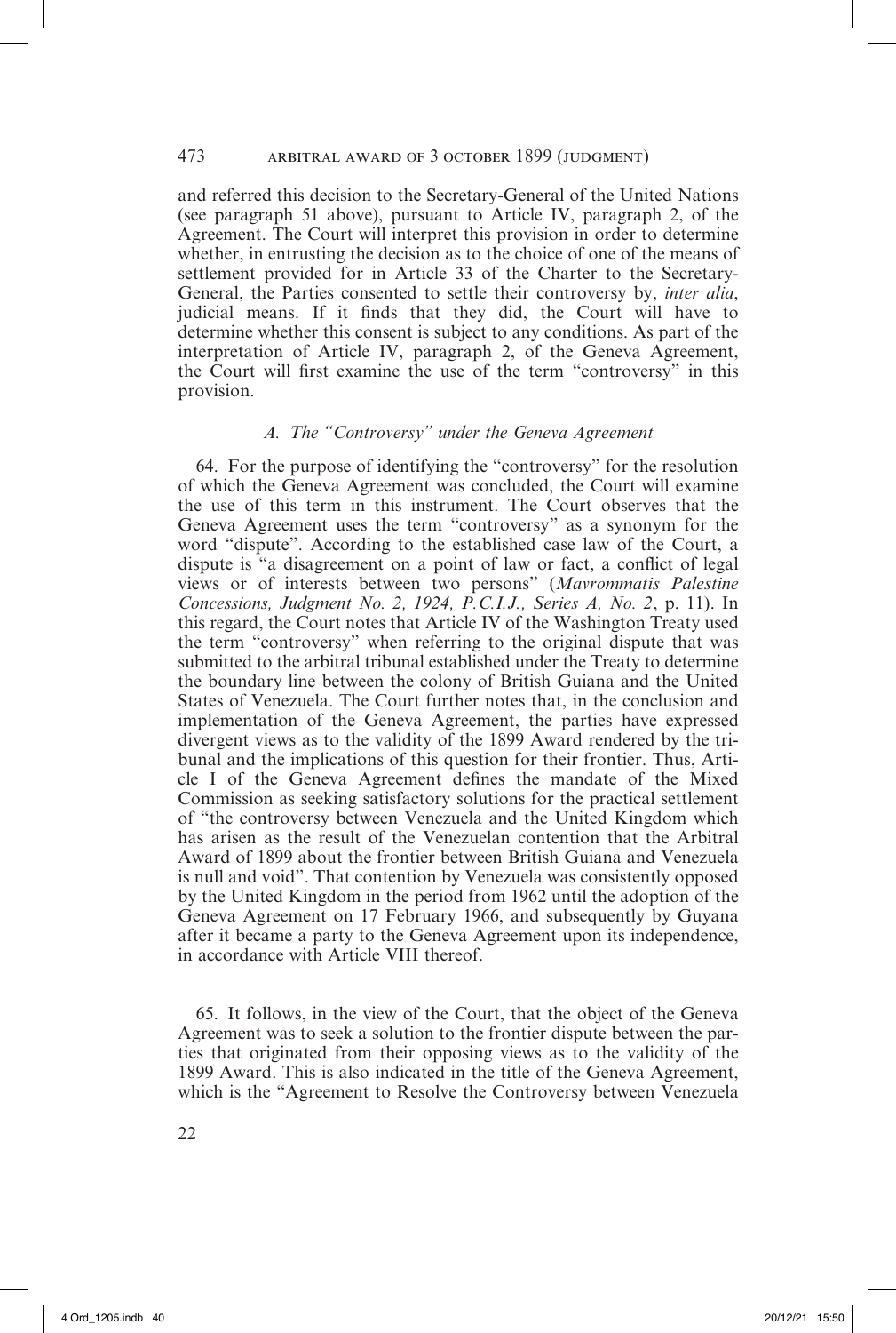and referred this decision to the Secretary-General of the United Nations (see paragraph 51 above), pursuant to Article IV, paragraph 2, of the Agreement. The Court will interpret this provision in order to determine whether, in entrusting the decision as to the choice of one of the means of settlement provided for in Article 33 of the Charter to the Secretary-General, the Parties consented to settle their controversy by, *inter alia*, judicial means. If it finds that they did, the Court will have to determine whether this consent is subject to any conditions. As part of the interpretation of Article IV, paragraph 2, of the Geneva Agreement, the Court will first examine the use of the term "controversy" in this provision.

### *A. The "Controversy" under the Geneva Agreement*

64. For the purpose of identifying the "controversy" for the resolution of which the Geneva Agreement was concluded, the Court will examine the use of this term in this instrument. The Court observes that the Geneva Agreement uses the term "controversy" as a synonym for the word "dispute". According to the established case law of the Court, a dispute is "a disagreement on a point of law or fact, a conflict of legal views or of interests between two persons" (*Mavrommatis Palestine Concessions, Judgment No. 2, 1924, P.C.I.J., Series A, No. 2*, p. 11). In this regard, the Court notes that Article IV of the Washington Treaty used the term "controversy" when referring to the original dispute that was submitted to the arbitral tribunal established under the Treaty to determine the boundary line between the colony of British Guiana and the United States of Venezuela. The Court further notes that, in the conclusion and implementation of the Geneva Agreement, the parties have expressed divergent views as to the validity of the 1899 Award rendered by the tribunal and the implications of this question for their frontier. Thus, Article I of the Geneva Agreement defines the mandate of the Mixed Commission as seeking satisfactory solutions for the practical settlement of "the controversy between Venezuela and the United Kingdom which has arisen as the result of the Venezuelan contention that the Arbitral Award of 1899 about the frontier between British Guiana and Venezuela is null and void". That contention by Venezuela was consistently opposed by the United Kingdom in the period from 1962 until the adoption of the Geneva Agreement on 17 February 1966, and subsequently by Guyana after it became a party to the Geneva Agreement upon its independence, in accordance with Article VIII thereof.

65. It follows, in the view of the Court, that the object of the Geneva Agreement was to seek a solution to the frontier dispute between the parties that originated from their opposing views as to the validity of the 1899 Award. This is also indicated in the title of the Geneva Agreement, which is the "Agreement to Resolve the Controversy between Venezuela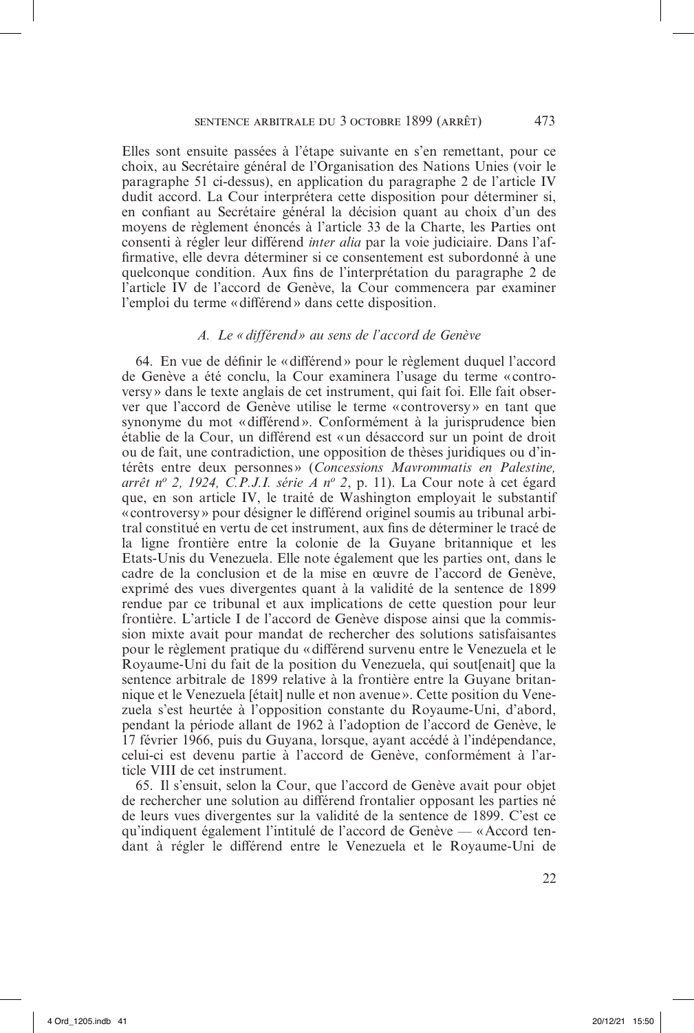Elles sont ensuite passées à l'étape suivante en s'en remettant, pour ce choix, au Secrétaire général de l'Organisation des Nations Unies (voir le paragraphe 51 ci-dessus), en application du paragraphe 2 de l'article IV dudit accord. La Cour interprétera cette disposition pour déterminer si, en confiant au Secrétaire général la décision quant au choix d'un des moyens de règlement énoncés à l'article 33 de la Charte, les Parties ont consenti à régler leur différend *inter alia* par la voie judiciaire. Dans l'affirmative, elle devra déterminer si ce consentement est subordonné à une quelconque condition. Aux fins de l'interprétation du paragraphe 2 de l'article IV de l'accord de Genève, la Cour commencera par examiner l'emploi du terme « différend » dans cette disposition.

### *A. Le « différend » au sens de l'accord de Genève*

64. En vue de définir le « différend » pour le règlement duquel l'accord de Genève a été conclu, la Cour examinera l'usage du terme « controversy » dans le texte anglais de cet instrument, qui fait foi. Elle fait observer que l'accord de Genève utilise le terme « controversy » en tant que synonyme du mot « différend ». Conformément à la jurisprudence bien établie de la Cour, un différend est « un désaccord sur un point de droit ou de fait, une contradiction, une opposition de thèses juridiques ou d'intérêts entre deux personnes » (*Concessions Mavrommatis en Palestine, arrêt n^o 2, 1924, C.P.J.I. série A n^o 2*, p. 11). La Cour note à cet égard que, en son article IV, le traité de Washington employait le substantif « controversy » pour désigner le différend originel soumis au tribunal arbitral constitué en vertu de cet instrument, aux fins de déterminer le tracé de la ligne frontière entre la colonie de la Guyane britannique et les Etats-Unis du Venezuela. Elle note également que les parties ont, dans le cadre de la conclusion et de la mise en œuvre de l'accord de Genève, exprimé des vues divergentes quant à la validité de la sentence de 1899 rendue par ce tribunal et aux implications de cette question pour leur frontière. L'article I de l'accord de Genève dispose ainsi que la commission mixte avait pour mandat de rechercher des solutions satisfaisantes pour le règlement pratique du « différend survenu entre le Venezuela et le Royaume-Uni du fait de la position du Venezuela, qui sout[enait] que la sentence arbitrale de 1899 relative à la frontière entre la Guyane britannique et le Venezuela [était] nulle et non avenue ». Cette position du Venezuela s'est heurtée à l'opposition constante du Royaume-Uni, d'abord, pendant la période allant de 1962 à l'adoption de l'accord de Genève, le 17 février 1966, puis du Guyana, lorsque, ayant accédé à l'indépendance, celui-ci est devenu partie à l'accord de Genève, conformément à l'article VIII de cet instrument.

65. Il s'ensuit, selon la Cour, que l'accord de Genève avait pour objet de rechercher une solution au différend frontalier opposant les parties né de leurs vues divergentes sur la validité de la sentence de 1899. C'est ce qu'indiquent également l'intitulé de l'accord de Genève — « Accord tendant à régler le différend entre le Venezuela et le Royaume-Uni de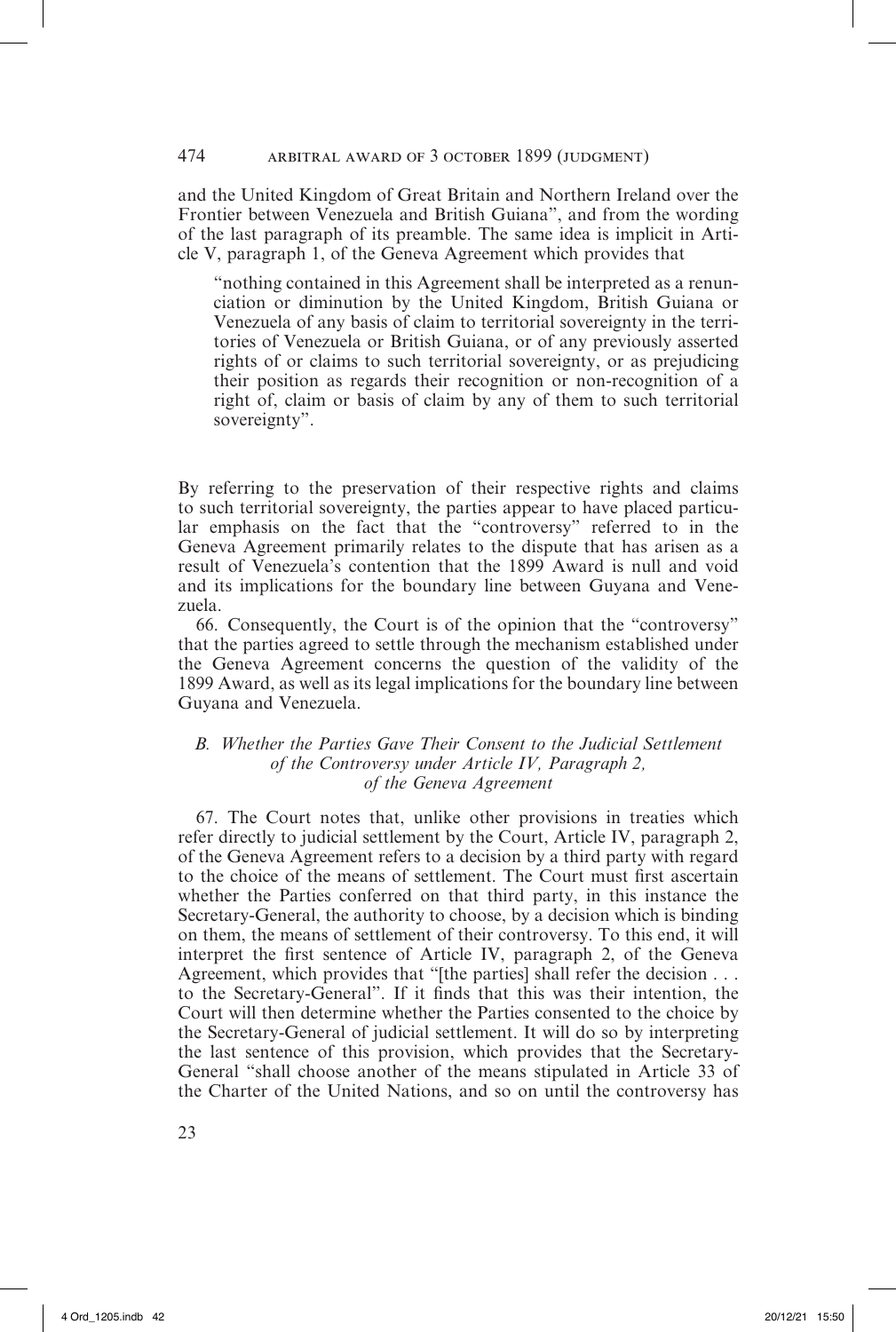and the United Kingdom of Great Britain and Northern Ireland over the Frontier between Venezuela and British Guiana", and from the wording of the last paragraph of its preamble. The same idea is implicit in Article V, paragraph 1, of the Geneva Agreement which provides that

> "nothing contained in this Agreement shall be interpreted as a renunciation or diminution by the United Kingdom, British Guiana or Venezuela of any basis of claim to territorial sovereignty in the territories of Venezuela or British Guiana, or of any previously asserted rights of or claims to such territorial sovereignty, or as prejudicing their position as regards their recognition or non-recognition of a right of, claim or basis of claim by any of them to such territorial sovereignty".

By referring to the preservation of their respective rights and claims to such territorial sovereignty, the parties appear to have placed particular emphasis on the fact that the "controversy" referred to in the Geneva Agreement primarily relates to the dispute that has arisen as a result of Venezuela's contention that the 1899 Award is null and void and its implications for the boundary line between Guyana and Venezuela.

66. Consequently, the Court is of the opinion that the "controversy" that the parties agreed to settle through the mechanism established under the Geneva Agreement concerns the question of the validity of the 1899 Award, as well as its legal implications for the boundary line between Guyana and Venezuela.

### *B. Whether the Parties Gave Their Consent to the Judicial Settlement of the Controversy under Article IV, Paragraph 2, of the Geneva Agreement*

67. The Court notes that, unlike other provisions in treaties which refer directly to judicial settlement by the Court, Article IV, paragraph 2, of the Geneva Agreement refers to a decision by a third party with regard to the choice of the means of settlement. The Court must first ascertain whether the Parties conferred on that third party, in this instance the Secretary-General, the authority to choose, by a decision which is binding on them, the means of settlement of their controversy. To this end, it will interpret the first sentence of Article IV, paragraph 2, of the Geneva Agreement, which provides that "[the parties] shall refer the decision . . . to the Secretary-General". If it finds that this was their intention, the Court will then determine whether the Parties consented to the choice by the Secretary-General of judicial settlement. It will do so by interpreting the last sentence of this provision, which provides that the Secretary-General "shall choose another of the means stipulated in Article 33 of the Charter of the United Nations, and so on until the controversy has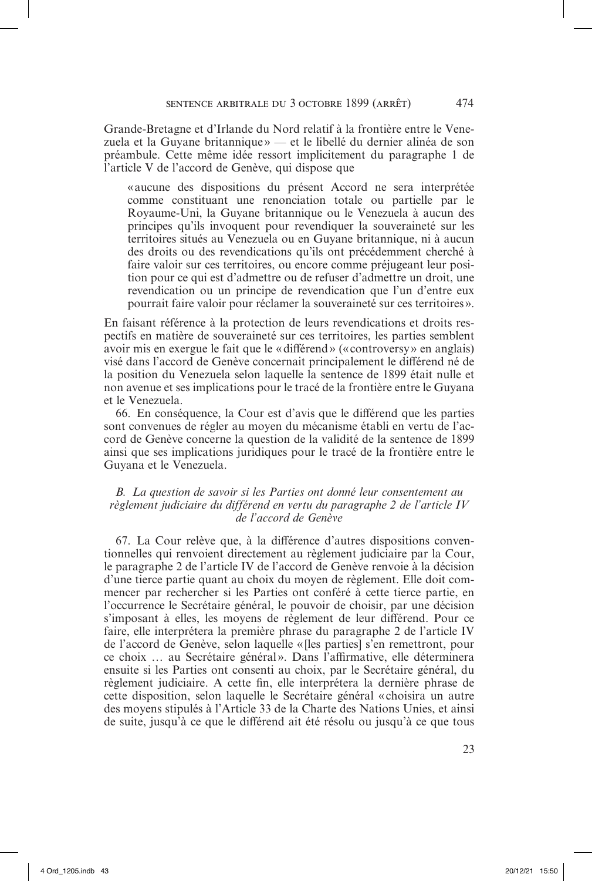Grande-Bretagne et d'Irlande du Nord relatif à la frontière entre le Venezuela et la Guyane britannique» — et le libellé du dernier alinéa de son préambule. Cette même idée ressort implicitement du paragraphe 1 de l'article V de l'accord de Genève, qui dispose que

> «aucune des dispositions du présent Accord ne sera interprétée comme constituant une renonciation totale ou partielle par le Royaume-Uni, la Guyane britannique ou le Venezuela à aucun des principes qu'ils invoquent pour revendiquer la souveraineté sur les territoires situés au Venezuela ou en Guyane britannique, ni à aucun des droits ou des revendications qu'ils ont précédemment cherché à faire valoir sur ces territoires, ou encore comme préjugeant leur position pour ce qui est d'admettre ou de refuser d'admettre un droit, une revendication ou un principe de revendication que l'un d'entre eux pourrait faire valoir pour réclamer la souveraineté sur ces territoires».

En faisant référence à la protection de leurs revendications et droits respectifs en matière de souveraineté sur ces territoires, les parties semblent avoir mis en exergue le fait que le «différend» («controversy» en anglais) visé dans l'accord de Genève concernait principalement le différend né de la position du Venezuela selon laquelle la sentence de 1899 était nulle et non avenue et ses implications pour le tracé de la frontière entre le Guyana et le Venezuela.

66. En conséquence, la Cour est d'avis que le différend que les parties sont convenues de régler au moyen du mécanisme établi en vertu de l'accord de Genève concerne la question de la validité de la sentence de 1899 ainsi que ses implications juridiques pour le tracé de la frontière entre le Guyana et le Venezuela.

### *B. La question de savoir si les Parties ont donné leur consentement au règlement judiciaire du différend en vertu du paragraphe 2 de l'article IV de l'accord de Genève*

67. La Cour relève que, à la différence d'autres dispositions conventionnelles qui renvoient directement au règlement judiciaire par la Cour, le paragraphe 2 de l'article IV de l'accord de Genève renvoie à la décision d'une tierce partie quant au choix du moyen de règlement. Elle doit commencer par rechercher si les Parties ont conféré à cette tierce partie, en l'occurrence le Secrétaire général, le pouvoir de choisir, par une décision s'imposant à elles, les moyens de règlement de leur différend. Pour ce faire, elle interprétera la première phrase du paragraphe 2 de l'article IV de l'accord de Genève, selon laquelle «[les parties] s'en remettront, pour ce choix … au Secrétaire général». Dans l'affirmative, elle déterminera ensuite si les Parties ont consenti au choix, par le Secrétaire général, du règlement judiciaire. A cette fin, elle interprétera la dernière phrase de cette disposition, selon laquelle le Secrétaire général «choisira un autre des moyens stipulés à l'Article 33 de la Charte des Nations Unies, et ainsi de suite, jusqu'à ce que le différend ait été résolu ou jusqu'à ce que tous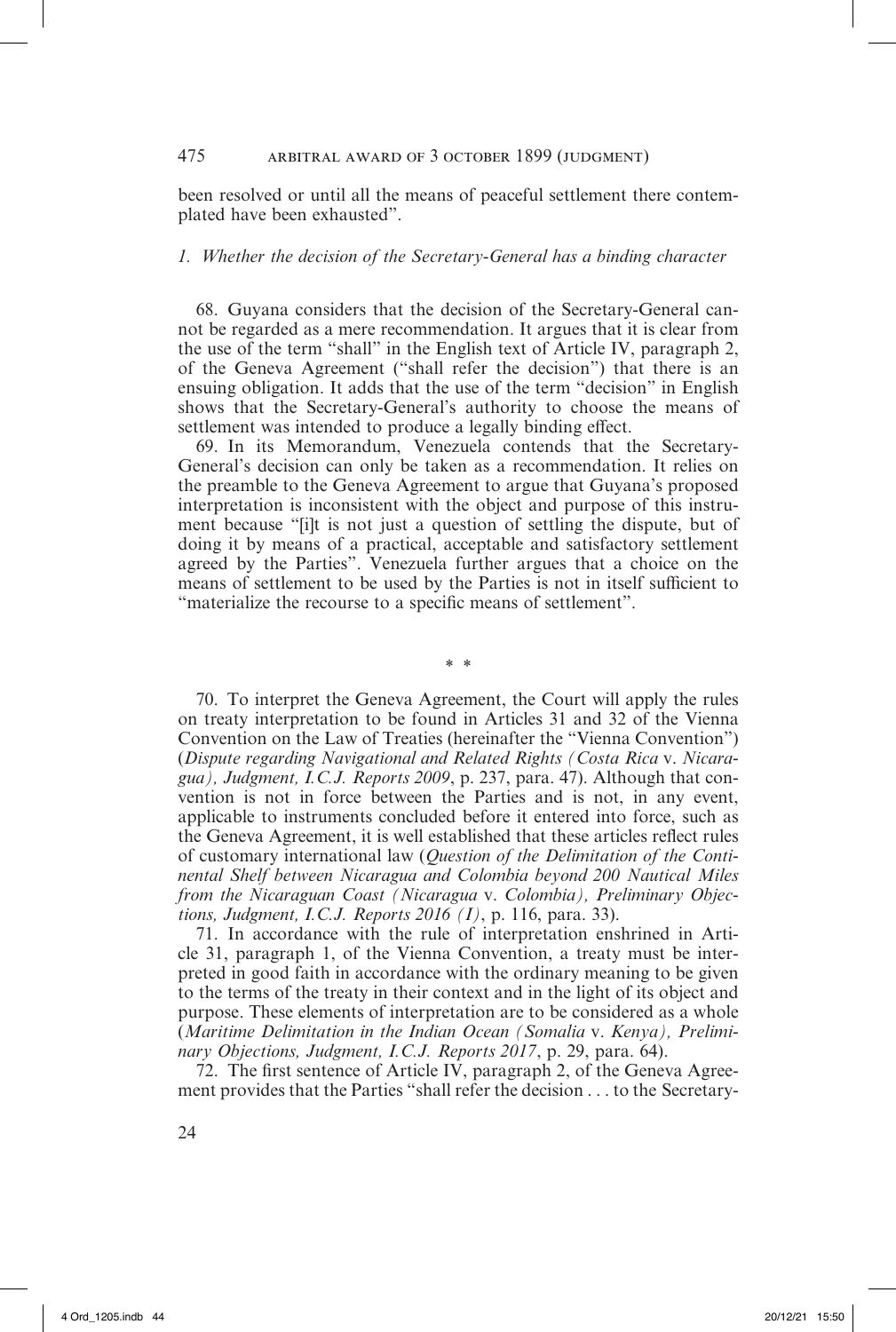been resolved or until all the means of peaceful settlement there contemplated have been exhausted".

### *1. Whether the decision of the Secretary-General has a binding character*

68. Guyana considers that the decision of the Secretary-General cannot be regarded as a mere recommendation. It argues that it is clear from the use of the term "shall" in the English text of Article IV, paragraph 2, of the Geneva Agreement ("shall refer the decision") that there is an ensuing obligation. It adds that the use of the term "decision" in English shows that the Secretary-General's authority to choose the means of settlement was intended to produce a legally binding effect.

69. In its Memorandum, Venezuela contends that the Secretary-General's decision can only be taken as a recommendation. It relies on the preamble to the Geneva Agreement to argue that Guyana's proposed interpretation is inconsistent with the object and purpose of this instrument because "[i]t is not just a question of settling the dispute, but of doing it by means of a practical, acceptable and satisfactory settlement agreed by the Parties". Venezuela further argues that a choice on the means of settlement to be used by the Parties is not in itself sufficient to "materialize the recourse to a specific means of settlement".

\* \*

70. To interpret the Geneva Agreement, the Court will apply the rules on treaty interpretation to be found in Articles 31 and 32 of the Vienna Convention on the Law of Treaties (hereinafter the "Vienna Convention") (*Dispute regarding Navigational and Related Rights (Costa Rica* v. *Nicaragua), Judgment, I.C.J. Reports 2009*, p. 237, para. 47). Although that convention is not in force between the Parties and is not, in any event, applicable to instruments concluded before it entered into force, such as the Geneva Agreement, it is well established that these articles reflect rules of customary international law (*Question of the Delimitation of the Continental Shelf between Nicaragua and Colombia beyond 200 Nautical Miles from the Nicaraguan Coast (Nicaragua* v. *Colombia), Preliminary Objections, Judgment, I.C.J. Reports 2016 (I)*, p. 116, para. 33).

71. In accordance with the rule of interpretation enshrined in Article 31, paragraph 1, of the Vienna Convention, a treaty must be interpreted in good faith in accordance with the ordinary meaning to be given to the terms of the treaty in their context and in the light of its object and purpose. These elements of interpretation are to be considered as a whole (*Maritime Delimitation in the Indian Ocean (Somalia* v. *Kenya), Preliminary Objections, Judgment, I.C.J. Reports 2017*, p. 29, para. 64).

72. The first sentence of Article IV, paragraph 2, of the Geneva Agreement provides that the Parties "shall refer the decision . . . to the Secretary-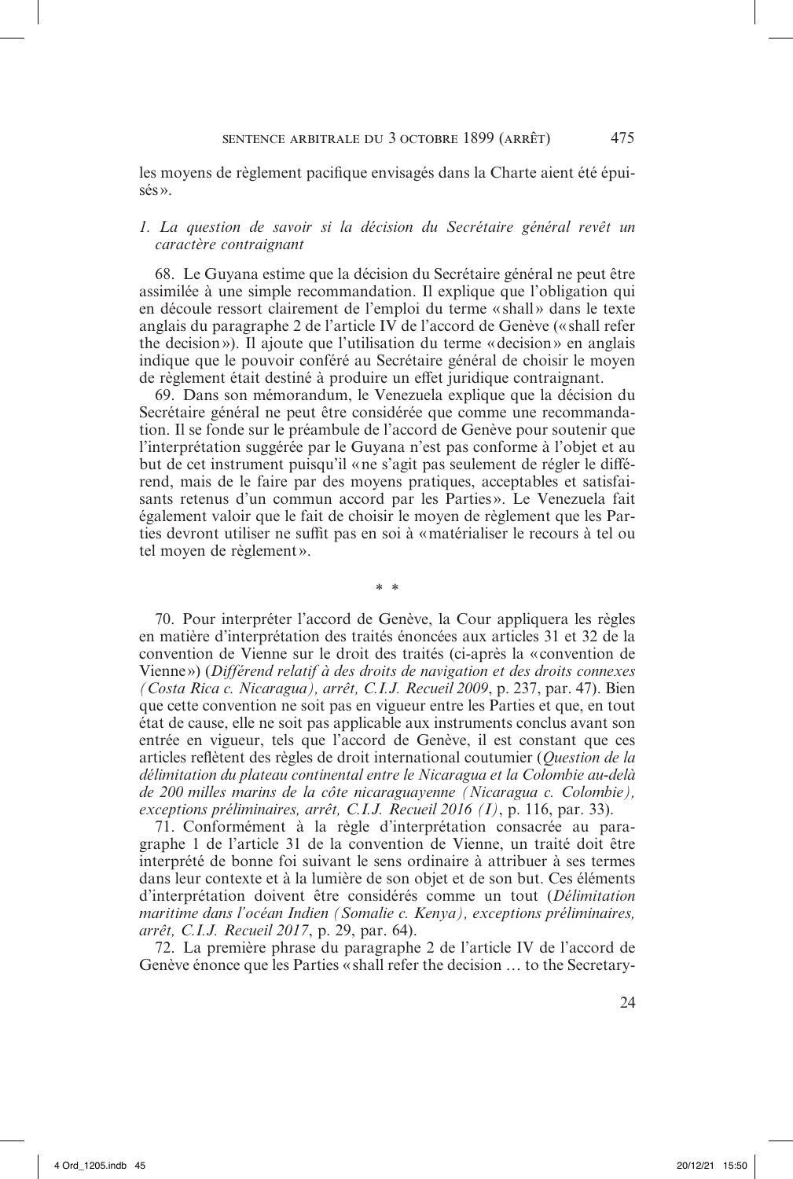les moyens de règlement pacifique envisagés dans la Charte aient été épuisés».

### *1. La question de savoir si la décision du Secrétaire général revêt un caractère contraignant*

68. Le Guyana estime que la décision du Secrétaire général ne peut être assimilée à une simple recommandation. Il explique que l'obligation qui en découle ressort clairement de l'emploi du terme «shall» dans le texte anglais du paragraphe 2 de l'article IV de l'accord de Genève («shall refer the decision»). Il ajoute que l'utilisation du terme «decision» en anglais indique que le pouvoir conféré au Secrétaire général de choisir le moyen de règlement était destiné à produire un effet juridique contraignant.

69. Dans son mémorandum, le Venezuela explique que la décision du Secrétaire général ne peut être considérée que comme une recommandation. Il se fonde sur le préambule de l'accord de Genève pour soutenir que l'interprétation suggérée par le Guyana n'est pas conforme à l'objet et au but de cet instrument puisqu'il «ne s'agit pas seulement de régler le différend, mais de le faire par des moyens pratiques, acceptables et satisfaisants retenus d'un commun accord par les Parties». Le Venezuela fait également valoir que le fait de choisir le moyen de règlement que les Parties devront utiliser ne suffit pas en soi à «matérialiser le recours à tel ou tel moyen de règlement».

\* \*

70. Pour interpréter l'accord de Genève, la Cour appliquera les règles en matière d'interprétation des traités énoncées aux articles 31 et 32 de la convention de Vienne sur le droit des traités (ci-après la «convention de Vienne») (*Différend relatif à des droits de navigation et des droits connexes (Costa Rica c. Nicaragua), arrêt, C.I.J. Recueil 2009*, p. 237, par. 47). Bien que cette convention ne soit pas en vigueur entre les Parties et que, en tout état de cause, elle ne soit pas applicable aux instruments conclus avant son entrée en vigueur, tels que l'accord de Genève, il est constant que ces articles reflètent des règles de droit international coutumier (*Question de la délimitation du plateau continental entre le Nicaragua et la Colombie au-delà de 200 milles marins de la côte nicaraguayenne (Nicaragua c. Colombie), exceptions préliminaires, arrêt, C.I.J. Recueil 2016 (I)*, p. 116, par. 33).

71. Conformément à la règle d'interprétation consacrée au paragraphe 1 de l'article 31 de la convention de Vienne, un traité doit être interprété de bonne foi suivant le sens ordinaire à attribuer à ses termes dans leur contexte et à la lumière de son objet et de son but. Ces éléments d'interprétation doivent être considérés comme un tout (*Délimitation maritime dans l'océan Indien (Somalie c. Kenya), exceptions préliminaires, arrêt, C.I.J. Recueil 2017*, p. 29, par. 64).

72. La première phrase du paragraphe 2 de l'article IV de l'accord de Genève énonce que les Parties «shall refer the decision … to the Secretary-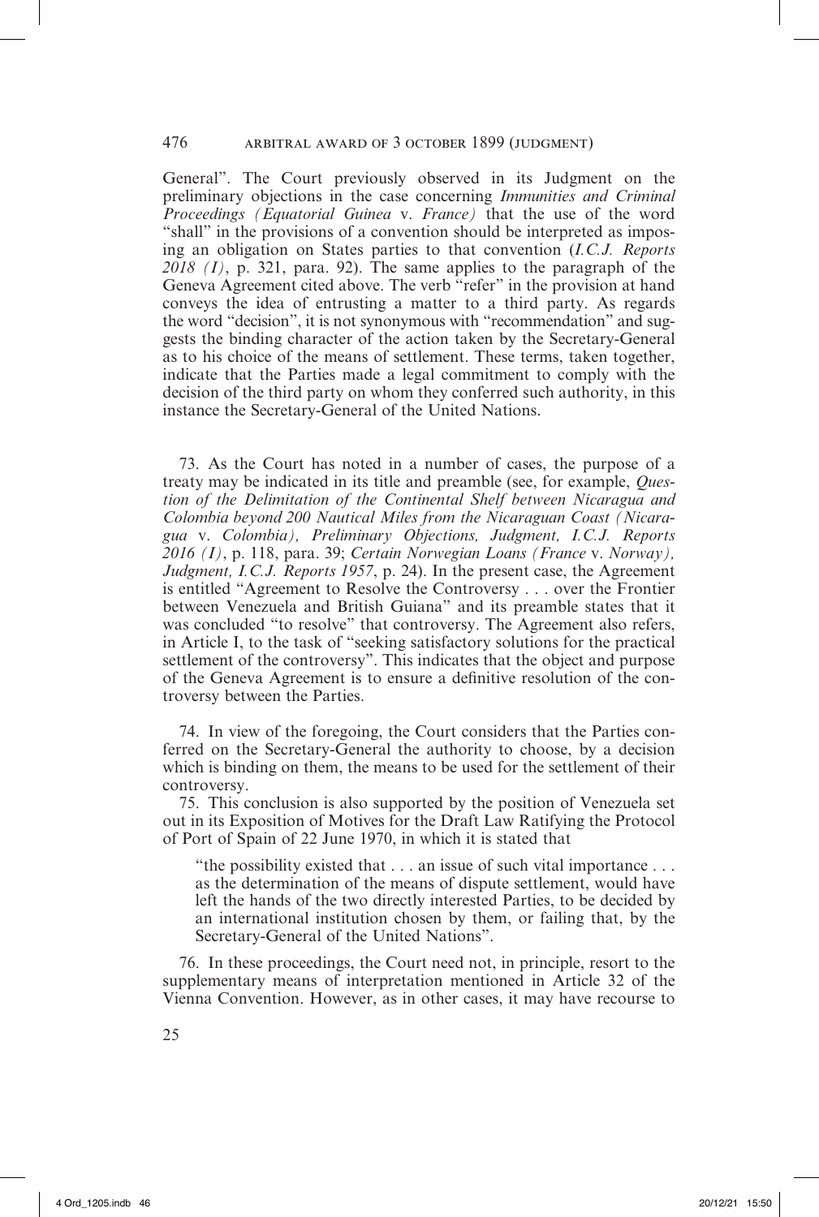General". The Court previously observed in its Judgment on the preliminary objections in the case concerning *Immunities and Criminal Proceedings (Equatorial Guinea* v. *France)* that the use of the word "shall" in the provisions of a convention should be interpreted as imposing an obligation on States parties to that convention (*I.C.J. Reports 2018 (I)*, p. 321, para. 92). The same applies to the paragraph of the Geneva Agreement cited above. The verb "refer" in the provision at hand conveys the idea of entrusting a matter to a third party. As regards the word "decision", it is not synonymous with "recommendation" and suggests the binding character of the action taken by the Secretary-General as to his choice of the means of settlement. These terms, taken together, indicate that the Parties made a legal commitment to comply with the decision of the third party on whom they conferred such authority, in this instance the Secretary-General of the United Nations.

73. As the Court has noted in a number of cases, the purpose of a treaty may be indicated in its title and preamble (see, for example, *Question of the Delimitation of the Continental Shelf between Nicaragua and Colombia beyond 200 Nautical Miles from the Nicaraguan Coast (Nicaragua* v. *Colombia), Preliminary Objections, Judgment, I.C.J. Reports 2016 (I)*, p. 118, para. 39; *Certain Norwegian Loans (France* v. *Norway), Judgment, I.C.J. Reports 1957*, p. 24). In the present case, the Agreement is entitled "Agreement to Resolve the Controversy . . . over the Frontier between Venezuela and British Guiana" and its preamble states that it was concluded "to resolve" that controversy. The Agreement also refers, in Article I, to the task of "seeking satisfactory solutions for the practical settlement of the controversy". This indicates that the object and purpose of the Geneva Agreement is to ensure a definitive resolution of the controversy between the Parties.

74. In view of the foregoing, the Court considers that the Parties conferred on the Secretary-General the authority to choose, by a decision which is binding on them, the means to be used for the settlement of their controversy.

75. This conclusion is also supported by the position of Venezuela set out in its Exposition of Motives for the Draft Law Ratifying the Protocol of Port of Spain of 22 June 1970, in which it is stated that

> "the possibility existed that . . . an issue of such vital importance . . . as the determination of the means of dispute settlement, would have left the hands of the two directly interested Parties, to be decided by an international institution chosen by them, or failing that, by the Secretary-General of the United Nations".

76. In these proceedings, the Court need not, in principle, resort to the supplementary means of interpretation mentioned in Article 32 of the Vienna Convention. However, as in other cases, it may have recourse to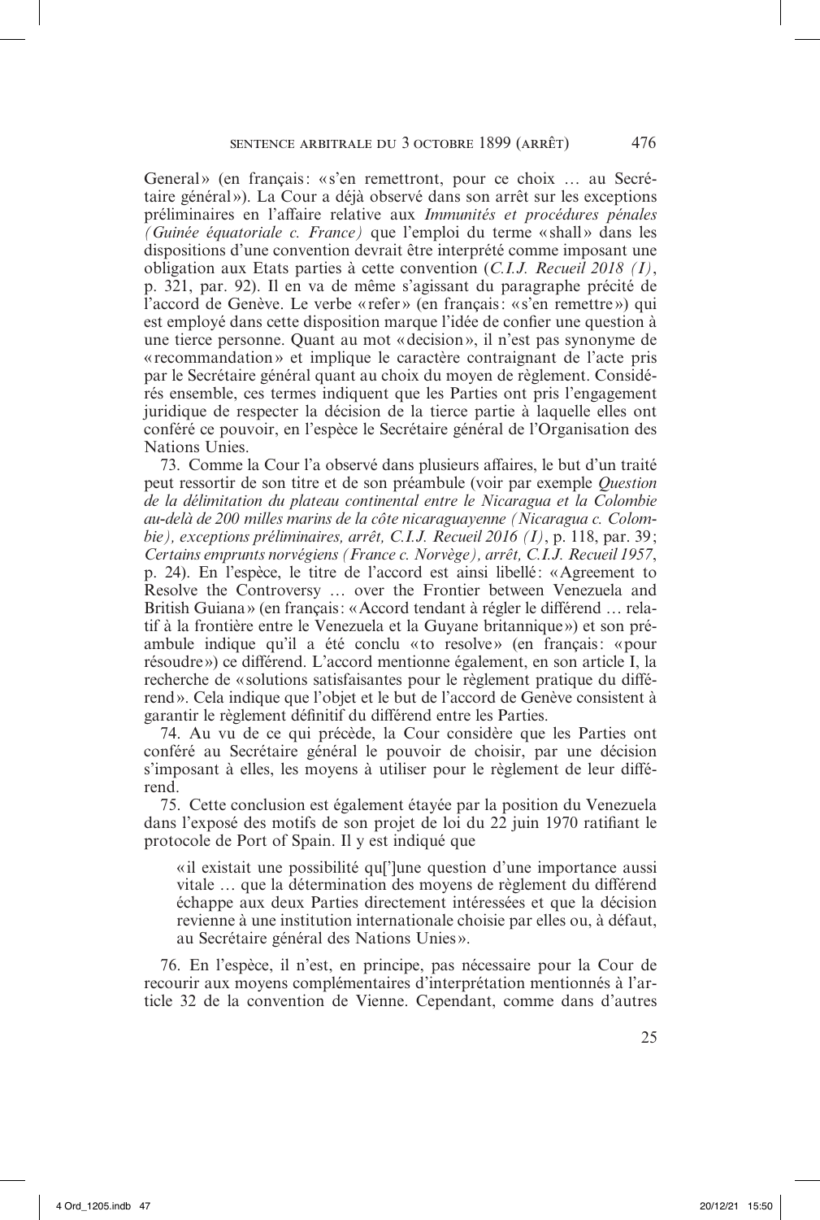General» (en français: «s'en remettront, pour ce choix … au Secrétaire général»). La Cour a déjà observé dans son arrêt sur les exceptions préliminaires en l'affaire relative aux *Immunités et procédures pénales (Guinée équatoriale c. France)* que l'emploi du terme «shall» dans les dispositions d'une convention devrait être interprété comme imposant une obligation aux Etats parties à cette convention (*C.I.J. Recueil 2018 (I)*, p. 321, par. 92). Il en va de même s'agissant du paragraphe précité de l'accord de Genève. Le verbe «refer» (en français: «s'en remettre») qui est employé dans cette disposition marque l'idée de confier une question à une tierce personne. Quant au mot «decision», il n'est pas synonyme de «recommandation» et implique le caractère contraignant de l'acte pris par le Secrétaire général quant au choix du moyen de règlement. Considérés ensemble, ces termes indiquent que les Parties ont pris l'engagement juridique de respecter la décision de la tierce partie à laquelle elles ont conféré ce pouvoir, en l'espèce le Secrétaire général de l'Organisation des Nations Unies.

73. Comme la Cour l'a observé dans plusieurs affaires, le but d'un traité peut ressortir de son titre et de son préambule (voir par exemple *Question de la délimitation du plateau continental entre le Nicaragua et la Colombie au-delà de 200 milles marins de la côte nicaraguayenne (Nicaragua c. Colombie), exceptions préliminaires, arrêt, C.I.J. Recueil 2016 (I)*, p. 118, par. 39; *Certains emprunts norvégiens (France c. Norvège), arrêt, C.I.J. Recueil 1957*, p. 24). En l'espèce, le titre de l'accord est ainsi libellé: «Agreement to Resolve the Controversy … over the Frontier between Venezuela and British Guiana» (en français: «Accord tendant à régler le différend … relatif à la frontière entre le Venezuela et la Guyane britannique») et son préambule indique qu'il a été conclu «to resolve» (en français: «pour résoudre») ce différend. L'accord mentionne également, en son article I, la recherche de «solutions satisfaisantes pour le règlement pratique du différend». Cela indique que l'objet et le but de l'accord de Genève consistent à garantir le règlement définitif du différend entre les Parties.

74. Au vu de ce qui précède, la Cour considère que les Parties ont conféré au Secrétaire général le pouvoir de choisir, par une décision s'imposant à elles, les moyens à utiliser pour le règlement de leur différend.

75. Cette conclusion est également étayée par la position du Venezuela dans l'exposé des motifs de son projet de loi du 22 juin 1970 ratifiant le protocole de Port of Spain. Il y est indiqué que

> «il existait une possibilité qu[']une question d'une importance aussi vitale … que la détermination des moyens de règlement du différend échappe aux deux Parties directement intéressées et que la décision revienne à une institution internationale choisie par elles ou, à défaut, au Secrétaire général des Nations Unies».

76. En l'espèce, il n'est, en principe, pas nécessaire pour la Cour de recourir aux moyens complémentaires d'interprétation mentionnés à l'article 32 de la convention de Vienne. Cependant, comme dans d'autres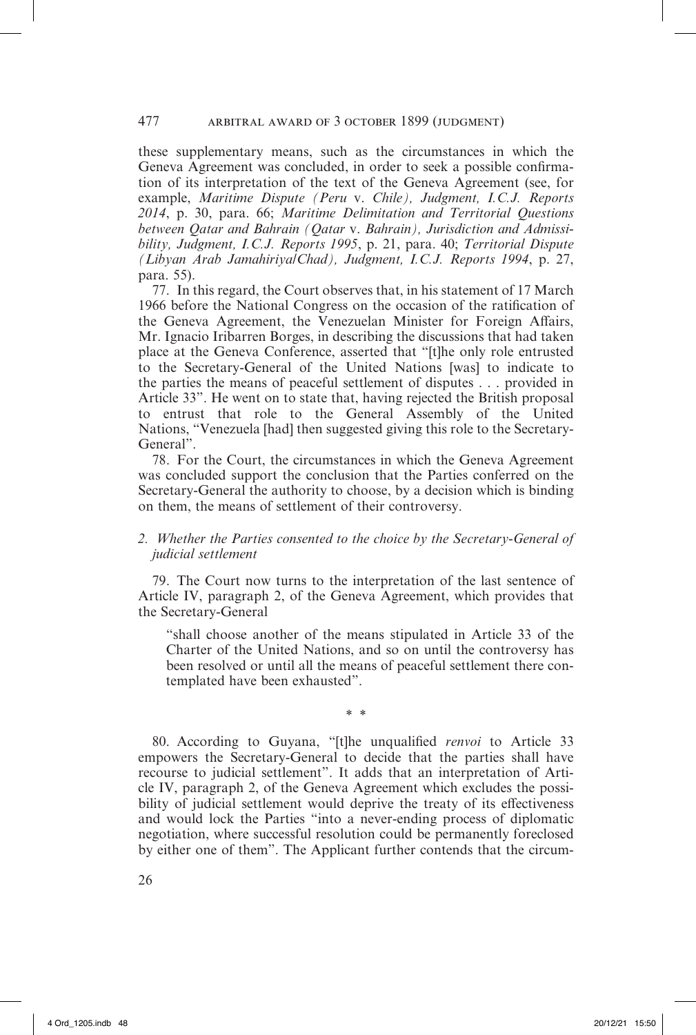these supplementary means, such as the circumstances in which the Geneva Agreement was concluded, in order to seek a possible confirmation of its interpretation of the text of the Geneva Agreement (see, for example, *Maritime Dispute (Peru* v. *Chile), Judgment, I.C.J. Reports 2014*, p. 30, para. 66; *Maritime Delimitation and Territorial Questions between Qatar and Bahrain (Qatar* v. *Bahrain), Jurisdiction and Admissibility, Judgment, I.C.J. Reports 1995*, p. 21, para. 40; *Territorial Dispute (Libyan Arab Jamahiriya/Chad), Judgment, I.C.J. Reports 1994*, p. 27, para. 55).

77. In this regard, the Court observes that, in his statement of 17 March 1966 before the National Congress on the occasion of the ratification of the Geneva Agreement, the Venezuelan Minister for Foreign Affairs, Mr. Ignacio Iribarren Borges, in describing the discussions that had taken place at the Geneva Conference, asserted that "[t]he only role entrusted to the Secretary-General of the United Nations [was] to indicate to the parties the means of peaceful settlement of disputes . . . provided in Article 33". He went on to state that, having rejected the British proposal to entrust that role to the General Assembly of the United Nations, "Venezuela [had] then suggested giving this role to the Secretary-General".

78. For the Court, the circumstances in which the Geneva Agreement was concluded support the conclusion that the Parties conferred on the Secretary-General the authority to choose, by a decision which is binding on them, the means of settlement of their controversy.

*2. Whether the Parties consented to the choice by the Secretary-General of judicial settlement*

79. The Court now turns to the interpretation of the last sentence of Article IV, paragraph 2, of the Geneva Agreement, which provides that the Secretary-General

> "shall choose another of the means stipulated in Article 33 of the Charter of the United Nations, and so on until the controversy has been resolved or until all the means of peaceful settlement there contemplated have been exhausted".

\* \*

80. According to Guyana, "[t]he unqualified *renvoi* to Article 33 empowers the Secretary-General to decide that the parties shall have recourse to judicial settlement". It adds that an interpretation of Article IV, paragraph 2, of the Geneva Agreement which excludes the possibility of judicial settlement would deprive the treaty of its effectiveness and would lock the Parties "into a never-ending process of diplomatic negotiation, where successful resolution could be permanently foreclosed by either one of them". The Applicant further contends that the circum-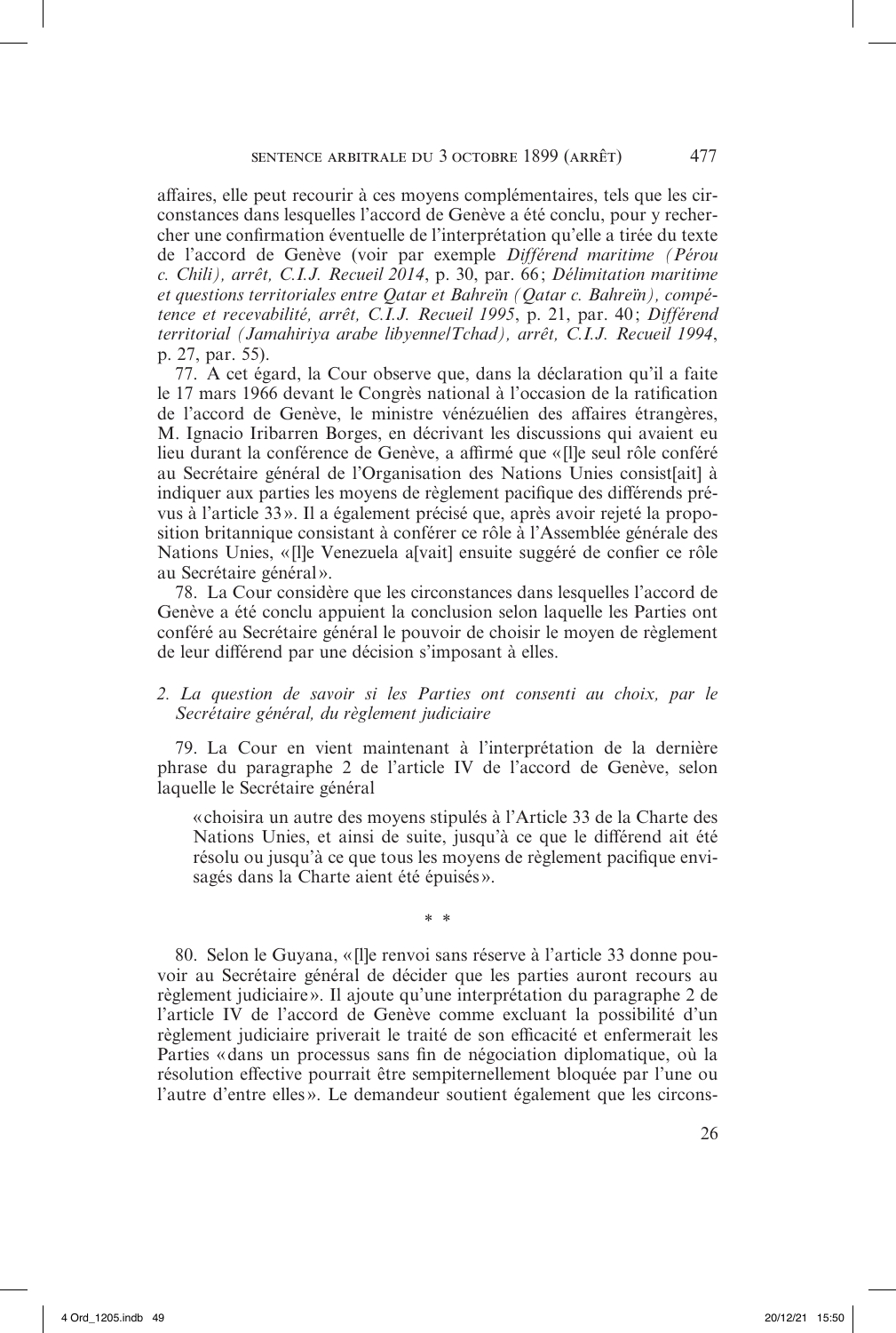affaires, elle peut recourir à ces moyens complémentaires, tels que les circonstances dans lesquelles l'accord de Genève a été conclu, pour y rechercher une confirmation éventuelle de l'interprétation qu'elle a tirée du texte de l'accord de Genève (voir par exemple *Différend maritime (Pérou c. Chili), arrêt, C.I.J. Recueil 2014*, p. 30, par. 66 ; *Délimitation maritime et questions territoriales entre Qatar et Bahreïn (Qatar c. Bahreïn), compétence et recevabilité, arrêt, C.I.J. Recueil 1995*, p. 21, par. 40 ; *Différend territorial (Jamahiriya arabe libyenne/Tchad), arrêt, C.I.J. Recueil 1994*, p. 27, par. 55).

77. A cet égard, la Cour observe que, dans la déclaration qu'il a faite le 17 mars 1966 devant le Congrès national à l'occasion de la ratification de l'accord de Genève, le ministre vénézuélien des affaires étrangères, M. Ignacio Iribarren Borges, en décrivant les discussions qui avaient eu lieu durant la conférence de Genève, a affirmé que « [l]e seul rôle conféré au Secrétaire général de l'Organisation des Nations Unies consist[ait] à indiquer aux parties les moyens de règlement pacifique des différends prévus à l'article 33 ». Il a également précisé que, après avoir rejeté la proposition britannique consistant à conférer ce rôle à l'Assemblée générale des Nations Unies, « [l]e Venezuela a[vait] ensuite suggéré de confier ce rôle au Secrétaire général ».

78. La Cour considère que les circonstances dans lesquelles l'accord de Genève a été conclu appuient la conclusion selon laquelle les Parties ont conféré au Secrétaire général le pouvoir de choisir le moyen de règlement de leur différend par une décision s'imposant à elles.

*2. La question de savoir si les Parties ont consenti au choix, par le Secrétaire général, du règlement judiciaire*

79. La Cour en vient maintenant à l'interprétation de la dernière phrase du paragraphe 2 de l'article IV de l'accord de Genève, selon laquelle le Secrétaire général

> « choisira un autre des moyens stipulés à l'Article 33 de la Charte des Nations Unies, et ainsi de suite, jusqu'à ce que le différend ait été résolu ou jusqu'à ce que tous les moyens de règlement pacifique envisagés dans la Charte aient été épuisés ».

\* \*

80. Selon le Guyana, « [l]e renvoi sans réserve à l'article 33 donne pouvoir au Secrétaire général de décider que les parties auront recours au règlement judiciaire ». Il ajoute qu'une interprétation du paragraphe 2 de l'article IV de l'accord de Genève comme excluant la possibilité d'un règlement judiciaire priverait le traité de son efficacité et enfermerait les Parties « dans un processus sans fin de négociation diplomatique, où la résolution effective pourrait être sempiternellement bloquée par l'une ou l'autre d'entre elles ». Le demandeur soutient également que les circons-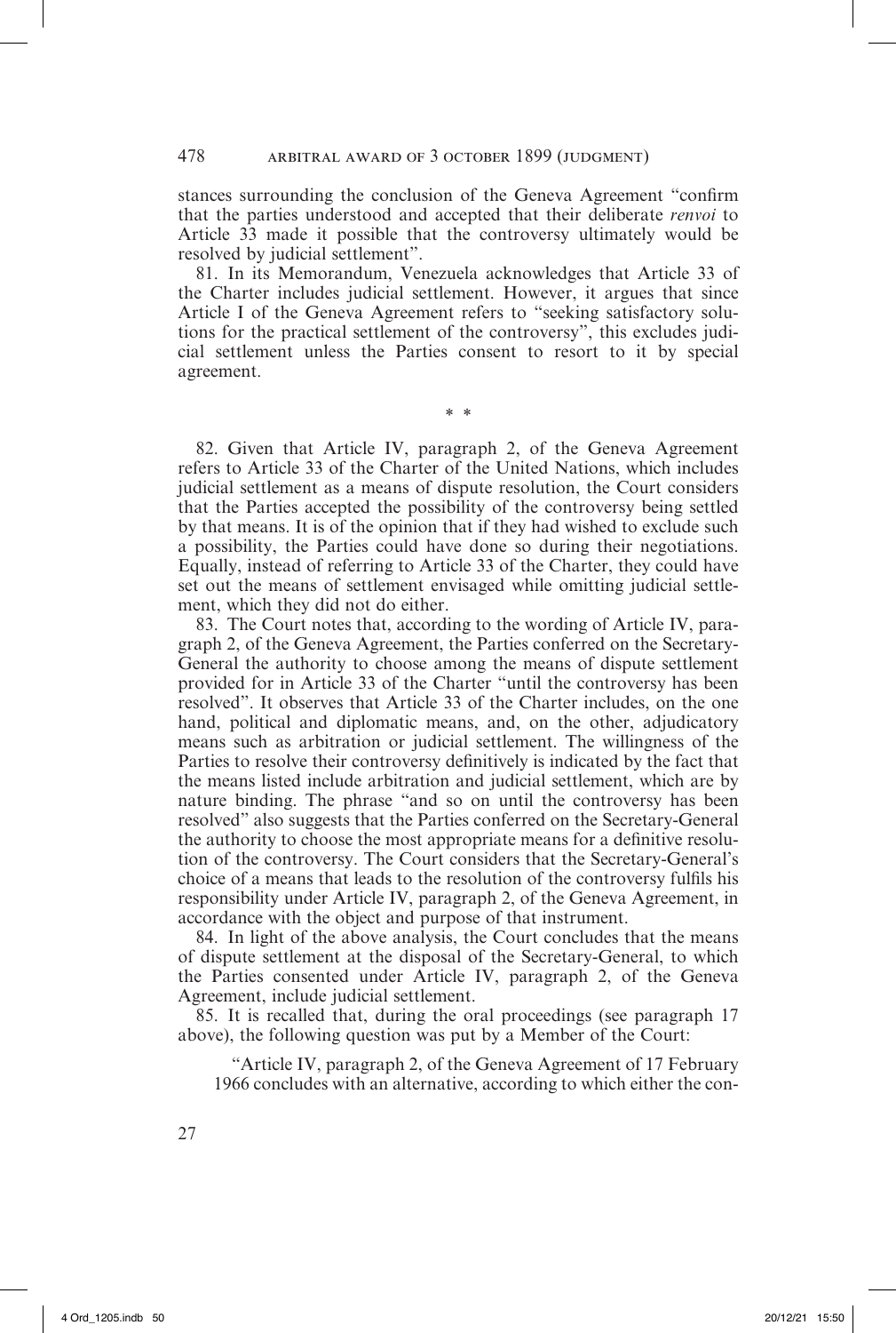stances surrounding the conclusion of the Geneva Agreement "confirm that the parties understood and accepted that their deliberate *renvoi* to Article 33 made it possible that the controversy ultimately would be resolved by judicial settlement".

81. In its Memorandum, Venezuela acknowledges that Article 33 of the Charter includes judicial settlement. However, it argues that since Article I of the Geneva Agreement refers to "seeking satisfactory solutions for the practical settlement of the controversy", this excludes judicial settlement unless the Parties consent to resort to it by special agreement.

\* \*

82. Given that Article IV, paragraph 2, of the Geneva Agreement refers to Article 33 of the Charter of the United Nations, which includes judicial settlement as a means of dispute resolution, the Court considers that the Parties accepted the possibility of the controversy being settled by that means. It is of the opinion that if they had wished to exclude such a possibility, the Parties could have done so during their negotiations. Equally, instead of referring to Article 33 of the Charter, they could have set out the means of settlement envisaged while omitting judicial settlement, which they did not do either.

83. The Court notes that, according to the wording of Article IV, paragraph 2, of the Geneva Agreement, the Parties conferred on the Secretary-General the authority to choose among the means of dispute settlement provided for in Article 33 of the Charter "until the controversy has been resolved". It observes that Article 33 of the Charter includes, on the one hand, political and diplomatic means, and, on the other, adjudicatory means such as arbitration or judicial settlement. The willingness of the Parties to resolve their controversy definitively is indicated by the fact that the means listed include arbitration and judicial settlement, which are by nature binding. The phrase "and so on until the controversy has been resolved" also suggests that the Parties conferred on the Secretary-General the authority to choose the most appropriate means for a definitive resolution of the controversy. The Court considers that the Secretary-General's choice of a means that leads to the resolution of the controversy fulfils his responsibility under Article IV, paragraph 2, of the Geneva Agreement, in accordance with the object and purpose of that instrument.

84. In light of the above analysis, the Court concludes that the means of dispute settlement at the disposal of the Secretary-General, to which the Parties consented under Article IV, paragraph 2, of the Geneva Agreement, include judicial settlement.

85. It is recalled that, during the oral proceedings (see paragraph 17 above), the following question was put by a Member of the Court:

> "Article IV, paragraph 2, of the Geneva Agreement of 17 February 1966 concludes with an alternative, according to which either the con-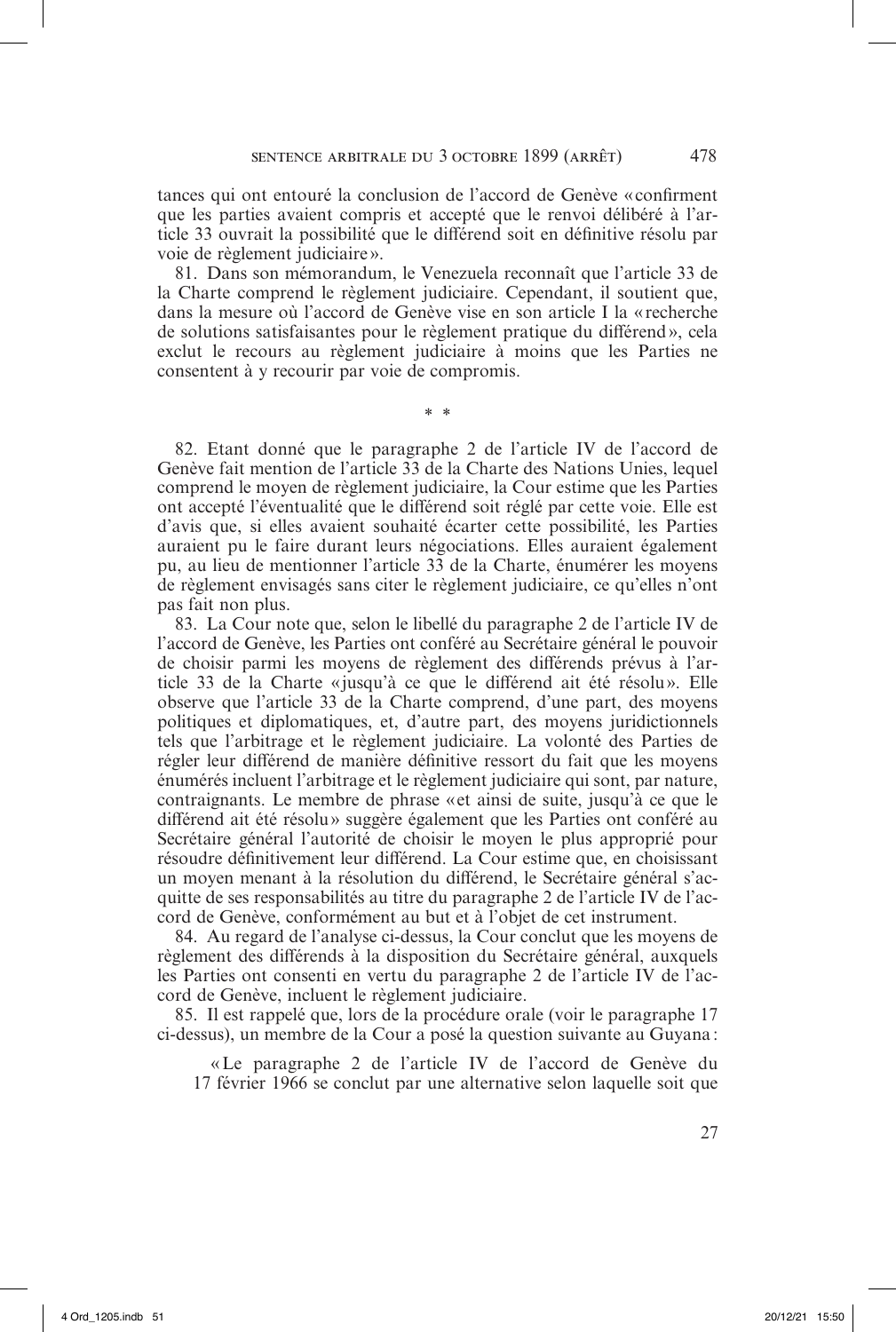tances qui ont entouré la conclusion de l'accord de Genève « confirment que les parties avaient compris et accepté que le renvoi délibéré à l'article 33 ouvrait la possibilité que le différend soit en définitive résolu par voie de règlement judiciaire ».

81. Dans son mémorandum, le Venezuela reconnaît que l'article 33 de la Charte comprend le règlement judiciaire. Cependant, il soutient que, dans la mesure où l'accord de Genève vise en son article I la « recherche de solutions satisfaisantes pour le règlement pratique du différend », cela exclut le recours au règlement judiciaire à moins que les Parties ne consentent à y recourir par voie de compromis.

\* \*

82. Etant donné que le paragraphe 2 de l'article IV de l'accord de Genève fait mention de l'article 33 de la Charte des Nations Unies, lequel comprend le moyen de règlement judiciaire, la Cour estime que les Parties ont accepté l'éventualité que le différend soit réglé par cette voie. Elle est d'avis que, si elles avaient souhaité écarter cette possibilité, les Parties auraient pu le faire durant leurs négociations. Elles auraient également pu, au lieu de mentionner l'article 33 de la Charte, énumérer les moyens de règlement envisagés sans citer le règlement judiciaire, ce qu'elles n'ont pas fait non plus.

83. La Cour note que, selon le libellé du paragraphe 2 de l'article IV de l'accord de Genève, les Parties ont conféré au Secrétaire général le pouvoir de choisir parmi les moyens de règlement des différends prévus à l'article 33 de la Charte « jusqu'à ce que le différend ait été résolu ». Elle observe que l'article 33 de la Charte comprend, d'une part, des moyens politiques et diplomatiques, et, d'autre part, des moyens juridictionnels tels que l'arbitrage et le règlement judiciaire. La volonté des Parties de régler leur différend de manière définitive ressort du fait que les moyens énumérés incluent l'arbitrage et le règlement judiciaire qui sont, par nature, contraignants. Le membre de phrase « et ainsi de suite, jusqu'à ce que le différend ait été résolu » suggère également que les Parties ont conféré au Secrétaire général l'autorité de choisir le moyen le plus approprié pour résoudre définitivement leur différend. La Cour estime que, en choisissant un moyen menant à la résolution du différend, le Secrétaire général s'acquitte de ses responsabilités au titre du paragraphe 2 de l'article IV de l'accord de Genève, conformément au but et à l'objet de cet instrument.

84. Au regard de l'analyse ci-dessus, la Cour conclut que les moyens de règlement des différends à la disposition du Secrétaire général, auxquels les Parties ont consenti en vertu du paragraphe 2 de l'article IV de l'accord de Genève, incluent le règlement judiciaire.

85. Il est rappelé que, lors de la procédure orale (voir le paragraphe 17 ci-dessus), un membre de la Cour a posé la question suivante au Guyana :

> « Le paragraphe 2 de l'article IV de l'accord de Genève du 17 février 1966 se conclut par une alternative selon laquelle soit que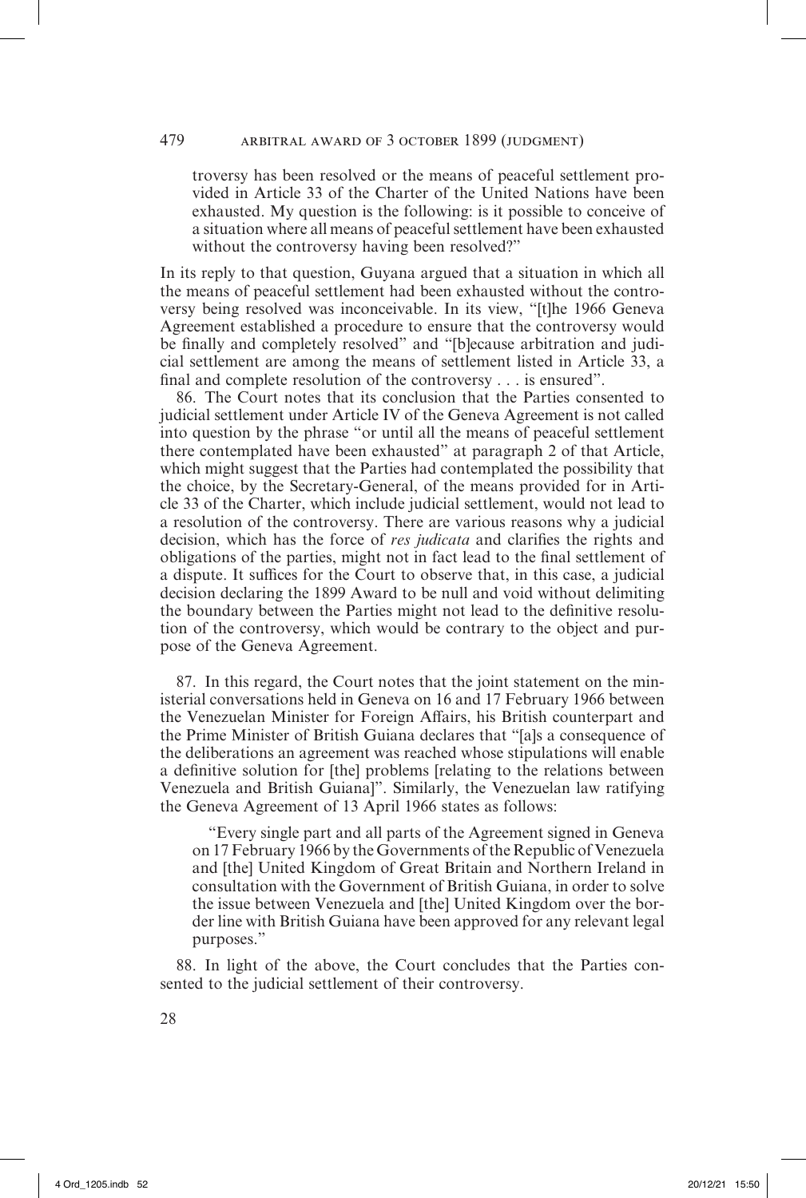troversy has been resolved or the means of peaceful settlement provided in Article 33 of the Charter of the United Nations have been exhausted. My question is the following: is it possible to conceive of a situation where all means of peaceful settlement have been exhausted without the controversy having been resolved?"

In its reply to that question, Guyana argued that a situation in which all the means of peaceful settlement had been exhausted without the controversy being resolved was inconceivable. In its view, "[t]he 1966 Geneva Agreement established a procedure to ensure that the controversy would be finally and completely resolved" and "[b]ecause arbitration and judicial settlement are among the means of settlement listed in Article 33, a final and complete resolution of the controversy . . . is ensured".

86. The Court notes that its conclusion that the Parties consented to judicial settlement under Article IV of the Geneva Agreement is not called into question by the phrase "or until all the means of peaceful settlement there contemplated have been exhausted" at paragraph 2 of that Article, which might suggest that the Parties had contemplated the possibility that the choice, by the Secretary-General, of the means provided for in Article 33 of the Charter, which include judicial settlement, would not lead to a resolution of the controversy. There are various reasons why a judicial decision, which has the force of *res judicata* and clarifies the rights and obligations of the parties, might not in fact lead to the final settlement of a dispute. It suffices for the Court to observe that, in this case, a judicial decision declaring the 1899 Award to be null and void without delimiting the boundary between the Parties might not lead to the definitive resolution of the controversy, which would be contrary to the object and purpose of the Geneva Agreement.

87. In this regard, the Court notes that the joint statement on the ministerial conversations held in Geneva on 16 and 17 February 1966 between the Venezuelan Minister for Foreign Affairs, his British counterpart and the Prime Minister of British Guiana declares that "[a]s a consequence of the deliberations an agreement was reached whose stipulations will enable a definitive solution for [the] problems [relating to the relations between Venezuela and British Guiana]". Similarly, the Venezuelan law ratifying the Geneva Agreement of 13 April 1966 states as follows:

> "Every single part and all parts of the Agreement signed in Geneva on 17 February 1966 by the Governments of the Republic of Venezuela and [the] United Kingdom of Great Britain and Northern Ireland in consultation with the Government of British Guiana, in order to solve the issue between Venezuela and [the] United Kingdom over the border line with British Guiana have been approved for any relevant legal purposes."

88. In light of the above, the Court concludes that the Parties consented to the judicial settlement of their controversy.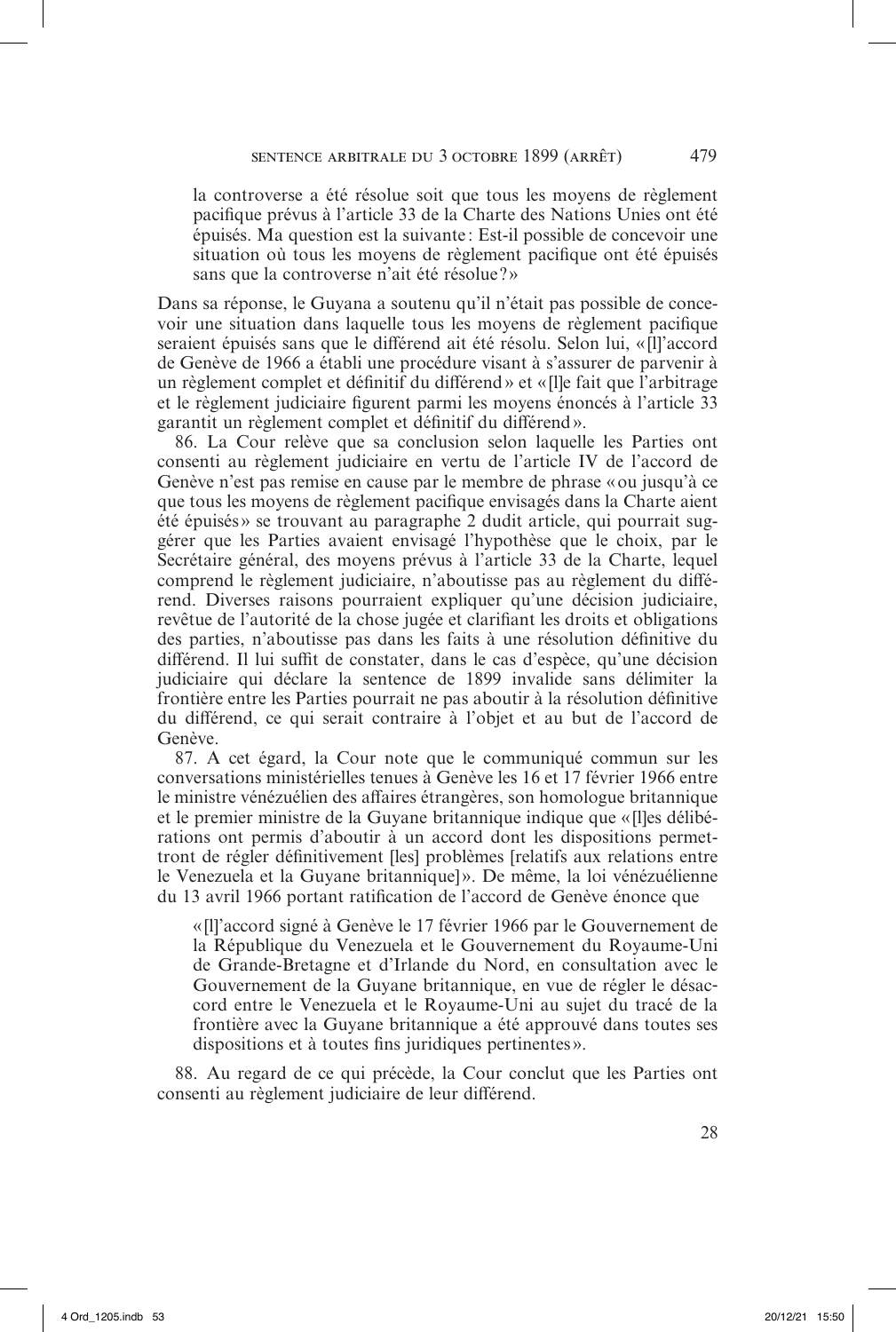la controverse a été résolue soit que tous les moyens de règlement pacifique prévus à l'article 33 de la Charte des Nations Unies ont été épuisés. Ma question est la suivante : Est-il possible de concevoir une situation où tous les moyens de règlement pacifique ont été épuisés sans que la controverse n'ait été résolue ? »

Dans sa réponse, le Guyana a soutenu qu'il n'était pas possible de concevoir une situation dans laquelle tous les moyens de règlement pacifique seraient épuisés sans que le différend ait été résolu. Selon lui, « [l]'accord de Genève de 1966 a établi une procédure visant à s'assurer de parvenir à un règlement complet et définitif du différend » et « [l]e fait que l'arbitrage et le règlement judiciaire figurent parmi les moyens énoncés à l'article 33 garantit un règlement complet et définitif du différend ».

86. La Cour relève que sa conclusion selon laquelle les Parties ont consenti au règlement judiciaire en vertu de l'article IV de l'accord de Genève n'est pas remise en cause par le membre de phrase « ou jusqu'à ce que tous les moyens de règlement pacifique envisagés dans la Charte aient été épuisés » se trouvant au paragraphe 2 dudit article, qui pourrait suggérer que les Parties avaient envisagé l'hypothèse que le choix, par le Secrétaire général, des moyens prévus à l'article 33 de la Charte, lequel comprend le règlement judiciaire, n'aboutisse pas au règlement du différend. Diverses raisons pourraient expliquer qu'une décision judiciaire, revêtue de l'autorité de la chose jugée et clarifiant les droits et obligations des parties, n'aboutisse pas dans les faits à une résolution définitive du différend. Il lui suffit de constater, dans le cas d'espèce, qu'une décision judiciaire qui déclare la sentence de 1899 invalide sans délimiter la frontière entre les Parties pourrait ne pas aboutir à la résolution définitive du différend, ce qui serait contraire à l'objet et au but de l'accord de Genève.

87. A cet égard, la Cour note que le communiqué commun sur les conversations ministérielles tenues à Genève les 16 et 17 février 1966 entre le ministre vénézuélien des affaires étrangères, son homologue britannique et le premier ministre de la Guyane britannique indique que « [l]es délibérations ont permis d'aboutir à un accord dont les dispositions permettront de régler définitivement [les] problèmes [relatifs aux relations entre le Venezuela et la Guyane britannique] ». De même, la loi vénézuélienne du 13 avril 1966 portant ratification de l'accord de Genève énonce que

> « [l]'accord signé à Genève le 17 février 1966 par le Gouvernement de la République du Venezuela et le Gouvernement du Royaume-Uni de Grande-Bretagne et d'Irlande du Nord, en consultation avec le Gouvernement de la Guyane britannique, en vue de régler le désaccord entre le Venezuela et le Royaume-Uni au sujet du tracé de la frontière avec la Guyane britannique a été approuvé dans toutes ses dispositions et à toutes fins juridiques pertinentes ».

88. Au regard de ce qui précède, la Cour conclut que les Parties ont consenti au règlement judiciaire de leur différend.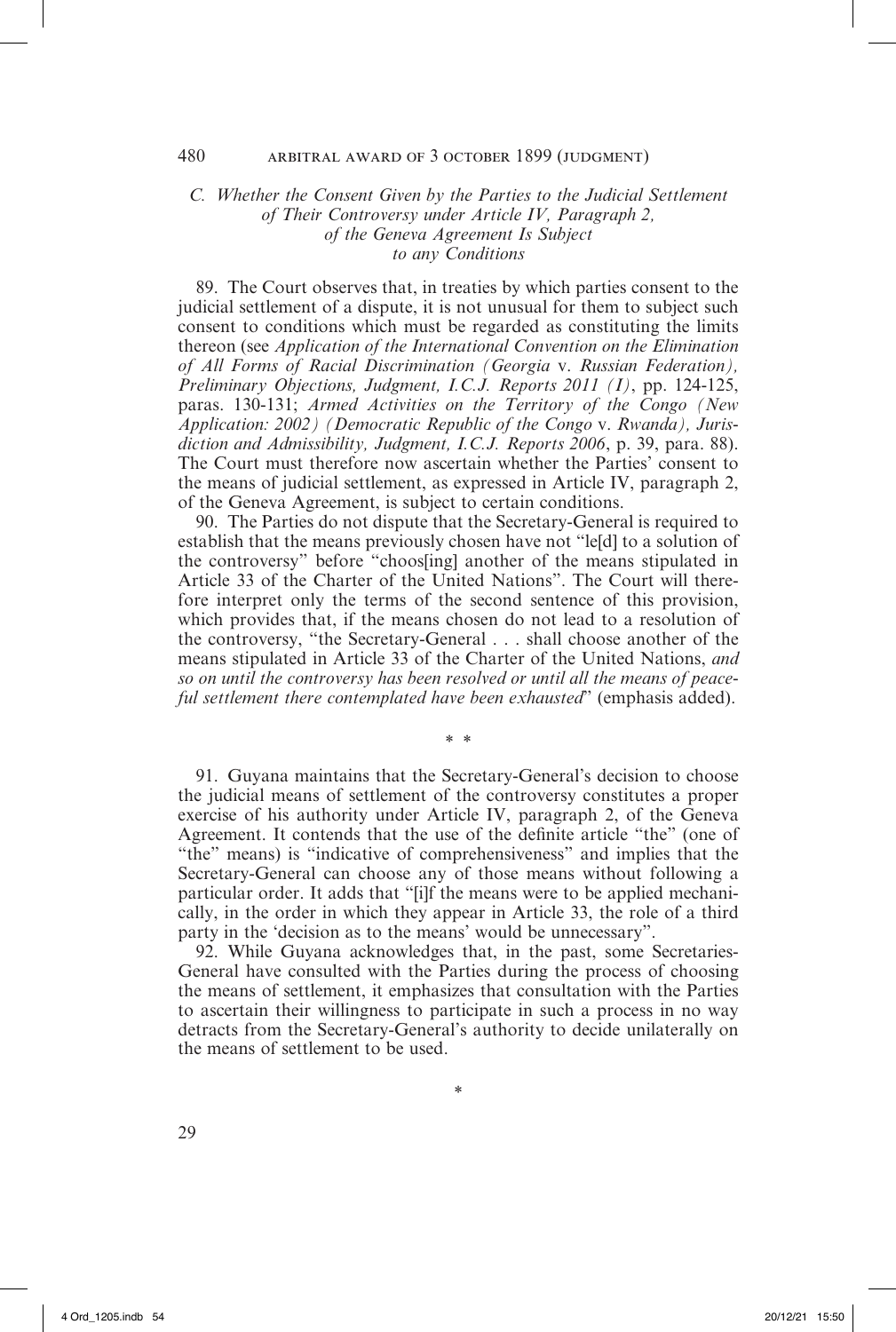### *C. Whether the Consent Given by the Parties to the Judicial Settlement of Their Controversy under Article IV, Paragraph 2, of the Geneva Agreement Is Subject to any Conditions*

89. The Court observes that, in treaties by which parties consent to the judicial settlement of a dispute, it is not unusual for them to subject such consent to conditions which must be regarded as constituting the limits thereon (see *Application of the International Convention on the Elimination of All Forms of Racial Discrimination (Georgia* v. *Russian Federation), Preliminary Objections, Judgment, I.C.J. Reports 2011 (I)*, pp. 124-125, paras. 130-131; *Armed Activities on the Territory of the Congo (New Application: 2002) (Democratic Republic of the Congo* v. *Rwanda), Jurisdiction and Admissibility, Judgment, I.C.J. Reports 2006*, p. 39, para. 88). The Court must therefore now ascertain whether the Parties' consent to the means of judicial settlement, as expressed in Article IV, paragraph 2, of the Geneva Agreement, is subject to certain conditions.

90. The Parties do not dispute that the Secretary-General is required to establish that the means previously chosen have not "le[d] to a solution of the controversy" before "choos[ing] another of the means stipulated in Article 33 of the Charter of the United Nations". The Court will therefore interpret only the terms of the second sentence of this provision, which provides that, if the means chosen do not lead to a resolution of the controversy, "the Secretary-General . . . shall choose another of the means stipulated in Article 33 of the Charter of the United Nations, *and so on until the controversy has been resolved or until all the means of peaceful settlement there contemplated have been exhausted*" (emphasis added).

\* \*

91. Guyana maintains that the Secretary-General's decision to choose the judicial means of settlement of the controversy constitutes a proper exercise of his authority under Article IV, paragraph 2, of the Geneva Agreement. It contends that the use of the definite article "the" (one of "the" means) is "indicative of comprehensiveness" and implies that the Secretary-General can choose any of those means without following a particular order. It adds that "[i]f the means were to be applied mechanically, in the order in which they appear in Article 33, the role of a third party in the 'decision as to the means' would be unnecessary".

92. While Guyana acknowledges that, in the past, some Secretaries-General have consulted with the Parties during the process of choosing the means of settlement, it emphasizes that consultation with the Parties to ascertain their willingness to participate in such a process in no way detracts from the Secretary-General's authority to decide unilaterally on the means of settlement to be used.

\*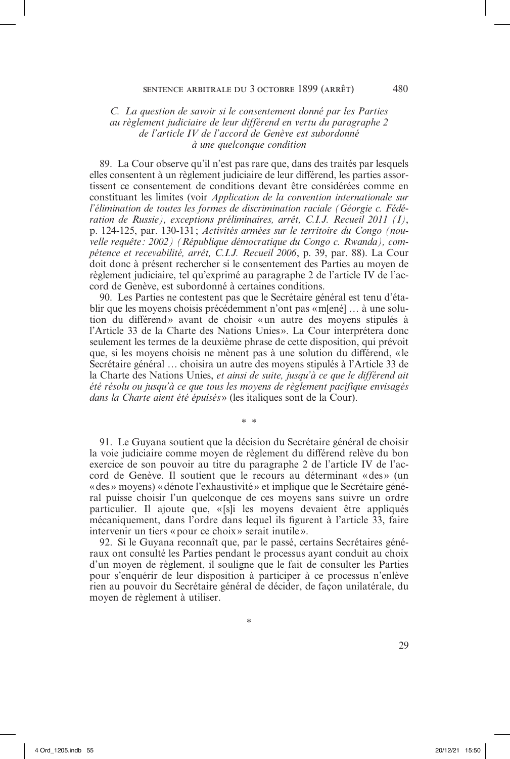*C. La question de savoir si le consentement donné par les Parties au règlement judiciaire de leur différend en vertu du paragraphe 2 de l'article IV de l'accord de Genève est subordonné à une quelconque condition*

89. La Cour observe qu'il n'est pas rare que, dans des traités par lesquels elles consentent à un règlement judiciaire de leur différend, les parties assortissent ce consentement de conditions devant être considérées comme en constituant les limites (voir *Application de la convention internationale sur l'élimination de toutes les formes de discrimination raciale (Géorgie c. Fédération de Russie), exceptions préliminaires, arrêt, C.I.J. Recueil 2011 (I)*, p. 124-125, par. 130-131; *Activités armées sur le territoire du Congo (nouvelle requête: 2002) (République démocratique du Congo c. Rwanda), compétence et recevabilité, arrêt, C.I.J. Recueil 2006*, p. 39, par. 88). La Cour doit donc à présent rechercher si le consentement des Parties au moyen de règlement judiciaire, tel qu'exprimé au paragraphe 2 de l'article IV de l'accord de Genève, est subordonné à certaines conditions.

90. Les Parties ne contestent pas que le Secrétaire général est tenu d'établir que les moyens choisis précédemment n'ont pas «m[ené] … à une solution du différend» avant de choisir «un autre des moyens stipulés à l'Article 33 de la Charte des Nations Unies». La Cour interprétera donc seulement les termes de la deuxième phrase de cette disposition, qui prévoit que, si les moyens choisis ne mènent pas à une solution du différend, «le Secrétaire général … choisira un autre des moyens stipulés à l'Article 33 de la Charte des Nations Unies, *et ainsi de suite, jusqu'à ce que le différend ait été résolu ou jusqu'à ce que tous les moyens de règlement pacifique envisagés dans la Charte aient été épuisés*» (les italiques sont de la Cour).

\* \*

91. Le Guyana soutient que la décision du Secrétaire général de choisir la voie judiciaire comme moyen de règlement du différend relève du bon exercice de son pouvoir au titre du paragraphe 2 de l'article IV de l'accord de Genève. Il soutient que le recours au déterminant «des» (un «des» moyens) «dénote l'exhaustivité» et implique que le Secrétaire général puisse choisir l'un quelconque de ces moyens sans suivre un ordre particulier. Il ajoute que, «[s]i les moyens devaient être appliqués mécaniquement, dans l'ordre dans lequel ils figurent à l'article 33, faire intervenir un tiers «pour ce choix» serait inutile».

92. Si le Guyana reconnaît que, par le passé, certains Secrétaires généraux ont consulté les Parties pendant le processus ayant conduit au choix d'un moyen de règlement, il souligne que le fait de consulter les Parties pour s'enquérir de leur disposition à participer à ce processus n'enlève rien au pouvoir du Secrétaire général de décider, de façon unilatérale, du moyen de règlement à utiliser.

\*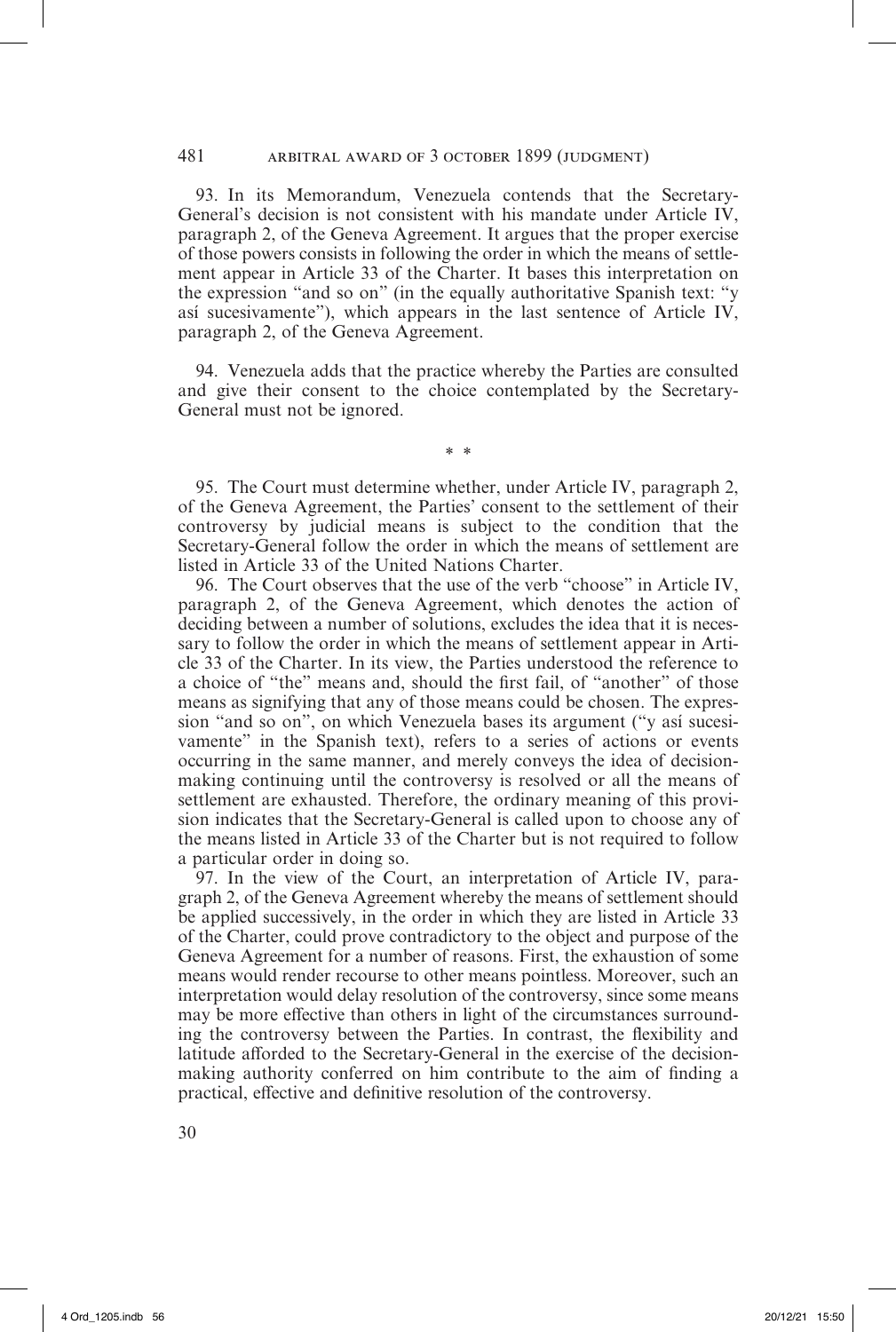93. In its Memorandum, Venezuela contends that the Secretary-General's decision is not consistent with his mandate under Article IV, paragraph 2, of the Geneva Agreement. It argues that the proper exercise of those powers consists in following the order in which the means of settlement appear in Article 33 of the Charter. It bases this interpretation on the expression "and so on" (in the equally authoritative Spanish text: "y así sucesivamente"), which appears in the last sentence of Article IV, paragraph 2, of the Geneva Agreement.

94. Venezuela adds that the practice whereby the Parties are consulted and give their consent to the choice contemplated by the Secretary-General must not be ignored.

\* \*

95. The Court must determine whether, under Article IV, paragraph 2, of the Geneva Agreement, the Parties' consent to the settlement of their controversy by judicial means is subject to the condition that the Secretary-General follow the order in which the means of settlement are listed in Article 33 of the United Nations Charter.

96. The Court observes that the use of the verb "choose" in Article IV, paragraph 2, of the Geneva Agreement, which denotes the action of deciding between a number of solutions, excludes the idea that it is necessary to follow the order in which the means of settlement appear in Article 33 of the Charter. In its view, the Parties understood the reference to a choice of "the" means and, should the first fail, of "another" of those means as signifying that any of those means could be chosen. The expression "and so on", on which Venezuela bases its argument ("y así sucesivamente" in the Spanish text), refers to a series of actions or events occurring in the same manner, and merely conveys the idea of decision-making continuing until the controversy is resolved or all the means of settlement are exhausted. Therefore, the ordinary meaning of this provision indicates that the Secretary-General is called upon to choose any of the means listed in Article 33 of the Charter but is not required to follow a particular order in doing so.

97. In the view of the Court, an interpretation of Article IV, paragraph 2, of the Geneva Agreement whereby the means of settlement should be applied successively, in the order in which they are listed in Article 33 of the Charter, could prove contradictory to the object and purpose of the Geneva Agreement for a number of reasons. First, the exhaustion of some means would render recourse to other means pointless. Moreover, such an interpretation would delay resolution of the controversy, since some means may be more effective than others in light of the circumstances surrounding the controversy between the Parties. In contrast, the flexibility and latitude afforded to the Secretary-General in the exercise of the decision-making authority conferred on him contribute to the aim of finding a practical, effective and definitive resolution of the controversy.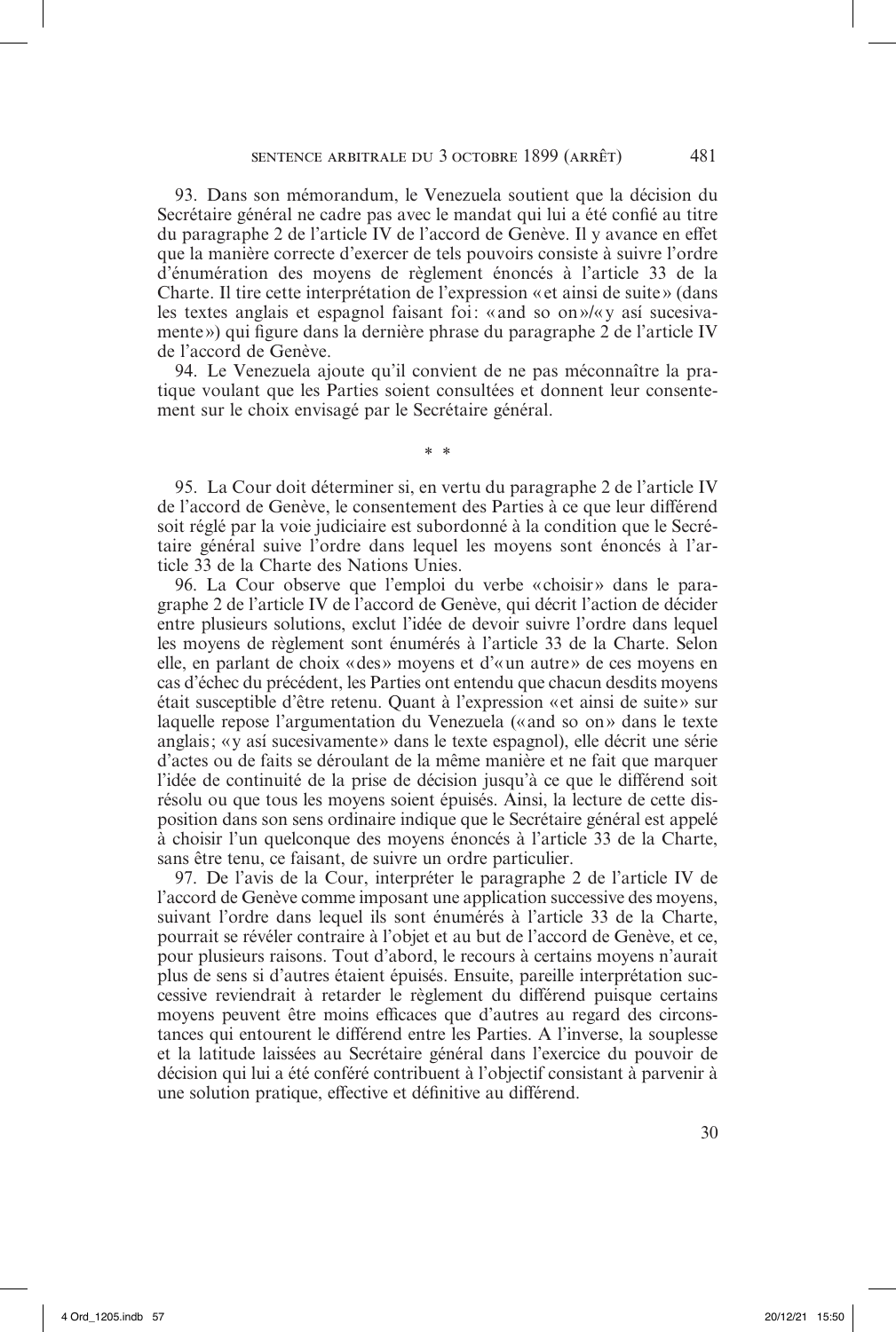93. Dans son mémorandum, le Venezuela soutient que la décision du Secrétaire général ne cadre pas avec le mandat qui lui a été confié au titre du paragraphe 2 de l'article IV de l'accord de Genève. Il y avance en effet que la manière correcte d'exercer de tels pouvoirs consiste à suivre l'ordre d'énumération des moyens de règlement énoncés à l'article 33 de la Charte. Il tire cette interprétation de l'expression « et ainsi de suite » (dans les textes anglais et espagnol faisant foi : « and so on »/« y así sucesivamente ») qui figure dans la dernière phrase du paragraphe 2 de l'article IV de l'accord de Genève.

94. Le Venezuela ajoute qu'il convient de ne pas méconnaître la pratique voulant que les Parties soient consultées et donnent leur consentement sur le choix envisagé par le Secrétaire général.

\* \*

95. La Cour doit déterminer si, en vertu du paragraphe 2 de l'article IV de l'accord de Genève, le consentement des Parties à ce que leur différend soit réglé par la voie judiciaire est subordonné à la condition que le Secrétaire général suive l'ordre dans lequel les moyens sont énoncés à l'article 33 de la Charte des Nations Unies.

96. La Cour observe que l'emploi du verbe « choisir » dans le paragraphe 2 de l'article IV de l'accord de Genève, qui décrit l'action de décider entre plusieurs solutions, exclut l'idée de devoir suivre l'ordre dans lequel les moyens de règlement sont énumérés à l'article 33 de la Charte. Selon elle, en parlant de choix « des » moyens et d'« un autre » de ces moyens en cas d'échec du précédent, les Parties ont entendu que chacun desdits moyens était susceptible d'être retenu. Quant à l'expression « et ainsi de suite » sur laquelle repose l'argumentation du Venezuela (« and so on » dans le texte anglais ; « y así sucesivamente » dans le texte espagnol), elle décrit une série d'actes ou de faits se déroulant de la même manière et ne fait que marquer l'idée de continuité de la prise de décision jusqu'à ce que le différend soit résolu ou que tous les moyens soient épuisés. Ainsi, la lecture de cette disposition dans son sens ordinaire indique que le Secrétaire général est appelé à choisir l'un quelconque des moyens énoncés à l'article 33 de la Charte, sans être tenu, ce faisant, de suivre un ordre particulier.

97. De l'avis de la Cour, interpréter le paragraphe 2 de l'article IV de l'accord de Genève comme imposant une application successive des moyens, suivant l'ordre dans lequel ils sont énumérés à l'article 33 de la Charte, pourrait se révéler contraire à l'objet et au but de l'accord de Genève, et ce, pour plusieurs raisons. Tout d'abord, le recours à certains moyens n'aurait plus de sens si d'autres étaient épuisés. Ensuite, pareille interprétation successive reviendrait à retarder le règlement du différend puisque certains moyens peuvent être moins efficaces que d'autres au regard des circonstances qui entourent le différend entre les Parties. A l'inverse, la souplesse et la latitude laissées au Secrétaire général dans l'exercice du pouvoir de décision qui lui a été conféré contribuent à l'objectif consistant à parvenir à une solution pratique, effective et définitive au différend.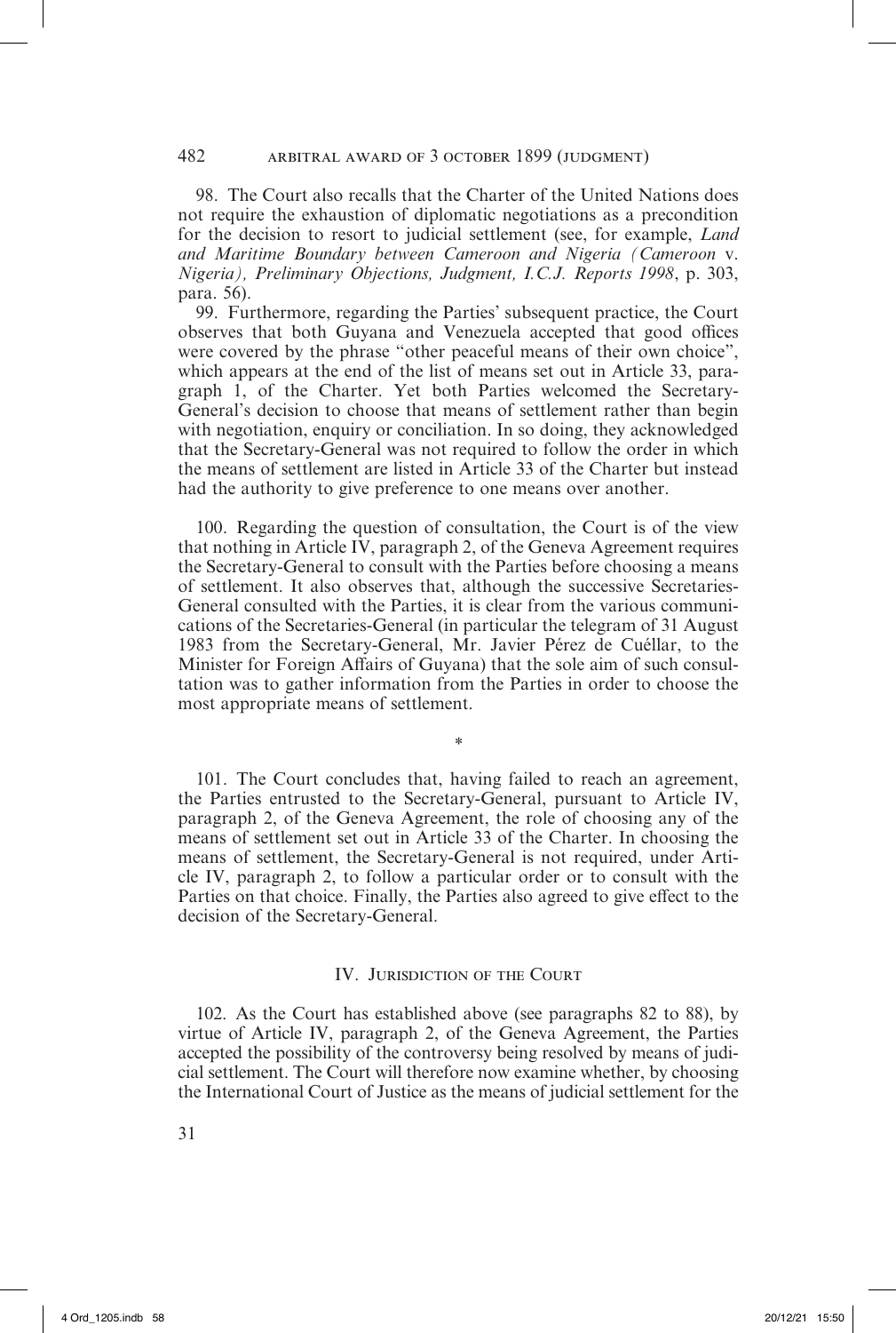98. The Court also recalls that the Charter of the United Nations does not require the exhaustion of diplomatic negotiations as a precondition for the decision to resort to judicial settlement (see, for example, *Land and Maritime Boundary between Cameroon and Nigeria (Cameroon* v. *Nigeria), Preliminary Objections, Judgment, I.C.J. Reports 1998*, p. 303, para. 56).

99. Furthermore, regarding the Parties' subsequent practice, the Court observes that both Guyana and Venezuela accepted that good offices were covered by the phrase "other peaceful means of their own choice", which appears at the end of the list of means set out in Article 33, paragraph 1, of the Charter. Yet both Parties welcomed the Secretary-General's decision to choose that means of settlement rather than begin with negotiation, enquiry or conciliation. In so doing, they acknowledged that the Secretary-General was not required to follow the order in which the means of settlement are listed in Article 33 of the Charter but instead had the authority to give preference to one means over another.

100. Regarding the question of consultation, the Court is of the view that nothing in Article IV, paragraph 2, of the Geneva Agreement requires the Secretary-General to consult with the Parties before choosing a means of settlement. It also observes that, although the successive Secretaries-General consulted with the Parties, it is clear from the various communications of the Secretaries-General (in particular the telegram of 31 August 1983 from the Secretary-General, Mr. Javier Pérez de Cuéllar, to the Minister for Foreign Affairs of Guyana) that the sole aim of such consultation was to gather information from the Parties in order to choose the most appropriate means of settlement.

*

101. The Court concludes that, having failed to reach an agreement, the Parties entrusted to the Secretary-General, pursuant to Article IV, paragraph 2, of the Geneva Agreement, the role of choosing any of the means of settlement set out in Article 33 of the Charter. In choosing the means of settlement, the Secretary-General is not required, under Article IV, paragraph 2, to follow a particular order or to consult with the Parties on that choice. Finally, the Parties also agreed to give effect to the decision of the Secretary-General.

## IV. Jurisdiction of the Court

102. As the Court has established above (see paragraphs 82 to 88), by virtue of Article IV, paragraph 2, of the Geneva Agreement, the Parties accepted the possibility of the controversy being resolved by means of judicial settlement. The Court will therefore now examine whether, by choosing the International Court of Justice as the means of judicial settlement for the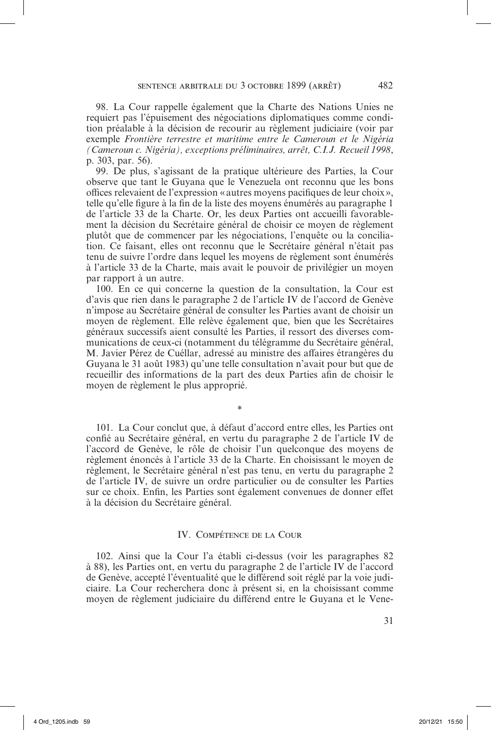98. La Cour rappelle également que la Charte des Nations Unies ne requiert pas l'épuisement des négociations diplomatiques comme condition préalable à la décision de recourir au règlement judiciaire (voir par exemple *Frontière terrestre et maritime entre le Cameroun et le Nigéria (Cameroun c. Nigéria), exceptions préliminaires, arrêt, C.I.J. Recueil 1998*, p. 303, par. 56).

99. De plus, s'agissant de la pratique ultérieure des Parties, la Cour observe que tant le Guyana que le Venezuela ont reconnu que les bons offices relevaient de l'expression « autres moyens pacifiques de leur choix », telle qu'elle figure à la fin de la liste des moyens énumérés au paragraphe 1 de l'article 33 de la Charte. Or, les deux Parties ont accueilli favorablement la décision du Secrétaire général de choisir ce moyen de règlement plutôt que de commencer par les négociations, l'enquête ou la conciliation. Ce faisant, elles ont reconnu que le Secrétaire général n'était pas tenu de suivre l'ordre dans lequel les moyens de règlement sont énumérés à l'article 33 de la Charte, mais avait le pouvoir de privilégier un moyen par rapport à un autre.

100. En ce qui concerne la question de la consultation, la Cour est d'avis que rien dans le paragraphe 2 de l'article IV de l'accord de Genève n'impose au Secrétaire général de consulter les Parties avant de choisir un moyen de règlement. Elle relève également que, bien que les Secrétaires généraux successifs aient consulté les Parties, il ressort des diverses communications de ceux-ci (notamment du télégramme du Secrétaire général, M. Javier Pérez de Cuéllar, adressé au ministre des affaires étrangères du Guyana le 31 août 1983) qu'une telle consultation n'avait pour but que de recueillir des informations de la part des deux Parties afin de choisir le moyen de règlement le plus approprié.

\*

101. La Cour conclut que, à défaut d'accord entre elles, les Parties ont confié au Secrétaire général, en vertu du paragraphe 2 de l'article IV de l'accord de Genève, le rôle de choisir l'un quelconque des moyens de règlement énoncés à l'article 33 de la Charte. En choisissant le moyen de règlement, le Secrétaire général n'est pas tenu, en vertu du paragraphe 2 de l'article IV, de suivre un ordre particulier ou de consulter les Parties sur ce choix. Enfin, les Parties sont également convenues de donner effet à la décision du Secrétaire général.

## IV. Compétence de la Cour

102. Ainsi que la Cour l'a établi ci-dessus (voir les paragraphes 82 à 88), les Parties ont, en vertu du paragraphe 2 de l'article IV de l'accord de Genève, accepté l'éventualité que le différend soit réglé par la voie judiciaire. La Cour recherchera donc à présent si, en la choisissant comme moyen de règlement judiciaire du différend entre le Guyana et le Vene-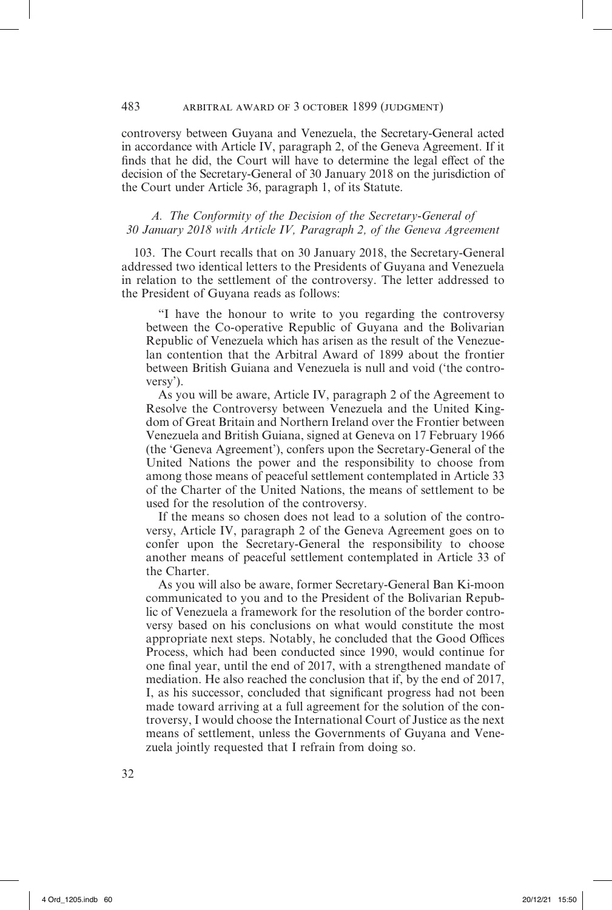controversy between Guyana and Venezuela, the Secretary-General acted in accordance with Article IV, paragraph 2, of the Geneva Agreement. If it finds that he did, the Court will have to determine the legal effect of the decision of the Secretary-General of 30 January 2018 on the jurisdiction of the Court under Article 36, paragraph 1, of its Statute.

### *A. The Conformity of the Decision of the Secretary-General of 30 January 2018 with Article IV, Paragraph 2, of the Geneva Agreement*

103. The Court recalls that on 30 January 2018, the Secretary-General addressed two identical letters to the Presidents of Guyana and Venezuela in relation to the settlement of the controversy. The letter addressed to the President of Guyana reads as follows:

> "I have the honour to write to you regarding the controversy between the Co-operative Republic of Guyana and the Bolivarian Republic of Venezuela which has arisen as the result of the Venezuelan contention that the Arbitral Award of 1899 about the frontier between British Guiana and Venezuela is null and void ('the controversy').
>
> As you will be aware, Article IV, paragraph 2 of the Agreement to Resolve the Controversy between Venezuela and the United Kingdom of Great Britain and Northern Ireland over the Frontier between Venezuela and British Guiana, signed at Geneva on 17 February 1966 (the 'Geneva Agreement'), confers upon the Secretary-General of the United Nations the power and the responsibility to choose from among those means of peaceful settlement contemplated in Article 33 of the Charter of the United Nations, the means of settlement to be used for the resolution of the controversy.
>
> If the means so chosen does not lead to a solution of the controversy, Article IV, paragraph 2 of the Geneva Agreement goes on to confer upon the Secretary-General the responsibility to choose another means of peaceful settlement contemplated in Article 33 of the Charter.
>
> As you will also be aware, former Secretary-General Ban Ki-moon communicated to you and to the President of the Bolivarian Republic of Venezuela a framework for the resolution of the border controversy based on his conclusions on what would constitute the most appropriate next steps. Notably, he concluded that the Good Offices Process, which had been conducted since 1990, would continue for one final year, until the end of 2017, with a strengthened mandate of mediation. He also reached the conclusion that if, by the end of 2017, I, as his successor, concluded that significant progress had not been made toward arriving at a full agreement for the solution of the controversy, I would choose the International Court of Justice as the next means of settlement, unless the Governments of Guyana and Venezuela jointly requested that I refrain from doing so.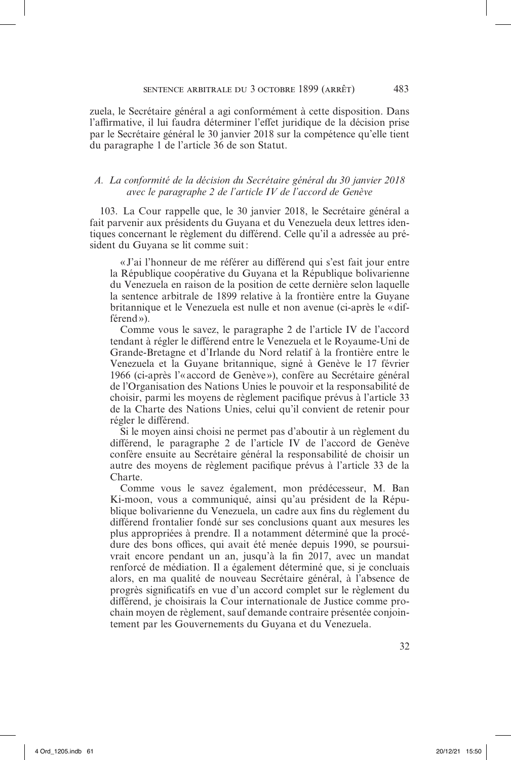zuela, le Secrétaire général a agi conformément à cette disposition. Dans l'affirmative, il lui faudra déterminer l'effet juridique de la décision prise par le Secrétaire général le 30 janvier 2018 sur la compétence qu'elle tient du paragraphe 1 de l'article 36 de son Statut.

### *A. La conformité de la décision du Secrétaire général du 30 janvier 2018 avec le paragraphe 2 de l'article IV de l'accord de Genève*

103. La Cour rappelle que, le 30 janvier 2018, le Secrétaire général a fait parvenir aux présidents du Guyana et du Venezuela deux lettres identiques concernant le règlement du différend. Celle qu'il a adressée au président du Guyana se lit comme suit :

> « J'ai l'honneur de me référer au différend qui s'est fait jour entre la République coopérative du Guyana et la République bolivarienne du Venezuela en raison de la position de cette dernière selon laquelle la sentence arbitrale de 1899 relative à la frontière entre la Guyane britannique et le Venezuela est nulle et non avenue (ci-après le « différend »).
>
> Comme vous le savez, le paragraphe 2 de l'article IV de l'accord tendant à régler le différend entre le Venezuela et le Royaume-Uni de Grande-Bretagne et d'Irlande du Nord relatif à la frontière entre le Venezuela et la Guyane britannique, signé à Genève le 17 février 1966 (ci-après l'« accord de Genève »), confère au Secrétaire général de l'Organisation des Nations Unies le pouvoir et la responsabilité de choisir, parmi les moyens de règlement pacifique prévus à l'article 33 de la Charte des Nations Unies, celui qu'il convient de retenir pour régler le différend.
>
> Si le moyen ainsi choisi ne permet pas d'aboutir à un règlement du différend, le paragraphe 2 de l'article IV de l'accord de Genève confère ensuite au Secrétaire général la responsabilité de choisir un autre des moyens de règlement pacifique prévus à l'article 33 de la Charte.
>
> Comme vous le savez également, mon prédécesseur, M. Ban Ki-moon, vous a communiqué, ainsi qu'au président de la République bolivarienne du Venezuela, un cadre aux fins du règlement du différend frontalier fondé sur ses conclusions quant aux mesures les plus appropriées à prendre. Il a notamment déterminé que la procédure des bons offices, qui avait été menée depuis 1990, se poursuivrait encore pendant un an, jusqu'à la fin 2017, avec un mandat renforcé de médiation. Il a également déterminé que, si je concluais alors, en ma qualité de nouveau Secrétaire général, à l'absence de progrès significatifs en vue d'un accord complet sur le règlement du différend, je choisirais la Cour internationale de Justice comme prochain moyen de règlement, sauf demande contraire présentée conjointement par les Gouvernements du Guyana et du Venezuela.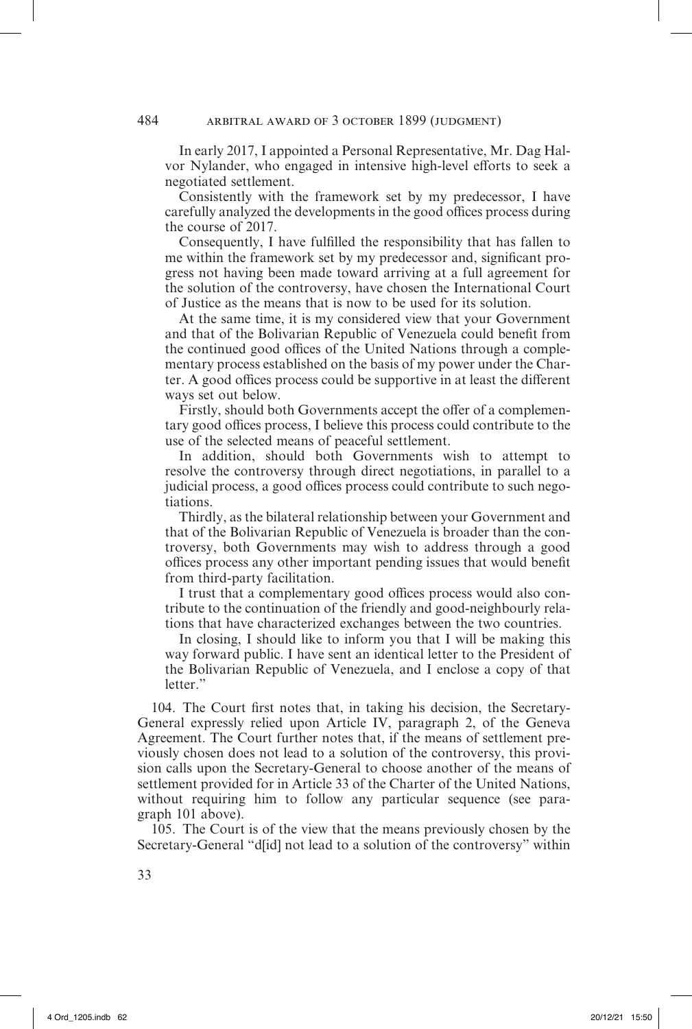In early 2017, I appointed a Personal Representative, Mr. Dag Halvor Nylander, who engaged in intensive high-level efforts to seek a negotiated settlement.

Consistently with the framework set by my predecessor, I have carefully analyzed the developments in the good offices process during the course of 2017.

Consequently, I have fulfilled the responsibility that has fallen to me within the framework set by my predecessor and, significant progress not having been made toward arriving at a full agreement for the solution of the controversy, have chosen the International Court of Justice as the means that is now to be used for its solution.

At the same time, it is my considered view that your Government and that of the Bolivarian Republic of Venezuela could benefit from the continued good offices of the United Nations through a complementary process established on the basis of my power under the Charter. A good offices process could be supportive in at least the different ways set out below.

Firstly, should both Governments accept the offer of a complementary good offices process, I believe this process could contribute to the use of the selected means of peaceful settlement.

In addition, should both Governments wish to attempt to resolve the controversy through direct negotiations, in parallel to a judicial process, a good offices process could contribute to such negotiations.

Thirdly, as the bilateral relationship between your Government and that of the Bolivarian Republic of Venezuela is broader than the controversy, both Governments may wish to address through a good offices process any other important pending issues that would benefit from third-party facilitation.

I trust that a complementary good offices process would also contribute to the continuation of the friendly and good-neighbourly relations that have characterized exchanges between the two countries.

In closing, I should like to inform you that I will be making this way forward public. I have sent an identical letter to the President of the Bolivarian Republic of Venezuela, and I enclose a copy of that letter."

104. The Court first notes that, in taking his decision, the Secretary-General expressly relied upon Article IV, paragraph 2, of the Geneva Agreement. The Court further notes that, if the means of settlement previously chosen does not lead to a solution of the controversy, this provision calls upon the Secretary-General to choose another of the means of settlement provided for in Article 33 of the Charter of the United Nations, without requiring him to follow any particular sequence (see paragraph 101 above).

105. The Court is of the view that the means previously chosen by the Secretary-General "d[id] not lead to a solution of the controversy" within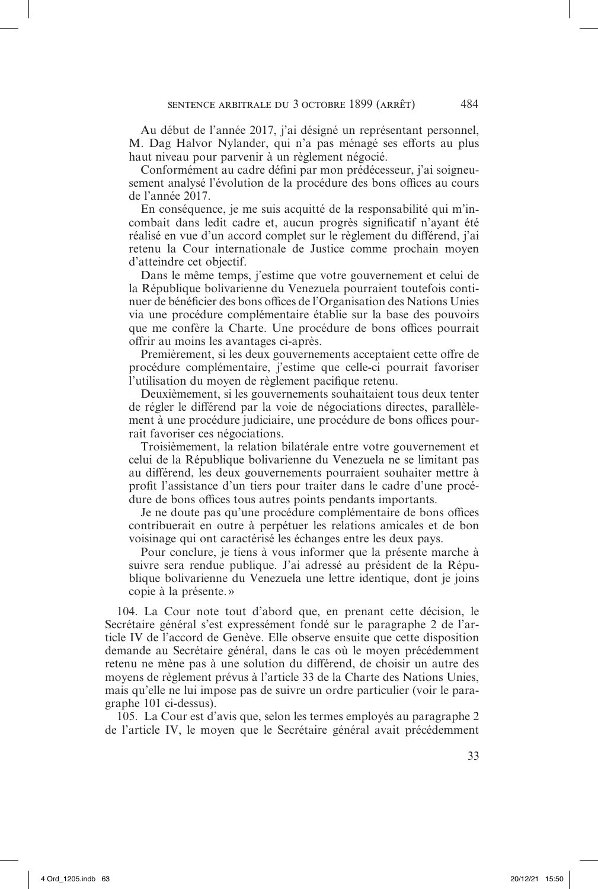Au début de l'année 2017, j'ai désigné un représentant personnel, M. Dag Halvor Nylander, qui n'a pas ménagé ses efforts au plus haut niveau pour parvenir à un règlement négocié.

Conformément au cadre défini par mon prédécesseur, j'ai soigneusement analysé l'évolution de la procédure des bons offices au cours de l'année 2017.

En conséquence, je me suis acquitté de la responsabilité qui m'incombait dans ledit cadre et, aucun progrès significatif n'ayant été réalisé en vue d'un accord complet sur le règlement du différend, j'ai retenu la Cour internationale de Justice comme prochain moyen d'atteindre cet objectif.

Dans le même temps, j'estime que votre gouvernement et celui de la République bolivarienne du Venezuela pourraient toutefois continuer de bénéficier des bons offices de l'Organisation des Nations Unies via une procédure complémentaire établie sur la base des pouvoirs que me confère la Charte. Une procédure de bons offices pourrait offrir au moins les avantages ci-après.

Premièrement, si les deux gouvernements acceptaient cette offre de procédure complémentaire, j'estime que celle-ci pourrait favoriser l'utilisation du moyen de règlement pacifique retenu.

Deuxièmement, si les gouvernements souhaitaient tous deux tenter de régler le différend par la voie de négociations directes, parallèlement à une procédure judiciaire, une procédure de bons offices pourrait favoriser ces négociations.

Troisièmement, la relation bilatérale entre votre gouvernement et celui de la République bolivarienne du Venezuela ne se limitant pas au différend, les deux gouvernements pourraient souhaiter mettre à profit l'assistance d'un tiers pour traiter dans le cadre d'une procédure de bons offices tous autres points pendants importants.

Je ne doute pas qu'une procédure complémentaire de bons offices contribuerait en outre à perpétuer les relations amicales et de bon voisinage qui ont caractérisé les échanges entre les deux pays.

Pour conclure, je tiens à vous informer que la présente marche à suivre sera rendue publique. J'ai adressé au président de la République bolivarienne du Venezuela une lettre identique, dont je joins copie à la présente. »

104. La Cour note tout d'abord que, en prenant cette décision, le Secrétaire général s'est expressément fondé sur le paragraphe 2 de l'article IV de l'accord de Genève. Elle observe ensuite que cette disposition demande au Secrétaire général, dans le cas où le moyen précédemment retenu ne mène pas à une solution du différend, de choisir un autre des moyens de règlement prévus à l'article 33 de la Charte des Nations Unies, mais qu'elle ne lui impose pas de suivre un ordre particulier (voir le paragraphe 101 ci-dessus).

105. La Cour est d'avis que, selon les termes employés au paragraphe 2 de l'article IV, le moyen que le Secrétaire général avait précédemment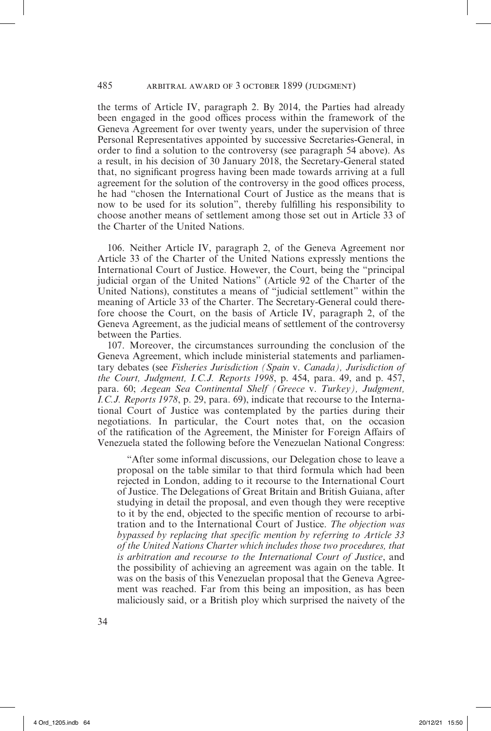the terms of Article IV, paragraph 2. By 2014, the Parties had already been engaged in the good offices process within the framework of the Geneva Agreement for over twenty years, under the supervision of three Personal Representatives appointed by successive Secretaries-General, in order to find a solution to the controversy (see paragraph 54 above). As a result, in his decision of 30 January 2018, the Secretary-General stated that, no significant progress having been made towards arriving at a full agreement for the solution of the controversy in the good offices process, he had "chosen the International Court of Justice as the means that is now to be used for its solution", thereby fulfilling his responsibility to choose another means of settlement among those set out in Article 33 of the Charter of the United Nations.

106. Neither Article IV, paragraph 2, of the Geneva Agreement nor Article 33 of the Charter of the United Nations expressly mentions the International Court of Justice. However, the Court, being the "principal judicial organ of the United Nations" (Article 92 of the Charter of the United Nations), constitutes a means of "judicial settlement" within the meaning of Article 33 of the Charter. The Secretary-General could therefore choose the Court, on the basis of Article IV, paragraph 2, of the Geneva Agreement, as the judicial means of settlement of the controversy between the Parties.

107. Moreover, the circumstances surrounding the conclusion of the Geneva Agreement, which include ministerial statements and parliamentary debates (see *Fisheries Jurisdiction (Spain* v. *Canada), Jurisdiction of the Court, Judgment, I.C.J. Reports 1998*, p. 454, para. 49, and p. 457, para. 60; *Aegean Sea Continental Shelf (Greece* v. *Turkey), Judgment, I.C.J. Reports 1978*, p. 29, para. 69), indicate that recourse to the International Court of Justice was contemplated by the parties during their negotiations. In particular, the Court notes that, on the occasion of the ratification of the Agreement, the Minister for Foreign Affairs of Venezuela stated the following before the Venezuelan National Congress:

> "After some informal discussions, our Delegation chose to leave a proposal on the table similar to that third formula which had been rejected in London, adding to it recourse to the International Court of Justice. The Delegations of Great Britain and British Guiana, after studying in detail the proposal, and even though they were receptive to it by the end, objected to the specific mention of recourse to arbitration and to the International Court of Justice. *The objection was bypassed by replacing that specific mention by referring to Article 33 of the United Nations Charter which includes those two procedures, that is arbitration and recourse to the International Court of Justice*, and the possibility of achieving an agreement was again on the table. It was on the basis of this Venezuelan proposal that the Geneva Agreement was reached. Far from this being an imposition, as has been maliciously said, or a British ploy which surprised the naivety of the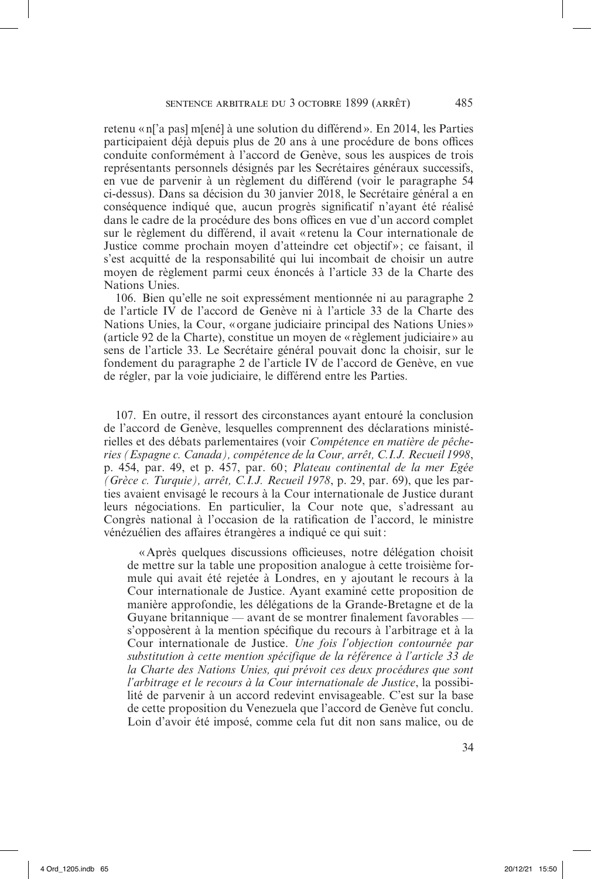retenu « n['a pas] m[ené] à une solution du différend ». En 2014, les Parties participaient déjà depuis plus de 20 ans à une procédure de bons offices conduite conformément à l'accord de Genève, sous les auspices de trois représentants personnels désignés par les Secrétaires généraux successifs, en vue de parvenir à un règlement du différend (voir le paragraphe 54 ci-dessus). Dans sa décision du 30 janvier 2018, le Secrétaire général a en conséquence indiqué que, aucun progrès significatif n'ayant été réalisé dans le cadre de la procédure des bons offices en vue d'un accord complet sur le règlement du différend, il avait « retenu la Cour internationale de Justice comme prochain moyen d'atteindre cet objectif » ; ce faisant, il s'est acquitté de la responsabilité qui lui incombait de choisir un autre moyen de règlement parmi ceux énoncés à l'article 33 de la Charte des Nations Unies.

106. Bien qu'elle ne soit expressément mentionnée ni au paragraphe 2 de l'article IV de l'accord de Genève ni à l'article 33 de la Charte des Nations Unies, la Cour, « organe judiciaire principal des Nations Unies » (article 92 de la Charte), constitue un moyen de « règlement judiciaire » au sens de l'article 33. Le Secrétaire général pouvait donc la choisir, sur le fondement du paragraphe 2 de l'article IV de l'accord de Genève, en vue de régler, par la voie judiciaire, le différend entre les Parties.

107. En outre, il ressort des circonstances ayant entouré la conclusion de l'accord de Genève, lesquelles comprennent des déclarations ministérielles et des débats parlementaires (voir *Compétence en matière de pêcheries (Espagne c. Canada), compétence de la Cour, arrêt, C.I.J. Recueil 1998*, p. 454, par. 49, et p. 457, par. 60 ; *Plateau continental de la mer Egée (Grèce c. Turquie), arrêt, C.I.J. Recueil 1978*, p. 29, par. 69), que les parties avaient envisagé le recours à la Cour internationale de Justice durant leurs négociations. En particulier, la Cour note que, s'adressant au Congrès national à l'occasion de la ratification de l'accord, le ministre vénézuélien des affaires étrangères a indiqué ce qui suit :

> « Après quelques discussions officieuses, notre délégation choisit de mettre sur la table une proposition analogue à cette troisième formule qui avait été rejetée à Londres, en y ajoutant le recours à la Cour internationale de Justice. Ayant examiné cette proposition de manière approfondie, les délégations de la Grande-Bretagne et de la Guyane britannique — avant de se montrer finalement favorables — s'opposèrent à la mention spécifique du recours à l'arbitrage et à la Cour internationale de Justice. *Une fois l'objection contournée par substitution à cette mention spécifique de la référence à l'article 33 de la Charte des Nations Unies, qui prévoit ces deux procédures que sont l'arbitrage et le recours à la Cour internationale de Justice*, la possibilité de parvenir à un accord redevint envisageable. C'est sur la base de cette proposition du Venezuela que l'accord de Genève fut conclu. Loin d'avoir été imposé, comme cela fut dit non sans malice, ou de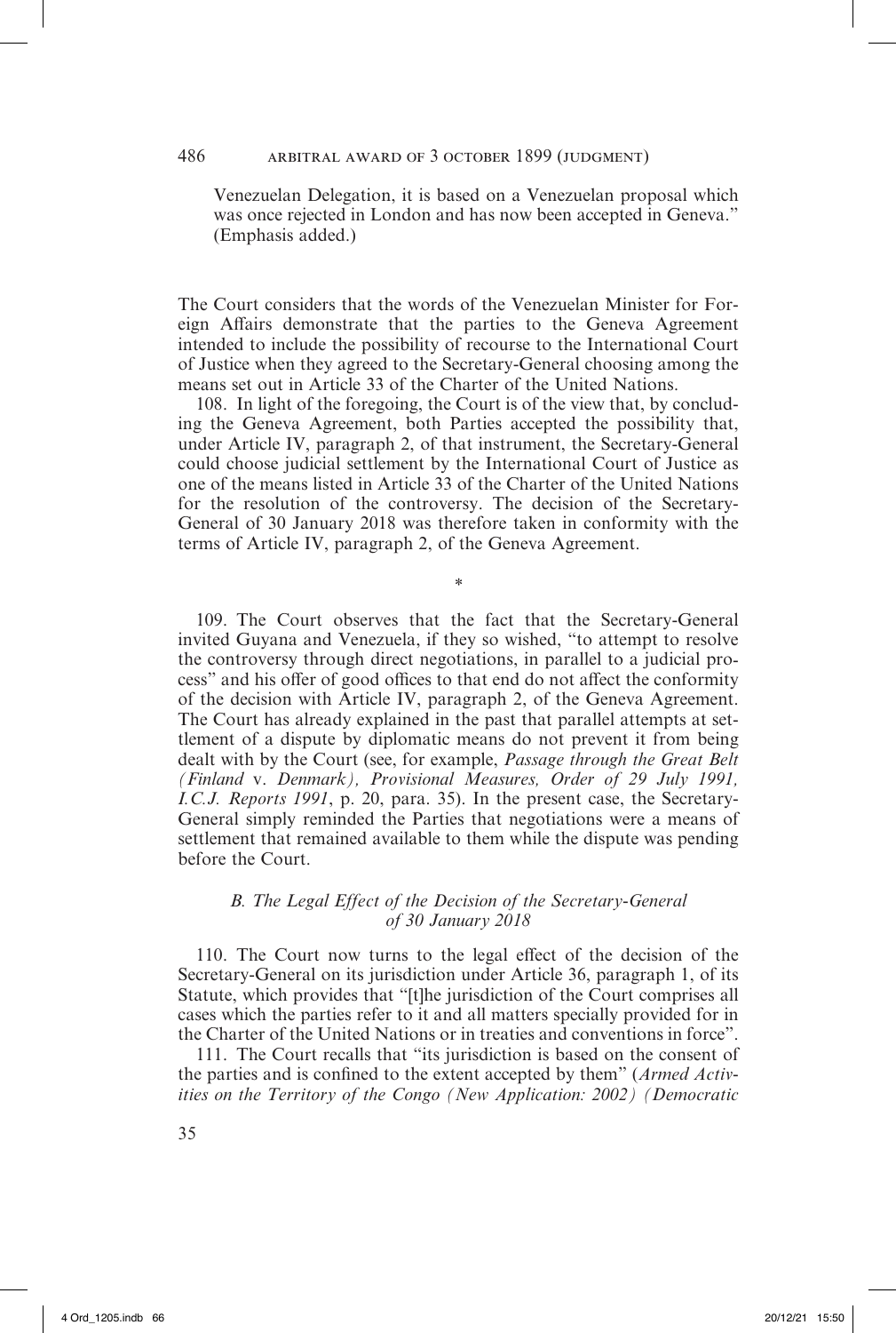Venezuelan Delegation, it is based on a Venezuelan proposal which was once rejected in London and has now been accepted in Geneva." (Emphasis added.)

The Court considers that the words of the Venezuelan Minister for Foreign Affairs demonstrate that the parties to the Geneva Agreement intended to include the possibility of recourse to the International Court of Justice when they agreed to the Secretary-General choosing among the means set out in Article 33 of the Charter of the United Nations.

108. In light of the foregoing, the Court is of the view that, by concluding the Geneva Agreement, both Parties accepted the possibility that, under Article IV, paragraph 2, of that instrument, the Secretary-General could choose judicial settlement by the International Court of Justice as one of the means listed in Article 33 of the Charter of the United Nations for the resolution of the controversy. The decision of the Secretary-General of 30 January 2018 was therefore taken in conformity with the terms of Article IV, paragraph 2, of the Geneva Agreement.

*

109. The Court observes that the fact that the Secretary-General invited Guyana and Venezuela, if they so wished, "to attempt to resolve the controversy through direct negotiations, in parallel to a judicial process" and his offer of good offices to that end do not affect the conformity of the decision with Article IV, paragraph 2, of the Geneva Agreement. The Court has already explained in the past that parallel attempts at settlement of a dispute by diplomatic means do not prevent it from being dealt with by the Court (see, for example, *Passage through the Great Belt (Finland* v. *Denmark), Provisional Measures, Order of 29 July 1991, I.C.J. Reports 1991*, p. 20, para. 35). In the present case, the Secretary-General simply reminded the Parties that negotiations were a means of settlement that remained available to them while the dispute was pending before the Court.

### *B. The Legal Effect of the Decision of the Secretary-General of 30 January 2018*

110. The Court now turns to the legal effect of the decision of the Secretary-General on its jurisdiction under Article 36, paragraph 1, of its Statute, which provides that "[t]he jurisdiction of the Court comprises all cases which the parties refer to it and all matters specially provided for in the Charter of the United Nations or in treaties and conventions in force".

111. The Court recalls that "its jurisdiction is based on the consent of the parties and is confined to the extent accepted by them" (*Armed Activities on the Territory of the Congo (New Application: 2002) (Democratic*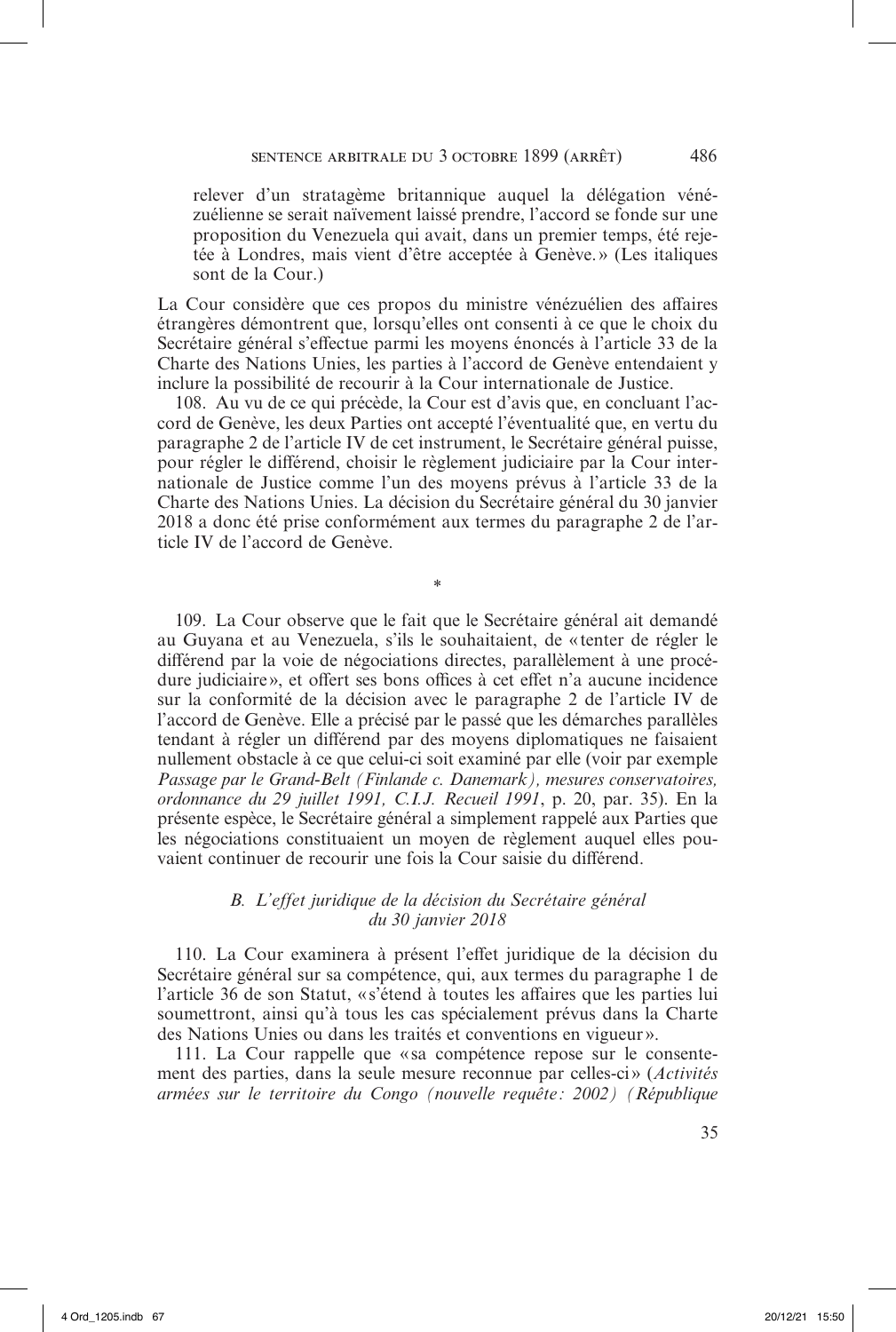relever d'un stratagème britannique auquel la délégation vénézuélienne se serait naïvement laissé prendre, l'accord se fonde sur une proposition du Venezuela qui avait, dans un premier temps, été rejetée à Londres, mais vient d'être acceptée à Genève.» (Les italiques sont de la Cour.)

La Cour considère que ces propos du ministre vénézuélien des affaires étrangères démontrent que, lorsqu'elles ont consenti à ce que le choix du Secrétaire général s'effectue parmi les moyens énoncés à l'article 33 de la Charte des Nations Unies, les parties à l'accord de Genève entendaient y inclure la possibilité de recourir à la Cour internationale de Justice.

108. Au vu de ce qui précède, la Cour est d'avis que, en concluant l'accord de Genève, les deux Parties ont accepté l'éventualité que, en vertu du paragraphe 2 de l'article IV de cet instrument, le Secrétaire général puisse, pour régler le différend, choisir le règlement judiciaire par la Cour internationale de Justice comme l'un des moyens prévus à l'article 33 de la Charte des Nations Unies. La décision du Secrétaire général du 30 janvier 2018 a donc été prise conformément aux termes du paragraphe 2 de l'article IV de l'accord de Genève.

*

109. La Cour observe que le fait que le Secrétaire général ait demandé au Guyana et au Venezuela, s'ils le souhaitaient, de «tenter de régler le différend par la voie de négociations directes, parallèlement à une procédure judiciaire», et offert ses bons offices à cet effet n'a aucune incidence sur la conformité de la décision avec le paragraphe 2 de l'article IV de l'accord de Genève. Elle a précisé par le passé que les démarches parallèles tendant à régler un différend par des moyens diplomatiques ne faisaient nullement obstacle à ce que celui-ci soit examiné par elle (voir par exemple *Passage par le Grand-Belt (Finlande c. Danemark), mesures conservatoires, ordonnance du 29 juillet 1991, C.I.J. Recueil 1991*, p. 20, par. 35). En la présente espèce, le Secrétaire général a simplement rappelé aux Parties que les négociations constituaient un moyen de règlement auquel elles pouvaient continuer de recourir une fois la Cour saisie du différend.

### *B. L'effet juridique de la décision du Secrétaire général du 30 janvier 2018*

110. La Cour examinera à présent l'effet juridique de la décision du Secrétaire général sur sa compétence, qui, aux termes du paragraphe 1 de l'article 36 de son Statut, «s'étend à toutes les affaires que les parties lui soumettront, ainsi qu'à tous les cas spécialement prévus dans la Charte des Nations Unies ou dans les traités et conventions en vigueur».

111. La Cour rappelle que «sa compétence repose sur le consentement des parties, dans la seule mesure reconnue par celles-ci» (*Activités armées sur le territoire du Congo (nouvelle requête: 2002) (République*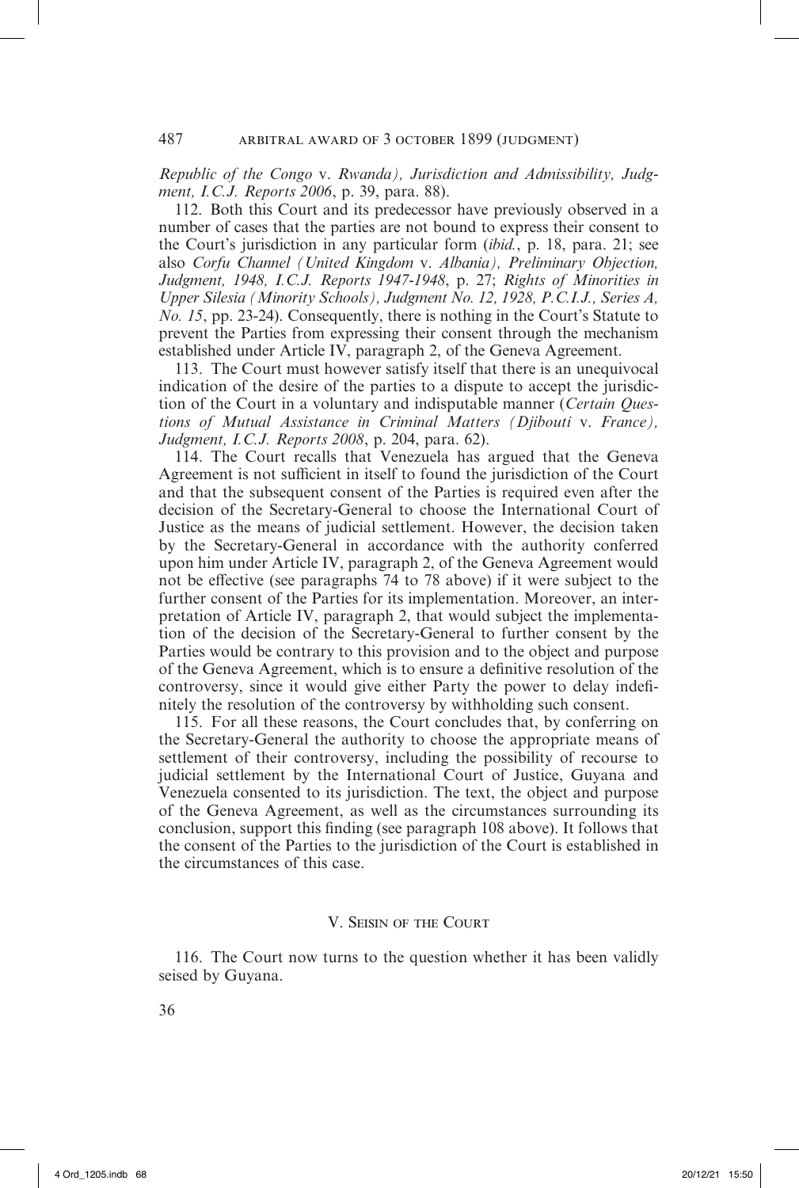*Republic of the Congo* v. *Rwanda), Jurisdiction and Admissibility, Judgment, I.C.J. Reports 2006*, p. 39, para. 88).

112. Both this Court and its predecessor have previously observed in a number of cases that the parties are not bound to express their consent to the Court's jurisdiction in any particular form (*ibid.*, p. 18, para. 21; see also *Corfu Channel (United Kingdom* v. *Albania), Preliminary Objection, Judgment, 1948, I.C.J. Reports 1947-1948*, p. 27; *Rights of Minorities in Upper Silesia (Minority Schools), Judgment No. 12, 1928, P.C.I.J., Series A, No. 15*, pp. 23-24). Consequently, there is nothing in the Court's Statute to prevent the Parties from expressing their consent through the mechanism established under Article IV, paragraph 2, of the Geneva Agreement.

113. The Court must however satisfy itself that there is an unequivocal indication of the desire of the parties to a dispute to accept the jurisdiction of the Court in a voluntary and indisputable manner (*Certain Questions of Mutual Assistance in Criminal Matters (Djibouti* v. *France), Judgment, I.C.J. Reports 2008*, p. 204, para. 62).

114. The Court recalls that Venezuela has argued that the Geneva Agreement is not sufficient in itself to found the jurisdiction of the Court and that the subsequent consent of the Parties is required even after the decision of the Secretary-General to choose the International Court of Justice as the means of judicial settlement. However, the decision taken by the Secretary-General in accordance with the authority conferred upon him under Article IV, paragraph 2, of the Geneva Agreement would not be effective (see paragraphs 74 to 78 above) if it were subject to the further consent of the Parties for its implementation. Moreover, an interpretation of Article IV, paragraph 2, that would subject the implementation of the decision of the Secretary-General to further consent by the Parties would be contrary to this provision and to the object and purpose of the Geneva Agreement, which is to ensure a definitive resolution of the controversy, since it would give either Party the power to delay indefinitely the resolution of the controversy by withholding such consent.

115. For all these reasons, the Court concludes that, by conferring on the Secretary-General the authority to choose the appropriate means of settlement of their controversy, including the possibility of recourse to judicial settlement by the International Court of Justice, Guyana and Venezuela consented to its jurisdiction. The text, the object and purpose of the Geneva Agreement, as well as the circumstances surrounding its conclusion, support this finding (see paragraph 108 above). It follows that the consent of the Parties to the jurisdiction of the Court is established in the circumstances of this case.

## V. Seisin of the Court

116. The Court now turns to the question whether it has been validly seised by Guyana.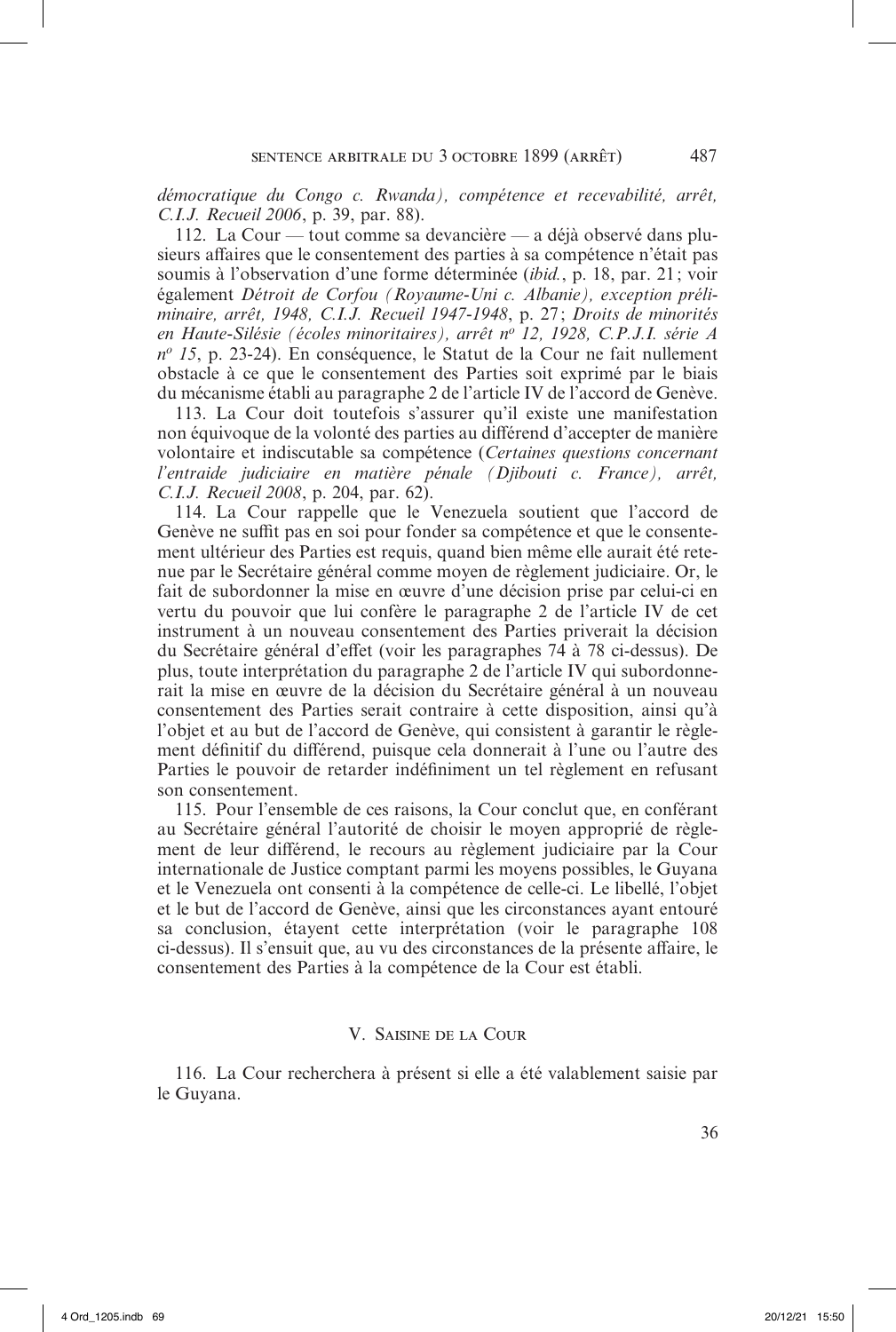*démocratique du Congo c. Rwanda), compétence et recevabilité, arrêt, C.I.J. Recueil 2006*, p. 39, par. 88).

112. La Cour — tout comme sa devancière — a déjà observé dans plusieurs affaires que le consentement des parties à sa compétence n'était pas soumis à l'observation d'une forme déterminée (*ibid.*, p. 18, par. 21; voir également *Détroit de Corfou (Royaume-Uni c. Albanie), exception préliminaire, arrêt, 1948, C.I.J. Recueil 1947-1948*, p. 27; *Droits de minorités en Haute-Silésie (écoles minoritaires), arrêt nº 12, 1928, C.P.J.I. série A nº 15*, p. 23-24). En conséquence, le Statut de la Cour ne fait nullement obstacle à ce que le consentement des Parties soit exprimé par le biais du mécanisme établi au paragraphe 2 de l'article IV de l'accord de Genève.

113. La Cour doit toutefois s'assurer qu'il existe une manifestation non équivoque de la volonté des parties au différend d'accepter de manière volontaire et indiscutable sa compétence (*Certaines questions concernant l'entraide judiciaire en matière pénale (Djibouti c. France), arrêt, C.I.J. Recueil 2008*, p. 204, par. 62).

114. La Cour rappelle que le Venezuela soutient que l'accord de Genève ne suffit pas en soi pour fonder sa compétence et que le consentement ultérieur des Parties est requis, quand bien même elle aurait été retenue par le Secrétaire général comme moyen de règlement judiciaire. Or, le fait de subordonner la mise en œuvre d'une décision prise par celui-ci en vertu du pouvoir que lui confère le paragraphe 2 de l'article IV de cet instrument à un nouveau consentement des Parties priverait la décision du Secrétaire général d'effet (voir les paragraphes 74 à 78 ci-dessus). De plus, toute interprétation du paragraphe 2 de l'article IV qui subordonnerait la mise en œuvre de la décision du Secrétaire général à un nouveau consentement des Parties serait contraire à cette disposition, ainsi qu'à l'objet et au but de l'accord de Genève, qui consistent à garantir le règlement définitif du différend, puisque cela donnerait à l'une ou l'autre des Parties le pouvoir de retarder indéfiniment un tel règlement en refusant son consentement.

115. Pour l'ensemble de ces raisons, la Cour conclut que, en conférant au Secrétaire général l'autorité de choisir le moyen approprié de règlement de leur différend, le recours au règlement judiciaire par la Cour internationale de Justice comptant parmi les moyens possibles, le Guyana et le Venezuela ont consenti à la compétence de celle-ci. Le libellé, l'objet et le but de l'accord de Genève, ainsi que les circonstances ayant entouré sa conclusion, étayent cette interprétation (voir le paragraphe 108 ci-dessus). Il s'ensuit que, au vu des circonstances de la présente affaire, le consentement des Parties à la compétence de la Cour est établi.

## V. Saisine de la Cour

116. La Cour recherchera à présent si elle a été valablement saisie par le Guyana.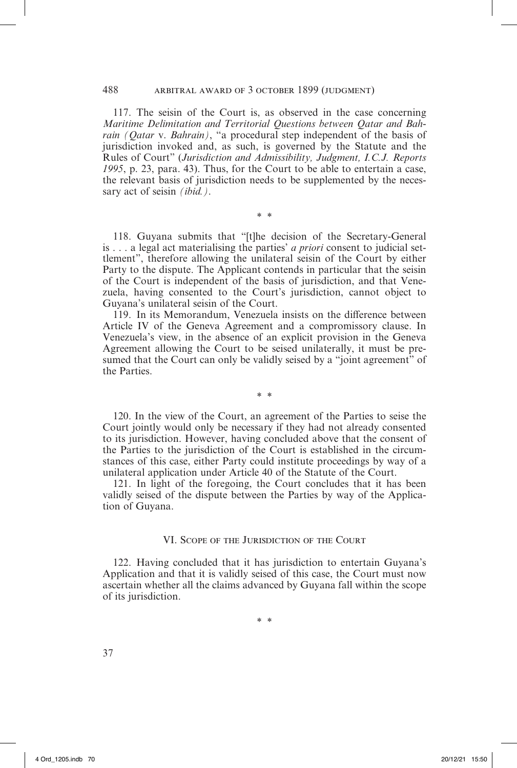117. The seisin of the Court is, as observed in the case concerning *Maritime Delimitation and Territorial Questions between Qatar and Bahrain (Qatar* v. *Bahrain)*, "a procedural step independent of the basis of jurisdiction invoked and, as such, is governed by the Statute and the Rules of Court" (*Jurisdiction and Admissibility, Judgment, I.C.J. Reports 1995*, p. 23, para. 43). Thus, for the Court to be able to entertain a case, the relevant basis of jurisdiction needs to be supplemented by the necessary act of seisin *(ibid.)*.

\* \*

118. Guyana submits that "[t]he decision of the Secretary-General is . . . a legal act materialising the parties' *a priori* consent to judicial settlement", therefore allowing the unilateral seisin of the Court by either Party to the dispute. The Applicant contends in particular that the seisin of the Court is independent of the basis of jurisdiction, and that Venezuela, having consented to the Court's jurisdiction, cannot object to Guyana's unilateral seisin of the Court.

119. In its Memorandum, Venezuela insists on the difference between Article IV of the Geneva Agreement and a compromissory clause. In Venezuela's view, in the absence of an explicit provision in the Geneva Agreement allowing the Court to be seised unilaterally, it must be presumed that the Court can only be validly seised by a "joint agreement" of the Parties.

\* \*

120. In the view of the Court, an agreement of the Parties to seise the Court jointly would only be necessary if they had not already consented to its jurisdiction. However, having concluded above that the consent of the Parties to the jurisdiction of the Court is established in the circumstances of this case, either Party could institute proceedings by way of a unilateral application under Article 40 of the Statute of the Court.

121. In light of the foregoing, the Court concludes that it has been validly seised of the dispute between the Parties by way of the Application of Guyana.

## VI. Scope of the Jurisdiction of the Court

122. Having concluded that it has jurisdiction to entertain Guyana's Application and that it is validly seised of this case, the Court must now ascertain whether all the claims advanced by Guyana fall within the scope of its jurisdiction.

\* \*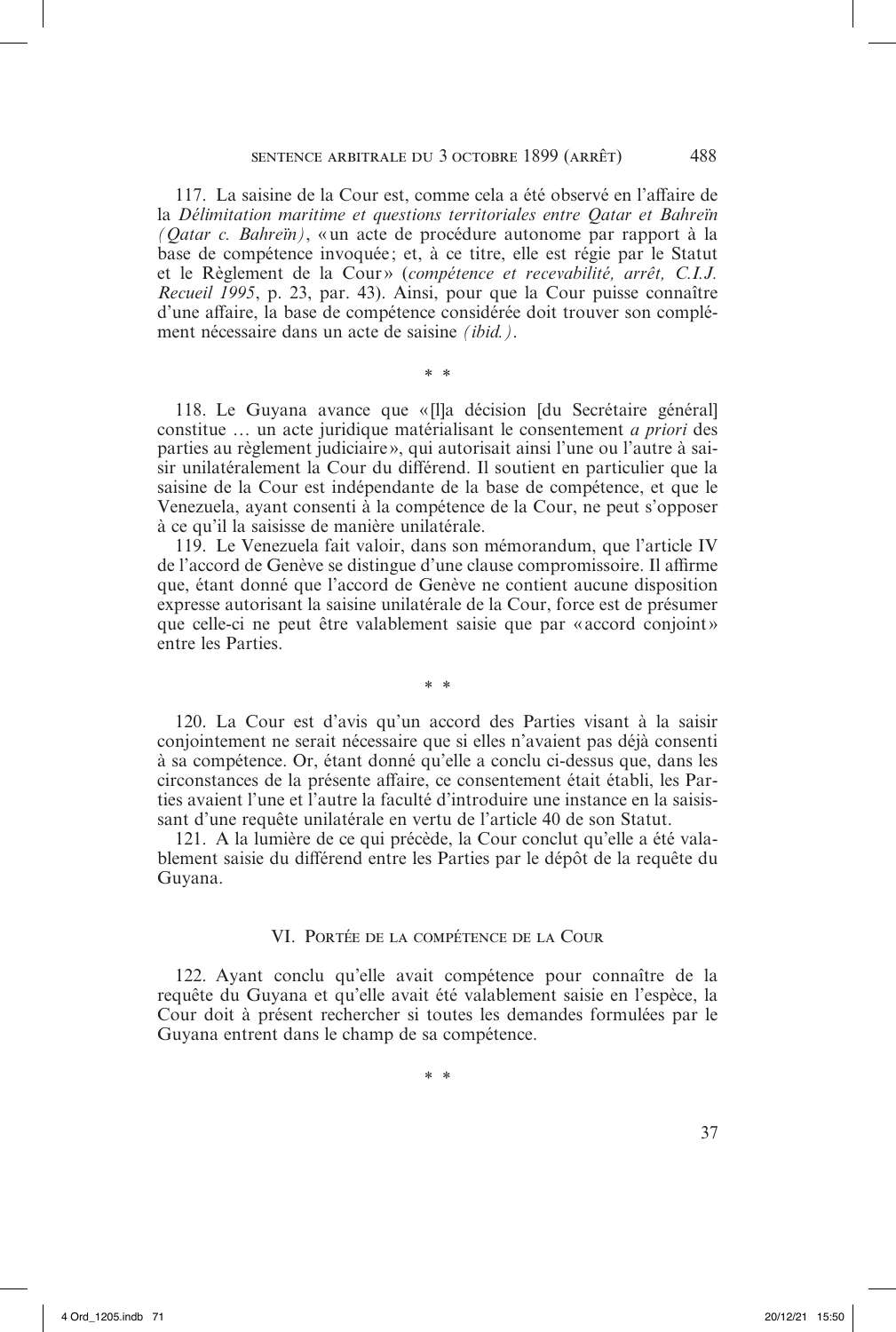117. La saisine de la Cour est, comme cela a été observé en l'affaire de la *Délimitation maritime et questions territoriales entre Qatar et Bahreïn (Qatar c. Bahreïn)*, « un acte de procédure autonome par rapport à la base de compétence invoquée ; et, à ce titre, elle est régie par le Statut et le Règlement de la Cour » (*compétence et recevabilité, arrêt, C.I.J. Recueil 1995*, p. 23, par. 43). Ainsi, pour que la Cour puisse connaître d'une affaire, la base de compétence considérée doit trouver son complément nécessaire dans un acte de saisine *(ibid.)*.

\* \*

118. Le Guyana avance que « [l]a décision [du Secrétaire général] constitue … un acte juridique matérialisant le consentement *a priori* des parties au règlement judiciaire », qui autorisait ainsi l'une ou l'autre à saisir unilatéralement la Cour du différend. Il soutient en particulier que la saisine de la Cour est indépendante de la base de compétence, et que le Venezuela, ayant consenti à la compétence de la Cour, ne peut s'opposer à ce qu'il la saisisse de manière unilatérale.

119. Le Venezuela fait valoir, dans son mémorandum, que l'article IV de l'accord de Genève se distingue d'une clause compromissoire. Il affirme que, étant donné que l'accord de Genève ne contient aucune disposition expresse autorisant la saisine unilatérale de la Cour, force est de présumer que celle-ci ne peut être valablement saisie que par « accord conjoint » entre les Parties.

\* \*

120. La Cour est d'avis qu'un accord des Parties visant à la saisir conjointement ne serait nécessaire que si elles n'avaient pas déjà consenti à sa compétence. Or, étant donné qu'elle a conclu ci-dessus que, dans les circonstances de la présente affaire, ce consentement était établi, les Parties avaient l'une et l'autre la faculté d'introduire une instance en la saisissant d'une requête unilatérale en vertu de l'article 40 de son Statut.

121. A la lumière de ce qui précède, la Cour conclut qu'elle a été valablement saisie du différend entre les Parties par le dépôt de la requête du Guyana.

## VI. Portée de la compétence de la Cour

122. Ayant conclu qu'elle avait compétence pour connaître de la requête du Guyana et qu'elle avait été valablement saisie en l'espèce, la Cour doit à présent rechercher si toutes les demandes formulées par le Guyana entrent dans le champ de sa compétence.

\* \*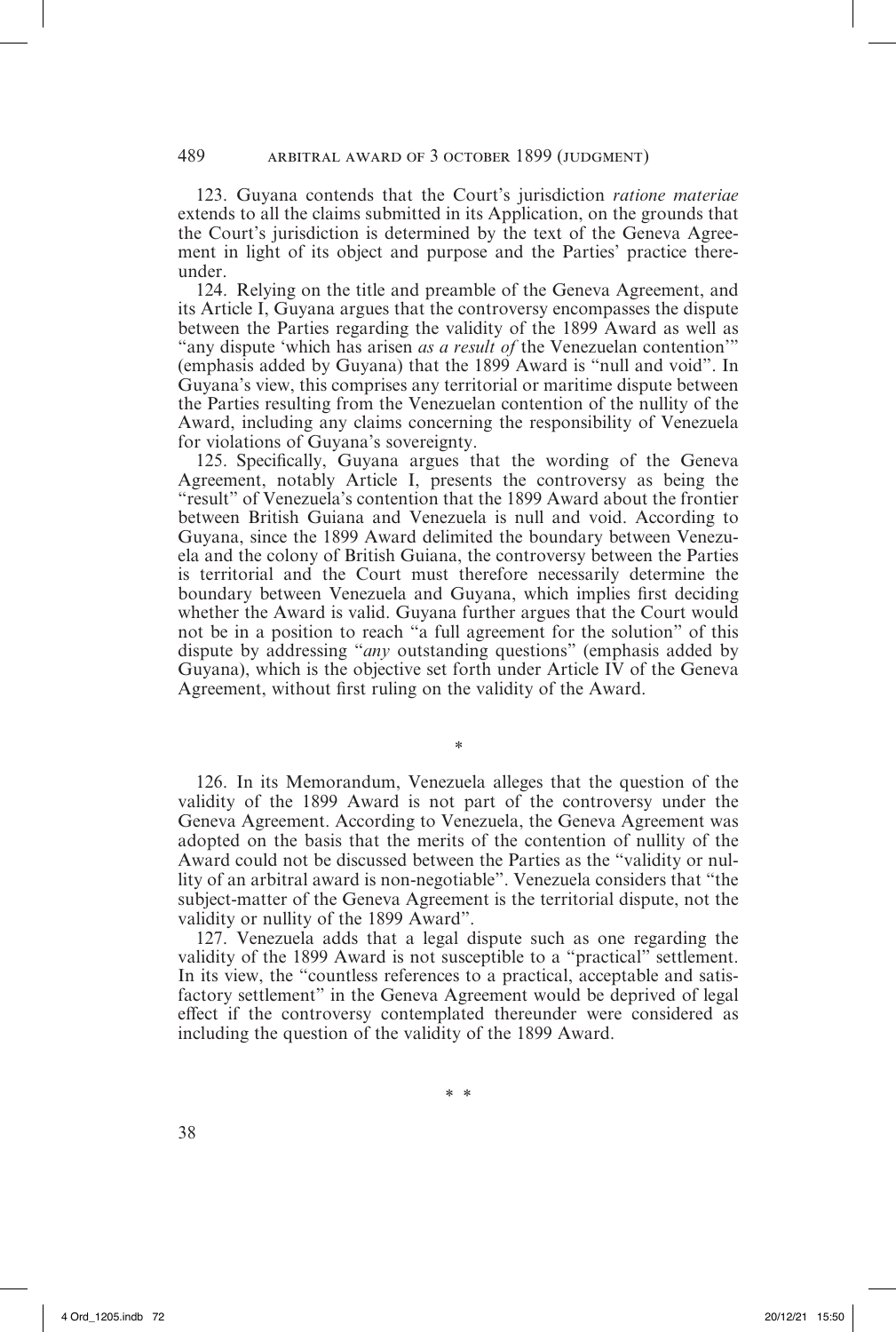123. Guyana contends that the Court's jurisdiction *ratione materiae* extends to all the claims submitted in its Application, on the grounds that the Court's jurisdiction is determined by the text of the Geneva Agreement in light of its object and purpose and the Parties' practice thereunder.

124. Relying on the title and preamble of the Geneva Agreement, and its Article I, Guyana argues that the controversy encompasses the dispute between the Parties regarding the validity of the 1899 Award as well as "any dispute 'which has arisen *as a result of* the Venezuelan contention'" (emphasis added by Guyana) that the 1899 Award is "null and void". In Guyana's view, this comprises any territorial or maritime dispute between the Parties resulting from the Venezuelan contention of the nullity of the Award, including any claims concerning the responsibility of Venezuela for violations of Guyana's sovereignty.

125. Specifically, Guyana argues that the wording of the Geneva Agreement, notably Article I, presents the controversy as being the "result" of Venezuela's contention that the 1899 Award about the frontier between British Guiana and Venezuela is null and void. According to Guyana, since the 1899 Award delimited the boundary between Venezuela and the colony of British Guiana, the controversy between the Parties is territorial and the Court must therefore necessarily determine the boundary between Venezuela and Guyana, which implies first deciding whether the Award is valid. Guyana further argues that the Court would not be in a position to reach "a full agreement for the solution" of this dispute by addressing "*any* outstanding questions" (emphasis added by Guyana), which is the objective set forth under Article IV of the Geneva Agreement, without first ruling on the validity of the Award.

*

126. In its Memorandum, Venezuela alleges that the question of the validity of the 1899 Award is not part of the controversy under the Geneva Agreement. According to Venezuela, the Geneva Agreement was adopted on the basis that the merits of the contention of nullity of the Award could not be discussed between the Parties as the "validity or nullity of an arbitral award is non-negotiable". Venezuela considers that "the subject-matter of the Geneva Agreement is the territorial dispute, not the validity or nullity of the 1899 Award".

127. Venezuela adds that a legal dispute such as one regarding the validity of the 1899 Award is not susceptible to a "practical" settlement. In its view, the "countless references to a practical, acceptable and satisfactory settlement" in the Geneva Agreement would be deprived of legal effect if the controversy contemplated thereunder were considered as including the question of the validity of the 1899 Award.

* *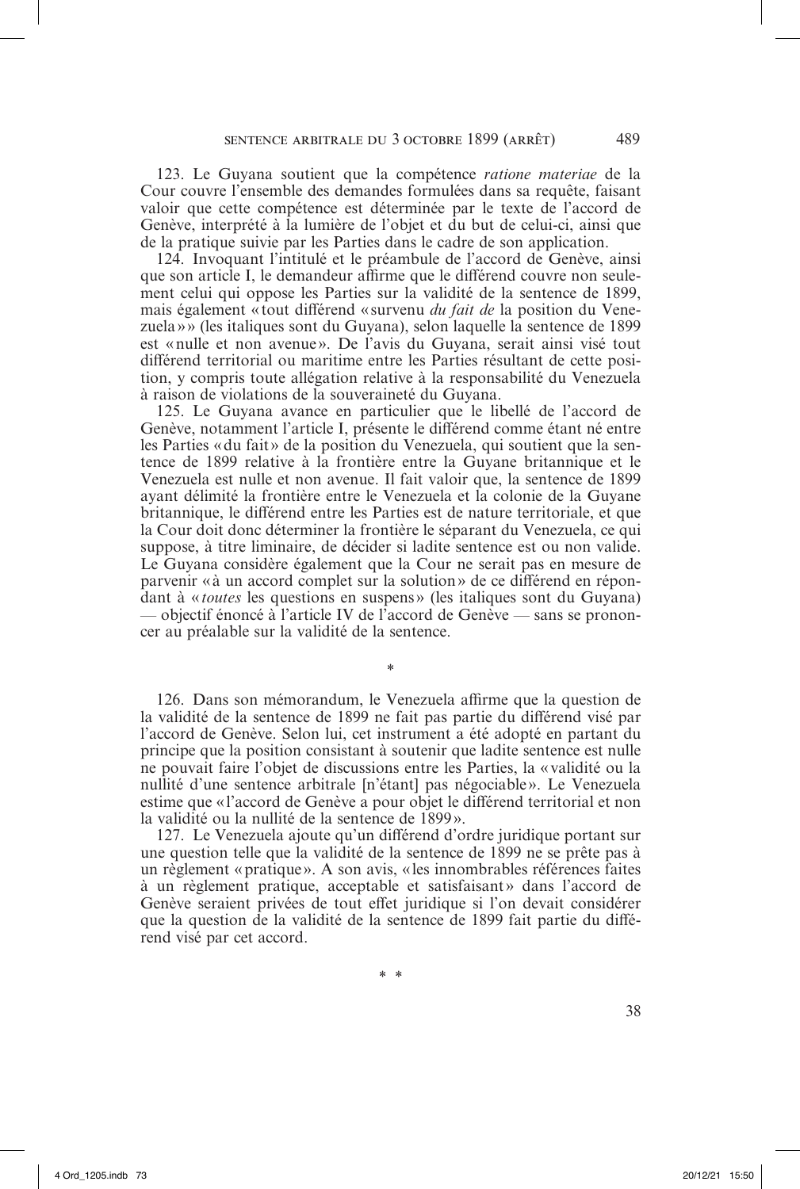123. Le Guyana soutient que la compétence *ratione materiae* de la Cour couvre l'ensemble des demandes formulées dans sa requête, faisant valoir que cette compétence est déterminée par le texte de l'accord de Genève, interprété à la lumière de l'objet et du but de celui-ci, ainsi que de la pratique suivie par les Parties dans le cadre de son application.

124. Invoquant l'intitulé et le préambule de l'accord de Genève, ainsi que son article I, le demandeur affirme que le différend couvre non seulement celui qui oppose les Parties sur la validité de la sentence de 1899, mais également «tout différend «survenu *du fait de* la position du Venezuela»» (les italiques sont du Guyana), selon laquelle la sentence de 1899 est «nulle et non avenue». De l'avis du Guyana, serait ainsi visé tout différend territorial ou maritime entre les Parties résultant de cette position, y compris toute allégation relative à la responsabilité du Venezuela à raison de violations de la souveraineté du Guyana.

125. Le Guyana avance en particulier que le libellé de l'accord de Genève, notamment l'article I, présente le différend comme étant né entre les Parties «du fait» de la position du Venezuela, qui soutient que la sentence de 1899 relative à la frontière entre la Guyane britannique et le Venezuela est nulle et non avenue. Il fait valoir que, la sentence de 1899 ayant délimité la frontière entre le Venezuela et la colonie de la Guyane britannique, le différend entre les Parties est de nature territoriale, et que la Cour doit donc déterminer la frontière le séparant du Venezuela, ce qui suppose, à titre liminaire, de décider si ladite sentence est ou non valide. Le Guyana considère également que la Cour ne serait pas en mesure de parvenir «à un accord complet sur la solution» de ce différend en répondant à «*toutes* les questions en suspens» (les italiques sont du Guyana) — objectif énoncé à l'article IV de l'accord de Genève — sans se prononcer au préalable sur la validité de la sentence.

\*

126. Dans son mémorandum, le Venezuela affirme que la question de la validité de la sentence de 1899 ne fait pas partie du différend visé par l'accord de Genève. Selon lui, cet instrument a été adopté en partant du principe que la position consistant à soutenir que ladite sentence est nulle ne pouvait faire l'objet de discussions entre les Parties, la «validité ou la nullité d'une sentence arbitrale [n'étant] pas négociable». Le Venezuela estime que «l'accord de Genève a pour objet le différend territorial et non la validité ou la nullité de la sentence de 1899».

127. Le Venezuela ajoute qu'un différend d'ordre juridique portant sur une question telle que la validité de la sentence de 1899 ne se prête pas à un règlement «pratique». A son avis, «les innombrables références faites à un règlement pratique, acceptable et satisfaisant» dans l'accord de Genève seraient privées de tout effet juridique si l'on devait considérer que la question de la validité de la sentence de 1899 fait partie du différend visé par cet accord.

\* \*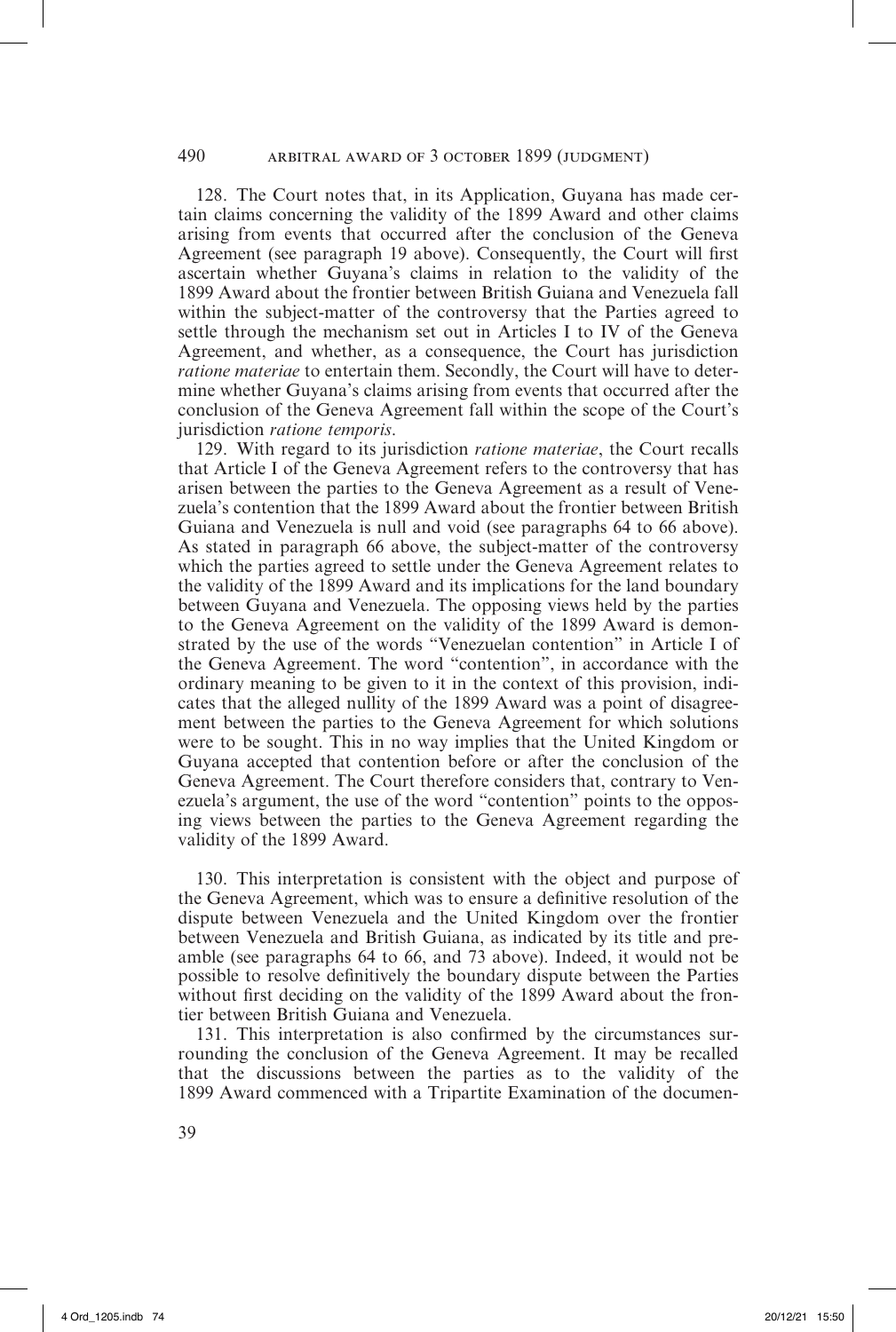128. The Court notes that, in its Application, Guyana has made certain claims concerning the validity of the 1899 Award and other claims arising from events that occurred after the conclusion of the Geneva Agreement (see paragraph 19 above). Consequently, the Court will first ascertain whether Guyana's claims in relation to the validity of the 1899 Award about the frontier between British Guiana and Venezuela fall within the subject-matter of the controversy that the Parties agreed to settle through the mechanism set out in Articles I to IV of the Geneva Agreement, and whether, as a consequence, the Court has jurisdiction *ratione materiae* to entertain them. Secondly, the Court will have to determine whether Guyana's claims arising from events that occurred after the conclusion of the Geneva Agreement fall within the scope of the Court's jurisdiction *ratione temporis*.

129. With regard to its jurisdiction *ratione materiae*, the Court recalls that Article I of the Geneva Agreement refers to the controversy that has arisen between the parties to the Geneva Agreement as a result of Venezuela's contention that the 1899 Award about the frontier between British Guiana and Venezuela is null and void (see paragraphs 64 to 66 above). As stated in paragraph 66 above, the subject-matter of the controversy which the parties agreed to settle under the Geneva Agreement relates to the validity of the 1899 Award and its implications for the land boundary between Guyana and Venezuela. The opposing views held by the parties to the Geneva Agreement on the validity of the 1899 Award is demonstrated by the use of the words "Venezuelan contention" in Article I of the Geneva Agreement. The word "contention", in accordance with the ordinary meaning to be given to it in the context of this provision, indicates that the alleged nullity of the 1899 Award was a point of disagreement between the parties to the Geneva Agreement for which solutions were to be sought. This in no way implies that the United Kingdom or Guyana accepted that contention before or after the conclusion of the Geneva Agreement. The Court therefore considers that, contrary to Venezuela's argument, the use of the word "contention" points to the opposing views between the parties to the Geneva Agreement regarding the validity of the 1899 Award.

130. This interpretation is consistent with the object and purpose of the Geneva Agreement, which was to ensure a definitive resolution of the dispute between Venezuela and the United Kingdom over the frontier between Venezuela and British Guiana, as indicated by its title and preamble (see paragraphs 64 to 66, and 73 above). Indeed, it would not be possible to resolve definitively the boundary dispute between the Parties without first deciding on the validity of the 1899 Award about the frontier between British Guiana and Venezuela.

131. This interpretation is also confirmed by the circumstances surrounding the conclusion of the Geneva Agreement. It may be recalled that the discussions between the parties as to the validity of the 1899 Award commenced with a Tripartite Examination of the documen-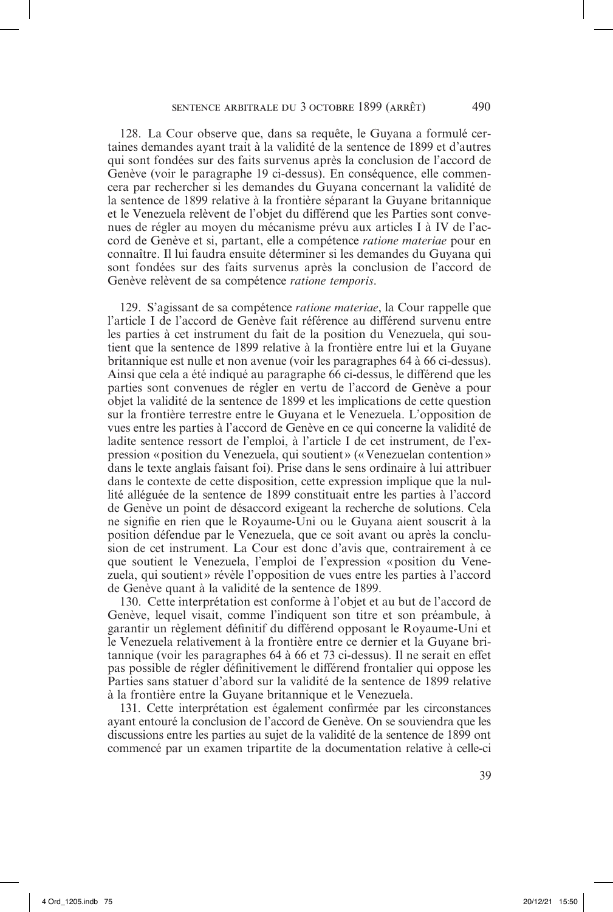128. La Cour observe que, dans sa requête, le Guyana a formulé certaines demandes ayant trait à la validité de la sentence de 1899 et d'autres qui sont fondées sur des faits survenus après la conclusion de l'accord de Genève (voir le paragraphe 19 ci-dessus). En conséquence, elle commencera par rechercher si les demandes du Guyana concernant la validité de la sentence de 1899 relative à la frontière séparant la Guyane britannique et le Venezuela relèvent de l'objet du différend que les Parties sont convenues de régler au moyen du mécanisme prévu aux articles I à IV de l'accord de Genève et si, partant, elle a compétence *ratione materiae* pour en connaître. Il lui faudra ensuite déterminer si les demandes du Guyana qui sont fondées sur des faits survenus après la conclusion de l'accord de Genève relèvent de sa compétence *ratione temporis*.

129. S'agissant de sa compétence *ratione materiae*, la Cour rappelle que l'article I de l'accord de Genève fait référence au différend survenu entre les parties à cet instrument du fait de la position du Venezuela, qui soutient que la sentence de 1899 relative à la frontière entre lui et la Guyane britannique est nulle et non avenue (voir les paragraphes 64 à 66 ci-dessus). Ainsi que cela a été indiqué au paragraphe 66 ci-dessus, le différend que les parties sont convenues de régler en vertu de l'accord de Genève a pour objet la validité de la sentence de 1899 et les implications de cette question sur la frontière terrestre entre le Guyana et le Venezuela. L'opposition de vues entre les parties à l'accord de Genève en ce qui concerne la validité de ladite sentence ressort de l'emploi, à l'article I de cet instrument, de l'expression « position du Venezuela, qui soutient » (« Venezuelan contention » dans le texte anglais faisant foi). Prise dans le sens ordinaire à lui attribuer dans le contexte de cette disposition, cette expression implique que la nullité alléguée de la sentence de 1899 constituait entre les parties à l'accord de Genève un point de désaccord exigeant la recherche de solutions. Cela ne signifie en rien que le Royaume-Uni ou le Guyana aient souscrit à la position défendue par le Venezuela, que ce soit avant ou après la conclusion de cet instrument. La Cour est donc d'avis que, contrairement à ce que soutient le Venezuela, l'emploi de l'expression « position du Venezuela, qui soutient » révèle l'opposition de vues entre les parties à l'accord de Genève quant à la validité de la sentence de 1899.

130. Cette interprétation est conforme à l'objet et au but de l'accord de Genève, lequel visait, comme l'indiquent son titre et son préambule, à garantir un règlement définitif du différend opposant le Royaume-Uni et le Venezuela relativement à la frontière entre ce dernier et la Guyane britannique (voir les paragraphes 64 à 66 et 73 ci-dessus). Il ne serait en effet pas possible de régler définitivement le différend frontalier qui oppose les Parties sans statuer d'abord sur la validité de la sentence de 1899 relative à la frontière entre la Guyane britannique et le Venezuela.

131. Cette interprétation est également confirmée par les circonstances ayant entouré la conclusion de l'accord de Genève. On se souviendra que les discussions entre les parties au sujet de la validité de la sentence de 1899 ont commencé par un examen tripartite de la documentation relative à celle-ci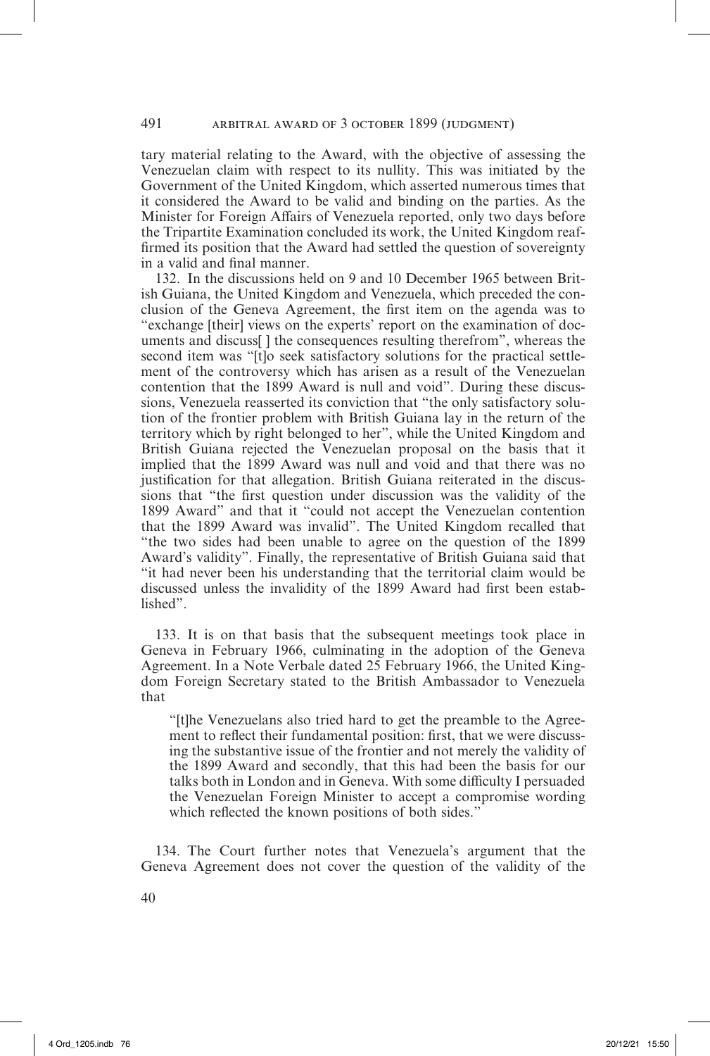tary material relating to the Award, with the objective of assessing the Venezuelan claim with respect to its nullity. This was initiated by the Government of the United Kingdom, which asserted numerous times that it considered the Award to be valid and binding on the parties. As the Minister for Foreign Affairs of Venezuela reported, only two days before the Tripartite Examination concluded its work, the United Kingdom reaffirmed its position that the Award had settled the question of sovereignty in a valid and final manner.

132. In the discussions held on 9 and 10 December 1965 between British Guiana, the United Kingdom and Venezuela, which preceded the conclusion of the Geneva Agreement, the first item on the agenda was to "exchange [their] views on the experts' report on the examination of documents and discuss[ ] the consequences resulting therefrom", whereas the second item was "[t]o seek satisfactory solutions for the practical settlement of the controversy which has arisen as a result of the Venezuelan contention that the 1899 Award is null and void". During these discussions, Venezuela reasserted its conviction that "the only satisfactory solution of the frontier problem with British Guiana lay in the return of the territory which by right belonged to her", while the United Kingdom and British Guiana rejected the Venezuelan proposal on the basis that it implied that the 1899 Award was null and void and that there was no justification for that allegation. British Guiana reiterated in the discussions that "the first question under discussion was the validity of the 1899 Award" and that it "could not accept the Venezuelan contention that the 1899 Award was invalid". The United Kingdom recalled that "the two sides had been unable to agree on the question of the 1899 Award's validity". Finally, the representative of British Guiana said that "it had never been his understanding that the territorial claim would be discussed unless the invalidity of the 1899 Award had first been established".

133. It is on that basis that the subsequent meetings took place in Geneva in February 1966, culminating in the adoption of the Geneva Agreement. In a Note Verbale dated 25 February 1966, the United Kingdom Foreign Secretary stated to the British Ambassador to Venezuela that

> "[t]he Venezuelans also tried hard to get the preamble to the Agreement to reflect their fundamental position: first, that we were discussing the substantive issue of the frontier and not merely the validity of the 1899 Award and secondly, that this had been the basis for our talks both in London and in Geneva. With some difficulty I persuaded the Venezuelan Foreign Minister to accept a compromise wording which reflected the known positions of both sides."

134. The Court further notes that Venezuela's argument that the Geneva Agreement does not cover the question of the validity of the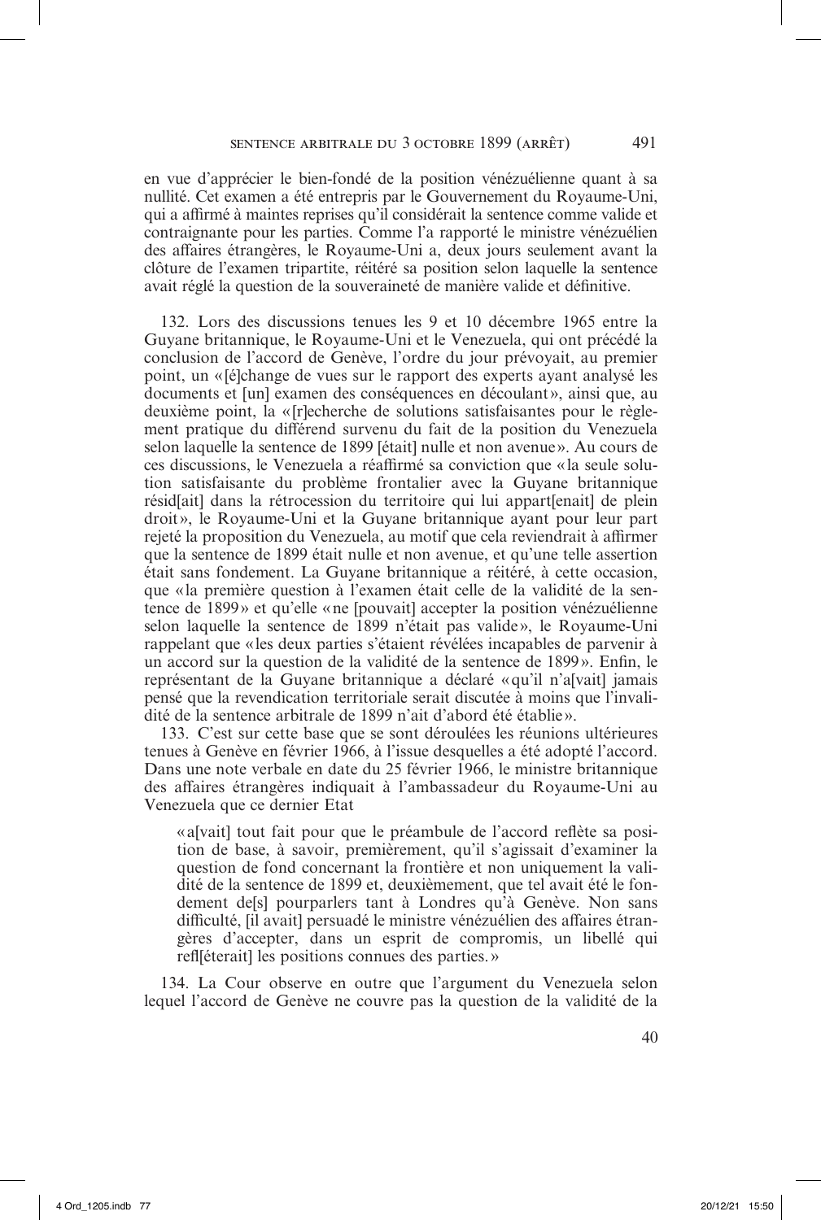en vue d'apprécier le bien-fondé de la position vénézuélienne quant à sa nullité. Cet examen a été entrepris par le Gouvernement du Royaume-Uni, qui a affirmé à maintes reprises qu'il considérait la sentence comme valide et contraignante pour les parties. Comme l'a rapporté le ministre vénézuélien des affaires étrangères, le Royaume-Uni a, deux jours seulement avant la clôture de l'examen tripartite, réitéré sa position selon laquelle la sentence avait réglé la question de la souveraineté de manière valide et définitive.

132. Lors des discussions tenues les 9 et 10 décembre 1965 entre la Guyane britannique, le Royaume-Uni et le Venezuela, qui ont précédé la conclusion de l'accord de Genève, l'ordre du jour prévoyait, au premier point, un « [é]change de vues sur le rapport des experts ayant analysé les documents et [un] examen des conséquences en découlant », ainsi que, au deuxième point, la « [r]echerche de solutions satisfaisantes pour le règlement pratique du différend survenu du fait de la position du Venezuela selon laquelle la sentence de 1899 [était] nulle et non avenue ». Au cours de ces discussions, le Venezuela a réaffirmé sa conviction que « la seule solution satisfaisante du problème frontalier avec la Guyane britannique résid[ait] dans la rétrocession du territoire qui lui appart[enait] de plein droit », le Royaume-Uni et la Guyane britannique ayant pour leur part rejeté la proposition du Venezuela, au motif que cela reviendrait à affirmer que la sentence de 1899 était nulle et non avenue, et qu'une telle assertion était sans fondement. La Guyane britannique a réitéré, à cette occasion, que « la première question à l'examen était celle de la validité de la sentence de 1899 » et qu'elle « ne [pouvait] accepter la position vénézuélienne selon laquelle la sentence de 1899 n'était pas valide », le Royaume-Uni rappelant que « les deux parties s'étaient révélées incapables de parvenir à un accord sur la question de la validité de la sentence de 1899 ». Enfin, le représentant de la Guyane britannique a déclaré « qu'il n'a[vait] jamais pensé que la revendication territoriale serait discutée à moins que l'invalidité de la sentence arbitrale de 1899 n'ait d'abord été établie ».

133. C'est sur cette base que se sont déroulées les réunions ultérieures tenues à Genève en février 1966, à l'issue desquelles a été adopté l'accord. Dans une note verbale en date du 25 février 1966, le ministre britannique des affaires étrangères indiquait à l'ambassadeur du Royaume-Uni au Venezuela que ce dernier Etat

> « a[vait] tout fait pour que le préambule de l'accord reflète sa position de base, à savoir, premièrement, qu'il s'agissait d'examiner la question de fond concernant la frontière et non uniquement la validité de la sentence de 1899 et, deuxièmement, que tel avait été le fondement de[s] pourparlers tant à Londres qu'à Genève. Non sans difficulté, [il avait] persuadé le ministre vénézuélien des affaires étrangères d'accepter, dans un esprit de compromis, un libellé qui refl[éterait] les positions connues des parties. »

134. La Cour observe en outre que l'argument du Venezuela selon lequel l'accord de Genève ne couvre pas la question de la validité de la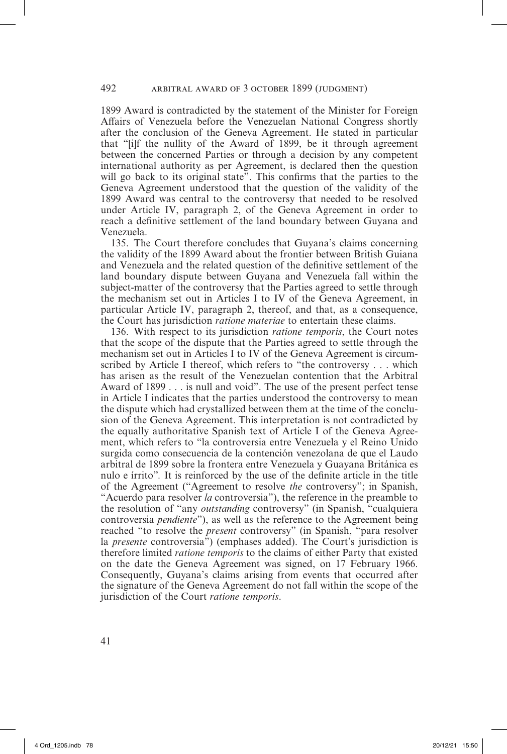1899 Award is contradicted by the statement of the Minister for Foreign Affairs of Venezuela before the Venezuelan National Congress shortly after the conclusion of the Geneva Agreement. He stated in particular that "[i]f the nullity of the Award of 1899, be it through agreement between the concerned Parties or through a decision by any competent international authority as per Agreement, is declared then the question will go back to its original state". This confirms that the parties to the Geneva Agreement understood that the question of the validity of the 1899 Award was central to the controversy that needed to be resolved under Article IV, paragraph 2, of the Geneva Agreement in order to reach a definitive settlement of the land boundary between Guyana and Venezuela.

135. The Court therefore concludes that Guyana's claims concerning the validity of the 1899 Award about the frontier between British Guiana and Venezuela and the related question of the definitive settlement of the land boundary dispute between Guyana and Venezuela fall within the subject-matter of the controversy that the Parties agreed to settle through the mechanism set out in Articles I to IV of the Geneva Agreement, in particular Article IV, paragraph 2, thereof, and that, as a consequence, the Court has jurisdiction *ratione materiae* to entertain these claims.

136. With respect to its jurisdiction *ratione temporis*, the Court notes that the scope of the dispute that the Parties agreed to settle through the mechanism set out in Articles I to IV of the Geneva Agreement is circumscribed by Article I thereof, which refers to "the controversy . . . which has arisen as the result of the Venezuelan contention that the Arbitral Award of 1899 . . . is null and void". The use of the present perfect tense in Article I indicates that the parties understood the controversy to mean the dispute which had crystallized between them at the time of the conclusion of the Geneva Agreement. This interpretation is not contradicted by the equally authoritative Spanish text of Article I of the Geneva Agreement, which refers to "la controversia entre Venezuela y el Reino Unido surgida como consecuencia de la contención venezolana de que el Laudo arbitral de 1899 sobre la frontera entre Venezuela y Guayana Británica es nulo e írrito". It is reinforced by the use of the definite article in the title of the Agreement ("Agreement to resolve *the* controversy"; in Spanish, "Acuerdo para resolver *la* controversia"), the reference in the preamble to the resolution of "any *outstanding* controversy" (in Spanish, "cualquiera controversia *pendiente*"), as well as the reference to the Agreement being reached "to resolve the *present* controversy" (in Spanish, "para resolver la *presente* controversia") (emphases added). The Court's jurisdiction is therefore limited *ratione temporis* to the claims of either Party that existed on the date the Geneva Agreement was signed, on 17 February 1966. Consequently, Guyana's claims arising from events that occurred after the signature of the Geneva Agreement do not fall within the scope of the jurisdiction of the Court *ratione temporis*.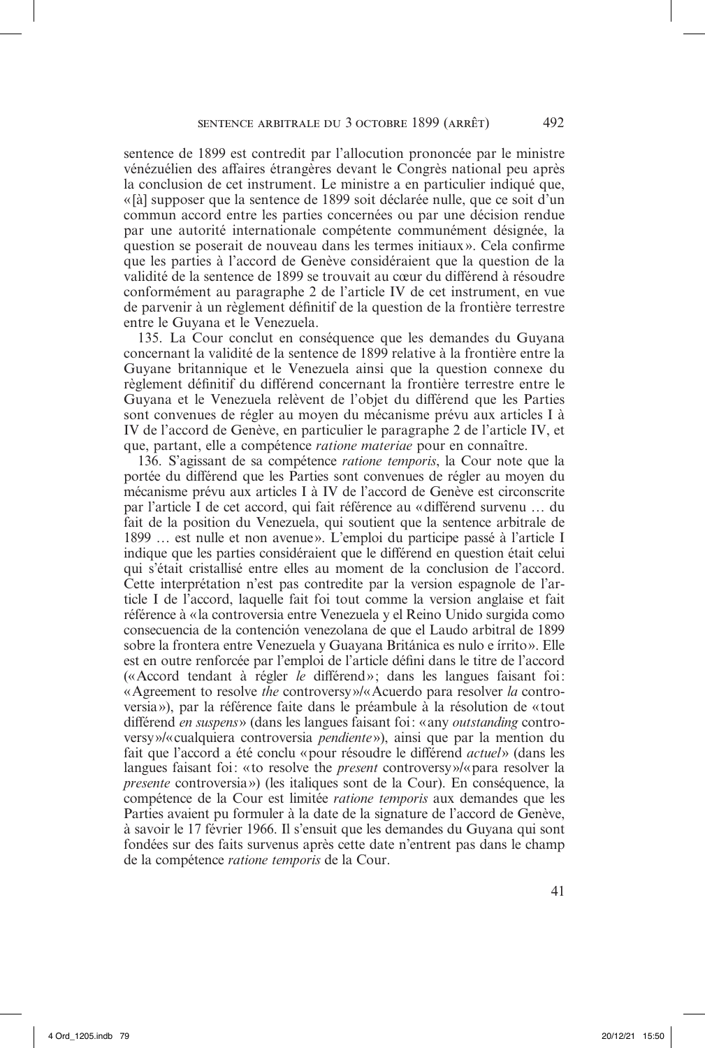sentence de 1899 est contredit par l'allocution prononcée par le ministre vénézuélien des affaires étrangères devant le Congrès national peu après la conclusion de cet instrument. Le ministre a en particulier indiqué que, «[à] supposer que la sentence de 1899 soit déclarée nulle, que ce soit d'un commun accord entre les parties concernées ou par une décision rendue par une autorité internationale compétente communément désignée, la question se poserait de nouveau dans les termes initiaux». Cela confirme que les parties à l'accord de Genève considéraient que la question de la validité de la sentence de 1899 se trouvait au cœur du différend à résoudre conformément au paragraphe 2 de l'article IV de cet instrument, en vue de parvenir à un règlement définitif de la question de la frontière terrestre entre le Guyana et le Venezuela.

135. La Cour conclut en conséquence que les demandes du Guyana concernant la validité de la sentence de 1899 relative à la frontière entre la Guyane britannique et le Venezuela ainsi que la question connexe du règlement définitif du différend concernant la frontière terrestre entre le Guyana et le Venezuela relèvent de l'objet du différend que les Parties sont convenues de régler au moyen du mécanisme prévu aux articles I à IV de l'accord de Genève, en particulier le paragraphe 2 de l'article IV, et que, partant, elle a compétence *ratione materiae* pour en connaître.

136. S'agissant de sa compétence *ratione temporis*, la Cour note que la portée du différend que les Parties sont convenues de régler au moyen du mécanisme prévu aux articles I à IV de l'accord de Genève est circonscrite par l'article I de cet accord, qui fait référence au «différend survenu … du fait de la position du Venezuela, qui soutient que la sentence arbitrale de 1899 … est nulle et non avenue». L'emploi du participe passé à l'article I indique que les parties considéraient que le différend en question était celui qui s'était cristallisé entre elles au moment de la conclusion de l'accord. Cette interprétation n'est pas contredite par la version espagnole de l'article I de l'accord, laquelle fait foi tout comme la version anglaise et fait référence à «la controversia entre Venezuela y el Reino Unido surgida como consecuencia de la contención venezolana de que el Laudo arbitral de 1899 sobre la frontera entre Venezuela y Guayana Británica es nulo e írrito». Elle est en outre renforcée par l'emploi de l'article défini dans le titre de l'accord («Accord tendant à régler *le* différend»; dans les langues faisant foi: «Agreement to resolve *the* controversy»/«Acuerdo para resolver *la* controversia»), par la référence faite dans le préambule à la résolution de «tout différend *en suspens*» (dans les langues faisant foi: «any *outstanding* controversy»/«cualquiera controversia *pendiente*»), ainsi que par la mention du fait que l'accord a été conclu «pour résoudre le différend *actuel*» (dans les langues faisant foi: «to resolve the *present* controversy»/«para resolver la *presente* controversia») (les italiques sont de la Cour). En conséquence, la compétence de la Cour est limitée *ratione temporis* aux demandes que les Parties avaient pu formuler à la date de la signature de l'accord de Genève, à savoir le 17 février 1966. Il s'ensuit que les demandes du Guyana qui sont fondées sur des faits survenus après cette date n'entrent pas dans le champ de la compétence *ratione temporis* de la Cour.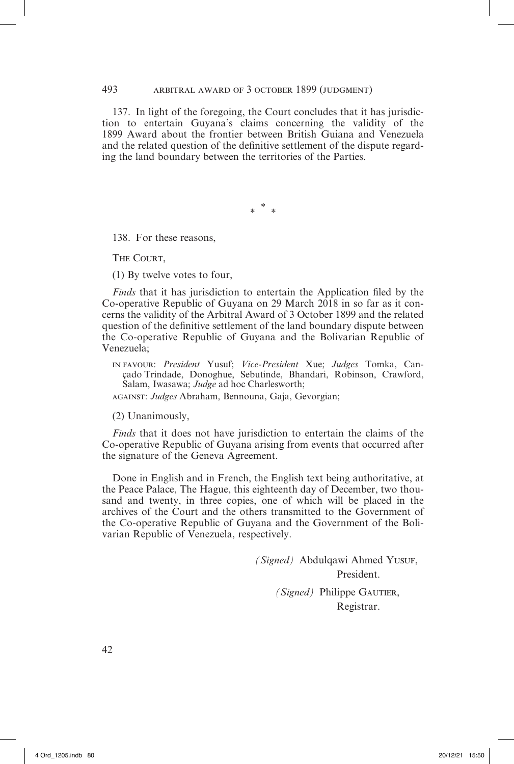137. In light of the foregoing, the Court concludes that it has jurisdiction to entertain Guyana's claims concerning the validity of the 1899 Award about the frontier between British Guiana and Venezuela and the related question of the definitive settlement of the dispute regarding the land boundary between the territories of the Parties.

\* \* \*

138. For these reasons,

THE COURT,

(1) By twelve votes to four,

*Finds* that it has jurisdiction to entertain the Application filed by the Co-operative Republic of Guyana on 29 March 2018 in so far as it concerns the validity of the Arbitral Award of 3 October 1899 and the related question of the definitive settlement of the land boundary dispute between the Co-operative Republic of Guyana and the Bolivarian Republic of Venezuela;

IN FAVOUR: *President* Yusuf; *Vice-President* Xue; *Judges* Tomka, Cançado Trindade, Donoghue, Sebutinde, Bhandari, Robinson, Crawford, Salam, Iwasawa; *Judge* ad hoc Charlesworth;

AGAINST: *Judges* Abraham, Bennouna, Gaja, Gevorgian;

(2) Unanimously,

*Finds* that it does not have jurisdiction to entertain the claims of the Co-operative Republic of Guyana arising from events that occurred after the signature of the Geneva Agreement.

Done in English and in French, the English text being authoritative, at the Peace Palace, The Hague, this eighteenth day of December, two thousand and twenty, in three copies, one of which will be placed in the archives of the Court and the others transmitted to the Government of the Co-operative Republic of Guyana and the Government of the Bolivarian Republic of Venezuela, respectively.

*(Signed)* Abdulqawi Ahmed YUSUF,
President.

*(Signed)* Philippe GAUTIER,
Registrar.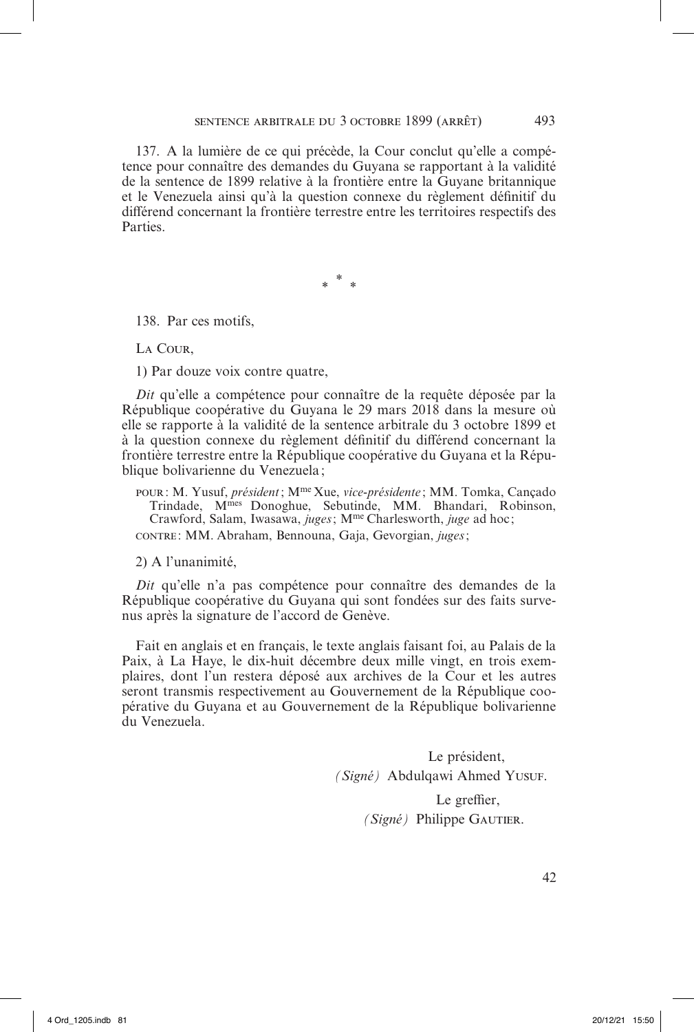137. A la lumière de ce qui précède, la Cour conclut qu'elle a compétence pour connaître des demandes du Guyana se rapportant à la validité de la sentence de 1899 relative à la frontière entre la Guyane britannique et le Venezuela ainsi qu'à la question connexe du règlement définitif du différend concernant la frontière terrestre entre les territoires respectifs des Parties.

\* \* \*

138. Par ces motifs,

La Cour,

1) Par douze voix contre quatre,

*Dit* qu'elle a compétence pour connaître de la requête déposée par la République coopérative du Guyana le 29 mars 2018 dans la mesure où elle se rapporte à la validité de la sentence arbitrale du 3 octobre 1899 et à la question connexe du règlement définitif du différend concernant la frontière terrestre entre la République coopérative du Guyana et la République bolivarienne du Venezuela;

pour : M. Yusuf, *président*; Mme Xue, *vice-présidente*; MM. Tomka, Cançado Trindade, Mmes Donoghue, Sebutinde, MM. Bhandari, Robinson, Crawford, Salam, Iwasawa, *juges*; Mme Charlesworth, *juge* ad hoc;

contre : MM. Abraham, Bennouna, Gaja, Gevorgian, *juges*;

2) A l'unanimité,

*Dit* qu'elle n'a pas compétence pour connaître des demandes de la République coopérative du Guyana qui sont fondées sur des faits survenus après la signature de l'accord de Genève.

Fait en anglais et en français, le texte anglais faisant foi, au Palais de la Paix, à La Haye, le dix-huit décembre deux mille vingt, en trois exemplaires, dont l'un restera déposé aux archives de la Cour et les autres seront transmis respectivement au Gouvernement de la République coopérative du Guyana et au Gouvernement de la République bolivarienne du Venezuela.

Le président,
*(Signé)* Abdulqawi Ahmed Yusuf.

Le greffier,
*(Signé)* Philippe Gautier.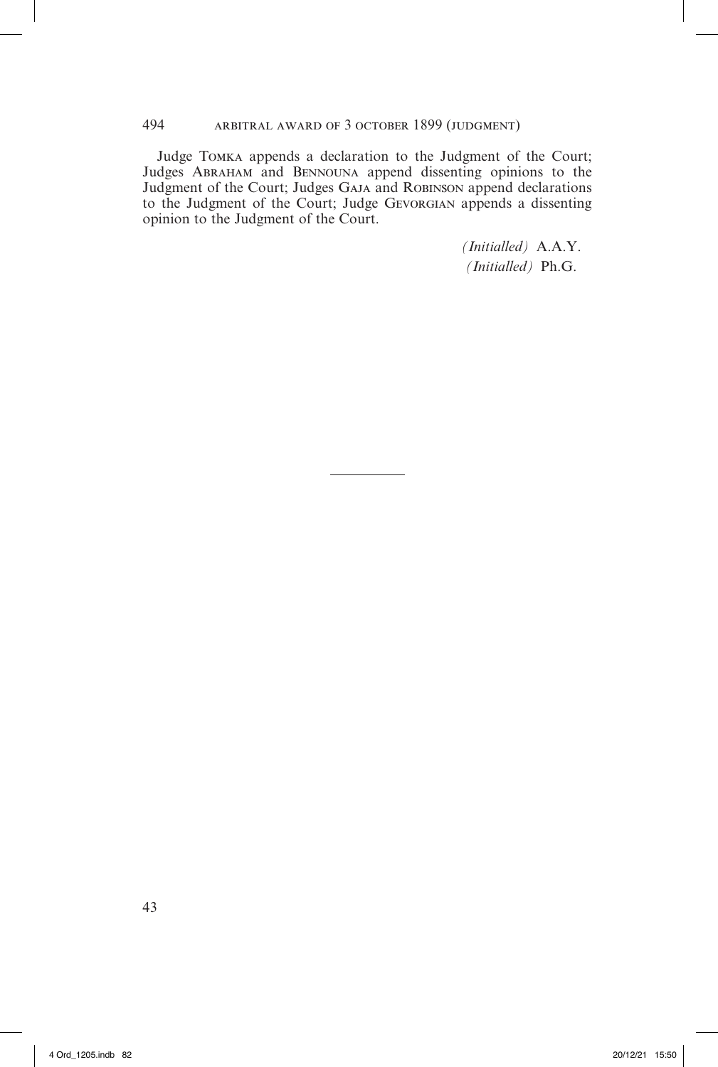Judge Tomka appends a declaration to the Judgment of the Court; Judges Abraham and Bennouna append dissenting opinions to the Judgment of the Court; Judges Gaja and Robinson append declarations to the Judgment of the Court; Judge Gevorgian appends a dissenting opinion to the Judgment of the Court.

*(Initialled)* A.A.Y.

*(Initialled)* Ph.G.

---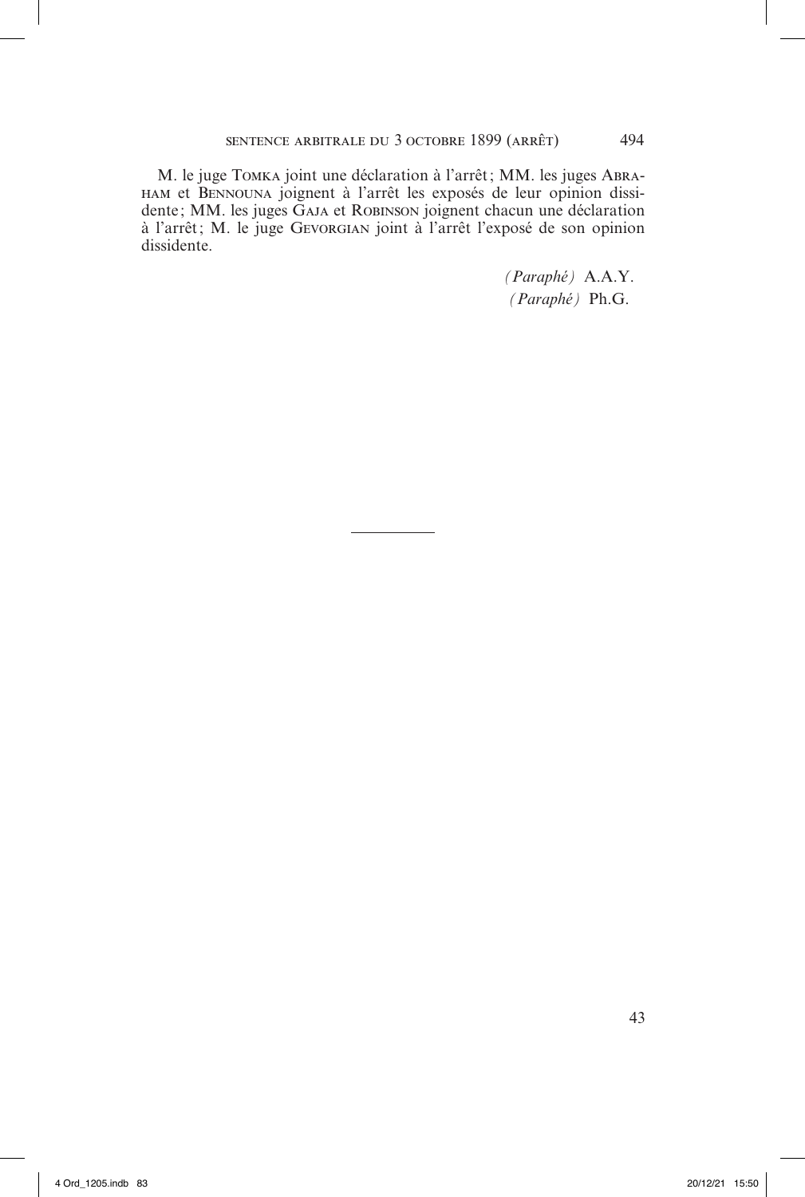M. le juge Tomka joint une déclaration à l'arrêt ; MM. les juges Abraham et Bennouna joignent à l'arrêt les exposés de leur opinion dissidente ; MM. les juges Gaja et Robinson joignent chacun une déclaration à l'arrêt ; M. le juge Gevorgian joint à l'arrêt l'exposé de son opinion dissidente.

*(Paraphé)* A.A.Y.

*(Paraphé)* Ph.G.

---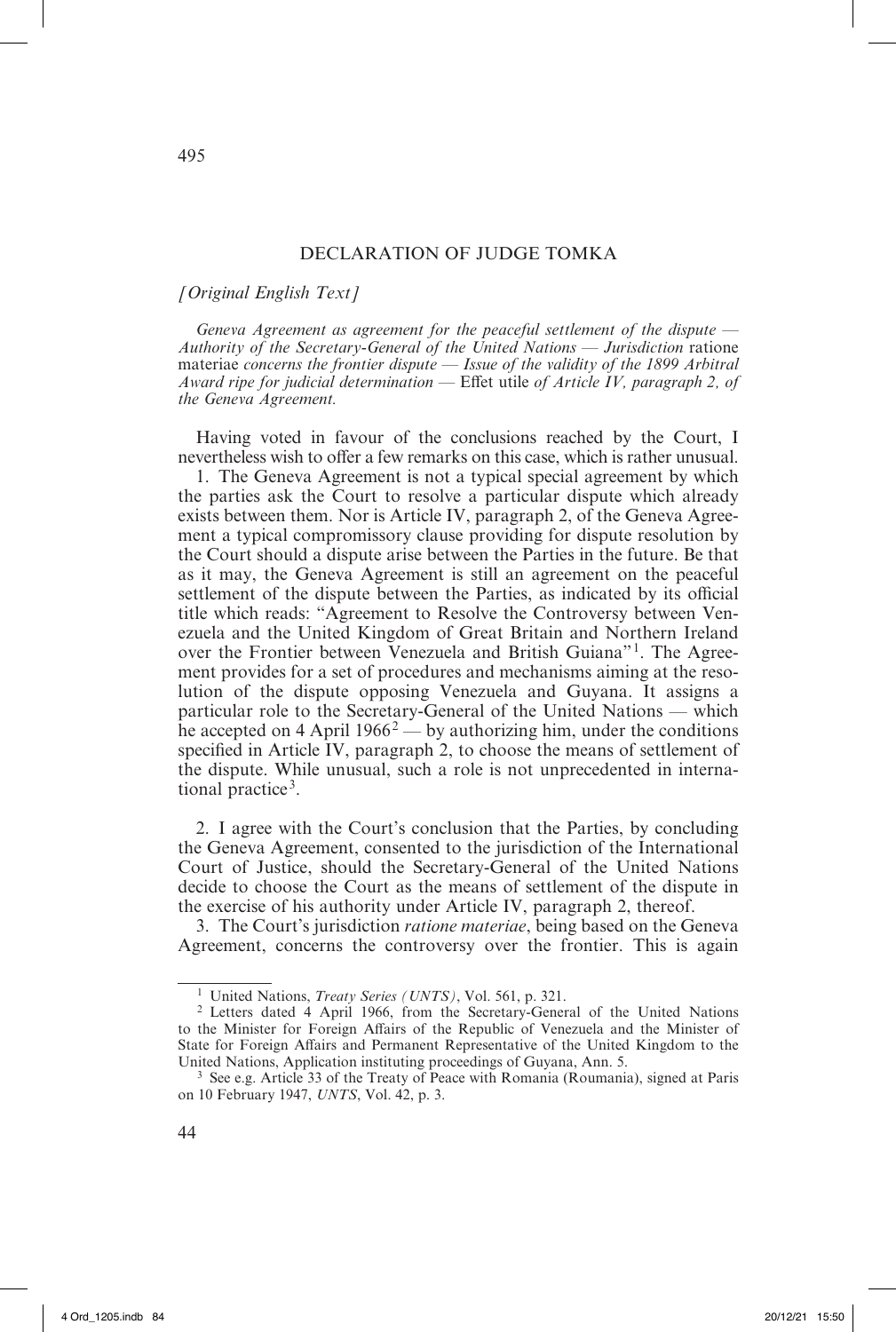# DECLARATION OF JUDGE TOMKA

*[Original English Text]*

*Geneva Agreement as agreement for the peaceful settlement of the dispute — Authority of the Secretary-General of the United Nations — Jurisdiction* ratione materiae *concerns the frontier dispute — Issue of the validity of the 1899 Arbitral Award ripe for judicial determination —* Effet utile *of Article IV, paragraph 2, of the Geneva Agreement.*

Having voted in favour of the conclusions reached by the Court, I nevertheless wish to offer a few remarks on this case, which is rather unusual.

1. The Geneva Agreement is not a typical special agreement by which the parties ask the Court to resolve a particular dispute which already exists between them. Nor is Article IV, paragraph 2, of the Geneva Agreement a typical compromissory clause providing for dispute resolution by the Court should a dispute arise between the Parties in the future. Be that as it may, the Geneva Agreement is still an agreement on the peaceful settlement of the dispute between the Parties, as indicated by its official title which reads: "Agreement to Resolve the Controversy between Venezuela and the United Kingdom of Great Britain and Northern Ireland over the Frontier between Venezuela and British Guiana"[1]. The Agreement provides for a set of procedures and mechanisms aiming at the resolution of the dispute opposing Venezuela and Guyana. It assigns a particular role to the Secretary-General of the United Nations — which he accepted on 4 April 1966[2] — by authorizing him, under the conditions specified in Article IV, paragraph 2, to choose the means of settlement of the dispute. While unusual, such a role is not unprecedented in international practice[3].

2. I agree with the Court's conclusion that the Parties, by concluding the Geneva Agreement, consented to the jurisdiction of the International Court of Justice, should the Secretary-General of the United Nations decide to choose the Court as the means of settlement of the dispute in the exercise of his authority under Article IV, paragraph 2, thereof.

3. The Court's jurisdiction *ratione materiae*, being based on the Geneva Agreement, concerns the controversy over the frontier. This is again

---

[1] United Nations, *Treaty Series (UNTS)*, Vol. 561, p. 321.

[2] Letters dated 4 April 1966, from the Secretary-General of the United Nations to the Minister for Foreign Affairs of the Republic of Venezuela and the Minister of State for Foreign Affairs and Permanent Representative of the United Kingdom to the United Nations, Application instituting proceedings of Guyana, Ann. 5.

[3] See e.g. Article 33 of the Treaty of Peace with Romania (Roumania), signed at Paris on 10 February 1947, *UNTS*, Vol. 42, p. 3.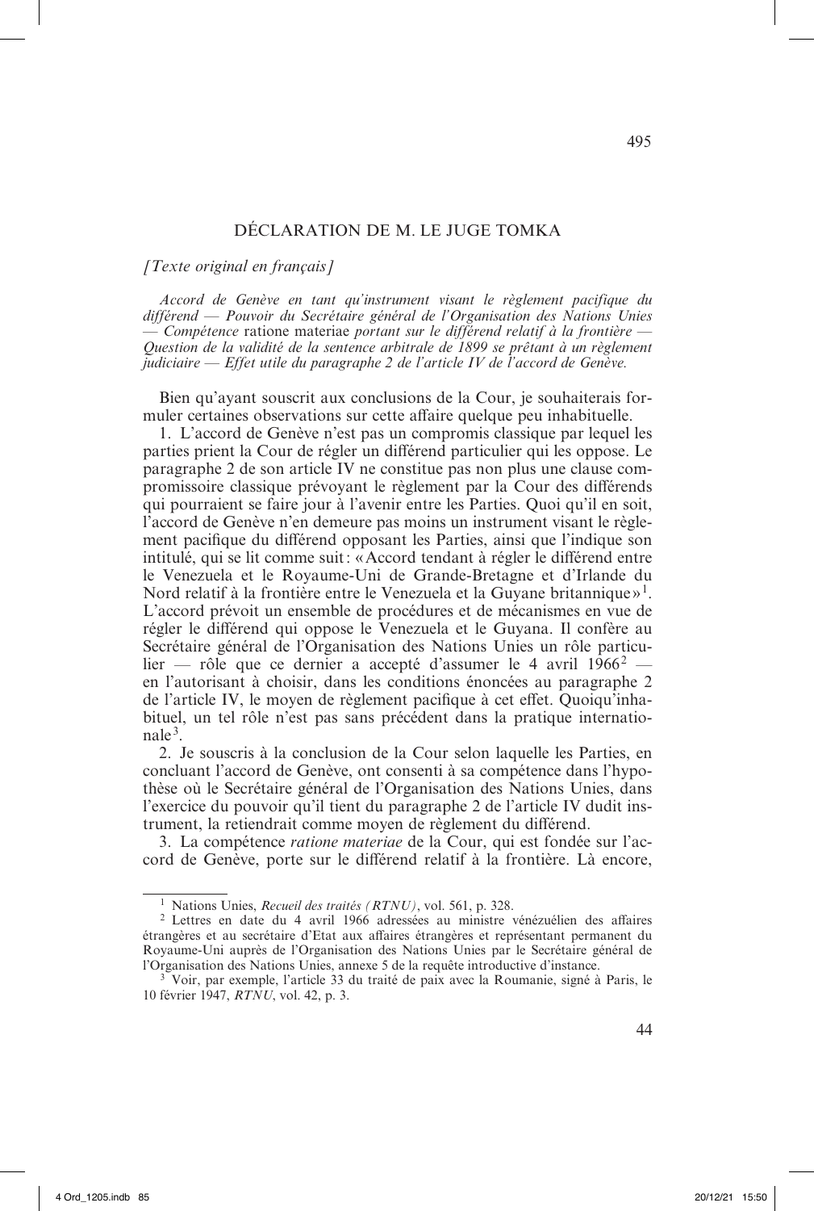# DÉCLARATION DE M. LE JUGE TOMKA

*[Texte original en français]*

*Accord de Genève en tant qu'instrument visant le règlement pacifique du différend — Pouvoir du Secrétaire général de l'Organisation des Nations Unies — Compétence* ratione materiae *portant sur le différend relatif à la frontière — Question de la validité de la sentence arbitrale de 1899 se prêtant à un règlement judiciaire — Effet utile du paragraphe 2 de l'article IV de l'accord de Genève.*

Bien qu'ayant souscrit aux conclusions de la Cour, je souhaiterais formuler certaines observations sur cette affaire quelque peu inhabituelle.

1. L'accord de Genève n'est pas un compromis classique par lequel les parties prient la Cour de régler un différend particulier qui les oppose. Le paragraphe 2 de son article IV ne constitue pas non plus une clause compromissoire classique prévoyant le règlement par la Cour des différends qui pourraient se faire jour à l'avenir entre les Parties. Quoi qu'il en soit, l'accord de Genève n'en demeure pas moins un instrument visant le règlement pacifique du différend opposant les Parties, ainsi que l'indique son intitulé, qui se lit comme suit: «Accord tendant à régler le différend entre le Venezuela et le Royaume-Uni de Grande-Bretagne et d'Irlande du Nord relatif à la frontière entre le Venezuela et la Guyane britannique»[1]. L'accord prévoit un ensemble de procédures et de mécanismes en vue de régler le différend qui oppose le Venezuela et le Guyana. Il confère au Secrétaire général de l'Organisation des Nations Unies un rôle particulier — rôle que ce dernier a accepté d'assumer le 4 avril 1966[2] — en l'autorisant à choisir, dans les conditions énoncées au paragraphe 2 de l'article IV, le moyen de règlement pacifique à cet effet. Quoiqu'inhabituel, un tel rôle n'est pas sans précédent dans la pratique internationale[3].

2. Je souscris à la conclusion de la Cour selon laquelle les Parties, en concluant l'accord de Genève, ont consenti à sa compétence dans l'hypothèse où le Secrétaire général de l'Organisation des Nations Unies, dans l'exercice du pouvoir qu'il tient du paragraphe 2 de l'article IV dudit instrument, la retiendrait comme moyen de règlement du différend.

3. La compétence *ratione materiae* de la Cour, qui est fondée sur l'accord de Genève, porte sur le différend relatif à la frontière. Là encore,

---

[1] Nations Unies, *Recueil des traités (RTNU)*, vol. 561, p. 328.

[2] Lettres en date du 4 avril 1966 adressées au ministre vénézuélien des affaires étrangères et au secrétaire d'Etat aux affaires étrangères et représentant permanent du Royaume-Uni auprès de l'Organisation des Nations Unies par le Secrétaire général de l'Organisation des Nations Unies, annexe 5 de la requête introductive d'instance.

[3] Voir, par exemple, l'article 33 du traité de paix avec la Roumanie, signé à Paris, le 10 février 1947, *RTNU*, vol. 42, p. 3.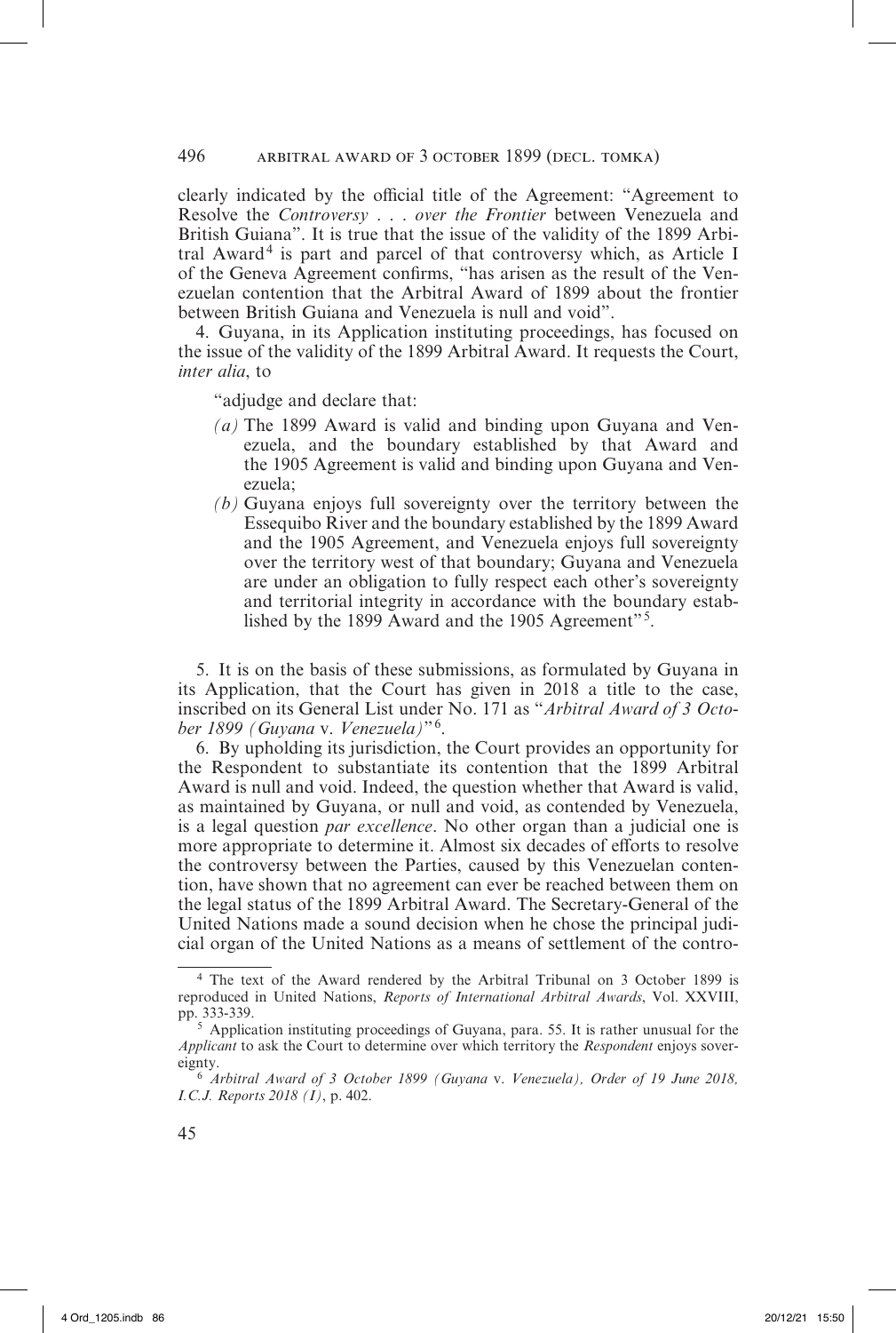clearly indicated by the official title of the Agreement: "Agreement to Resolve the *Controversy . . . over the Frontier* between Venezuela and British Guiana". It is true that the issue of the validity of the 1899 Arbitral Award[4] is part and parcel of that controversy which, as Article I of the Geneva Agreement confirms, "has arisen as the result of the Venezuelan contention that the Arbitral Award of 1899 about the frontier between British Guiana and Venezuela is null and void".

4. Guyana, in its Application instituting proceedings, has focused on the issue of the validity of the 1899 Arbitral Award. It requests the Court, *inter alia*, to

"adjudge and declare that:

*(a)* The 1899 Award is valid and binding upon Guyana and Venezuela, and the boundary established by that Award and the 1905 Agreement is valid and binding upon Guyana and Venezuela;

*(b)* Guyana enjoys full sovereignty over the territory between the Essequibo River and the boundary established by the 1899 Award and the 1905 Agreement, and Venezuela enjoys full sovereignty over the territory west of that boundary; Guyana and Venezuela are under an obligation to fully respect each other's sovereignty and territorial integrity in accordance with the boundary established by the 1899 Award and the 1905 Agreement"[5].

5. It is on the basis of these submissions, as formulated by Guyana in its Application, that the Court has given in 2018 a title to the case, inscribed on its General List under No. 171 as "*Arbitral Award of 3 October 1899 (Guyana* v. *Venezuela)*"[6].

6. By upholding its jurisdiction, the Court provides an opportunity for the Respondent to substantiate its contention that the 1899 Arbitral Award is null and void. Indeed, the question whether that Award is valid, as maintained by Guyana, or null and void, as contended by Venezuela, is a legal question *par excellence*. No other organ than a judicial one is more appropriate to determine it. Almost six decades of efforts to resolve the controversy between the Parties, caused by this Venezuelan contention, have shown that no agreement can ever be reached between them on the legal status of the 1899 Arbitral Award. The Secretary-General of the United Nations made a sound decision when he chose the principal judicial organ of the United Nations as a means of settlement of the contro-

---

[4] The text of the Award rendered by the Arbitral Tribunal on 3 October 1899 is reproduced in United Nations, *Reports of International Arbitral Awards*, Vol. XXVIII, pp. 333-339.

[5] Application instituting proceedings of Guyana, para. 55. It is rather unusual for the *Applicant* to ask the Court to determine over which territory the *Respondent* enjoys sovereignty.

[6] *Arbitral Award of 3 October 1899 (Guyana* v. *Venezuela), Order of 19 June 2018, I.C.J. Reports 2018 (I)*, p. 402.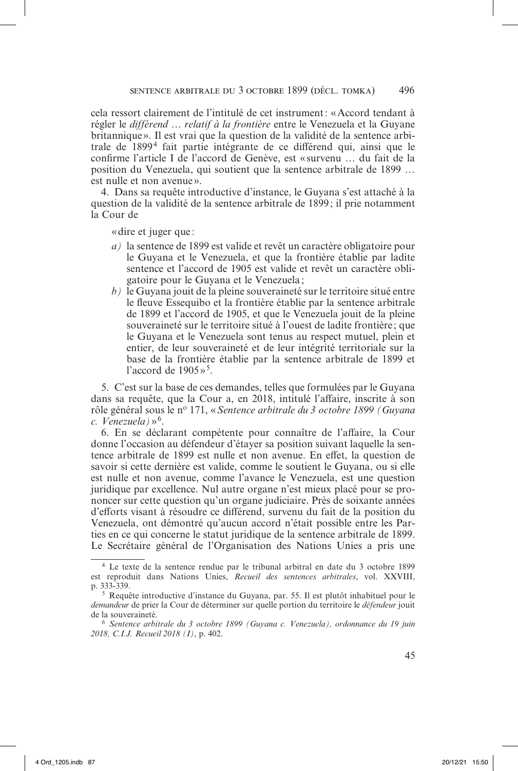cela ressort clairement de l'intitulé de cet instrument : « Accord tendant à régler le *différend … relatif à la frontière* entre le Venezuela et la Guyane britannique ». Il est vrai que la question de la validité de la sentence arbitrale de 1899[4] fait partie intégrante de ce différend qui, ainsi que le confirme l'article I de l'accord de Genève, est « survenu … du fait de la position du Venezuela, qui soutient que la sentence arbitrale de 1899 … est nulle et non avenue ».

4. Dans sa requête introductive d'instance, le Guyana s'est attaché à la question de la validité de la sentence arbitrale de 1899 ; il prie notamment la Cour de

> « dire et juger que :
>
> *a)* la sentence de 1899 est valide et revêt un caractère obligatoire pour le Guyana et le Venezuela, et que la frontière établie par ladite sentence et l'accord de 1905 est valide et revêt un caractère obligatoire pour le Guyana et le Venezuela ;
>
> *b)* le Guyana jouit de la pleine souveraineté sur le territoire situé entre le fleuve Essequibo et la frontière établie par la sentence arbitrale de 1899 et l'accord de 1905, et que le Venezuela jouit de la pleine souveraineté sur le territoire situé à l'ouest de ladite frontière ; que le Guyana et le Venezuela sont tenus au respect mutuel, plein et entier, de leur souveraineté et de leur intégrité territoriale sur la base de la frontière établie par la sentence arbitrale de 1899 et l'accord de 1905 »[5].

5. C'est sur la base de ces demandes, telles que formulées par le Guyana dans sa requête, que la Cour a, en 2018, intitulé l'affaire, inscrite à son rôle général sous le n° 171, « *Sentence arbitrale du 3 octobre 1899 (Guyana c. Venezuela)* »[6].

6. En se déclarant compétente pour connaître de l'affaire, la Cour donne l'occasion au défendeur d'étayer sa position suivant laquelle la sentence arbitrale de 1899 est nulle et non avenue. En effet, la question de savoir si cette dernière est valide, comme le soutient le Guyana, ou si elle est nulle et non avenue, comme l'avance le Venezuela, est une question juridique par excellence. Nul autre organe n'est mieux placé pour se prononcer sur cette question qu'un organe judiciaire. Près de soixante années d'efforts visant à résoudre ce différend, survenu du fait de la position du Venezuela, ont démontré qu'aucun accord n'était possible entre les Parties en ce qui concerne le statut juridique de la sentence arbitrale de 1899. Le Secrétaire général de l'Organisation des Nations Unies a pris une

---

[4] Le texte de la sentence rendue par le tribunal arbitral en date du 3 octobre 1899 est reproduit dans Nations Unies, *Recueil des sentences arbitrales*, vol. XXVIII, p. 333-339.

[5] Requête introductive d'instance du Guyana, par. 55. Il est plutôt inhabituel pour le *demandeur* de prier la Cour de déterminer sur quelle portion du territoire le *défendeur* jouit de la souveraineté.

[6] *Sentence arbitrale du 3 octobre 1899 (Guyana c. Venezuela), ordonnance du 19 juin 2018, C.I.J. Recueil 2018 (I)*, p. 402.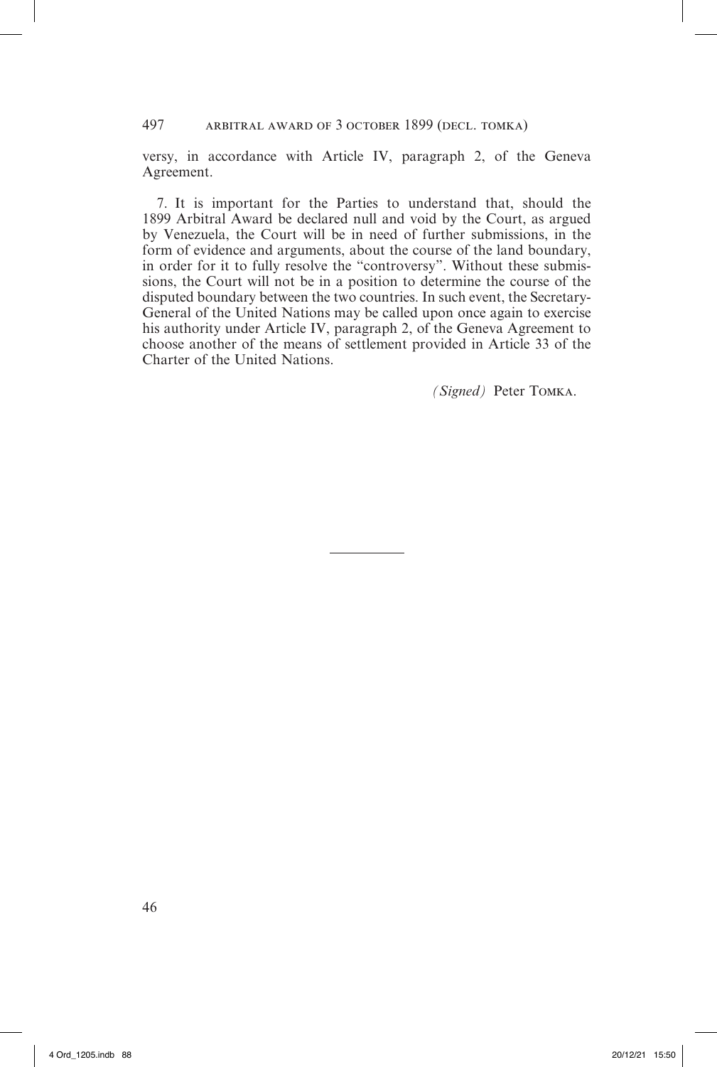versy, in accordance with Article IV, paragraph 2, of the Geneva Agreement.

7. It is important for the Parties to understand that, should the 1899 Arbitral Award be declared null and void by the Court, as argued by Venezuela, the Court will be in need of further submissions, in the form of evidence and arguments, about the course of the land boundary, in order for it to fully resolve the "controversy". Without these submissions, the Court will not be in a position to determine the course of the disputed boundary between the two countries. In such event, the Secretary-General of the United Nations may be called upon once again to exercise his authority under Article IV, paragraph 2, of the Geneva Agreement to choose another of the means of settlement provided in Article 33 of the Charter of the United Nations.

*(Signed)* Peter TOMKA.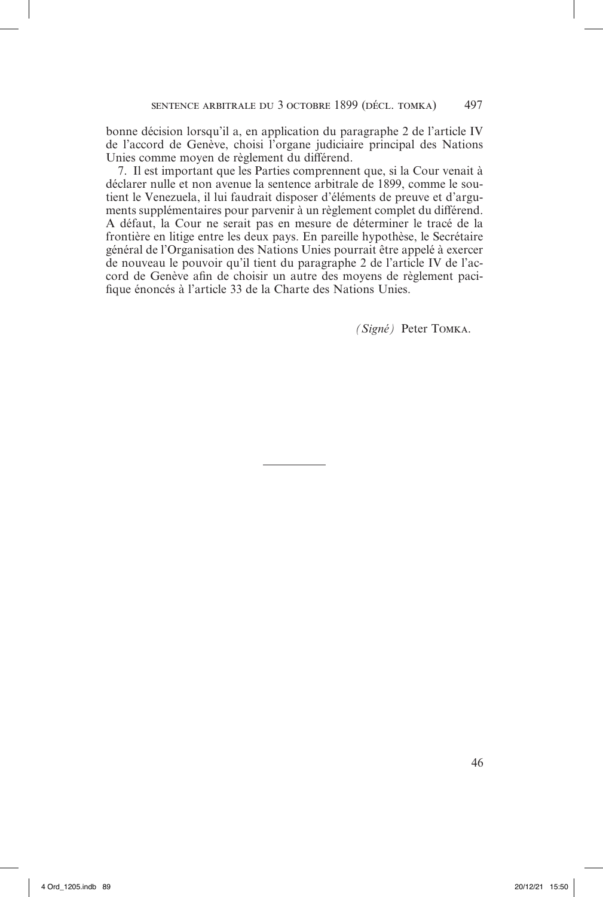bonne décision lorsqu'il a, en application du paragraphe 2 de l'article IV de l'accord de Genève, choisi l'organe judiciaire principal des Nations Unies comme moyen de règlement du différend.

7. Il est important que les Parties comprennent que, si la Cour venait à déclarer nulle et non avenue la sentence arbitrale de 1899, comme le soutient le Venezuela, il lui faudrait disposer d'éléments de preuve et d'arguments supplémentaires pour parvenir à un règlement complet du différend. A défaut, la Cour ne serait pas en mesure de déterminer le tracé de la frontière en litige entre les deux pays. En pareille hypothèse, le Secrétaire général de l'Organisation des Nations Unies pourrait être appelé à exercer de nouveau le pouvoir qu'il tient du paragraphe 2 de l'article IV de l'accord de Genève afin de choisir un autre des moyens de règlement pacifique énoncés à l'article 33 de la Charte des Nations Unies.

*(Signé)* Peter TOMKA.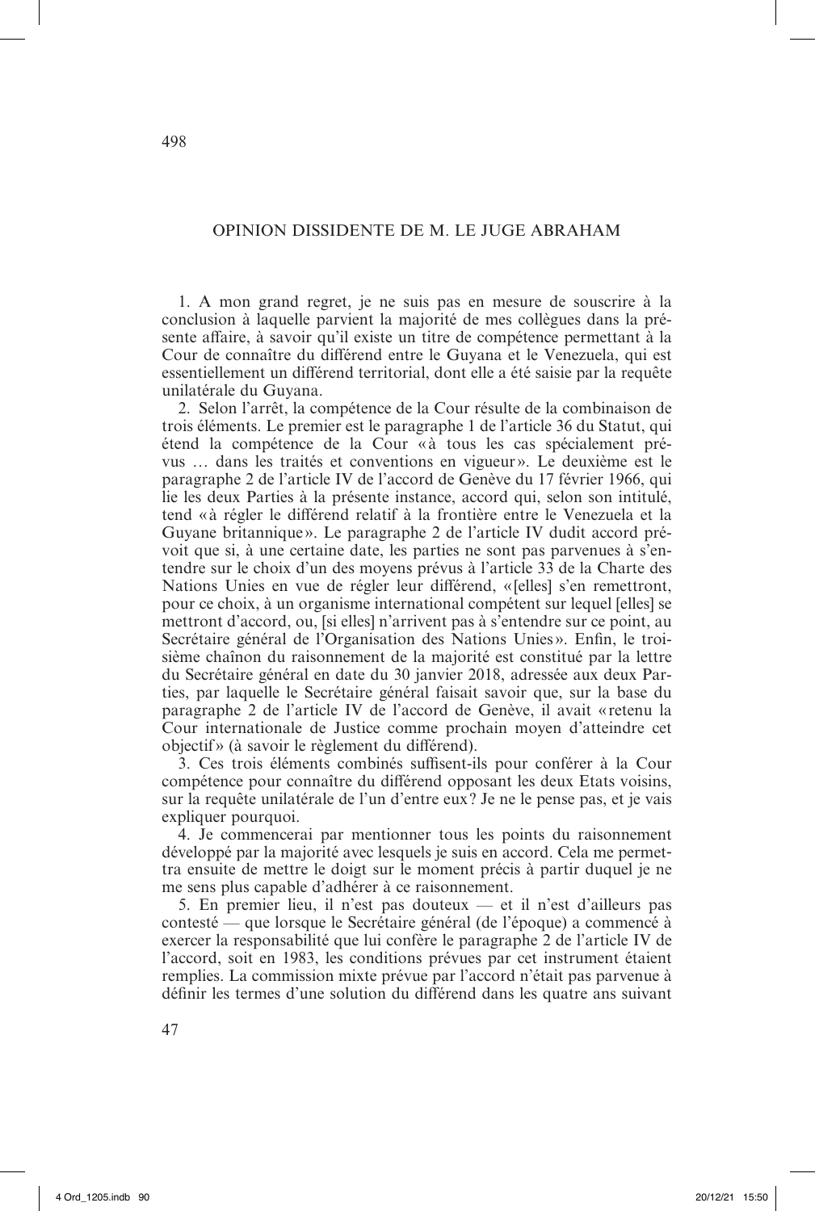# OPINION DISSIDENTE DE M. LE JUGE ABRAHAM

1. A mon grand regret, je ne suis pas en mesure de souscrire à la conclusion à laquelle parvient la majorité de mes collègues dans la présente affaire, à savoir qu'il existe un titre de compétence permettant à la Cour de connaître du différend entre le Guyana et le Venezuela, qui est essentiellement un différend territorial, dont elle a été saisie par la requête unilatérale du Guyana.

2. Selon l'arrêt, la compétence de la Cour résulte de la combinaison de trois éléments. Le premier est le paragraphe 1 de l'article 36 du Statut, qui étend la compétence de la Cour « à tous les cas spécialement prévus … dans les traités et conventions en vigueur ». Le deuxième est le paragraphe 2 de l'article IV de l'accord de Genève du 17 février 1966, qui lie les deux Parties à la présente instance, accord qui, selon son intitulé, tend « à régler le différend relatif à la frontière entre le Venezuela et la Guyane britannique ». Le paragraphe 2 de l'article IV dudit accord prévoit que si, à une certaine date, les parties ne sont pas parvenues à s'entendre sur le choix d'un des moyens prévus à l'article 33 de la Charte des Nations Unies en vue de régler leur différend, « [elles] s'en remettront, pour ce choix, à un organisme international compétent sur lequel [elles] se mettront d'accord, ou, [si elles] n'arrivent pas à s'entendre sur ce point, au Secrétaire général de l'Organisation des Nations Unies ». Enfin, le troisième chaînon du raisonnement de la majorité est constitué par la lettre du Secrétaire général en date du 30 janvier 2018, adressée aux deux Parties, par laquelle le Secrétaire général faisait savoir que, sur la base du paragraphe 2 de l'article IV de l'accord de Genève, il avait « retenu la Cour internationale de Justice comme prochain moyen d'atteindre cet objectif » (à savoir le règlement du différend).

3. Ces trois éléments combinés suffisent-ils pour conférer à la Cour compétence pour connaître du différend opposant les deux Etats voisins, sur la requête unilatérale de l'un d'entre eux ? Je ne le pense pas, et je vais expliquer pourquoi.

4. Je commencerai par mentionner tous les points du raisonnement développé par la majorité avec lesquels je suis en accord. Cela me permettra ensuite de mettre le doigt sur le moment précis à partir duquel je ne me sens plus capable d'adhérer à ce raisonnement.

5. En premier lieu, il n'est pas douteux — et il n'est d'ailleurs pas contesté — que lorsque le Secrétaire général (de l'époque) a commencé à exercer la responsabilité que lui confère le paragraphe 2 de l'article IV de l'accord, soit en 1983, les conditions prévues par cet instrument étaient remplies. La commission mixte prévue par l'accord n'était pas parvenue à définir les termes d'une solution du différend dans les quatre ans suivant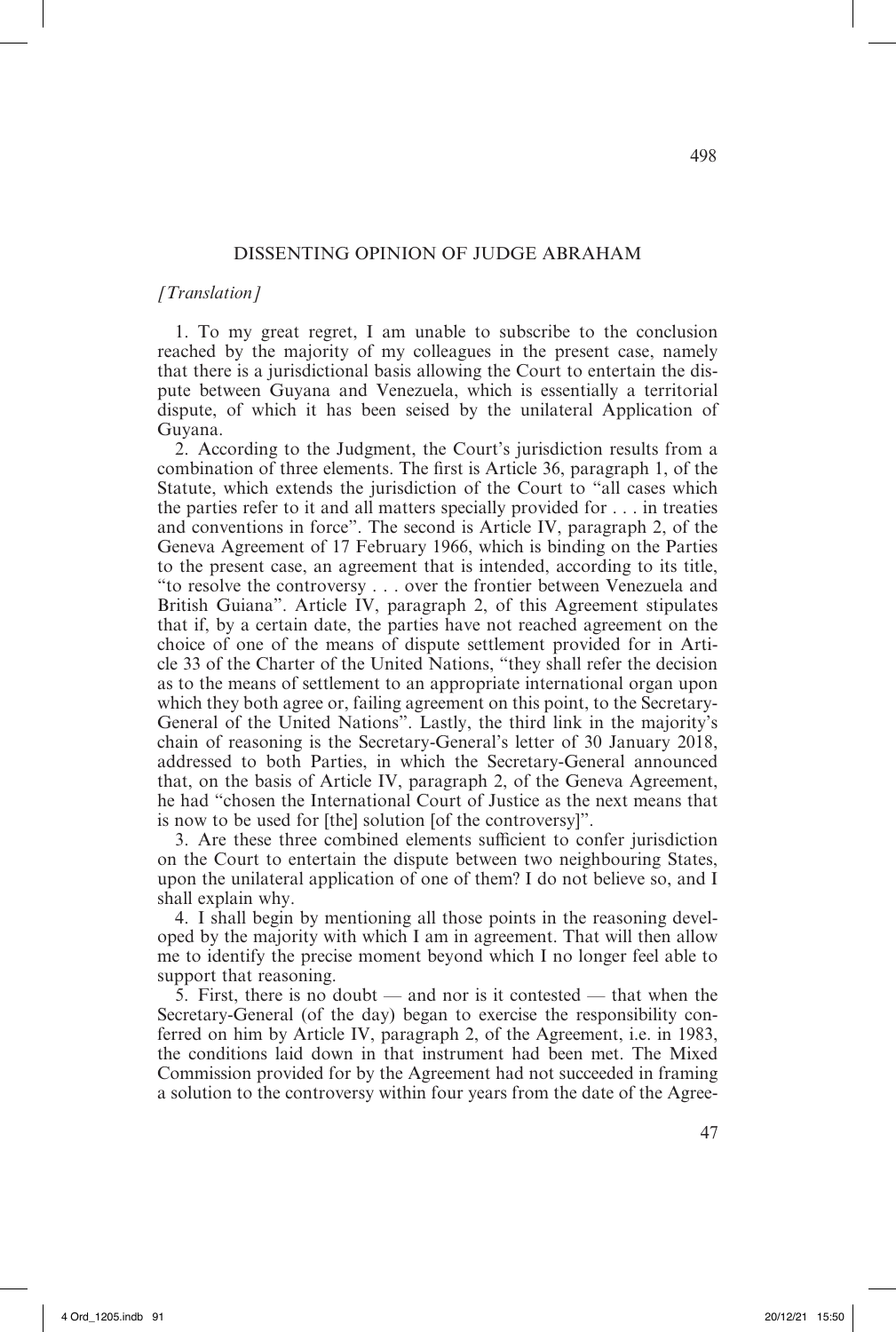## DISSENTING OPINION OF JUDGE ABRAHAM

*[Translation]*

1. To my great regret, I am unable to subscribe to the conclusion reached by the majority of my colleagues in the present case, namely that there is a jurisdictional basis allowing the Court to entertain the dispute between Guyana and Venezuela, which is essentially a territorial dispute, of which it has been seised by the unilateral Application of Guyana.

2. According to the Judgment, the Court's jurisdiction results from a combination of three elements. The first is Article 36, paragraph 1, of the Statute, which extends the jurisdiction of the Court to "all cases which the parties refer to it and all matters specially provided for . . . in treaties and conventions in force". The second is Article IV, paragraph 2, of the Geneva Agreement of 17 February 1966, which is binding on the Parties to the present case, an agreement that is intended, according to its title, "to resolve the controversy . . . over the frontier between Venezuela and British Guiana". Article IV, paragraph 2, of this Agreement stipulates that if, by a certain date, the parties have not reached agreement on the choice of one of the means of dispute settlement provided for in Article 33 of the Charter of the United Nations, "they shall refer the decision as to the means of settlement to an appropriate international organ upon which they both agree or, failing agreement on this point, to the Secretary-General of the United Nations". Lastly, the third link in the majority's chain of reasoning is the Secretary-General's letter of 30 January 2018, addressed to both Parties, in which the Secretary-General announced that, on the basis of Article IV, paragraph 2, of the Geneva Agreement, he had "chosen the International Court of Justice as the next means that is now to be used for [the] solution [of the controversy]".

3. Are these three combined elements sufficient to confer jurisdiction on the Court to entertain the dispute between two neighbouring States, upon the unilateral application of one of them? I do not believe so, and I shall explain why.

4. I shall begin by mentioning all those points in the reasoning developed by the majority with which I am in agreement. That will then allow me to identify the precise moment beyond which I no longer feel able to support that reasoning.

5. First, there is no doubt — and nor is it contested — that when the Secretary-General (of the day) began to exercise the responsibility conferred on him by Article IV, paragraph 2, of the Agreement, i.e. in 1983, the conditions laid down in that instrument had been met. The Mixed Commission provided for by the Agreement had not succeeded in framing a solution to the controversy within four years from the date of the Agree-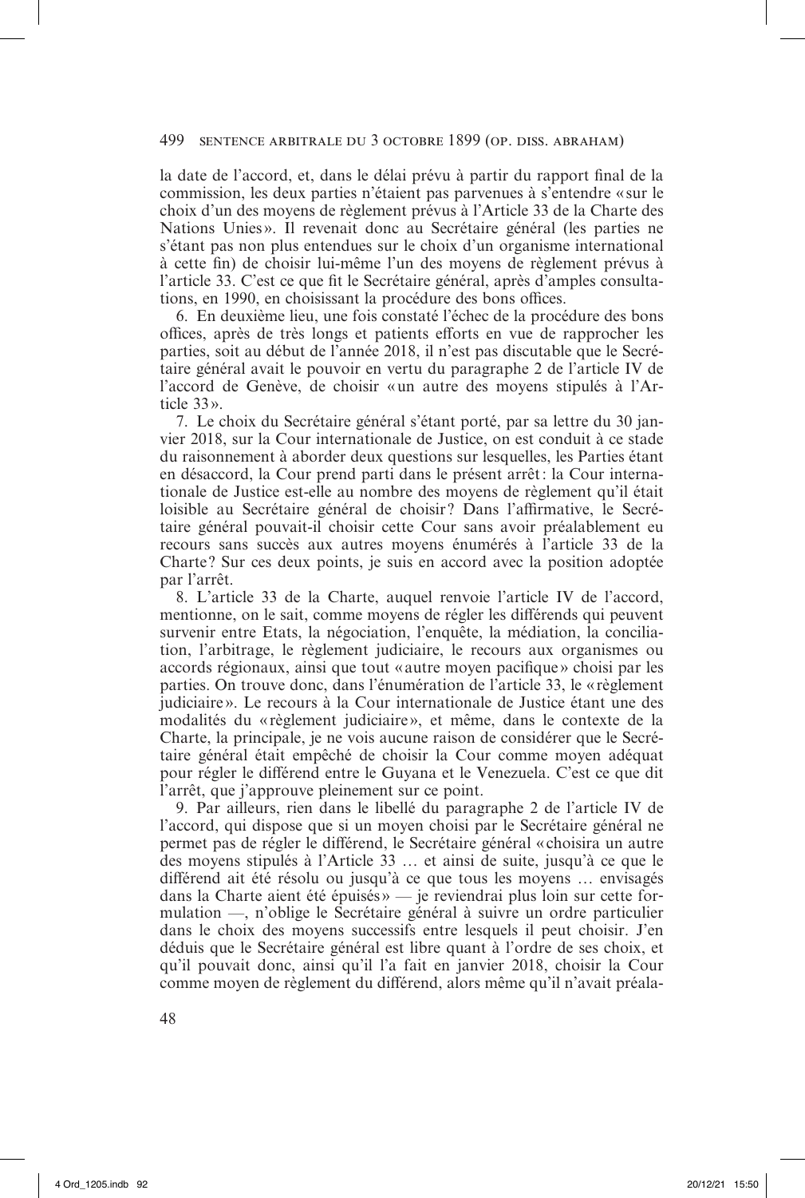la date de l'accord, et, dans le délai prévu à partir du rapport final de la commission, les deux parties n'étaient pas parvenues à s'entendre « sur le choix d'un des moyens de règlement prévus à l'Article 33 de la Charte des Nations Unies ». Il revenait donc au Secrétaire général (les parties ne s'étant pas non plus entendues sur le choix d'un organisme international à cette fin) de choisir lui-même l'un des moyens de règlement prévus à l'article 33. C'est ce que fit le Secrétaire général, après d'amples consultations, en 1990, en choisissant la procédure des bons offices.

6. En deuxième lieu, une fois constaté l'échec de la procédure des bons offices, après de très longs et patients efforts en vue de rapprocher les parties, soit au début de l'année 2018, il n'est pas discutable que le Secrétaire général avait le pouvoir en vertu du paragraphe 2 de l'article IV de l'accord de Genève, de choisir « un autre des moyens stipulés à l'Article 33 ».

7. Le choix du Secrétaire général s'étant porté, par sa lettre du 30 janvier 2018, sur la Cour internationale de Justice, on est conduit à ce stade du raisonnement à aborder deux questions sur lesquelles, les Parties étant en désaccord, la Cour prend parti dans le présent arrêt : la Cour internationale de Justice est-elle au nombre des moyens de règlement qu'il était loisible au Secrétaire général de choisir ? Dans l'affirmative, le Secrétaire général pouvait-il choisir cette Cour sans avoir préalablement eu recours sans succès aux autres moyens énumérés à l'article 33 de la Charte ? Sur ces deux points, je suis en accord avec la position adoptée par l'arrêt.

8. L'article 33 de la Charte, auquel renvoie l'article IV de l'accord, mentionne, on le sait, comme moyens de régler les différends qui peuvent survenir entre Etats, la négociation, l'enquête, la médiation, la conciliation, l'arbitrage, le règlement judiciaire, le recours aux organismes ou accords régionaux, ainsi que tout « autre moyen pacifique » choisi par les parties. On trouve donc, dans l'énumération de l'article 33, le « règlement judiciaire ». Le recours à la Cour internationale de Justice étant une des modalités du « règlement judiciaire », et même, dans le contexte de la Charte, la principale, je ne vois aucune raison de considérer que le Secrétaire général était empêché de choisir la Cour comme moyen adéquat pour régler le différend entre le Guyana et le Venezuela. C'est ce que dit l'arrêt, que j'approuve pleinement sur ce point.

9. Par ailleurs, rien dans le libellé du paragraphe 2 de l'article IV de l'accord, qui dispose que si un moyen choisi par le Secrétaire général ne permet pas de régler le différend, le Secrétaire général « choisira un autre des moyens stipulés à l'Article 33 … et ainsi de suite, jusqu'à ce que le différend ait été résolu ou jusqu'à ce que tous les moyens … envisagés dans la Charte aient été épuisés » — je reviendrai plus loin sur cette formulation —, n'oblige le Secrétaire général à suivre un ordre particulier dans le choix des moyens successifs entre lesquels il peut choisir. J'en déduis que le Secrétaire général est libre quant à l'ordre de ses choix, et qu'il pouvait donc, ainsi qu'il l'a fait en janvier 2018, choisir la Cour comme moyen de règlement du différend, alors même qu'il n'avait préala-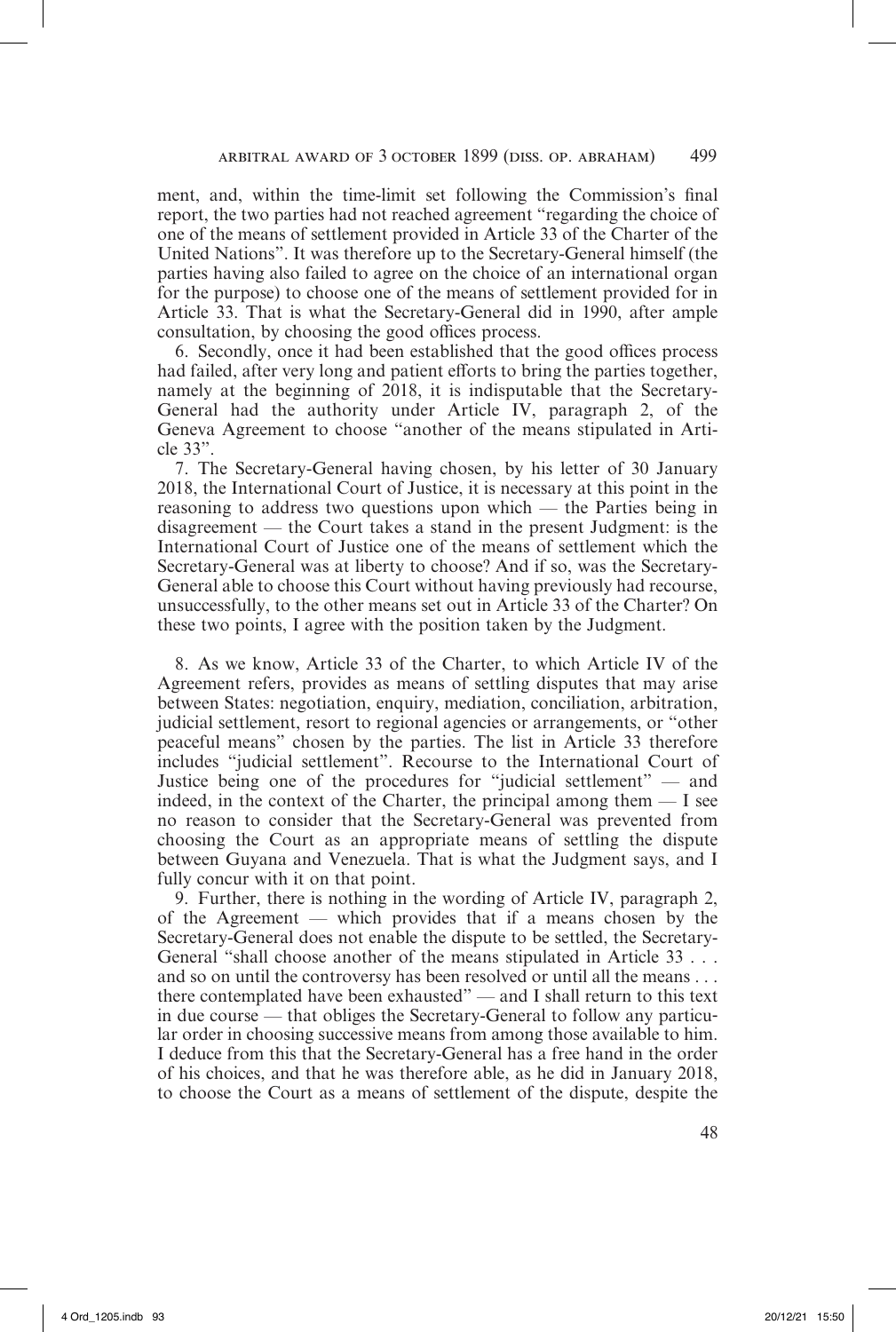ment, and, within the time-limit set following the Commission's final report, the two parties had not reached agreement "regarding the choice of one of the means of settlement provided in Article 33 of the Charter of the United Nations". It was therefore up to the Secretary-General himself (the parties having also failed to agree on the choice of an international organ for the purpose) to choose one of the means of settlement provided for in Article 33. That is what the Secretary-General did in 1990, after ample consultation, by choosing the good offices process.

6. Secondly, once it had been established that the good offices process had failed, after very long and patient efforts to bring the parties together, namely at the beginning of 2018, it is indisputable that the Secretary-General had the authority under Article IV, paragraph 2, of the Geneva Agreement to choose "another of the means stipulated in Article 33".

7. The Secretary-General having chosen, by his letter of 30 January 2018, the International Court of Justice, it is necessary at this point in the reasoning to address two questions upon which — the Parties being in disagreement — the Court takes a stand in the present Judgment: is the International Court of Justice one of the means of settlement which the Secretary-General was at liberty to choose? And if so, was the Secretary-General able to choose this Court without having previously had recourse, unsuccessfully, to the other means set out in Article 33 of the Charter? On these two points, I agree with the position taken by the Judgment.

8. As we know, Article 33 of the Charter, to which Article IV of the Agreement refers, provides as means of settling disputes that may arise between States: negotiation, enquiry, mediation, conciliation, arbitration, judicial settlement, resort to regional agencies or arrangements, or "other peaceful means" chosen by the parties. The list in Article 33 therefore includes "judicial settlement". Recourse to the International Court of Justice being one of the procedures for "judicial settlement" — and indeed, in the context of the Charter, the principal among them — I see no reason to consider that the Secretary-General was prevented from choosing the Court as an appropriate means of settling the dispute between Guyana and Venezuela. That is what the Judgment says, and I fully concur with it on that point.

9. Further, there is nothing in the wording of Article IV, paragraph 2, of the Agreement — which provides that if a means chosen by the Secretary-General does not enable the dispute to be settled, the Secretary-General "shall choose another of the means stipulated in Article 33 . . . and so on until the controversy has been resolved or until all the means . . . there contemplated have been exhausted" — and I shall return to this text in due course — that obliges the Secretary-General to follow any particular order in choosing successive means from among those available to him. I deduce from this that the Secretary-General has a free hand in the order of his choices, and that he was therefore able, as he did in January 2018, to choose the Court as a means of settlement of the dispute, despite the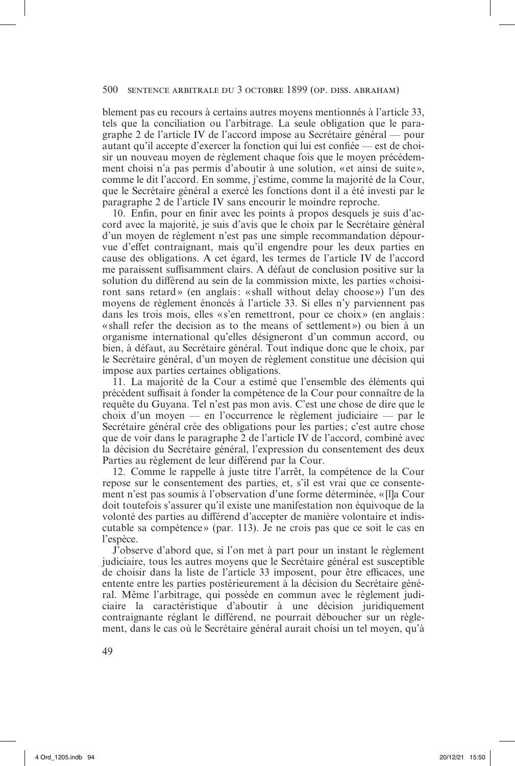blement pas eu recours à certains autres moyens mentionnés à l'article 33, tels que la conciliation ou l'arbitrage. La seule obligation que le paragraphe 2 de l'article IV de l'accord impose au Secrétaire général — pour autant qu'il accepte d'exercer la fonction qui lui est confiée — est de choisir un nouveau moyen de règlement chaque fois que le moyen précédemment choisi n'a pas permis d'aboutir à une solution, «et ainsi de suite», comme le dit l'accord. En somme, j'estime, comme la majorité de la Cour, que le Secrétaire général a exercé les fonctions dont il a été investi par le paragraphe 2 de l'article IV sans encourir le moindre reproche.

10. Enfin, pour en finir avec les points à propos desquels je suis d'accord avec la majorité, je suis d'avis que le choix par le Secrétaire général d'un moyen de règlement n'est pas une simple recommandation dépourvue d'effet contraignant, mais qu'il engendre pour les deux parties en cause des obligations. A cet égard, les termes de l'article IV de l'accord me paraissent suffisamment clairs. A défaut de conclusion positive sur la solution du différend au sein de la commission mixte, les parties «choisiront sans retard» (en anglais: «shall without delay choose») l'un des moyens de règlement énoncés à l'article 33. Si elles n'y parviennent pas dans les trois mois, elles «s'en remettront, pour ce choix» (en anglais: «shall refer the decision as to the means of settlement») ou bien à un organisme international qu'elles désigneront d'un commun accord, ou bien, à défaut, au Secrétaire général. Tout indique donc que le choix, par le Secrétaire général, d'un moyen de règlement constitue une décision qui impose aux parties certaines obligations.

11. La majorité de la Cour a estimé que l'ensemble des éléments qui précèdent suffisait à fonder la compétence de la Cour pour connaître de la requête du Guyana. Tel n'est pas mon avis. C'est une chose de dire que le choix d'un moyen — en l'occurrence le règlement judiciaire — par le Secrétaire général crée des obligations pour les parties; c'est autre chose que de voir dans le paragraphe 2 de l'article IV de l'accord, combiné avec la décision du Secrétaire général, l'expression du consentement des deux Parties au règlement de leur différend par la Cour.

12. Comme le rappelle à juste titre l'arrêt, la compétence de la Cour repose sur le consentement des parties, et, s'il est vrai que ce consentement n'est pas soumis à l'observation d'une forme déterminée, «[l]a Cour doit toutefois s'assurer qu'il existe une manifestation non équivoque de la volonté des parties au différend d'accepter de manière volontaire et indiscutable sa compétence» (par. 113). Je ne crois pas que ce soit le cas en l'espèce.

J'observe d'abord que, si l'on met à part pour un instant le règlement judiciaire, tous les autres moyens que le Secrétaire général est susceptible de choisir dans la liste de l'article 33 imposent, pour être efficaces, une entente entre les parties postérieurement à la décision du Secrétaire général. Même l'arbitrage, qui possède en commun avec le règlement judiciaire la caractéristique d'aboutir à une décision juridiquement contraignante réglant le différend, ne pourrait déboucher sur un règlement, dans le cas où le Secrétaire général aurait choisi un tel moyen, qu'à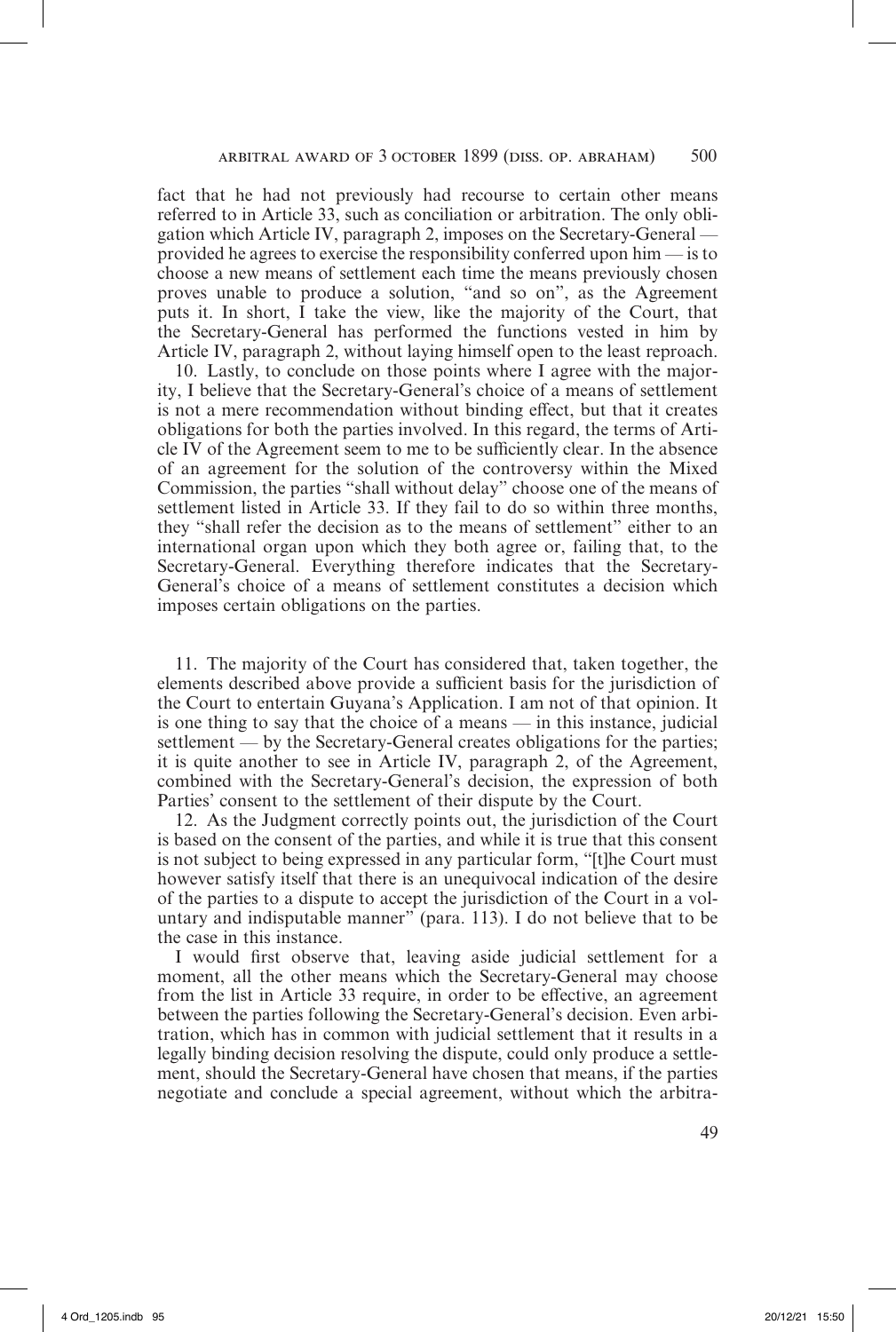fact that he had not previously had recourse to certain other means referred to in Article 33, such as conciliation or arbitration. The only obligation which Article IV, paragraph 2, imposes on the Secretary-General — provided he agrees to exercise the responsibility conferred upon him — is to choose a new means of settlement each time the means previously chosen proves unable to produce a solution, "and so on", as the Agreement puts it. In short, I take the view, like the majority of the Court, that the Secretary-General has performed the functions vested in him by Article IV, paragraph 2, without laying himself open to the least reproach.

10. Lastly, to conclude on those points where I agree with the majority, I believe that the Secretary-General's choice of a means of settlement is not a mere recommendation without binding effect, but that it creates obligations for both the parties involved. In this regard, the terms of Article IV of the Agreement seem to me to be sufficiently clear. In the absence of an agreement for the solution of the controversy within the Mixed Commission, the parties "shall without delay" choose one of the means of settlement listed in Article 33. If they fail to do so within three months, they "shall refer the decision as to the means of settlement" either to an international organ upon which they both agree or, failing that, to the Secretary-General. Everything therefore indicates that the Secretary-General's choice of a means of settlement constitutes a decision which imposes certain obligations on the parties.

11. The majority of the Court has considered that, taken together, the elements described above provide a sufficient basis for the jurisdiction of the Court to entertain Guyana's Application. I am not of that opinion. It is one thing to say that the choice of a means — in this instance, judicial settlement — by the Secretary-General creates obligations for the parties; it is quite another to see in Article IV, paragraph 2, of the Agreement, combined with the Secretary-General's decision, the expression of both Parties' consent to the settlement of their dispute by the Court.

12. As the Judgment correctly points out, the jurisdiction of the Court is based on the consent of the parties, and while it is true that this consent is not subject to being expressed in any particular form, "[t]he Court must however satisfy itself that there is an unequivocal indication of the desire of the parties to a dispute to accept the jurisdiction of the Court in a voluntary and indisputable manner" (para. 113). I do not believe that to be the case in this instance.

I would first observe that, leaving aside judicial settlement for a moment, all the other means which the Secretary-General may choose from the list in Article 33 require, in order to be effective, an agreement between the parties following the Secretary-General's decision. Even arbitration, which has in common with judicial settlement that it results in a legally binding decision resolving the dispute, could only produce a settlement, should the Secretary-General have chosen that means, if the parties negotiate and conclude a special agreement, without which the arbitra-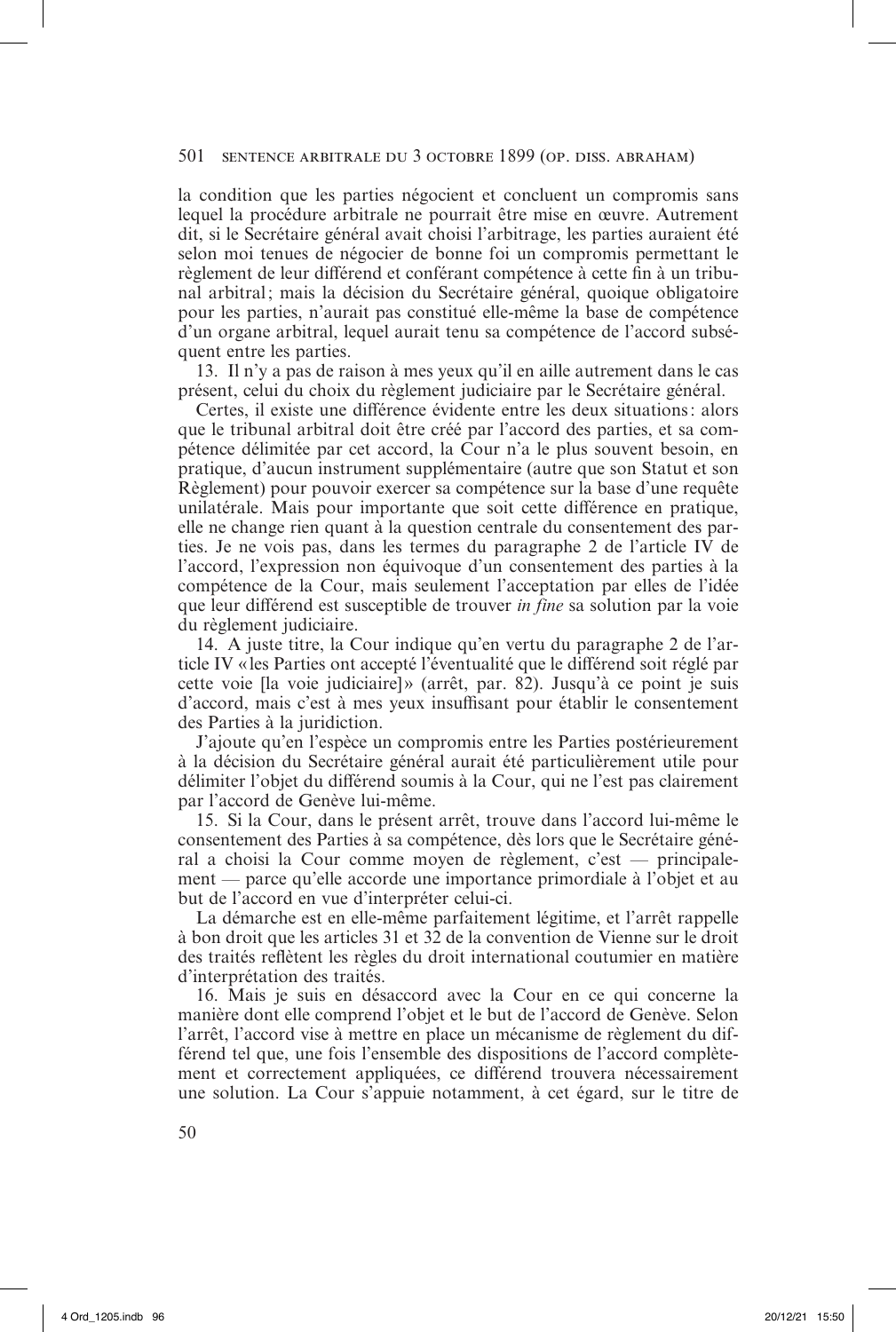la condition que les parties négocient et concluent un compromis sans lequel la procédure arbitrale ne pourrait être mise en œuvre. Autrement dit, si le Secrétaire général avait choisi l'arbitrage, les parties auraient été selon moi tenues de négocier de bonne foi un compromis permettant le règlement de leur différend et conférant compétence à cette fin à un tribunal arbitral ; mais la décision du Secrétaire général, quoique obligatoire pour les parties, n'aurait pas constitué elle-même la base de compétence d'un organe arbitral, lequel aurait tenu sa compétence de l'accord subséquent entre les parties.

13. Il n'y a pas de raison à mes yeux qu'il en aille autrement dans le cas présent, celui du choix du règlement judiciaire par le Secrétaire général.

Certes, il existe une différence évidente entre les deux situations : alors que le tribunal arbitral doit être créé par l'accord des parties, et sa compétence délimitée par cet accord, la Cour n'a le plus souvent besoin, en pratique, d'aucun instrument supplémentaire (autre que son Statut et son Règlement) pour pouvoir exercer sa compétence sur la base d'une requête unilatérale. Mais pour importante que soit cette différence en pratique, elle ne change rien quant à la question centrale du consentement des parties. Je ne vois pas, dans les termes du paragraphe 2 de l'article IV de l'accord, l'expression non équivoque d'un consentement des parties à la compétence de la Cour, mais seulement l'acceptation par elles de l'idée que leur différend est susceptible de trouver *in fine* sa solution par la voie du règlement judiciaire.

14. A juste titre, la Cour indique qu'en vertu du paragraphe 2 de l'article IV « les Parties ont accepté l'éventualité que le différend soit réglé par cette voie [la voie judiciaire] » (arrêt, par. 82). Jusqu'à ce point je suis d'accord, mais c'est à mes yeux insuffisant pour établir le consentement des Parties à la juridiction.

J'ajoute qu'en l'espèce un compromis entre les Parties postérieurement à la décision du Secrétaire général aurait été particulièrement utile pour délimiter l'objet du différend soumis à la Cour, qui ne l'est pas clairement par l'accord de Genève lui-même.

15. Si la Cour, dans le présent arrêt, trouve dans l'accord lui-même le consentement des Parties à sa compétence, dès lors que le Secrétaire général a choisi la Cour comme moyen de règlement, c'est — principalement — parce qu'elle accorde une importance primordiale à l'objet et au but de l'accord en vue d'interpréter celui-ci.

La démarche est en elle-même parfaitement légitime, et l'arrêt rappelle à bon droit que les articles 31 et 32 de la convention de Vienne sur le droit des traités reflètent les règles du droit international coutumier en matière d'interprétation des traités.

16. Mais je suis en désaccord avec la Cour en ce qui concerne la manière dont elle comprend l'objet et le but de l'accord de Genève. Selon l'arrêt, l'accord vise à mettre en place un mécanisme de règlement du différend tel que, une fois l'ensemble des dispositions de l'accord complètement et correctement appliquées, ce différend trouvera nécessairement une solution. La Cour s'appuie notamment, à cet égard, sur le titre de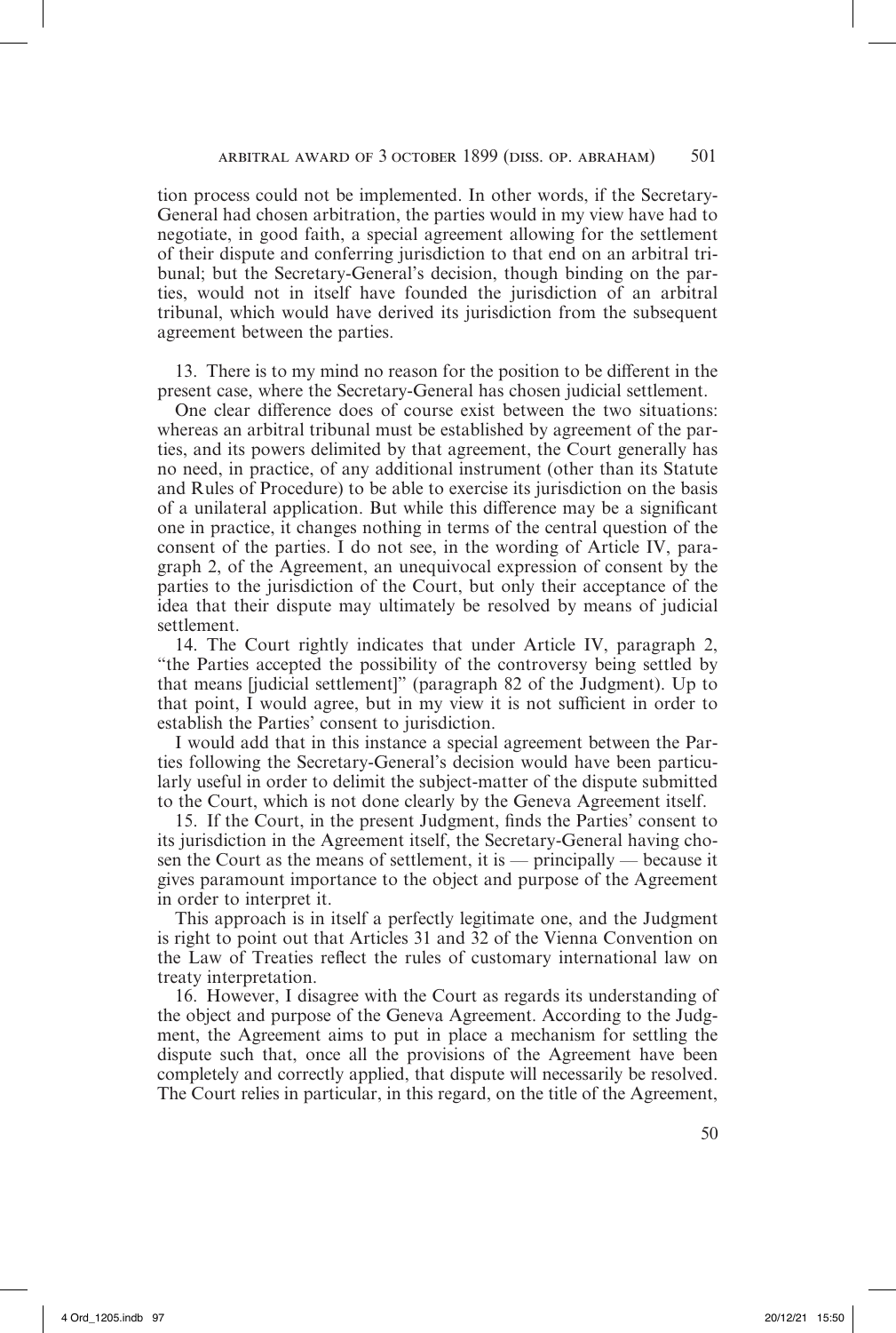tion process could not be implemented. In other words, if the Secretary-General had chosen arbitration, the parties would in my view have had to negotiate, in good faith, a special agreement allowing for the settlement of their dispute and conferring jurisdiction to that end on an arbitral tribunal; but the Secretary-General's decision, though binding on the parties, would not in itself have founded the jurisdiction of an arbitral tribunal, which would have derived its jurisdiction from the subsequent agreement between the parties.

13. There is to my mind no reason for the position to be different in the present case, where the Secretary-General has chosen judicial settlement.

One clear difference does of course exist between the two situations: whereas an arbitral tribunal must be established by agreement of the parties, and its powers delimited by that agreement, the Court generally has no need, in practice, of any additional instrument (other than its Statute and Rules of Procedure) to be able to exercise its jurisdiction on the basis of a unilateral application. But while this difference may be a significant one in practice, it changes nothing in terms of the central question of the consent of the parties. I do not see, in the wording of Article IV, paragraph 2, of the Agreement, an unequivocal expression of consent by the parties to the jurisdiction of the Court, but only their acceptance of the idea that their dispute may ultimately be resolved by means of judicial settlement.

14. The Court rightly indicates that under Article IV, paragraph 2, "the Parties accepted the possibility of the controversy being settled by that means [judicial settlement]" (paragraph 82 of the Judgment). Up to that point, I would agree, but in my view it is not sufficient in order to establish the Parties' consent to jurisdiction.

I would add that in this instance a special agreement between the Parties following the Secretary-General's decision would have been particularly useful in order to delimit the subject-matter of the dispute submitted to the Court, which is not done clearly by the Geneva Agreement itself.

15. If the Court, in the present Judgment, finds the Parties' consent to its jurisdiction in the Agreement itself, the Secretary-General having chosen the Court as the means of settlement, it is — principally — because it gives paramount importance to the object and purpose of the Agreement in order to interpret it.

This approach is in itself a perfectly legitimate one, and the Judgment is right to point out that Articles 31 and 32 of the Vienna Convention on the Law of Treaties reflect the rules of customary international law on treaty interpretation.

16. However, I disagree with the Court as regards its understanding of the object and purpose of the Geneva Agreement. According to the Judgment, the Agreement aims to put in place a mechanism for settling the dispute such that, once all the provisions of the Agreement have been completely and correctly applied, that dispute will necessarily be resolved. The Court relies in particular, in this regard, on the title of the Agreement,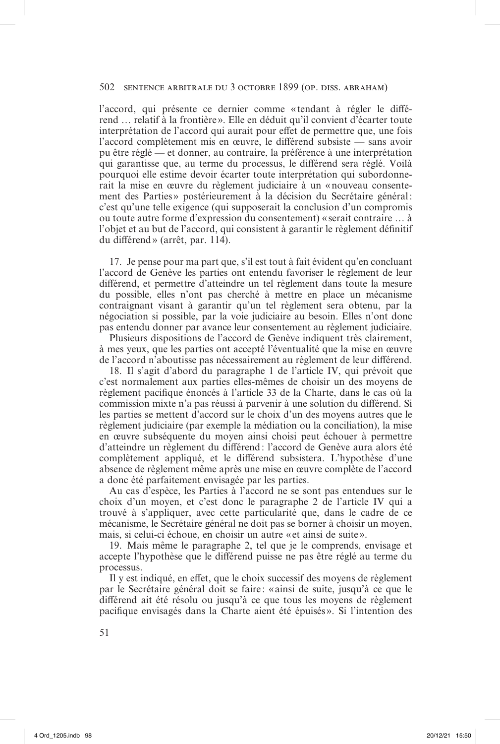l'accord, qui présente ce dernier comme « tendant à régler le différend … relatif à la frontière ». Elle en déduit qu'il convient d'écarter toute interprétation de l'accord qui aurait pour effet de permettre que, une fois l'accord complètement mis en œuvre, le différend subsiste — sans avoir pu être réglé — et donner, au contraire, la préférence à une interprétation qui garantisse que, au terme du processus, le différend sera réglé. Voilà pourquoi elle estime devoir écarter toute interprétation qui subordonnerait la mise en œuvre du règlement judiciaire à un « nouveau consentement des Parties » postérieurement à la décision du Secrétaire général : c'est qu'une telle exigence (qui supposerait la conclusion d'un compromis ou toute autre forme d'expression du consentement) « serait contraire … à l'objet et au but de l'accord, qui consistent à garantir le règlement définitif du différend » (arrêt, par. 114).

17. Je pense pour ma part que, s'il est tout à fait évident qu'en concluant l'accord de Genève les parties ont entendu favoriser le règlement de leur différend, et permettre d'atteindre un tel règlement dans toute la mesure du possible, elles n'ont pas cherché à mettre en place un mécanisme contraignant visant à garantir qu'un tel règlement sera obtenu, par la négociation si possible, par la voie judiciaire au besoin. Elles n'ont donc pas entendu donner par avance leur consentement au règlement judiciaire.

Plusieurs dispositions de l'accord de Genève indiquent très clairement, à mes yeux, que les parties ont accepté l'éventualité que la mise en œuvre de l'accord n'aboutisse pas nécessairement au règlement de leur différend.

18. Il s'agit d'abord du paragraphe 1 de l'article IV, qui prévoit que c'est normalement aux parties elles-mêmes de choisir un des moyens de règlement pacifique énoncés à l'article 33 de la Charte, dans le cas où la commission mixte n'a pas réussi à parvenir à une solution du différend. Si les parties se mettent d'accord sur le choix d'un des moyens autres que le règlement judiciaire (par exemple la médiation ou la conciliation), la mise en œuvre subséquente du moyen ainsi choisi peut échouer à permettre d'atteindre un règlement du différend : l'accord de Genève aura alors été complètement appliqué, et le différend subsistera. L'hypothèse d'une absence de règlement même après une mise en œuvre complète de l'accord a donc été parfaitement envisagée par les parties.

Au cas d'espèce, les Parties à l'accord ne se sont pas entendues sur le choix d'un moyen, et c'est donc le paragraphe 2 de l'article IV qui a trouvé à s'appliquer, avec cette particularité que, dans le cadre de ce mécanisme, le Secrétaire général ne doit pas se borner à choisir un moyen, mais, si celui-ci échoue, en choisir un autre « et ainsi de suite ».

19. Mais même le paragraphe 2, tel que je le comprends, envisage et accepte l'hypothèse que le différend puisse ne pas être réglé au terme du processus.

Il y est indiqué, en effet, que le choix successif des moyens de règlement par le Secrétaire général doit se faire : « ainsi de suite, jusqu'à ce que le différend ait été résolu ou jusqu'à ce que tous les moyens de règlement pacifique envisagés dans la Charte aient été épuisés ». Si l'intention des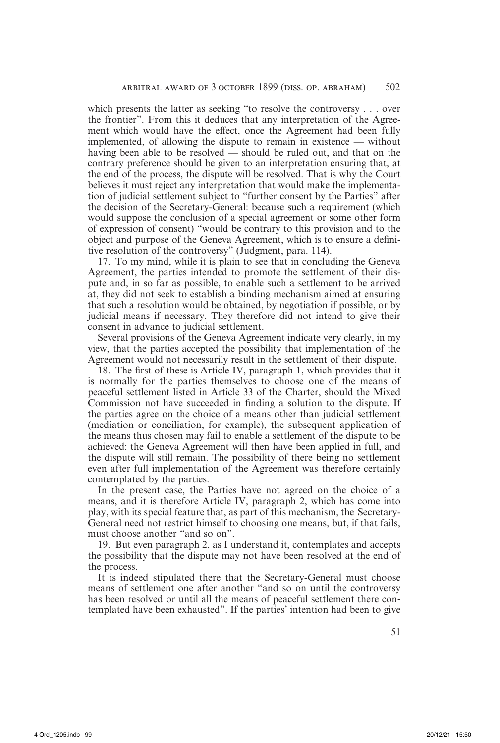which presents the latter as seeking "to resolve the controversy . . . over the frontier". From this it deduces that any interpretation of the Agreement which would have the effect, once the Agreement had been fully implemented, of allowing the dispute to remain in existence — without having been able to be resolved — should be ruled out, and that on the contrary preference should be given to an interpretation ensuring that, at the end of the process, the dispute will be resolved. That is why the Court believes it must reject any interpretation that would make the implementation of judicial settlement subject to "further consent by the Parties" after the decision of the Secretary-General: because such a requirement (which would suppose the conclusion of a special agreement or some other form of expression of consent) "would be contrary to this provision and to the object and purpose of the Geneva Agreement, which is to ensure a definitive resolution of the controversy" (Judgment, para. 114).

17. To my mind, while it is plain to see that in concluding the Geneva Agreement, the parties intended to promote the settlement of their dispute and, in so far as possible, to enable such a settlement to be arrived at, they did not seek to establish a binding mechanism aimed at ensuring that such a resolution would be obtained, by negotiation if possible, or by judicial means if necessary. They therefore did not intend to give their consent in advance to judicial settlement.

Several provisions of the Geneva Agreement indicate very clearly, in my view, that the parties accepted the possibility that implementation of the Agreement would not necessarily result in the settlement of their dispute.

18. The first of these is Article IV, paragraph 1, which provides that it is normally for the parties themselves to choose one of the means of peaceful settlement listed in Article 33 of the Charter, should the Mixed Commission not have succeeded in finding a solution to the dispute. If the parties agree on the choice of a means other than judicial settlement (mediation or conciliation, for example), the subsequent application of the means thus chosen may fail to enable a settlement of the dispute to be achieved: the Geneva Agreement will then have been applied in full, and the dispute will still remain. The possibility of there being no settlement even after full implementation of the Agreement was therefore certainly contemplated by the parties.

In the present case, the Parties have not agreed on the choice of a means, and it is therefore Article IV, paragraph 2, which has come into play, with its special feature that, as part of this mechanism, the Secretary-General need not restrict himself to choosing one means, but, if that fails, must choose another "and so on".

19. But even paragraph 2, as I understand it, contemplates and accepts the possibility that the dispute may not have been resolved at the end of the process.

It is indeed stipulated there that the Secretary-General must choose means of settlement one after another "and so on until the controversy has been resolved or until all the means of peaceful settlement there contemplated have been exhausted". If the parties' intention had been to give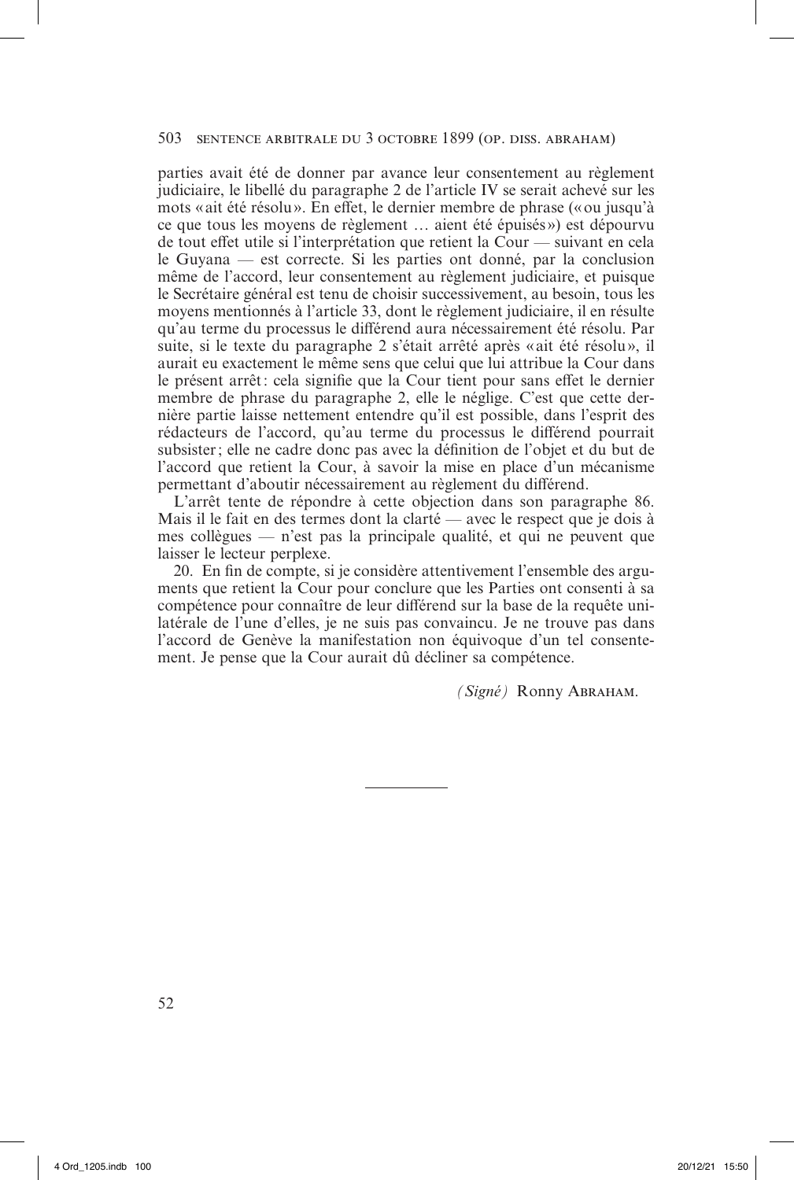parties avait été de donner par avance leur consentement au règlement judiciaire, le libellé du paragraphe 2 de l'article IV se serait achevé sur les mots «ait été résolu». En effet, le dernier membre de phrase («ou jusqu'à ce que tous les moyens de règlement … aient été épuisés») est dépourvu de tout effet utile si l'interprétation que retient la Cour — suivant en cela le Guyana — est correcte. Si les parties ont donné, par la conclusion même de l'accord, leur consentement au règlement judiciaire, et puisque le Secrétaire général est tenu de choisir successivement, au besoin, tous les moyens mentionnés à l'article 33, dont le règlement judiciaire, il en résulte qu'au terme du processus le différend aura nécessairement été résolu. Par suite, si le texte du paragraphe 2 s'était arrêté après «ait été résolu», il aurait eu exactement le même sens que celui que lui attribue la Cour dans le présent arrêt : cela signifie que la Cour tient pour sans effet le dernier membre de phrase du paragraphe 2, elle le néglige. C'est que cette dernière partie laisse nettement entendre qu'il est possible, dans l'esprit des rédacteurs de l'accord, qu'au terme du processus le différend pourrait subsister ; elle ne cadre donc pas avec la définition de l'objet et du but de l'accord que retient la Cour, à savoir la mise en place d'un mécanisme permettant d'aboutir nécessairement au règlement du différend.

L'arrêt tente de répondre à cette objection dans son paragraphe 86. Mais il le fait en des termes dont la clarté — avec le respect que je dois à mes collègues — n'est pas la principale qualité, et qui ne peuvent que laisser le lecteur perplexe.

20. En fin de compte, si je considère attentivement l'ensemble des arguments que retient la Cour pour conclure que les Parties ont consenti à sa compétence pour connaître de leur différend sur la base de la requête unilatérale de l'une d'elles, je ne suis pas convaincu. Je ne trouve pas dans l'accord de Genève la manifestation non équivoque d'un tel consentement. Je pense que la Cour aurait dû décliner sa compétence.

*(Signé)* Ronny Abraham.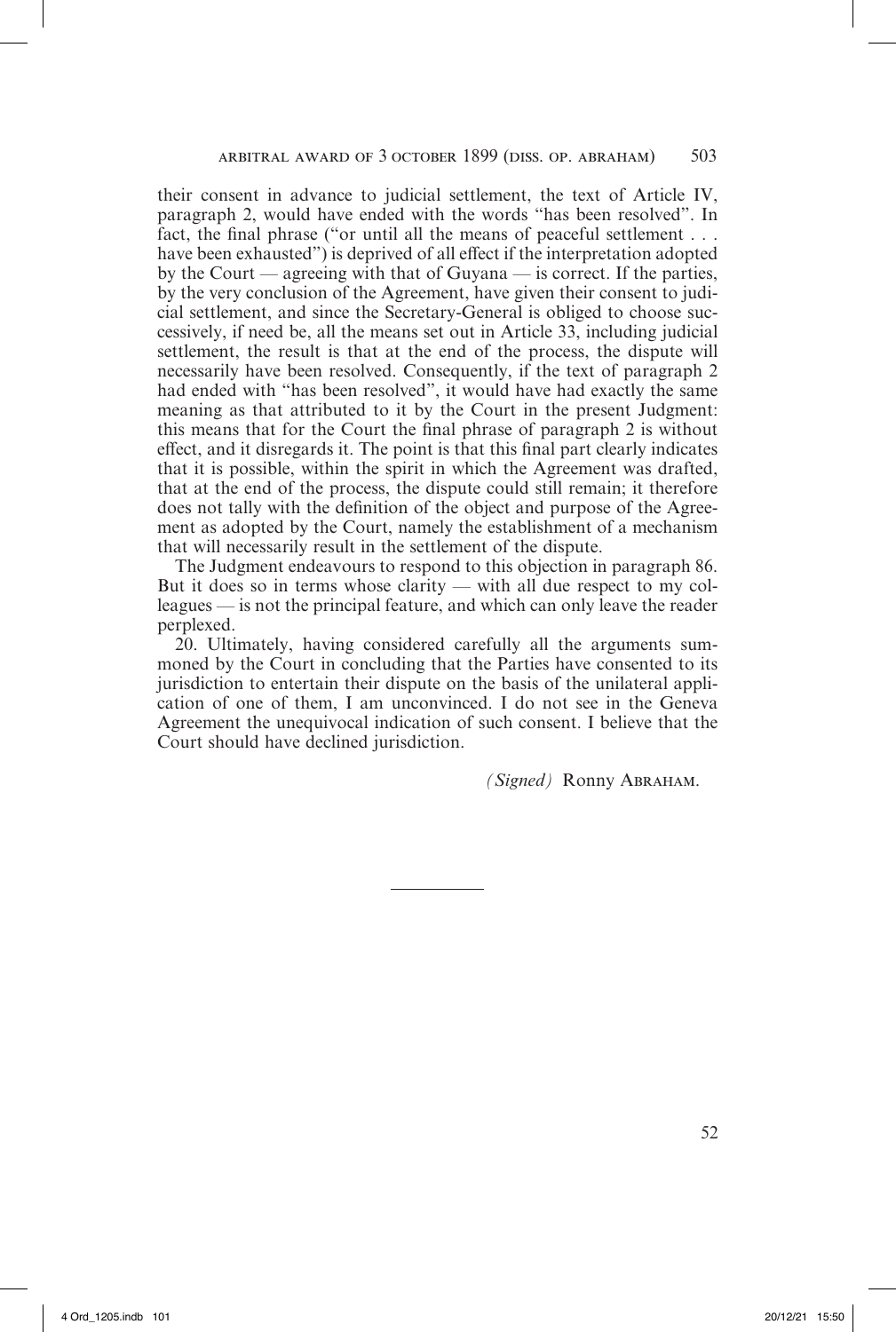their consent in advance to judicial settlement, the text of Article IV, paragraph 2, would have ended with the words "has been resolved". In fact, the final phrase ("or until all the means of peaceful settlement . . . have been exhausted") is deprived of all effect if the interpretation adopted by the Court — agreeing with that of Guyana — is correct. If the parties, by the very conclusion of the Agreement, have given their consent to judicial settlement, and since the Secretary-General is obliged to choose successively, if need be, all the means set out in Article 33, including judicial settlement, the result is that at the end of the process, the dispute will necessarily have been resolved. Consequently, if the text of paragraph 2 had ended with "has been resolved", it would have had exactly the same meaning as that attributed to it by the Court in the present Judgment: this means that for the Court the final phrase of paragraph 2 is without effect, and it disregards it. The point is that this final part clearly indicates that it is possible, within the spirit in which the Agreement was drafted, that at the end of the process, the dispute could still remain; it therefore does not tally with the definition of the object and purpose of the Agreement as adopted by the Court, namely the establishment of a mechanism that will necessarily result in the settlement of the dispute.

The Judgment endeavours to respond to this objection in paragraph 86. But it does so in terms whose clarity — with all due respect to my colleagues — is not the principal feature, and which can only leave the reader perplexed.

20. Ultimately, having considered carefully all the arguments summoned by the Court in concluding that the Parties have consented to its jurisdiction to entertain their dispute on the basis of the unilateral application of one of them, I am unconvinced. I do not see in the Geneva Agreement the unequivocal indication of such consent. I believe that the Court should have declined jurisdiction.

*(Signed)* Ronny Abraham.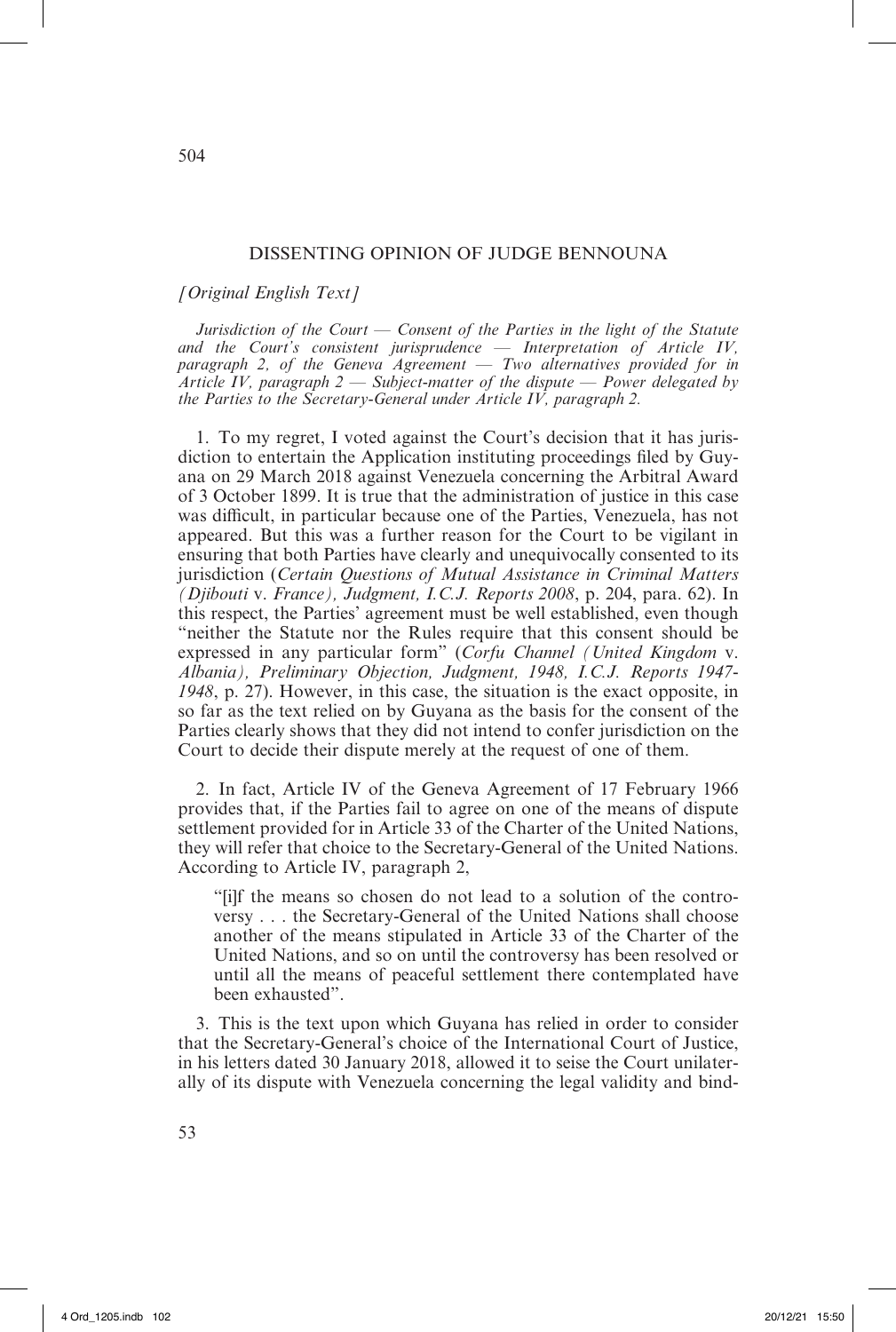## DISSENTING OPINION OF JUDGE BENNOUNA

*[Original English Text]*

*Jurisdiction of the Court — Consent of the Parties in the light of the Statute and the Court's consistent jurisprudence — Interpretation of Article IV, paragraph 2, of the Geneva Agreement — Two alternatives provided for in Article IV, paragraph 2 — Subject-matter of the dispute — Power delegated by the Parties to the Secretary-General under Article IV, paragraph 2.*

1. To my regret, I voted against the Court's decision that it has jurisdiction to entertain the Application instituting proceedings filed by Guyana on 29 March 2018 against Venezuela concerning the Arbitral Award of 3 October 1899. It is true that the administration of justice in this case was difficult, in particular because one of the Parties, Venezuela, has not appeared. But this was a further reason for the Court to be vigilant in ensuring that both Parties have clearly and unequivocally consented to its jurisdiction (*Certain Questions of Mutual Assistance in Criminal Matters (Djibouti* v. *France), Judgment, I.C.J. Reports 2008*, p. 204, para. 62). In this respect, the Parties' agreement must be well established, even though "neither the Statute nor the Rules require that this consent should be expressed in any particular form" (*Corfu Channel (United Kingdom* v. *Albania), Preliminary Objection, Judgment, 1948, I.C.J. Reports 1947-1948*, p. 27). However, in this case, the situation is the exact opposite, in so far as the text relied on by Guyana as the basis for the consent of the Parties clearly shows that they did not intend to confer jurisdiction on the Court to decide their dispute merely at the request of one of them.

2. In fact, Article IV of the Geneva Agreement of 17 February 1966 provides that, if the Parties fail to agree on one of the means of dispute settlement provided for in Article 33 of the Charter of the United Nations, they will refer that choice to the Secretary-General of the United Nations. According to Article IV, paragraph 2,

> "[i]f the means so chosen do not lead to a solution of the controversy . . . the Secretary-General of the United Nations shall choose another of the means stipulated in Article 33 of the Charter of the United Nations, and so on until the controversy has been resolved or until all the means of peaceful settlement there contemplated have been exhausted".

3. This is the text upon which Guyana has relied in order to consider that the Secretary-General's choice of the International Court of Justice, in his letters dated 30 January 2018, allowed it to seise the Court unilaterally of its dispute with Venezuela concerning the legal validity and bind-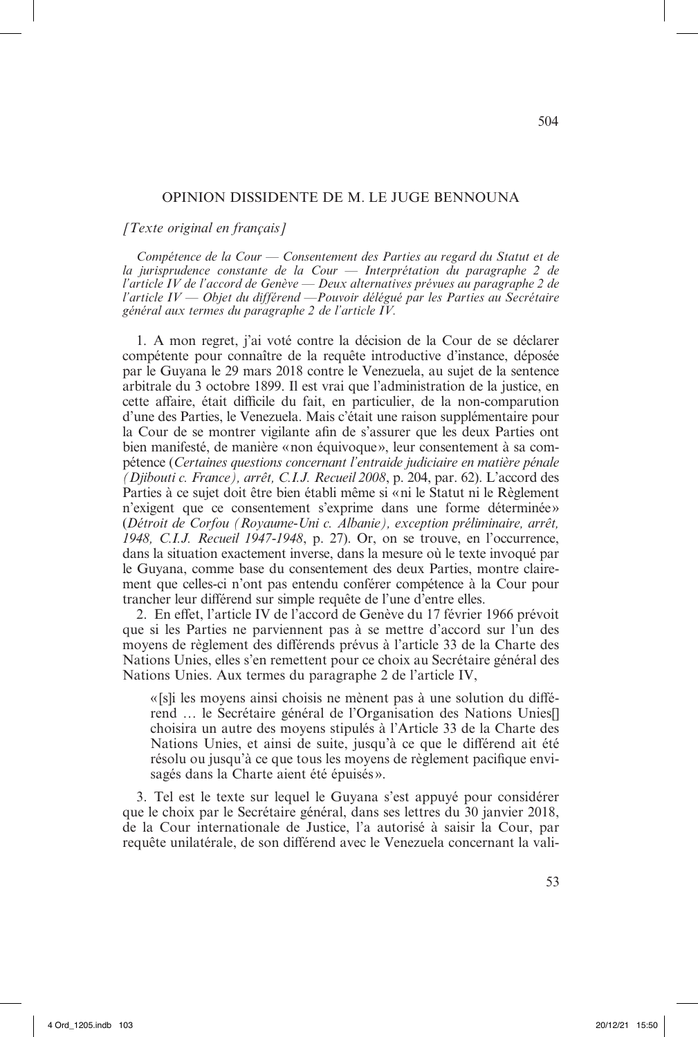## OPINION DISSIDENTE DE M. LE JUGE BENNOUNA

*[Texte original en français]*

*Compétence de la Cour — Consentement des Parties au regard du Statut et de la jurisprudence constante de la Cour — Interprétation du paragraphe 2 de l'article IV de l'accord de Genève — Deux alternatives prévues au paragraphe 2 de l'article IV — Objet du différend —Pouvoir délégué par les Parties au Secrétaire général aux termes du paragraphe 2 de l'article IV.*

1. A mon regret, j'ai voté contre la décision de la Cour de se déclarer compétente pour connaître de la requête introductive d'instance, déposée par le Guyana le 29 mars 2018 contre le Venezuela, au sujet de la sentence arbitrale du 3 octobre 1899. Il est vrai que l'administration de la justice, en cette affaire, était difficile du fait, en particulier, de la non-comparution d'une des Parties, le Venezuela. Mais c'était une raison supplémentaire pour la Cour de se montrer vigilante afin de s'assurer que les deux Parties ont bien manifesté, de manière «non équivoque», leur consentement à sa compétence (*Certaines questions concernant l'entraide judiciaire en matière pénale (Djibouti c. France), arrêt, C.I.J. Recueil 2008*, p. 204, par. 62). L'accord des Parties à ce sujet doit être bien établi même si «ni le Statut ni le Règlement n'exigent que ce consentement s'exprime dans une forme déterminée» (*Détroit de Corfou (Royaume-Uni c. Albanie), exception préliminaire, arrêt, 1948, C.I.J. Recueil 1947-1948*, p. 27). Or, on se trouve, en l'occurrence, dans la situation exactement inverse, dans la mesure où le texte invoqué par le Guyana, comme base du consentement des deux Parties, montre clairement que celles-ci n'ont pas entendu conférer compétence à la Cour pour trancher leur différend sur simple requête de l'une d'entre elles.

2. En effet, l'article IV de l'accord de Genève du 17 février 1966 prévoit que si les Parties ne parviennent pas à se mettre d'accord sur l'un des moyens de règlement des différends prévus à l'article 33 de la Charte des Nations Unies, elles s'en remettent pour ce choix au Secrétaire général des Nations Unies. Aux termes du paragraphe 2 de l'article IV,

> «[s]i les moyens ainsi choisis ne mènent pas à une solution du différend … le Secrétaire général de l'Organisation des Nations Unies[] choisira un autre des moyens stipulés à l'Article 33 de la Charte des Nations Unies, et ainsi de suite, jusqu'à ce que le différend ait été résolu ou jusqu'à ce que tous les moyens de règlement pacifique envisagés dans la Charte aient été épuisés».

3. Tel est le texte sur lequel le Guyana s'est appuyé pour considérer que le choix par le Secrétaire général, dans ses lettres du 30 janvier 2018, de la Cour internationale de Justice, l'a autorisé à saisir la Cour, par requête unilatérale, de son différend avec le Venezuela concernant la vali-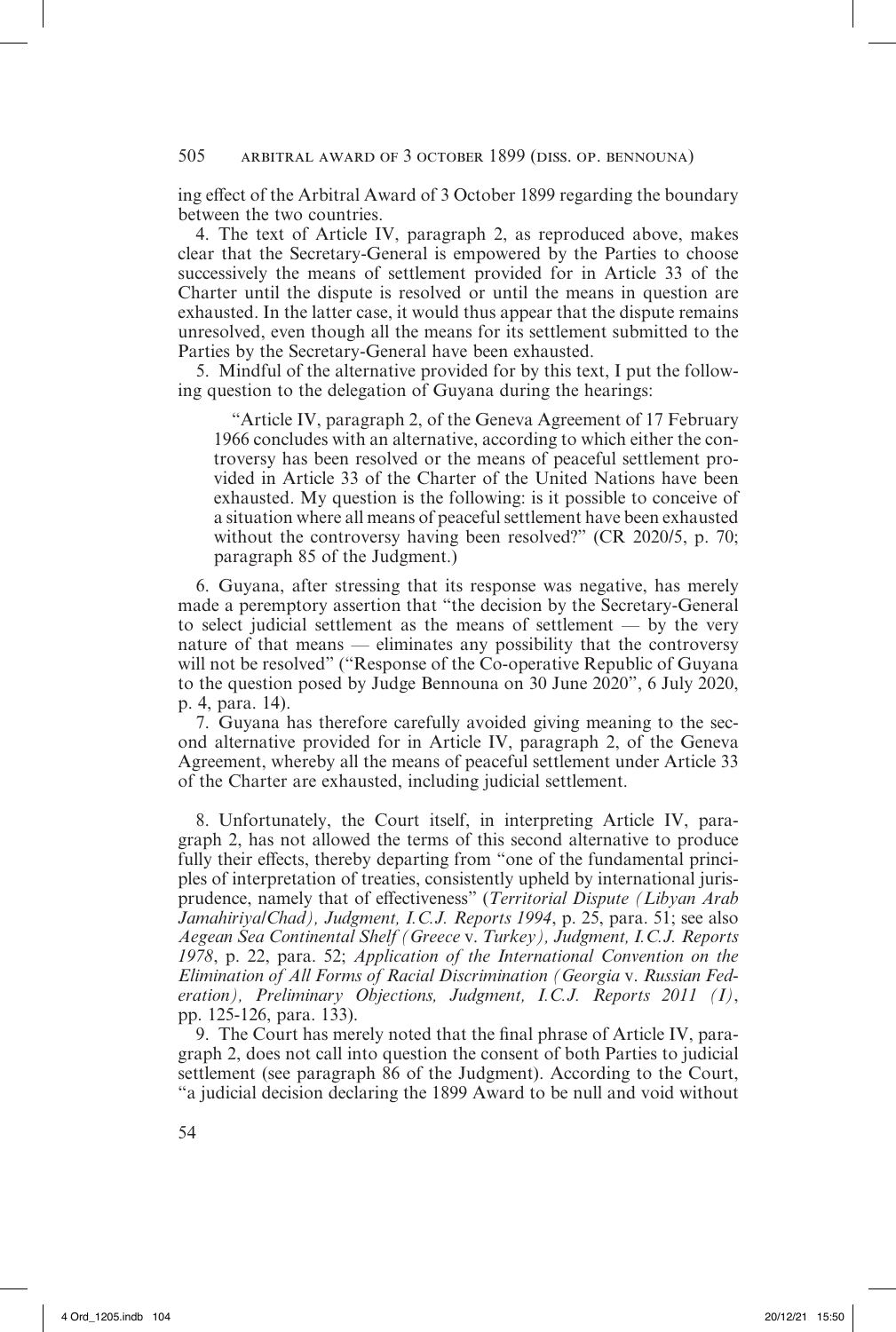ing effect of the Arbitral Award of 3 October 1899 regarding the boundary between the two countries.

4. The text of Article IV, paragraph 2, as reproduced above, makes clear that the Secretary-General is empowered by the Parties to choose successively the means of settlement provided for in Article 33 of the Charter until the dispute is resolved or until the means in question are exhausted. In the latter case, it would thus appear that the dispute remains unresolved, even though all the means for its settlement submitted to the Parties by the Secretary-General have been exhausted.

5. Mindful of the alternative provided for by this text, I put the following question to the delegation of Guyana during the hearings:

> "Article IV, paragraph 2, of the Geneva Agreement of 17 February 1966 concludes with an alternative, according to which either the controversy has been resolved or the means of peaceful settlement provided in Article 33 of the Charter of the United Nations have been exhausted. My question is the following: is it possible to conceive of a situation where all means of peaceful settlement have been exhausted without the controversy having been resolved?" (CR 2020/5, p. 70; paragraph 85 of the Judgment.)

6. Guyana, after stressing that its response was negative, has merely made a peremptory assertion that "the decision by the Secretary-General to select judicial settlement as the means of settlement — by the very nature of that means — eliminates any possibility that the controversy will not be resolved" ("Response of the Co-operative Republic of Guyana to the question posed by Judge Bennouna on 30 June 2020", 6 July 2020, p. 4, para. 14).

7. Guyana has therefore carefully avoided giving meaning to the second alternative provided for in Article IV, paragraph 2, of the Geneva Agreement, whereby all the means of peaceful settlement under Article 33 of the Charter are exhausted, including judicial settlement.

8. Unfortunately, the Court itself, in interpreting Article IV, paragraph 2, has not allowed the terms of this second alternative to produce fully their effects, thereby departing from "one of the fundamental principles of interpretation of treaties, consistently upheld by international jurisprudence, namely that of effectiveness" (*Territorial Dispute (Libyan Arab Jamahiriya/Chad), Judgment, I.C.J. Reports 1994*, p. 25, para. 51; see also *Aegean Sea Continental Shelf (Greece* v. *Turkey), Judgment, I.C.J. Reports 1978*, p. 22, para. 52; *Application of the International Convention on the Elimination of All Forms of Racial Discrimination (Georgia* v. *Russian Federation), Preliminary Objections, Judgment, I.C.J. Reports 2011 (I)*, pp. 125-126, para. 133).

9. The Court has merely noted that the final phrase of Article IV, paragraph 2, does not call into question the consent of both Parties to judicial settlement (see paragraph 86 of the Judgment). According to the Court, "a judicial decision declaring the 1899 Award to be null and void without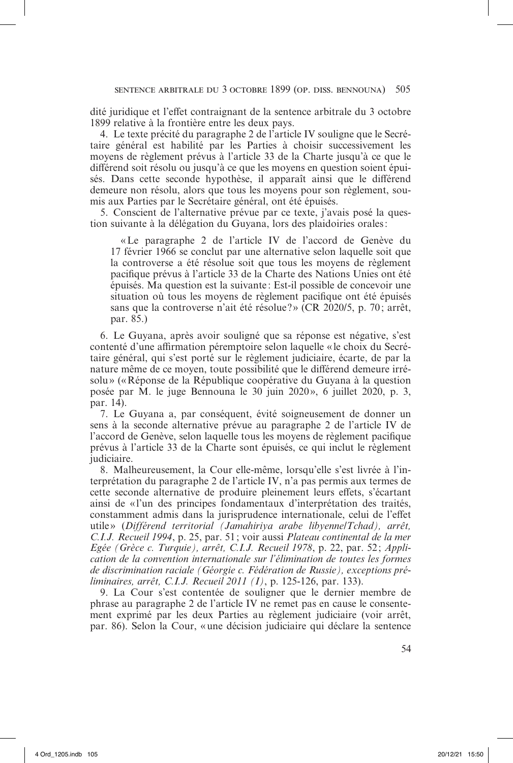dité juridique et l'effet contraignant de la sentence arbitrale du 3 octobre 1899 relative à la frontière entre les deux pays.

4. Le texte précité du paragraphe 2 de l'article IV souligne que le Secrétaire général est habilité par les Parties à choisir successivement les moyens de règlement prévus à l'article 33 de la Charte jusqu'à ce que le différend soit résolu ou jusqu'à ce que les moyens en question soient épuisés. Dans cette seconde hypothèse, il apparaît ainsi que le différend demeure non résolu, alors que tous les moyens pour son règlement, soumis aux Parties par le Secrétaire général, ont été épuisés.

5. Conscient de l'alternative prévue par ce texte, j'avais posé la question suivante à la délégation du Guyana, lors des plaidoiries orales :

> « Le paragraphe 2 de l'article IV de l'accord de Genève du 17 février 1966 se conclut par une alternative selon laquelle soit que la controverse a été résolue soit que tous les moyens de règlement pacifique prévus à l'article 33 de la Charte des Nations Unies ont été épuisés. Ma question est la suivante : Est-il possible de concevoir une situation où tous les moyens de règlement pacifique ont été épuisés sans que la controverse n'ait été résolue ? » (CR 2020/5, p. 70 ; arrêt, par. 85.)

6. Le Guyana, après avoir souligné que sa réponse est négative, s'est contenté d'une affirmation péremptoire selon laquelle « le choix du Secrétaire général, qui s'est porté sur le règlement judiciaire, écarte, de par la nature même de ce moyen, toute possibilité que le différend demeure irrésolu » (« Réponse de la République coopérative du Guyana à la question posée par M. le juge Bennouna le 30 juin 2020 », 6 juillet 2020, p. 3, par. 14).

7. Le Guyana a, par conséquent, évité soigneusement de donner un sens à la seconde alternative prévue au paragraphe 2 de l'article IV de l'accord de Genève, selon laquelle tous les moyens de règlement pacifique prévus à l'article 33 de la Charte sont épuisés, ce qui inclut le règlement judiciaire.

8. Malheureusement, la Cour elle-même, lorsqu'elle s'est livrée à l'interprétation du paragraphe 2 de l'article IV, n'a pas permis aux termes de cette seconde alternative de produire pleinement leurs effets, s'écartant ainsi de « l'un des principes fondamentaux d'interprétation des traités, constamment admis dans la jurisprudence internationale, celui de l'effet utile » (*Différend territorial (Jamahiriya arabe libyenne/Tchad), arrêt, C.I.J. Recueil 1994*, p. 25, par. 51 ; voir aussi *Plateau continental de la mer Egée (Grèce c. Turquie), arrêt, C.I.J. Recueil 1978*, p. 22, par. 52 ; *Application de la convention internationale sur l'élimination de toutes les formes de discrimination raciale (Géorgie c. Fédération de Russie), exceptions préliminaires, arrêt, C.I.J. Recueil 2011 (I)*, p. 125-126, par. 133).

9. La Cour s'est contentée de souligner que le dernier membre de phrase au paragraphe 2 de l'article IV ne remet pas en cause le consentement exprimé par les deux Parties au règlement judiciaire (voir arrêt, par. 86). Selon la Cour, « une décision judiciaire qui déclare la sentence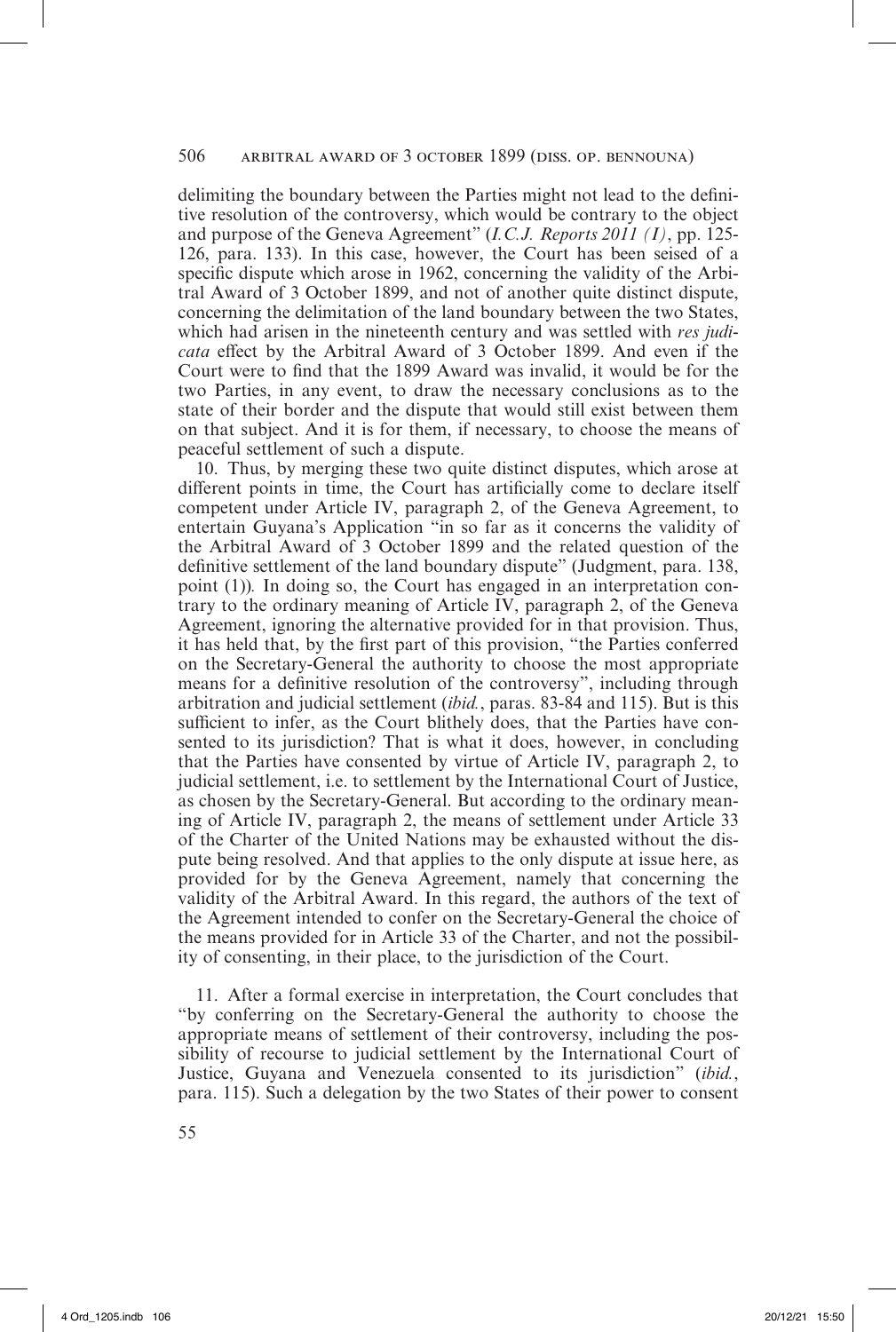delimiting the boundary between the Parties might not lead to the definitive resolution of the controversy, which would be contrary to the object and purpose of the Geneva Agreement" (*I.C.J. Reports 2011 (I)*, pp. 125-126, para. 133). In this case, however, the Court has been seised of a specific dispute which arose in 1962, concerning the validity of the Arbitral Award of 3 October 1899, and not of another quite distinct dispute, concerning the delimitation of the land boundary between the two States, which had arisen in the nineteenth century and was settled with *res judicata* effect by the Arbitral Award of 3 October 1899. And even if the Court were to find that the 1899 Award was invalid, it would be for the two Parties, in any event, to draw the necessary conclusions as to the state of their border and the dispute that would still exist between them on that subject. And it is for them, if necessary, to choose the means of peaceful settlement of such a dispute.

10. Thus, by merging these two quite distinct disputes, which arose at different points in time, the Court has artificially come to declare itself competent under Article IV, paragraph 2, of the Geneva Agreement, to entertain Guyana's Application "in so far as it concerns the validity of the Arbitral Award of 3 October 1899 and the related question of the definitive settlement of the land boundary dispute" (Judgment, para. 138, point (1)). In doing so, the Court has engaged in an interpretation contrary to the ordinary meaning of Article IV, paragraph 2, of the Geneva Agreement, ignoring the alternative provided for in that provision. Thus, it has held that, by the first part of this provision, "the Parties conferred on the Secretary-General the authority to choose the most appropriate means for a definitive resolution of the controversy", including through arbitration and judicial settlement (*ibid.*, paras. 83-84 and 115). But is this sufficient to infer, as the Court blithely does, that the Parties have consented to its jurisdiction? That is what it does, however, in concluding that the Parties have consented by virtue of Article IV, paragraph 2, to judicial settlement, i.e. to settlement by the International Court of Justice, as chosen by the Secretary-General. But according to the ordinary meaning of Article IV, paragraph 2, the means of settlement under Article 33 of the Charter of the United Nations may be exhausted without the dispute being resolved. And that applies to the only dispute at issue here, as provided for by the Geneva Agreement, namely that concerning the validity of the Arbitral Award. In this regard, the authors of the text of the Agreement intended to confer on the Secretary-General the choice of the means provided for in Article 33 of the Charter, and not the possibility of consenting, in their place, to the jurisdiction of the Court.

11. After a formal exercise in interpretation, the Court concludes that "by conferring on the Secretary-General the authority to choose the appropriate means of settlement of their controversy, including the possibility of recourse to judicial settlement by the International Court of Justice, Guyana and Venezuela consented to its jurisdiction" (*ibid.*, para. 115). Such a delegation by the two States of their power to consent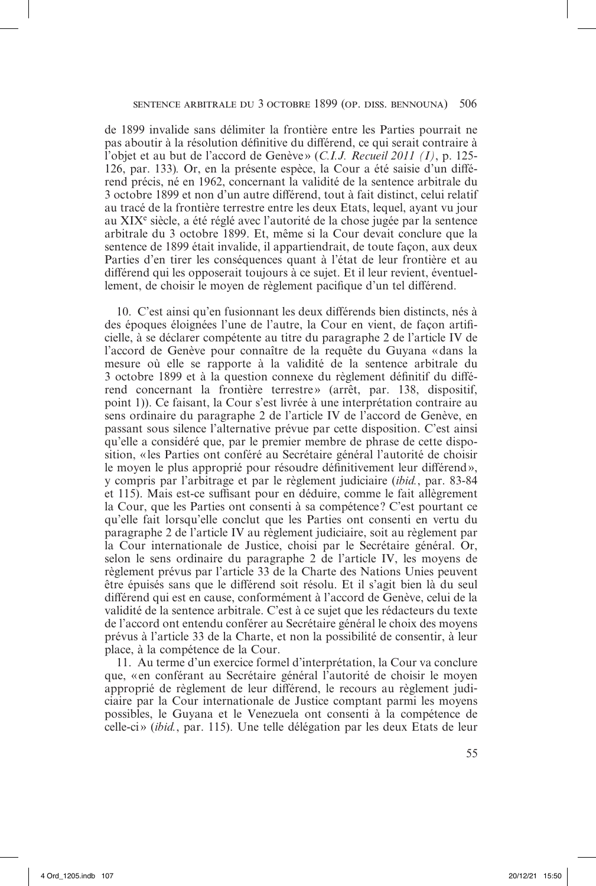de 1899 invalide sans délimiter la frontière entre les Parties pourrait ne pas aboutir à la résolution définitive du différend, ce qui serait contraire à l'objet et au but de l'accord de Genève» (*C.I.J. Recueil 2011 (I)*, p. 125-126, par. 133). Or, en la présente espèce, la Cour a été saisie d'un différend précis, né en 1962, concernant la validité de la sentence arbitrale du 3 octobre 1899 et non d'un autre différend, tout à fait distinct, celui relatif au tracé de la frontière terrestre entre les deux Etats, lequel, ayant vu jour au XIX[e] siècle, a été réglé avec l'autorité de la chose jugée par la sentence arbitrale du 3 octobre 1899. Et, même si la Cour devait conclure que la sentence de 1899 était invalide, il appartiendrait, de toute façon, aux deux Parties d'en tirer les conséquences quant à l'état de leur frontière et au différend qui les opposerait toujours à ce sujet. Et il leur revient, éventuellement, de choisir le moyen de règlement pacifique d'un tel différend.

10. C'est ainsi qu'en fusionnant les deux différends bien distincts, nés à des époques éloignées l'une de l'autre, la Cour en vient, de façon artificielle, à se déclarer compétente au titre du paragraphe 2 de l'article IV de l'accord de Genève pour connaître de la requête du Guyana «dans la mesure où elle se rapporte à la validité de la sentence arbitrale du 3 octobre 1899 et à la question connexe du règlement définitif du différend concernant la frontière terrestre» (arrêt, par. 138, dispositif, point 1)). Ce faisant, la Cour s'est livrée à une interprétation contraire au sens ordinaire du paragraphe 2 de l'article IV de l'accord de Genève, en passant sous silence l'alternative prévue par cette disposition. C'est ainsi qu'elle a considéré que, par le premier membre de phrase de cette disposition, «les Parties ont conféré au Secrétaire général l'autorité de choisir le moyen le plus approprié pour résoudre définitivement leur différend», y compris par l'arbitrage et par le règlement judiciaire (*ibid.*, par. 83-84 et 115). Mais est-ce suffisant pour en déduire, comme le fait allègrement la Cour, que les Parties ont consenti à sa compétence? C'est pourtant ce qu'elle fait lorsqu'elle conclut que les Parties ont consenti en vertu du paragraphe 2 de l'article IV au règlement judiciaire, soit au règlement par la Cour internationale de Justice, choisi par le Secrétaire général. Or, selon le sens ordinaire du paragraphe 2 de l'article IV, les moyens de règlement prévus par l'article 33 de la Charte des Nations Unies peuvent être épuisés sans que le différend soit résolu. Et il s'agit bien là du seul différend qui est en cause, conformément à l'accord de Genève, celui de la validité de la sentence arbitrale. C'est à ce sujet que les rédacteurs du texte de l'accord ont entendu conférer au Secrétaire général le choix des moyens prévus à l'article 33 de la Charte, et non la possibilité de consentir, à leur place, à la compétence de la Cour.

11. Au terme d'un exercice formel d'interprétation, la Cour va conclure que, «en conférant au Secrétaire général l'autorité de choisir le moyen approprié de règlement de leur différend, le recours au règlement judiciaire par la Cour internationale de Justice comptant parmi les moyens possibles, le Guyana et le Venezuela ont consenti à la compétence de celle-ci» (*ibid.*, par. 115). Une telle délégation par les deux Etats de leur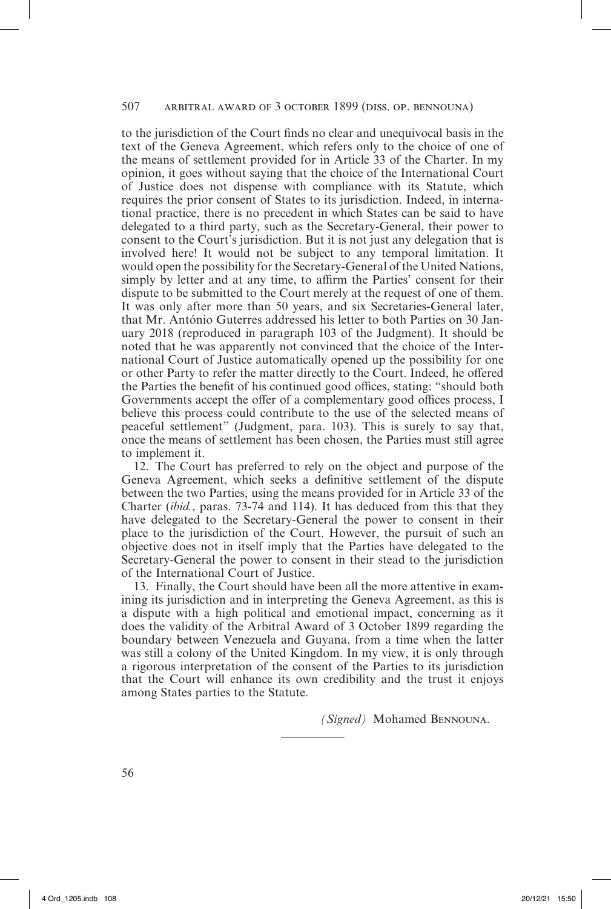to the jurisdiction of the Court finds no clear and unequivocal basis in the text of the Geneva Agreement, which refers only to the choice of one of the means of settlement provided for in Article 33 of the Charter. In my opinion, it goes without saying that the choice of the International Court of Justice does not dispense with compliance with its Statute, which requires the prior consent of States to its jurisdiction. Indeed, in international practice, there is no precedent in which States can be said to have delegated to a third party, such as the Secretary-General, their power to consent to the Court's jurisdiction. But it is not just any delegation that is involved here! It would not be subject to any temporal limitation. It would open the possibility for the Secretary-General of the United Nations, simply by letter and at any time, to affirm the Parties' consent for their dispute to be submitted to the Court merely at the request of one of them. It was only after more than 50 years, and six Secretaries-General later, that Mr. António Guterres addressed his letter to both Parties on 30 January 2018 (reproduced in paragraph 103 of the Judgment). It should be noted that he was apparently not convinced that the choice of the International Court of Justice automatically opened up the possibility for one or other Party to refer the matter directly to the Court. Indeed, he offered the Parties the benefit of his continued good offices, stating: "should both Governments accept the offer of a complementary good offices process, I believe this process could contribute to the use of the selected means of peaceful settlement" (Judgment, para. 103). This is surely to say that, once the means of settlement has been chosen, the Parties must still agree to implement it.

12. The Court has preferred to rely on the object and purpose of the Geneva Agreement, which seeks a definitive settlement of the dispute between the two Parties, using the means provided for in Article 33 of the Charter (*ibid.*, paras. 73-74 and 114). It has deduced from this that they have delegated to the Secretary-General the power to consent in their place to the jurisdiction of the Court. However, the pursuit of such an objective does not in itself imply that the Parties have delegated to the Secretary-General the power to consent in their stead to the jurisdiction of the International Court of Justice.

13. Finally, the Court should have been all the more attentive in examining its jurisdiction and in interpreting the Geneva Agreement, as this is a dispute with a high political and emotional impact, concerning as it does the validity of the Arbitral Award of 3 October 1899 regarding the boundary between Venezuela and Guyana, from a time when the latter was still a colony of the United Kingdom. In my view, it is only through a rigorous interpretation of the consent of the Parties to its jurisdiction that the Court will enhance its own credibility and the trust it enjoys among States parties to the Statute.

*(Signed)* Mohamed Bennouna.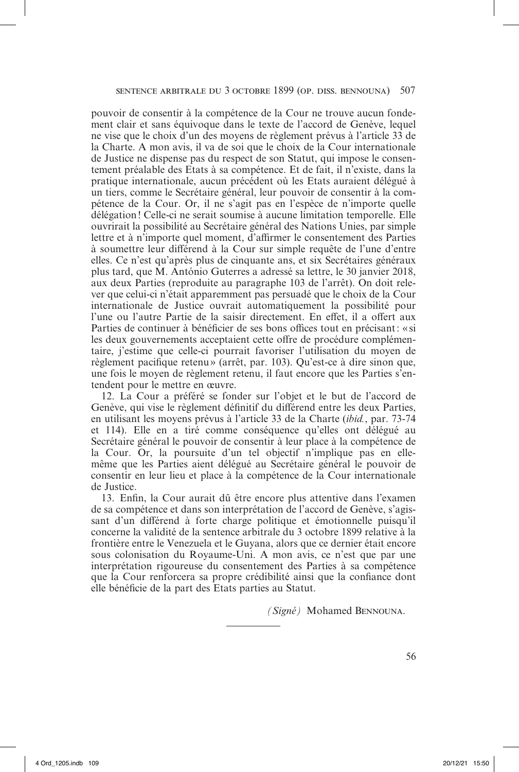pouvoir de consentir à la compétence de la Cour ne trouve aucun fondement clair et sans équivoque dans le texte de l'accord de Genève, lequel ne vise que le choix d'un des moyens de règlement prévus à l'article 33 de la Charte. A mon avis, il va de soi que le choix de la Cour internationale de Justice ne dispense pas du respect de son Statut, qui impose le consentement préalable des Etats à sa compétence. Et de fait, il n'existe, dans la pratique internationale, aucun précédent où les Etats auraient délégué à un tiers, comme le Secrétaire général, leur pouvoir de consentir à la compétence de la Cour. Or, il ne s'agit pas en l'espèce de n'importe quelle délégation ! Celle-ci ne serait soumise à aucune limitation temporelle. Elle ouvrirait la possibilité au Secrétaire général des Nations Unies, par simple lettre et à n'importe quel moment, d'affirmer le consentement des Parties à soumettre leur différend à la Cour sur simple requête de l'une d'entre elles. Ce n'est qu'après plus de cinquante ans, et six Secrétaires généraux plus tard, que M. António Guterres a adressé sa lettre, le 30 janvier 2018, aux deux Parties (reproduite au paragraphe 103 de l'arrêt). On doit relever que celui-ci n'était apparemment pas persuadé que le choix de la Cour internationale de Justice ouvrait automatiquement la possibilité pour l'une ou l'autre Partie de la saisir directement. En effet, il a offert aux Parties de continuer à bénéficier de ses bons offices tout en précisant : « si les deux gouvernements acceptaient cette offre de procédure complémentaire, j'estime que celle-ci pourrait favoriser l'utilisation du moyen de règlement pacifique retenu » (arrêt, par. 103). Qu'est-ce à dire sinon que, une fois le moyen de règlement retenu, il faut encore que les Parties s'entendent pour le mettre en œuvre.

12. La Cour a préféré se fonder sur l'objet et le but de l'accord de Genève, qui vise le règlement définitif du différend entre les deux Parties, en utilisant les moyens prévus à l'article 33 de la Charte (*ibid.*, par. 73-74 et 114). Elle en a tiré comme conséquence qu'elles ont délégué au Secrétaire général le pouvoir de consentir à leur place à la compétence de la Cour. Or, la poursuite d'un tel objectif n'implique pas en elle-même que les Parties aient délégué au Secrétaire général le pouvoir de consentir en leur lieu et place à la compétence de la Cour internationale de Justice.

13. Enfin, la Cour aurait dû être encore plus attentive dans l'examen de sa compétence et dans son interprétation de l'accord de Genève, s'agissant d'un différend à forte charge politique et émotionnelle puisqu'il concerne la validité de la sentence arbitrale du 3 octobre 1899 relative à la frontière entre le Venezuela et le Guyana, alors que ce dernier était encore sous colonisation du Royaume-Uni. A mon avis, ce n'est que par une interprétation rigoureuse du consentement des Parties à sa compétence que la Cour renforcera sa propre crédibilité ainsi que la confiance dont elle bénéficie de la part des Etats parties au Statut.

*(Signé)* Mohamed Bennouna.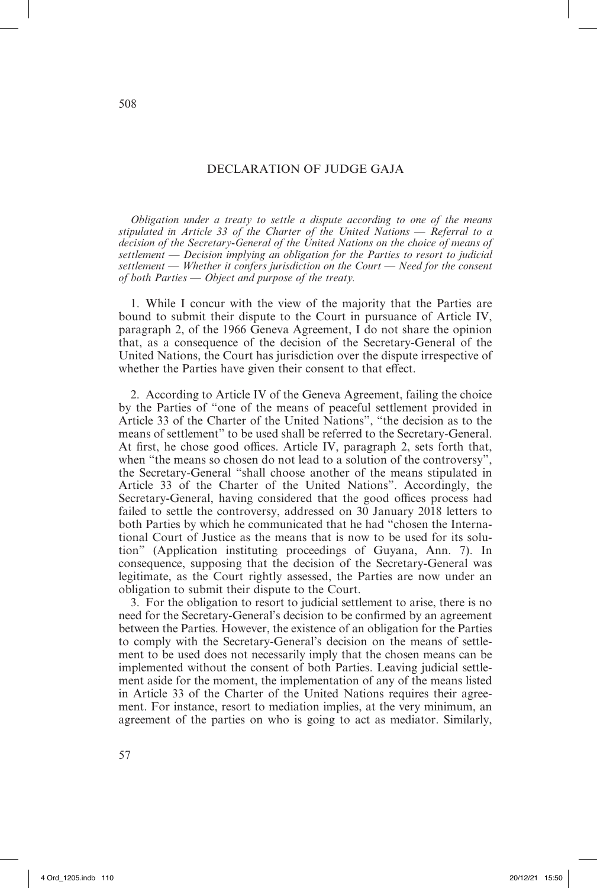## DECLARATION OF JUDGE GAJA

*Obligation under a treaty to settle a dispute according to one of the means stipulated in Article 33 of the Charter of the United Nations — Referral to a decision of the Secretary-General of the United Nations on the choice of means of settlement — Decision implying an obligation for the Parties to resort to judicial settlement — Whether it confers jurisdiction on the Court — Need for the consent of both Parties — Object and purpose of the treaty.*

1. While I concur with the view of the majority that the Parties are bound to submit their dispute to the Court in pursuance of Article IV, paragraph 2, of the 1966 Geneva Agreement, I do not share the opinion that, as a consequence of the decision of the Secretary-General of the United Nations, the Court has jurisdiction over the dispute irrespective of whether the Parties have given their consent to that effect.

2. According to Article IV of the Geneva Agreement, failing the choice by the Parties of "one of the means of peaceful settlement provided in Article 33 of the Charter of the United Nations", "the decision as to the means of settlement" to be used shall be referred to the Secretary-General. At first, he chose good offices. Article IV, paragraph 2, sets forth that, when "the means so chosen do not lead to a solution of the controversy", the Secretary-General "shall choose another of the means stipulated in Article 33 of the Charter of the United Nations". Accordingly, the Secretary-General, having considered that the good offices process had failed to settle the controversy, addressed on 30 January 2018 letters to both Parties by which he communicated that he had "chosen the International Court of Justice as the means that is now to be used for its solution" (Application instituting proceedings of Guyana, Ann. 7). In consequence, supposing that the decision of the Secretary-General was legitimate, as the Court rightly assessed, the Parties are now under an obligation to submit their dispute to the Court.

3. For the obligation to resort to judicial settlement to arise, there is no need for the Secretary-General's decision to be confirmed by an agreement between the Parties. However, the existence of an obligation for the Parties to comply with the Secretary-General's decision on the means of settlement to be used does not necessarily imply that the chosen means can be implemented without the consent of both Parties. Leaving judicial settlement aside for the moment, the implementation of any of the means listed in Article 33 of the Charter of the United Nations requires their agreement. For instance, resort to mediation implies, at the very minimum, an agreement of the parties on who is going to act as mediator. Similarly,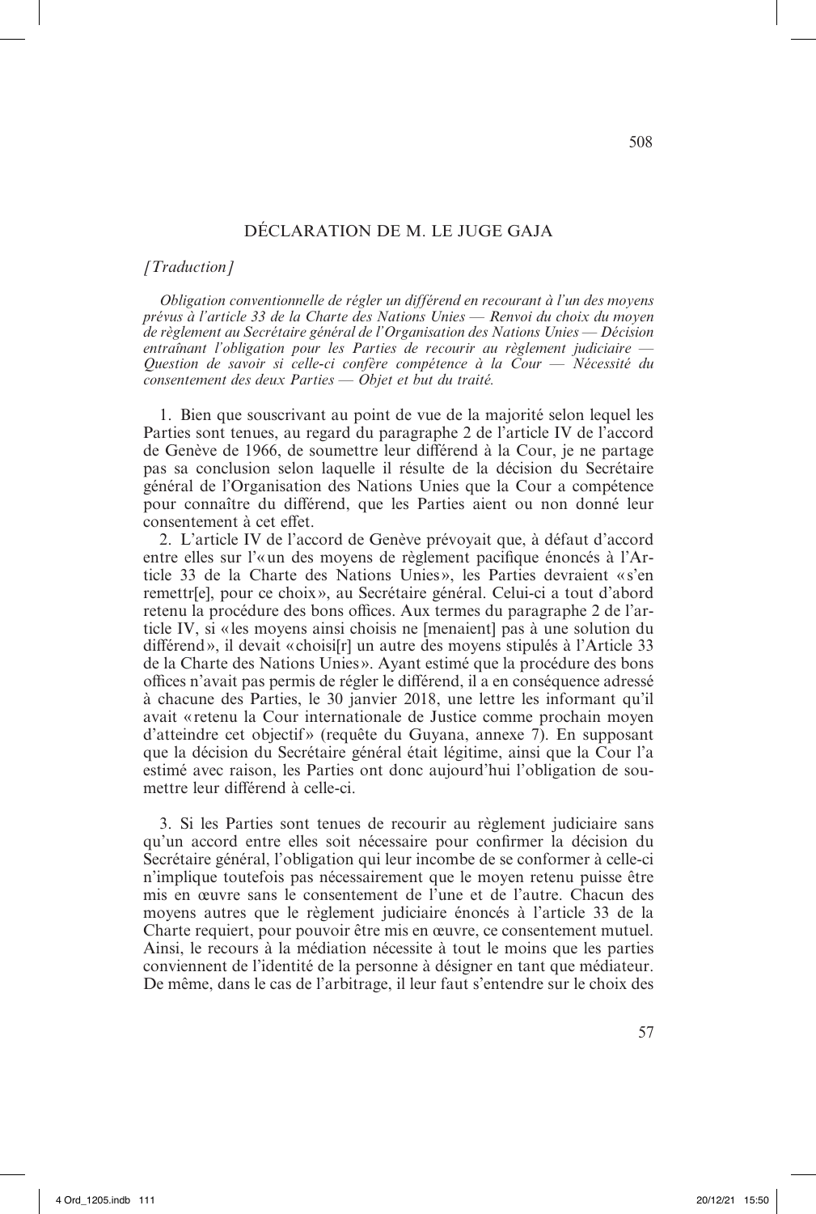## DÉCLARATION DE M. LE JUGE GAJA

*[Traduction]*

*Obligation conventionnelle de régler un différend en recourant à l'un des moyens prévus à l'article 33 de la Charte des Nations Unies — Renvoi du choix du moyen de règlement au Secrétaire général de l'Organisation des Nations Unies — Décision entraînant l'obligation pour les Parties de recourir au règlement judiciaire — Question de savoir si celle-ci confère compétence à la Cour — Nécessité du consentement des deux Parties — Objet et but du traité.*

1. Bien que souscrivant au point de vue de la majorité selon lequel les Parties sont tenues, au regard du paragraphe 2 de l'article IV de l'accord de Genève de 1966, de soumettre leur différend à la Cour, je ne partage pas sa conclusion selon laquelle il résulte de la décision du Secrétaire général de l'Organisation des Nations Unies que la Cour a compétence pour connaître du différend, que les Parties aient ou non donné leur consentement à cet effet.

2. L'article IV de l'accord de Genève prévoyait que, à défaut d'accord entre elles sur l'« un des moyens de règlement pacifique énoncés à l'Article 33 de la Charte des Nations Unies », les Parties devraient « s'en remettr[e], pour ce choix », au Secrétaire général. Celui-ci a tout d'abord retenu la procédure des bons offices. Aux termes du paragraphe 2 de l'article IV, si « les moyens ainsi choisis ne [menaient] pas à une solution du différend », il devait « choisi[r] un autre des moyens stipulés à l'Article 33 de la Charte des Nations Unies ». Ayant estimé que la procédure des bons offices n'avait pas permis de régler le différend, il a en conséquence adressé à chacune des Parties, le 30 janvier 2018, une lettre les informant qu'il avait « retenu la Cour internationale de Justice comme prochain moyen d'atteindre cet objectif » (requête du Guyana, annexe 7). En supposant que la décision du Secrétaire général était légitime, ainsi que la Cour l'a estimé avec raison, les Parties ont donc aujourd'hui l'obligation de soumettre leur différend à celle-ci.

3. Si les Parties sont tenues de recourir au règlement judiciaire sans qu'un accord entre elles soit nécessaire pour confirmer la décision du Secrétaire général, l'obligation qui leur incombe de se conformer à celle-ci n'implique toutefois pas nécessairement que le moyen retenu puisse être mis en œuvre sans le consentement de l'une et de l'autre. Chacun des moyens autres que le règlement judiciaire énoncés à l'article 33 de la Charte requiert, pour pouvoir être mis en œuvre, ce consentement mutuel. Ainsi, le recours à la médiation nécessite à tout le moins que les parties conviennent de l'identité de la personne à désigner en tant que médiateur. De même, dans le cas de l'arbitrage, il leur faut s'entendre sur le choix des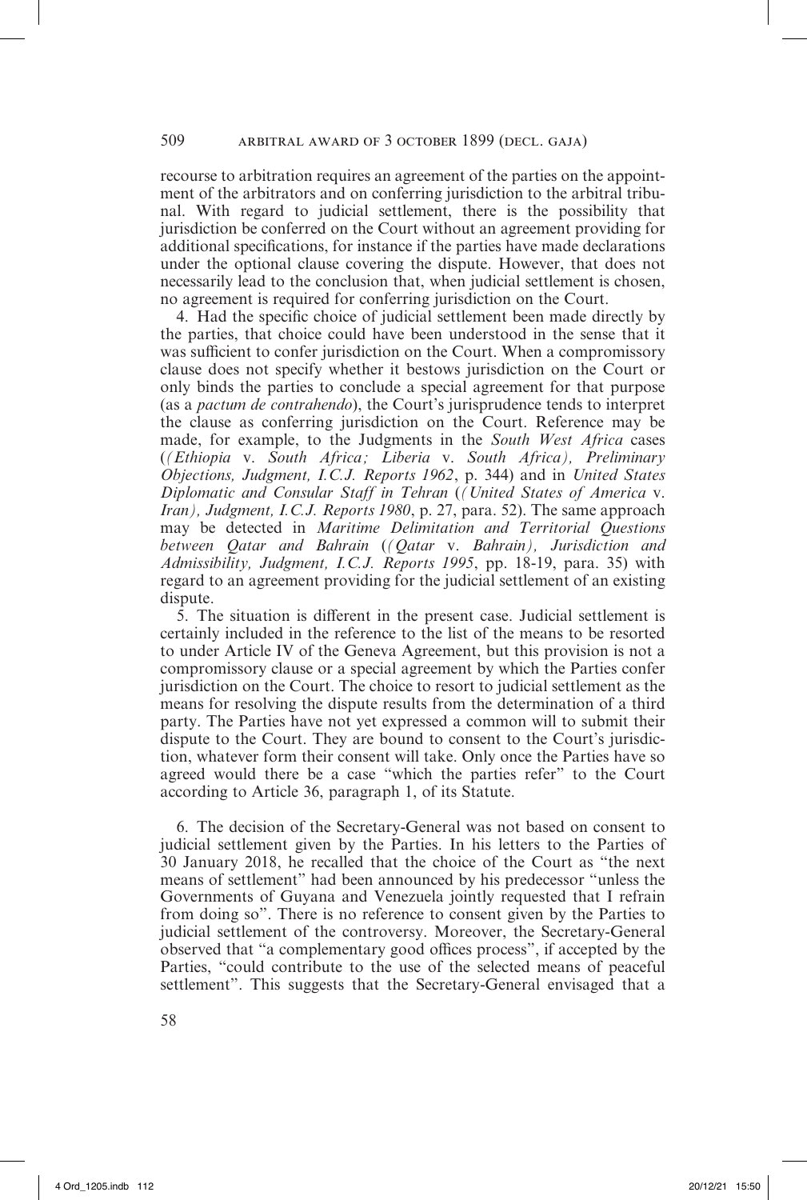recourse to arbitration requires an agreement of the parties on the appointment of the arbitrators and on conferring jurisdiction to the arbitral tribunal. With regard to judicial settlement, there is the possibility that jurisdiction be conferred on the Court without an agreement providing for additional specifications, for instance if the parties have made declarations under the optional clause covering the dispute. However, that does not necessarily lead to the conclusion that, when judicial settlement is chosen, no agreement is required for conferring jurisdiction on the Court.

4. Had the specific choice of judicial settlement been made directly by the parties, that choice could have been understood in the sense that it was sufficient to confer jurisdiction on the Court. When a compromissory clause does not specify whether it bestows jurisdiction on the Court or only binds the parties to conclude a special agreement for that purpose (as a *pactum de contrahendo*), the Court's jurisprudence tends to interpret the clause as conferring jurisdiction on the Court. Reference may be made, for example, to the Judgments in the *South West Africa* cases (*(Ethiopia* v. *South Africa; Liberia* v. *South Africa), Preliminary Objections, Judgment, I.C.J. Reports 1962*, p. 344) and in *United States Diplomatic and Consular Staff in Tehran* (*(United States of America* v. *Iran), Judgment, I.C.J. Reports 1980*, p. 27, para. 52). The same approach may be detected in *Maritime Delimitation and Territorial Questions between Qatar and Bahrain* (*(Qatar* v. *Bahrain), Jurisdiction and Admissibility, Judgment, I.C.J. Reports 1995*, pp. 18-19, para. 35) with regard to an agreement providing for the judicial settlement of an existing dispute.

5. The situation is different in the present case. Judicial settlement is certainly included in the reference to the list of the means to be resorted to under Article IV of the Geneva Agreement, but this provision is not a compromissory clause or a special agreement by which the Parties confer jurisdiction on the Court. The choice to resort to judicial settlement as the means for resolving the dispute results from the determination of a third party. The Parties have not yet expressed a common will to submit their dispute to the Court. They are bound to consent to the Court's jurisdiction, whatever form their consent will take. Only once the Parties have so agreed would there be a case "which the parties refer" to the Court according to Article 36, paragraph 1, of its Statute.

6. The decision of the Secretary-General was not based on consent to judicial settlement given by the Parties. In his letters to the Parties of 30 January 2018, he recalled that the choice of the Court as "the next means of settlement" had been announced by his predecessor "unless the Governments of Guyana and Venezuela jointly requested that I refrain from doing so". There is no reference to consent given by the Parties to judicial settlement of the controversy. Moreover, the Secretary-General observed that "a complementary good offices process", if accepted by the Parties, "could contribute to the use of the selected means of peaceful settlement". This suggests that the Secretary-General envisaged that a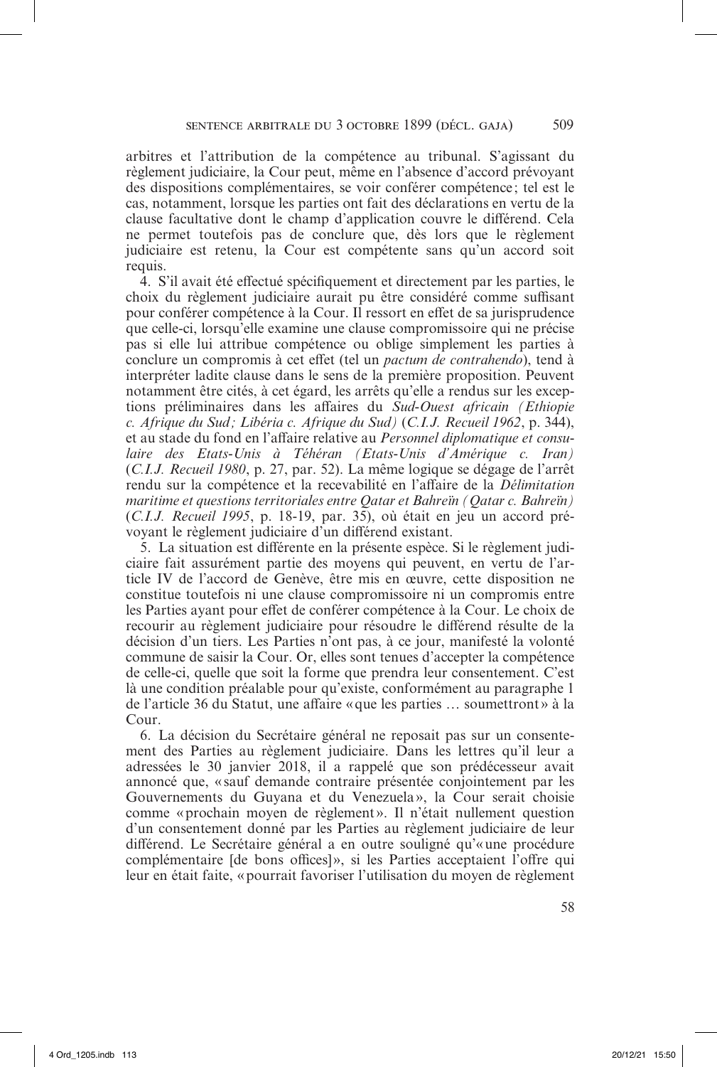arbitres et l'attribution de la compétence au tribunal. S'agissant du règlement judiciaire, la Cour peut, même en l'absence d'accord prévoyant des dispositions complémentaires, se voir conférer compétence ; tel est le cas, notamment, lorsque les parties ont fait des déclarations en vertu de la clause facultative dont le champ d'application couvre le différend. Cela ne permet toutefois pas de conclure que, dès lors que le règlement judiciaire est retenu, la Cour est compétente sans qu'un accord soit requis.

4. S'il avait été effectué spécifiquement et directement par les parties, le choix du règlement judiciaire aurait pu être considéré comme suffisant pour conférer compétence à la Cour. Il ressort en effet de sa jurisprudence que celle-ci, lorsqu'elle examine une clause compromissoire qui ne précise pas si elle lui attribue compétence ou oblige simplement les parties à conclure un compromis à cet effet (tel un *pactum de contrahendo*), tend à interpréter ladite clause dans le sens de la première proposition. Peuvent notamment être cités, à cet égard, les arrêts qu'elle a rendus sur les exceptions préliminaires dans les affaires du *Sud-Ouest africain (Ethiopie c. Afrique du Sud ; Libéria c. Afrique du Sud)* (*C.I.J. Recueil 1962*, p. 344), et au stade du fond en l'affaire relative au *Personnel diplomatique et consulaire des Etats-Unis à Téhéran (Etats-Unis d'Amérique c. Iran)* (*C.I.J. Recueil 1980*, p. 27, par. 52). La même logique se dégage de l'arrêt rendu sur la compétence et la recevabilité en l'affaire de la *Délimitation maritime et questions territoriales entre Qatar et Bahreïn (Qatar c. Bahreïn)* (*C.I.J. Recueil 1995*, p. 18-19, par. 35), où était en jeu un accord prévoyant le règlement judiciaire d'un différend existant.

5. La situation est différente en la présente espèce. Si le règlement judiciaire fait assurément partie des moyens qui peuvent, en vertu de l'article IV de l'accord de Genève, être mis en œuvre, cette disposition ne constitue toutefois ni une clause compromissoire ni un compromis entre les Parties ayant pour effet de conférer compétence à la Cour. Le choix de recourir au règlement judiciaire pour résoudre le différend résulte de la décision d'un tiers. Les Parties n'ont pas, à ce jour, manifesté la volonté commune de saisir la Cour. Or, elles sont tenues d'accepter la compétence de celle-ci, quelle que soit la forme que prendra leur consentement. C'est là une condition préalable pour qu'existe, conformément au paragraphe 1 de l'article 36 du Statut, une affaire « que les parties … soumettront » à la Cour.

6. La décision du Secrétaire général ne reposait pas sur un consentement des Parties au règlement judiciaire. Dans les lettres qu'il leur a adressées le 30 janvier 2018, il a rappelé que son prédécesseur avait annoncé que, « sauf demande contraire présentée conjointement par les Gouvernements du Guyana et du Venezuela », la Cour serait choisie comme « prochain moyen de règlement ». Il n'était nullement question d'un consentement donné par les Parties au règlement judiciaire de leur différend. Le Secrétaire général a en outre souligné qu'« une procédure complémentaire [de bons offices] », si les Parties acceptaient l'offre qui leur en était faite, « pourrait favoriser l'utilisation du moyen de règlement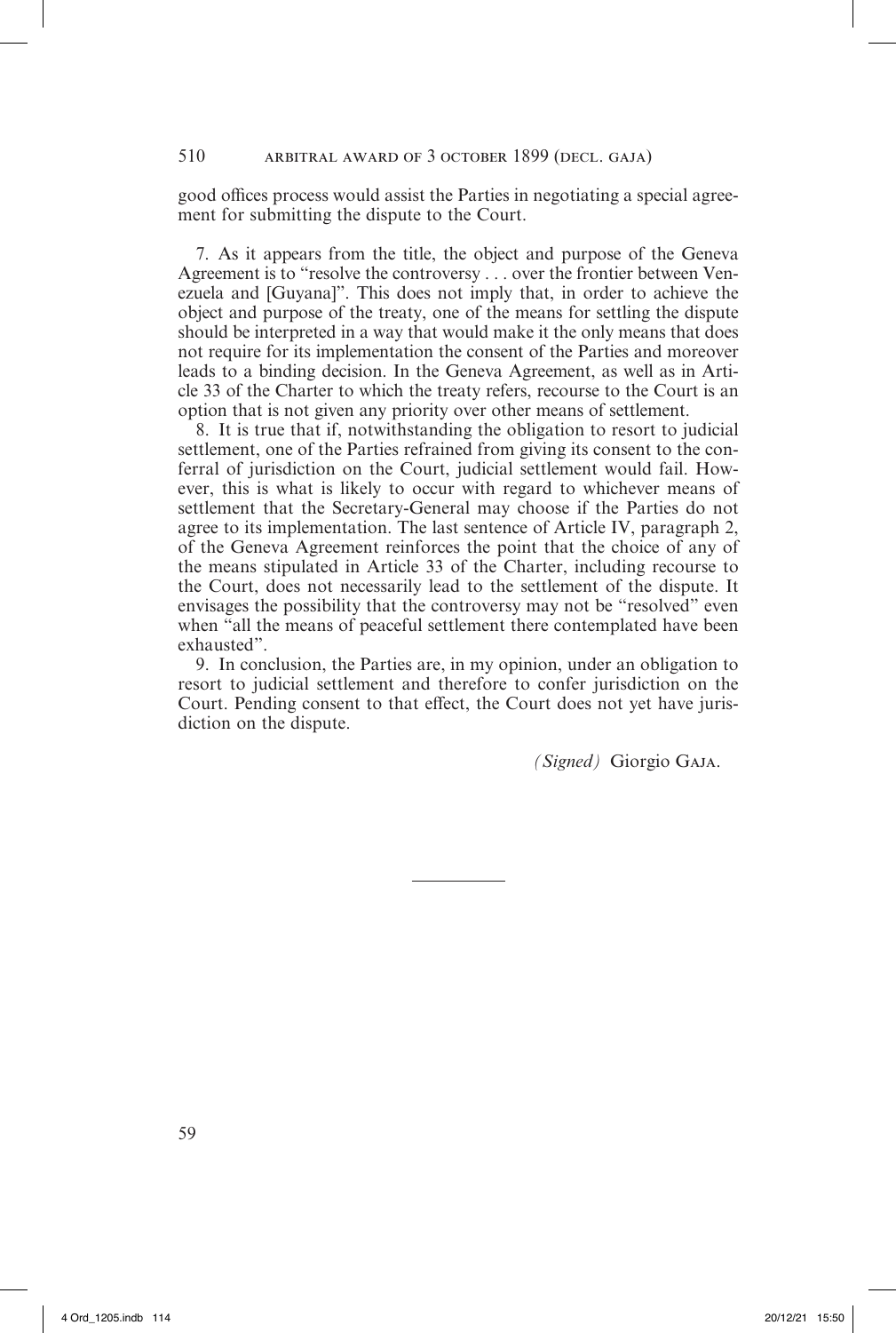good offices process would assist the Parties in negotiating a special agreement for submitting the dispute to the Court.

7. As it appears from the title, the object and purpose of the Geneva Agreement is to "resolve the controversy . . . over the frontier between Venezuela and [Guyana]". This does not imply that, in order to achieve the object and purpose of the treaty, one of the means for settling the dispute should be interpreted in a way that would make it the only means that does not require for its implementation the consent of the Parties and moreover leads to a binding decision. In the Geneva Agreement, as well as in Article 33 of the Charter to which the treaty refers, recourse to the Court is an option that is not given any priority over other means of settlement.

8. It is true that if, notwithstanding the obligation to resort to judicial settlement, one of the Parties refrained from giving its consent to the conferral of jurisdiction on the Court, judicial settlement would fail. However, this is what is likely to occur with regard to whichever means of settlement that the Secretary-General may choose if the Parties do not agree to its implementation. The last sentence of Article IV, paragraph 2, of the Geneva Agreement reinforces the point that the choice of any of the means stipulated in Article 33 of the Charter, including recourse to the Court, does not necessarily lead to the settlement of the dispute. It envisages the possibility that the controversy may not be "resolved" even when "all the means of peaceful settlement there contemplated have been exhausted".

9. In conclusion, the Parties are, in my opinion, under an obligation to resort to judicial settlement and therefore to confer jurisdiction on the Court. Pending consent to that effect, the Court does not yet have jurisdiction on the dispute.

*(Signed)* Giorgio Gaja.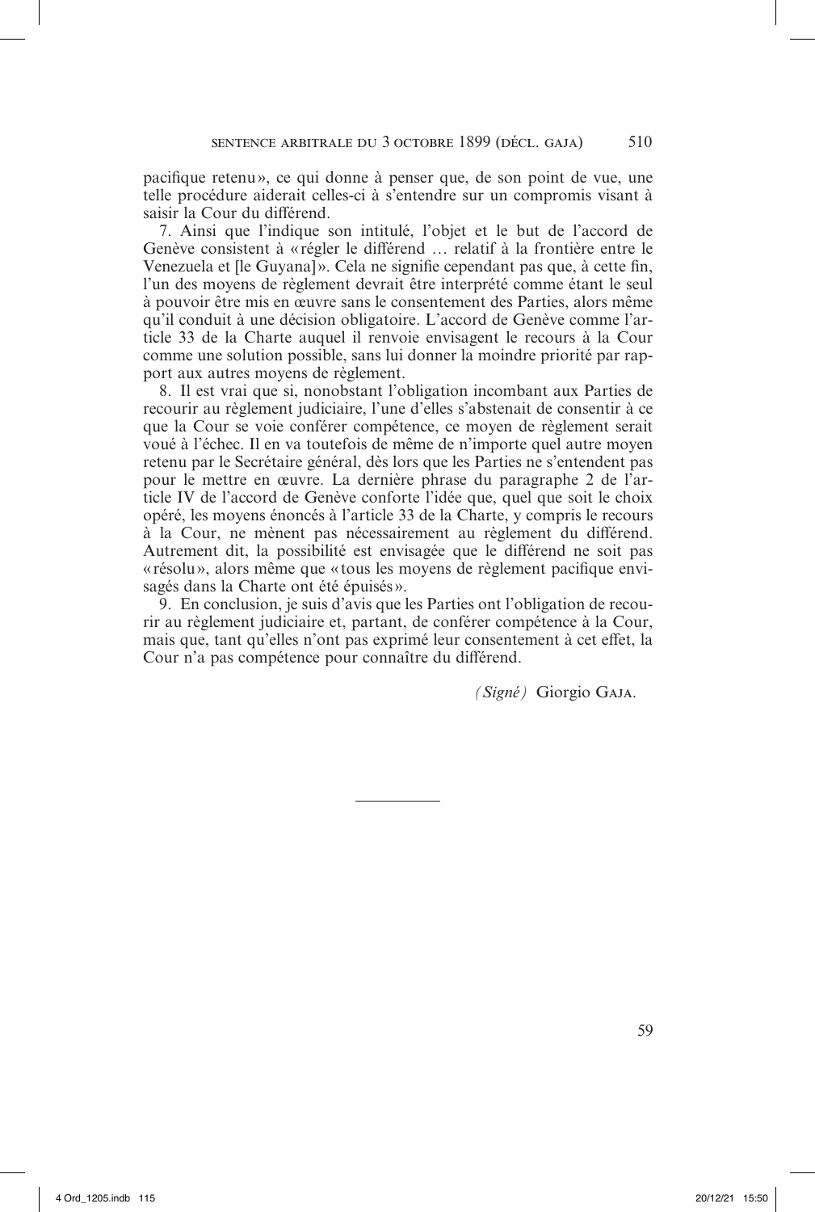pacifique retenu», ce qui donne à penser que, de son point de vue, une telle procédure aiderait celles-ci à s'entendre sur un compromis visant à saisir la Cour du différend.

7. Ainsi que l'indique son intitulé, l'objet et le but de l'accord de Genève consistent à «régler le différend … relatif à la frontière entre le Venezuela et [le Guyana]». Cela ne signifie cependant pas que, à cette fin, l'un des moyens de règlement devrait être interprété comme étant le seul à pouvoir être mis en œuvre sans le consentement des Parties, alors même qu'il conduit à une décision obligatoire. L'accord de Genève comme l'article 33 de la Charte auquel il renvoie envisagent le recours à la Cour comme une solution possible, sans lui donner la moindre priorité par rapport aux autres moyens de règlement.

8. Il est vrai que si, nonobstant l'obligation incombant aux Parties de recourir au règlement judiciaire, l'une d'elles s'abstenait de consentir à ce que la Cour se voie conférer compétence, ce moyen de règlement serait voué à l'échec. Il en va toutefois de même de n'importe quel autre moyen retenu par le Secrétaire général, dès lors que les Parties ne s'entendent pas pour le mettre en œuvre. La dernière phrase du paragraphe 2 de l'article IV de l'accord de Genève conforte l'idée que, quel que soit le choix opéré, les moyens énoncés à l'article 33 de la Charte, y compris le recours à la Cour, ne mènent pas nécessairement au règlement du différend. Autrement dit, la possibilité est envisagée que le différend ne soit pas «résolu», alors même que «tous les moyens de règlement pacifique envisagés dans la Charte ont été épuisés».

9. En conclusion, je suis d'avis que les Parties ont l'obligation de recourir au règlement judiciaire et, partant, de conférer compétence à la Cour, mais que, tant qu'elles n'ont pas exprimé leur consentement à cet effet, la Cour n'a pas compétence pour connaître du différend.

*(Signé)* Giorgio Gaja.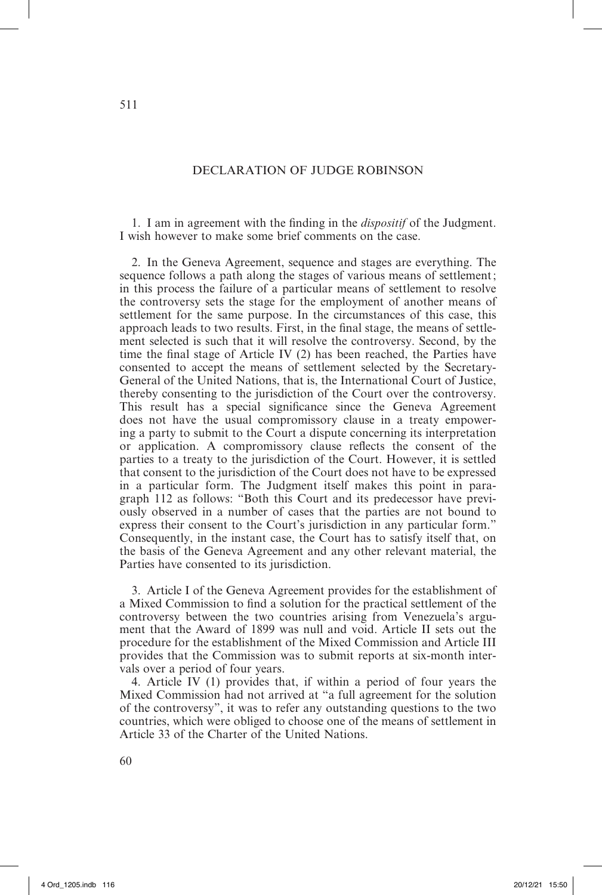## DECLARATION OF JUDGE ROBINSON

1. I am in agreement with the finding in the *dispositif* of the Judgment. I wish however to make some brief comments on the case.

2. In the Geneva Agreement, sequence and stages are everything. The sequence follows a path along the stages of various means of settlement; in this process the failure of a particular means of settlement to resolve the controversy sets the stage for the employment of another means of settlement for the same purpose. In the circumstances of this case, this approach leads to two results. First, in the final stage, the means of settlement selected is such that it will resolve the controversy. Second, by the time the final stage of Article IV (2) has been reached, the Parties have consented to accept the means of settlement selected by the Secretary-General of the United Nations, that is, the International Court of Justice, thereby consenting to the jurisdiction of the Court over the controversy. This result has a special significance since the Geneva Agreement does not have the usual compromissory clause in a treaty empowering a party to submit to the Court a dispute concerning its interpretation or application. A compromissory clause reflects the consent of the parties to a treaty to the jurisdiction of the Court. However, it is settled that consent to the jurisdiction of the Court does not have to be expressed in a particular form. The Judgment itself makes this point in paragraph 112 as follows: "Both this Court and its predecessor have previously observed in a number of cases that the parties are not bound to express their consent to the Court's jurisdiction in any particular form." Consequently, in the instant case, the Court has to satisfy itself that, on the basis of the Geneva Agreement and any other relevant material, the Parties have consented to its jurisdiction.

3. Article I of the Geneva Agreement provides for the establishment of a Mixed Commission to find a solution for the practical settlement of the controversy between the two countries arising from Venezuela's argument that the Award of 1899 was null and void. Article II sets out the procedure for the establishment of the Mixed Commission and Article III provides that the Commission was to submit reports at six-month intervals over a period of four years.

4. Article IV (1) provides that, if within a period of four years the Mixed Commission had not arrived at "a full agreement for the solution of the controversy", it was to refer any outstanding questions to the two countries, which were obliged to choose one of the means of settlement in Article 33 of the Charter of the United Nations.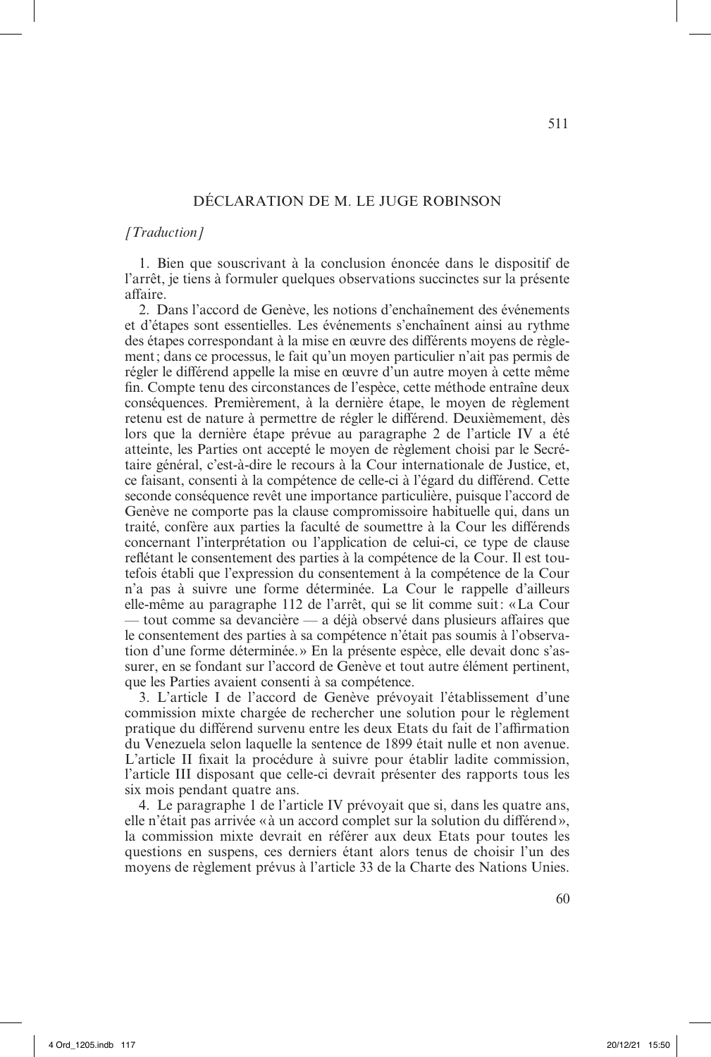## DÉCLARATION DE M. LE JUGE ROBINSON

*[Traduction]*

1. Bien que souscrivant à la conclusion énoncée dans le dispositif de l'arrêt, je tiens à formuler quelques observations succinctes sur la présente affaire.

2. Dans l'accord de Genève, les notions d'enchaînement des événements et d'étapes sont essentielles. Les événements s'enchaînent ainsi au rythme des étapes correspondant à la mise en œuvre des différents moyens de règlement ; dans ce processus, le fait qu'un moyen particulier n'ait pas permis de régler le différend appelle la mise en œuvre d'un autre moyen à cette même fin. Compte tenu des circonstances de l'espèce, cette méthode entraîne deux conséquences. Premièrement, à la dernière étape, le moyen de règlement retenu est de nature à permettre de régler le différend. Deuxièmement, dès lors que la dernière étape prévue au paragraphe 2 de l'article IV a été atteinte, les Parties ont accepté le moyen de règlement choisi par le Secrétaire général, c'est-à-dire le recours à la Cour internationale de Justice, et, ce faisant, consenti à la compétence de celle-ci à l'égard du différend. Cette seconde conséquence revêt une importance particulière, puisque l'accord de Genève ne comporte pas la clause compromissoire habituelle qui, dans un traité, confère aux parties la faculté de soumettre à la Cour les différends concernant l'interprétation ou l'application de celui-ci, ce type de clause reflétant le consentement des parties à la compétence de la Cour. Il est toutefois établi que l'expression du consentement à la compétence de la Cour n'a pas à suivre une forme déterminée. La Cour le rappelle d'ailleurs elle-même au paragraphe 112 de l'arrêt, qui se lit comme suit : « La Cour — tout comme sa devancière — a déjà observé dans plusieurs affaires que le consentement des parties à sa compétence n'était pas soumis à l'observation d'une forme déterminée. » En la présente espèce, elle devait donc s'assurer, en se fondant sur l'accord de Genève et tout autre élément pertinent, que les Parties avaient consenti à sa compétence.

3. L'article I de l'accord de Genève prévoyait l'établissement d'une commission mixte chargée de rechercher une solution pour le règlement pratique du différend survenu entre les deux Etats du fait de l'affirmation du Venezuela selon laquelle la sentence de 1899 était nulle et non avenue. L'article II fixait la procédure à suivre pour établir ladite commission, l'article III disposant que celle-ci devrait présenter des rapports tous les six mois pendant quatre ans.

4. Le paragraphe 1 de l'article IV prévoyait que si, dans les quatre ans, elle n'était pas arrivée « à un accord complet sur la solution du différend », la commission mixte devrait en référer aux deux Etats pour toutes les questions en suspens, ces derniers étant alors tenus de choisir l'un des moyens de règlement prévus à l'article 33 de la Charte des Nations Unies.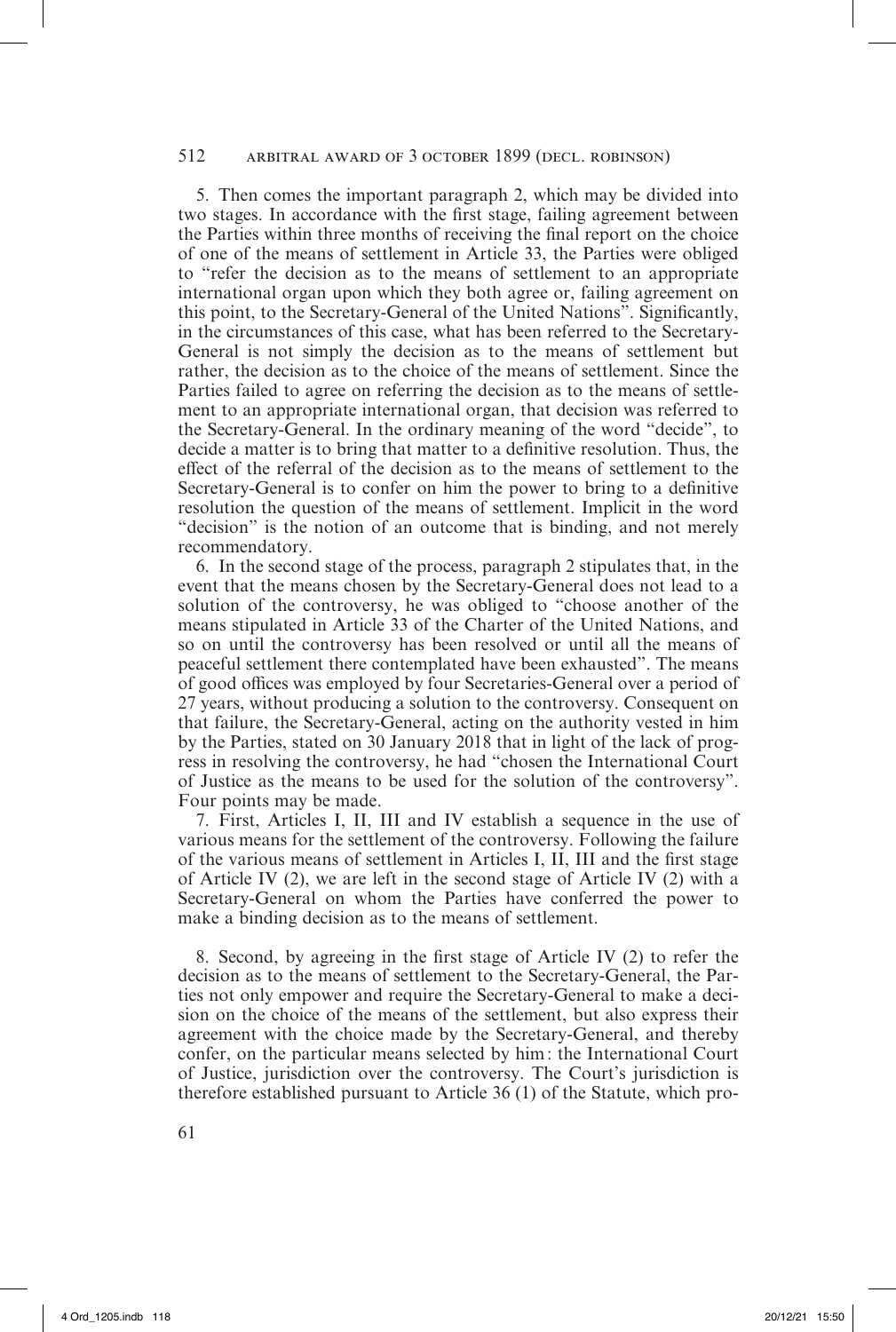5. Then comes the important paragraph 2, which may be divided into two stages. In accordance with the first stage, failing agreement between the Parties within three months of receiving the final report on the choice of one of the means of settlement in Article 33, the Parties were obliged to "refer the decision as to the means of settlement to an appropriate international organ upon which they both agree or, failing agreement on this point, to the Secretary-General of the United Nations". Significantly, in the circumstances of this case, what has been referred to the Secretary-General is not simply the decision as to the means of settlement but rather, the decision as to the choice of the means of settlement. Since the Parties failed to agree on referring the decision as to the means of settlement to an appropriate international organ, that decision was referred to the Secretary-General. In the ordinary meaning of the word "decide", to decide a matter is to bring that matter to a definitive resolution. Thus, the effect of the referral of the decision as to the means of settlement to the Secretary-General is to confer on him the power to bring to a definitive resolution the question of the means of settlement. Implicit in the word "decision" is the notion of an outcome that is binding, and not merely recommendatory.

6. In the second stage of the process, paragraph 2 stipulates that, in the event that the means chosen by the Secretary-General does not lead to a solution of the controversy, he was obliged to "choose another of the means stipulated in Article 33 of the Charter of the United Nations, and so on until the controversy has been resolved or until all the means of peaceful settlement there contemplated have been exhausted". The means of good offices was employed by four Secretaries-General over a period of 27 years, without producing a solution to the controversy. Consequent on that failure, the Secretary-General, acting on the authority vested in him by the Parties, stated on 30 January 2018 that in light of the lack of progress in resolving the controversy, he had "chosen the International Court of Justice as the means to be used for the solution of the controversy". Four points may be made.

7. First, Articles I, II, III and IV establish a sequence in the use of various means for the settlement of the controversy. Following the failure of the various means of settlement in Articles I, II, III and the first stage of Article IV (2), we are left in the second stage of Article IV (2) with a Secretary-General on whom the Parties have conferred the power to make a binding decision as to the means of settlement.

8. Second, by agreeing in the first stage of Article IV (2) to refer the decision as to the means of settlement to the Secretary-General, the Parties not only empower and require the Secretary-General to make a decision on the choice of the means of the settlement, but also express their agreement with the choice made by the Secretary-General, and thereby confer, on the particular means selected by him: the International Court of Justice, jurisdiction over the controversy. The Court's jurisdiction is therefore established pursuant to Article 36 (1) of the Statute, which pro-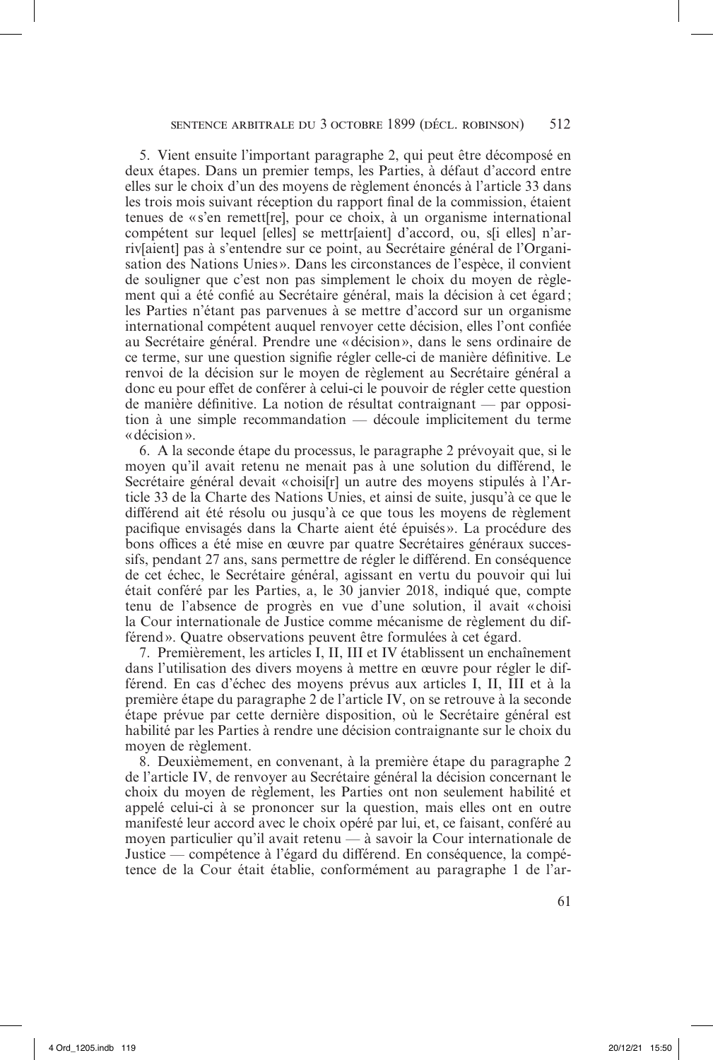5. Vient ensuite l'important paragraphe 2, qui peut être décomposé en deux étapes. Dans un premier temps, les Parties, à défaut d'accord entre elles sur le choix d'un des moyens de règlement énoncés à l'article 33 dans les trois mois suivant réception du rapport final de la commission, étaient tenues de « s'en remett[re], pour ce choix, à un organisme international compétent sur lequel [elles] se mettr[aient] d'accord, ou, s[i elles] n'arriv[aient] pas à s'entendre sur ce point, au Secrétaire général de l'Organisation des Nations Unies ». Dans les circonstances de l'espèce, il convient de souligner que c'est non pas simplement le choix du moyen de règlement qui a été confié au Secrétaire général, mais la décision à cet égard ; les Parties n'étant pas parvenues à se mettre d'accord sur un organisme international compétent auquel renvoyer cette décision, elles l'ont confiée au Secrétaire général. Prendre une « décision », dans le sens ordinaire de ce terme, sur une question signifie régler celle-ci de manière définitive. Le renvoi de la décision sur le moyen de règlement au Secrétaire général a donc eu pour effet de conférer à celui-ci le pouvoir de régler cette question de manière définitive. La notion de résultat contraignant — par opposition à une simple recommandation — découle implicitement du terme « décision ».

6. A la seconde étape du processus, le paragraphe 2 prévoyait que, si le moyen qu'il avait retenu ne menait pas à une solution du différend, le Secrétaire général devait « choisi[r] un autre des moyens stipulés à l'Article 33 de la Charte des Nations Unies, et ainsi de suite, jusqu'à ce que le différend ait été résolu ou jusqu'à ce que tous les moyens de règlement pacifique envisagés dans la Charte aient été épuisés ». La procédure des bons offices a été mise en œuvre par quatre Secrétaires généraux successifs, pendant 27 ans, sans permettre de régler le différend. En conséquence de cet échec, le Secrétaire général, agissant en vertu du pouvoir qui lui était conféré par les Parties, a, le 30 janvier 2018, indiqué que, compte tenu de l'absence de progrès en vue d'une solution, il avait « choisi la Cour internationale de Justice comme mécanisme de règlement du différend ». Quatre observations peuvent être formulées à cet égard.

7. Premièrement, les articles I, II, III et IV établissent un enchaînement dans l'utilisation des divers moyens à mettre en œuvre pour régler le différend. En cas d'échec des moyens prévus aux articles I, II, III et à la première étape du paragraphe 2 de l'article IV, on se retrouve à la seconde étape prévue par cette dernière disposition, où le Secrétaire général est habilité par les Parties à rendre une décision contraignante sur le choix du moyen de règlement.

8. Deuxièmement, en convenant, à la première étape du paragraphe 2 de l'article IV, de renvoyer au Secrétaire général la décision concernant le choix du moyen de règlement, les Parties ont non seulement habilité et appelé celui-ci à se prononcer sur la question, mais elles ont en outre manifesté leur accord avec le choix opéré par lui, et, ce faisant, conféré au moyen particulier qu'il avait retenu — à savoir la Cour internationale de Justice — compétence à l'égard du différend. En conséquence, la compétence de la Cour était établie, conformément au paragraphe 1 de l'ar-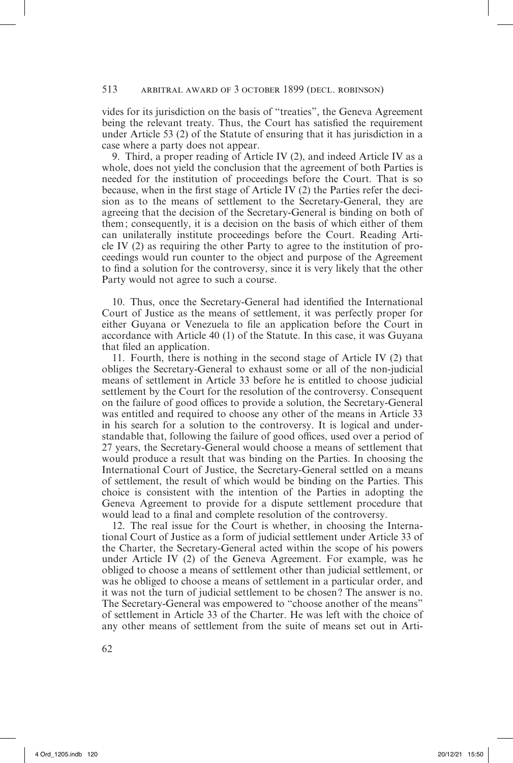vides for its jurisdiction on the basis of "treaties", the Geneva Agreement being the relevant treaty. Thus, the Court has satisfied the requirement under Article 53 (2) of the Statute of ensuring that it has jurisdiction in a case where a party does not appear.

9. Third, a proper reading of Article IV (2), and indeed Article IV as a whole, does not yield the conclusion that the agreement of both Parties is needed for the institution of proceedings before the Court. That is so because, when in the first stage of Article IV (2) the Parties refer the decision as to the means of settlement to the Secretary-General, they are agreeing that the decision of the Secretary-General is binding on both of them; consequently, it is a decision on the basis of which either of them can unilaterally institute proceedings before the Court. Reading Article IV (2) as requiring the other Party to agree to the institution of proceedings would run counter to the object and purpose of the Agreement to find a solution for the controversy, since it is very likely that the other Party would not agree to such a course.

10. Thus, once the Secretary-General had identified the International Court of Justice as the means of settlement, it was perfectly proper for either Guyana or Venezuela to file an application before the Court in accordance with Article 40 (1) of the Statute. In this case, it was Guyana that filed an application.

11. Fourth, there is nothing in the second stage of Article IV (2) that obliges the Secretary-General to exhaust some or all of the non-judicial means of settlement in Article 33 before he is entitled to choose judicial settlement by the Court for the resolution of the controversy. Consequent on the failure of good offices to provide a solution, the Secretary-General was entitled and required to choose any other of the means in Article 33 in his search for a solution to the controversy. It is logical and understandable that, following the failure of good offices, used over a period of 27 years, the Secretary-General would choose a means of settlement that would produce a result that was binding on the Parties. In choosing the International Court of Justice, the Secretary-General settled on a means of settlement, the result of which would be binding on the Parties. This choice is consistent with the intention of the Parties in adopting the Geneva Agreement to provide for a dispute settlement procedure that would lead to a final and complete resolution of the controversy.

12. The real issue for the Court is whether, in choosing the International Court of Justice as a form of judicial settlement under Article 33 of the Charter, the Secretary-General acted within the scope of his powers under Article IV (2) of the Geneva Agreement. For example, was he obliged to choose a means of settlement other than judicial settlement, or was he obliged to choose a means of settlement in a particular order, and it was not the turn of judicial settlement to be chosen? The answer is no. The Secretary-General was empowered to "choose another of the means" of settlement in Article 33 of the Charter. He was left with the choice of any other means of settlement from the suite of means set out in Arti-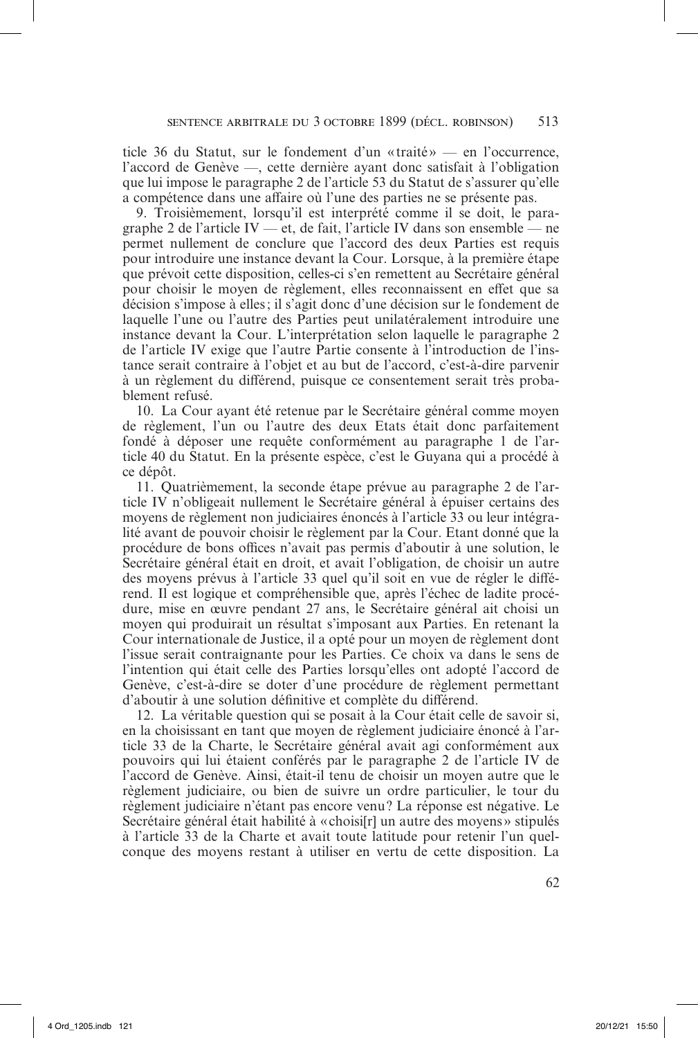ticle 36 du Statut, sur le fondement d'un «traité» — en l'occurrence, l'accord de Genève —, cette dernière ayant donc satisfait à l'obligation que lui impose le paragraphe 2 de l'article 53 du Statut de s'assurer qu'elle a compétence dans une affaire où l'une des parties ne se présente pas.

9. Troisièmement, lorsqu'il est interprété comme il se doit, le paragraphe 2 de l'article IV — et, de fait, l'article IV dans son ensemble — ne permet nullement de conclure que l'accord des deux Parties est requis pour introduire une instance devant la Cour. Lorsque, à la première étape que prévoit cette disposition, celles-ci s'en remettent au Secrétaire général pour choisir le moyen de règlement, elles reconnaissent en effet que sa décision s'impose à elles; il s'agit donc d'une décision sur le fondement de laquelle l'une ou l'autre des Parties peut unilatéralement introduire une instance devant la Cour. L'interprétation selon laquelle le paragraphe 2 de l'article IV exige que l'autre Partie consente à l'introduction de l'instance serait contraire à l'objet et au but de l'accord, c'est-à-dire parvenir à un règlement du différend, puisque ce consentement serait très probablement refusé.

10. La Cour ayant été retenue par le Secrétaire général comme moyen de règlement, l'un ou l'autre des deux Etats était donc parfaitement fondé à déposer une requête conformément au paragraphe 1 de l'article 40 du Statut. En la présente espèce, c'est le Guyana qui a procédé à ce dépôt.

11. Quatrièmement, la seconde étape prévue au paragraphe 2 de l'article IV n'obligeait nullement le Secrétaire général à épuiser certains des moyens de règlement non judiciaires énoncés à l'article 33 ou leur intégralité avant de pouvoir choisir le règlement par la Cour. Etant donné que la procédure de bons offices n'avait pas permis d'aboutir à une solution, le Secrétaire général était en droit, et avait l'obligation, de choisir un autre des moyens prévus à l'article 33 quel qu'il soit en vue de régler le différend. Il est logique et compréhensible que, après l'échec de ladite procédure, mise en œuvre pendant 27 ans, le Secrétaire général ait choisi un moyen qui produirait un résultat s'imposant aux Parties. En retenant la Cour internationale de Justice, il a opté pour un moyen de règlement dont l'issue serait contraignante pour les Parties. Ce choix va dans le sens de l'intention qui était celle des Parties lorsqu'elles ont adopté l'accord de Genève, c'est-à-dire se doter d'une procédure de règlement permettant d'aboutir à une solution définitive et complète du différend.

12. La véritable question qui se posait à la Cour était celle de savoir si, en la choisissant en tant que moyen de règlement judiciaire énoncé à l'article 33 de la Charte, le Secrétaire général avait agi conformément aux pouvoirs qui lui étaient conférés par le paragraphe 2 de l'article IV de l'accord de Genève. Ainsi, était-il tenu de choisir un moyen autre que le règlement judiciaire, ou bien de suivre un ordre particulier, le tour du règlement judiciaire n'étant pas encore venu? La réponse est négative. Le Secrétaire général était habilité à «choisi[r] un autre des moyens» stipulés à l'article 33 de la Charte et avait toute latitude pour retenir l'un quelconque des moyens restant à utiliser en vertu de cette disposition. La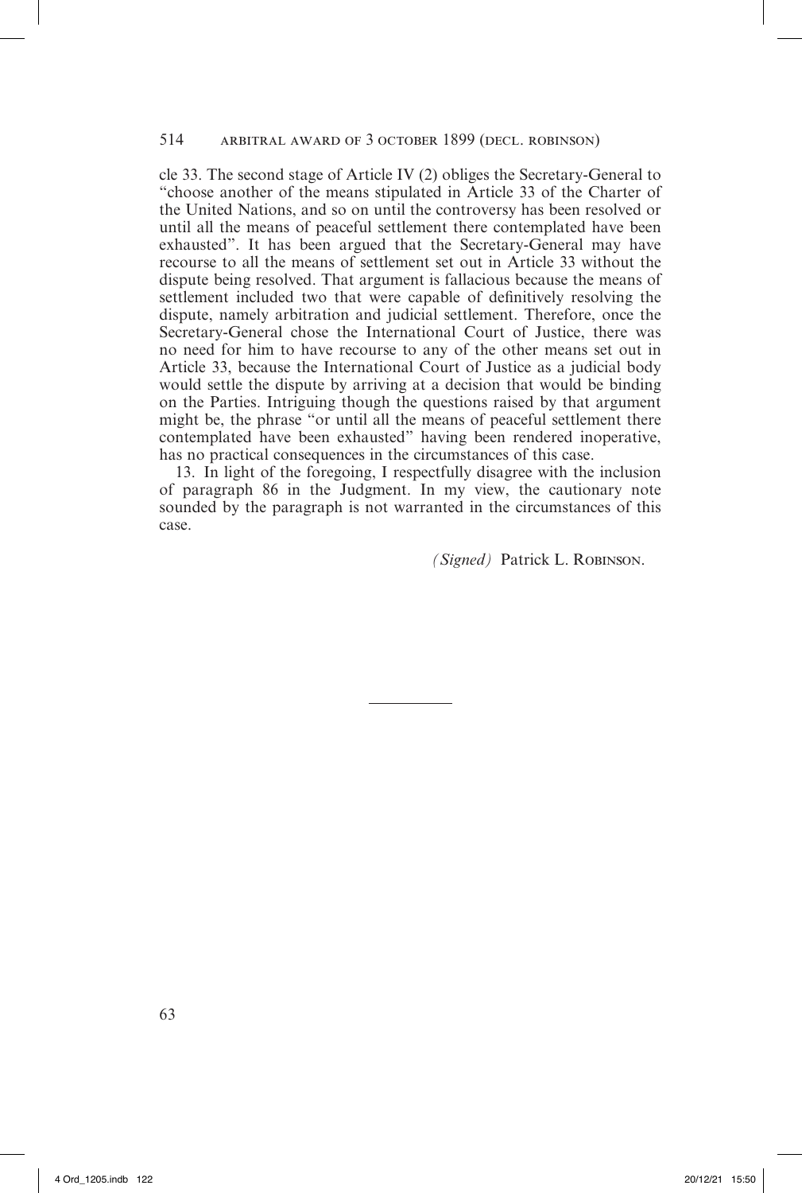cle 33. The second stage of Article IV (2) obliges the Secretary-General to "choose another of the means stipulated in Article 33 of the Charter of the United Nations, and so on until the controversy has been resolved or until all the means of peaceful settlement there contemplated have been exhausted". It has been argued that the Secretary-General may have recourse to all the means of settlement set out in Article 33 without the dispute being resolved. That argument is fallacious because the means of settlement included two that were capable of definitively resolving the dispute, namely arbitration and judicial settlement. Therefore, once the Secretary-General chose the International Court of Justice, there was no need for him to have recourse to any of the other means set out in Article 33, because the International Court of Justice as a judicial body would settle the dispute by arriving at a decision that would be binding on the Parties. Intriguing though the questions raised by that argument might be, the phrase "or until all the means of peaceful settlement there contemplated have been exhausted" having been rendered inoperative, has no practical consequences in the circumstances of this case.

13. In light of the foregoing, I respectfully disagree with the inclusion of paragraph 86 in the Judgment. In my view, the cautionary note sounded by the paragraph is not warranted in the circumstances of this case.

*(Signed)* Patrick L. Robinson.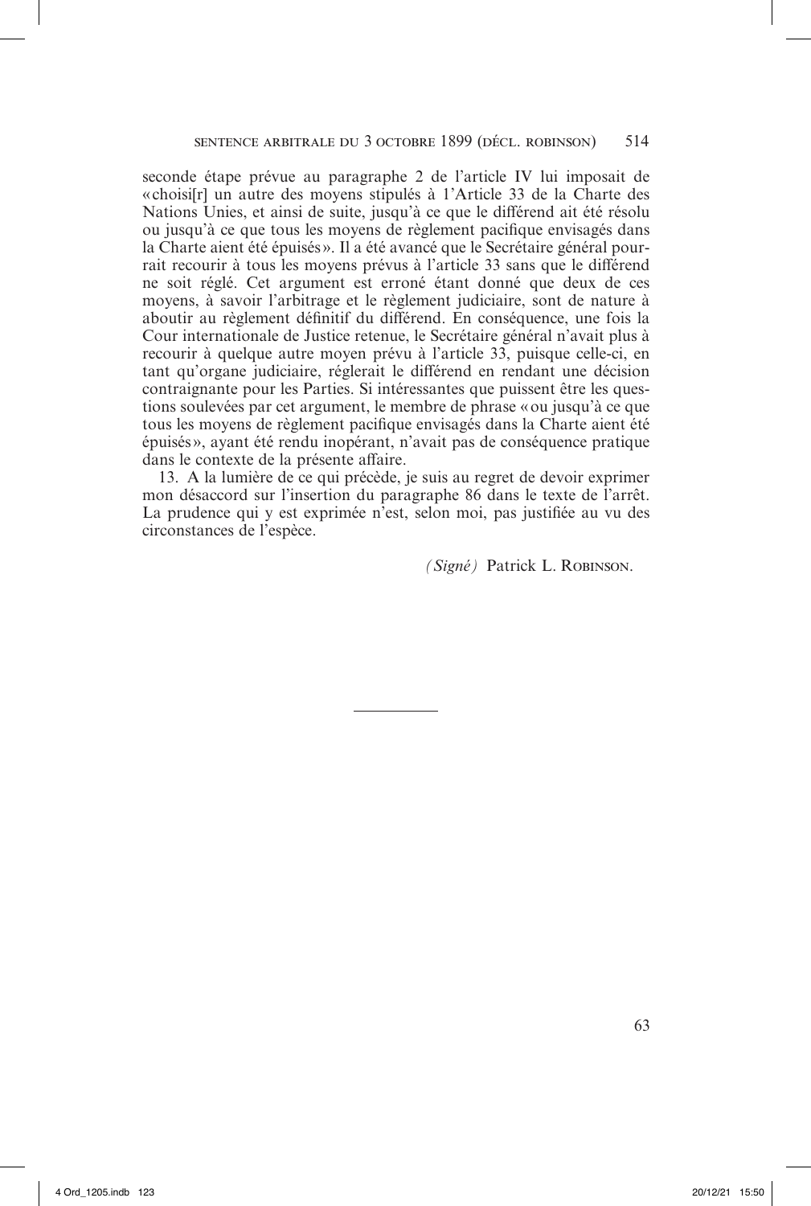seconde étape prévue au paragraphe 2 de l'article IV lui imposait de « choisi[r] un autre des moyens stipulés à l'Article 33 de la Charte des Nations Unies, et ainsi de suite, jusqu'à ce que le différend ait été résolu ou jusqu'à ce que tous les moyens de règlement pacifique envisagés dans la Charte aient été épuisés ». Il a été avancé que le Secrétaire général pourrait recourir à tous les moyens prévus à l'article 33 sans que le différend ne soit réglé. Cet argument est erroné étant donné que deux de ces moyens, à savoir l'arbitrage et le règlement judiciaire, sont de nature à aboutir au règlement définitif du différend. En conséquence, une fois la Cour internationale de Justice retenue, le Secrétaire général n'avait plus à recourir à quelque autre moyen prévu à l'article 33, puisque celle-ci, en tant qu'organe judiciaire, réglerait le différend en rendant une décision contraignante pour les Parties. Si intéressantes que puissent être les questions soulevées par cet argument, le membre de phrase « ou jusqu'à ce que tous les moyens de règlement pacifique envisagés dans la Charte aient été épuisés », ayant été rendu inopérant, n'avait pas de conséquence pratique dans le contexte de la présente affaire.

13. A la lumière de ce qui précède, je suis au regret de devoir exprimer mon désaccord sur l'insertion du paragraphe 86 dans le texte de l'arrêt. La prudence qui y est exprimée n'est, selon moi, pas justifiée au vu des circonstances de l'espèce.

*(Signé)* Patrick L. Robinson.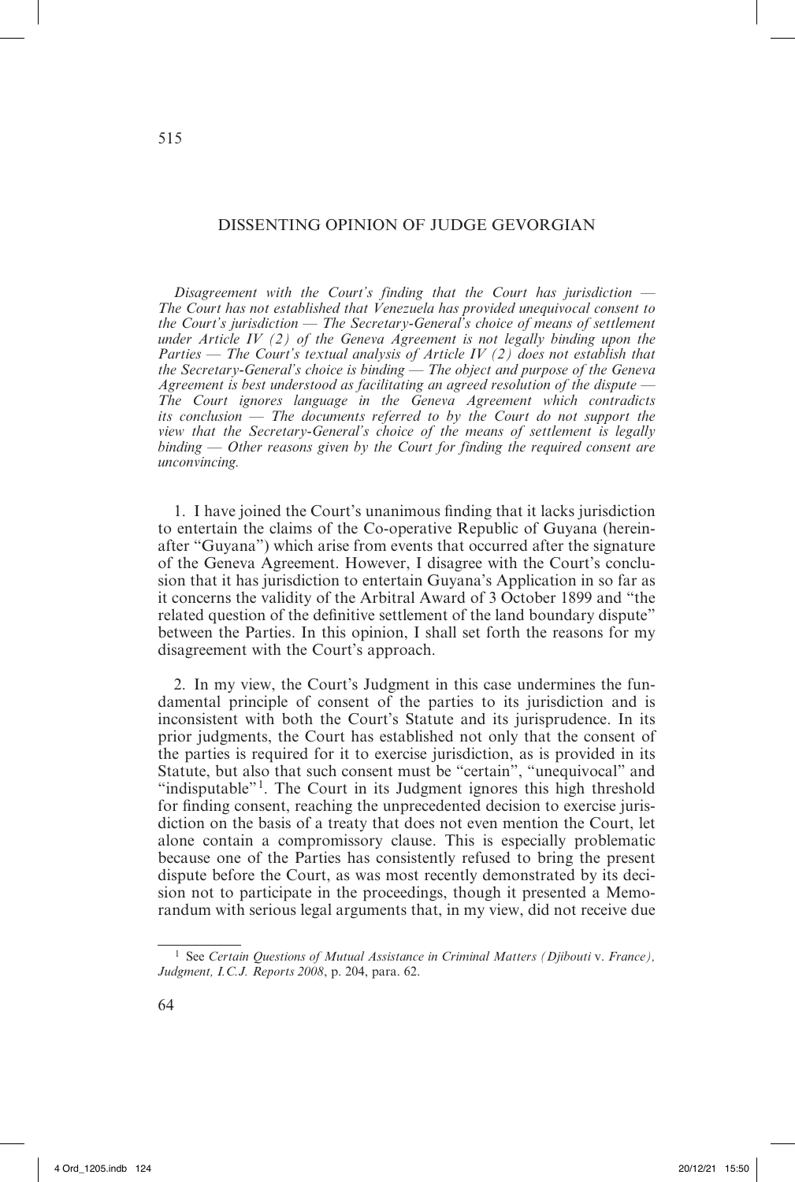# DISSENTING OPINION OF JUDGE GEVORGIAN

*Disagreement with the Court's finding that the Court has jurisdiction — The Court has not established that Venezuela has provided unequivocal consent to the Court's jurisdiction — The Secretary-General's choice of means of settlement under Article IV (2) of the Geneva Agreement is not legally binding upon the Parties — The Court's textual analysis of Article IV (2) does not establish that the Secretary-General's choice is binding — The object and purpose of the Geneva Agreement is best understood as facilitating an agreed resolution of the dispute — The Court ignores language in the Geneva Agreement which contradicts its conclusion — The documents referred to by the Court do not support the view that the Secretary-General's choice of the means of settlement is legally binding — Other reasons given by the Court for finding the required consent are unconvincing.*

1. I have joined the Court's unanimous finding that it lacks jurisdiction to entertain the claims of the Co-operative Republic of Guyana (hereinafter "Guyana") which arise from events that occurred after the signature of the Geneva Agreement. However, I disagree with the Court's conclusion that it has jurisdiction to entertain Guyana's Application in so far as it concerns the validity of the Arbitral Award of 3 October 1899 and "the related question of the definitive settlement of the land boundary dispute" between the Parties. In this opinion, I shall set forth the reasons for my disagreement with the Court's approach.

2. In my view, the Court's Judgment in this case undermines the fundamental principle of consent of the parties to its jurisdiction and is inconsistent with both the Court's Statute and its jurisprudence. In its prior judgments, the Court has established not only that the consent of the parties is required for it to exercise jurisdiction, as is provided in its Statute, but also that such consent must be "certain", "unequivocal" and "indisputable"[1]. The Court in its Judgment ignores this high threshold for finding consent, reaching the unprecedented decision to exercise jurisdiction on the basis of a treaty that does not even mention the Court, let alone contain a compromissory clause. This is especially problematic because one of the Parties has consistently refused to bring the present dispute before the Court, as was most recently demonstrated by its decision not to participate in the proceedings, though it presented a Memorandum with serious legal arguments that, in my view, did not receive due

---

[1] See *Certain Questions of Mutual Assistance in Criminal Matters (Djibouti* v. *France), Judgment, I.C.J. Reports 2008*, p. 204, para. 62.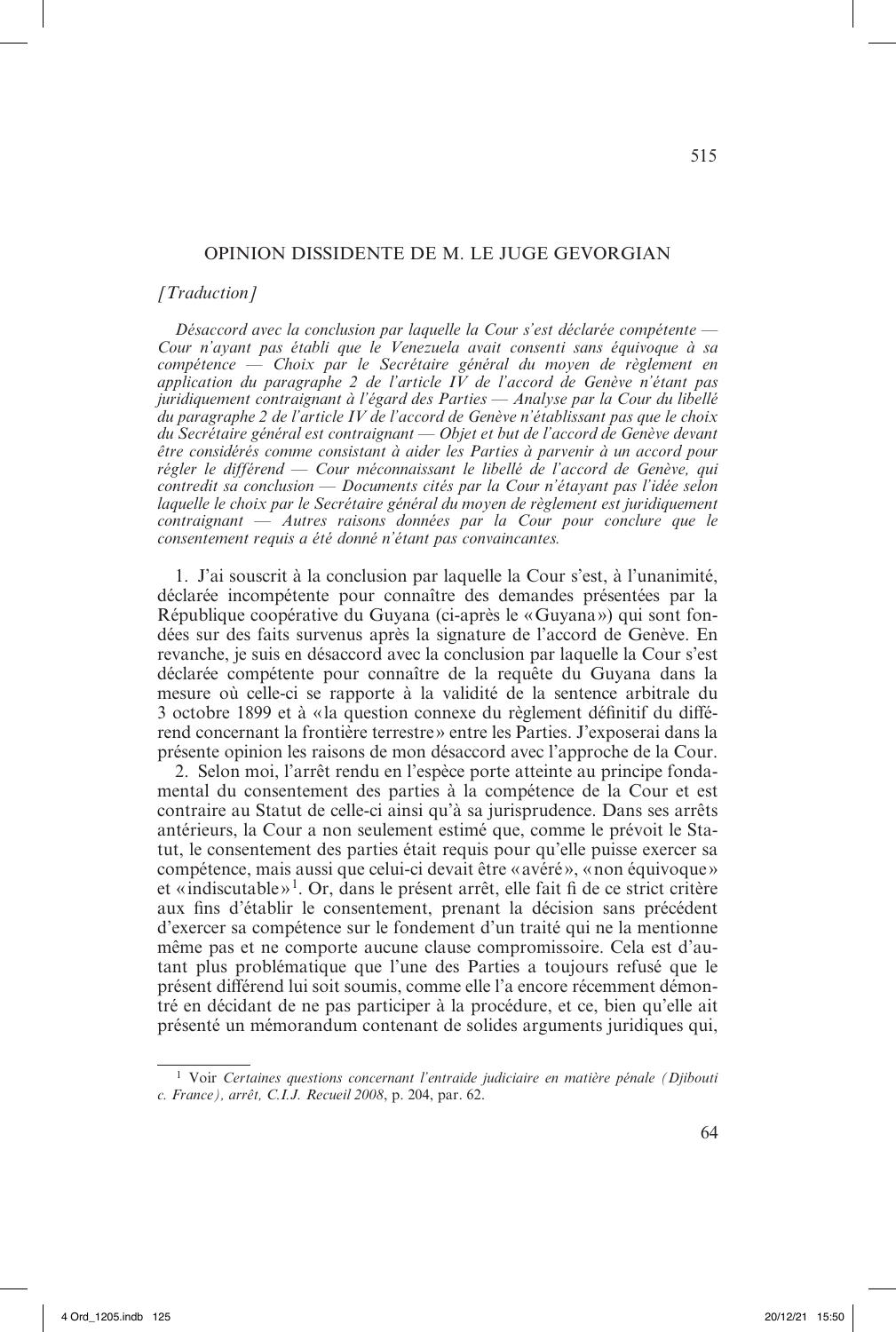## OPINION DISSIDENTE DE M. LE JUGE GEVORGIAN

*[Traduction]*

*Désaccord avec la conclusion par laquelle la Cour s'est déclarée compétente — Cour n'ayant pas établi que le Venezuela avait consenti sans équivoque à sa compétence — Choix par le Secrétaire général du moyen de règlement en application du paragraphe 2 de l'article IV de l'accord de Genève n'étant pas juridiquement contraignant à l'égard des Parties — Analyse par la Cour du libellé du paragraphe 2 de l'article IV de l'accord de Genève n'établissant pas que le choix du Secrétaire général est contraignant — Objet et but de l'accord de Genève devant être considérés comme consistant à aider les Parties à parvenir à un accord pour régler le différend — Cour méconnaissant le libellé de l'accord de Genève, qui contredit sa conclusion — Documents cités par la Cour n'étayant pas l'idée selon laquelle le choix par le Secrétaire général du moyen de règlement est juridiquement contraignant — Autres raisons données par la Cour pour conclure que le consentement requis a été donné n'étant pas convaincantes.*

1. J'ai souscrit à la conclusion par laquelle la Cour s'est, à l'unanimité, déclarée incompétente pour connaître des demandes présentées par la République coopérative du Guyana (ci-après le «Guyana») qui sont fondées sur des faits survenus après la signature de l'accord de Genève. En revanche, je suis en désaccord avec la conclusion par laquelle la Cour s'est déclarée compétente pour connaître de la requête du Guyana dans la mesure où celle-ci se rapporte à la validité de la sentence arbitrale du 3 octobre 1899 et à «la question connexe du règlement définitif du différend concernant la frontière terrestre» entre les Parties. J'exposerai dans la présente opinion les raisons de mon désaccord avec l'approche de la Cour.

2. Selon moi, l'arrêt rendu en l'espèce porte atteinte au principe fondamental du consentement des parties à la compétence de la Cour et est contraire au Statut de celle-ci ainsi qu'à sa jurisprudence. Dans ses arrêts antérieurs, la Cour a non seulement estimé que, comme le prévoit le Statut, le consentement des parties était requis pour qu'elle puisse exercer sa compétence, mais aussi que celui-ci devait être «avéré», «non équivoque» et «indiscutable»[1]. Or, dans le présent arrêt, elle fait fi de ce strict critère aux fins d'établir le consentement, prenant la décision sans précédent d'exercer sa compétence sur le fondement d'un traité qui ne la mentionne même pas et ne comporte aucune clause compromissoire. Cela est d'autant plus problématique que l'une des Parties a toujours refusé que le présent différend lui soit soumis, comme elle l'a encore récemment démontré en décidant de ne pas participer à la procédure, et ce, bien qu'elle ait présenté un mémorandum contenant de solides arguments juridiques qui,

[1] Voir *Certaines questions concernant l'entraide judiciaire en matière pénale (Djibouti c. France), arrêt, C.I.J. Recueil 2008*, p. 204, par. 62.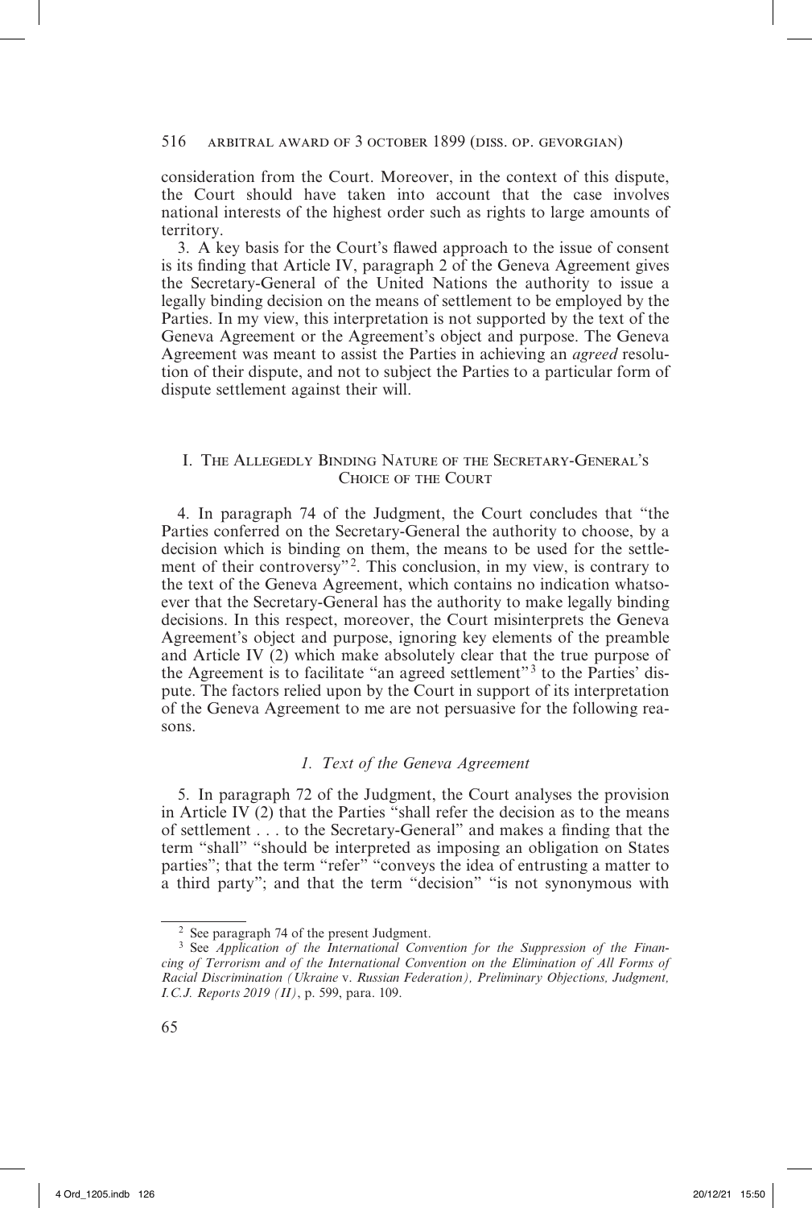consideration from the Court. Moreover, in the context of this dispute, the Court should have taken into account that the case involves national interests of the highest order such as rights to large amounts of territory.

3. A key basis for the Court's flawed approach to the issue of consent is its finding that Article IV, paragraph 2 of the Geneva Agreement gives the Secretary-General of the United Nations the authority to issue a legally binding decision on the means of settlement to be employed by the Parties. In my view, this interpretation is not supported by the text of the Geneva Agreement or the Agreement's object and purpose. The Geneva Agreement was meant to assist the Parties in achieving an *agreed* resolution of their dispute, and not to subject the Parties to a particular form of dispute settlement against their will.

## I. The Allegedly Binding Nature of the Secretary-General's Choice of the Court

4. In paragraph 74 of the Judgment, the Court concludes that "the Parties conferred on the Secretary-General the authority to choose, by a decision which is binding on them, the means to be used for the settlement of their controversy"[2]. This conclusion, in my view, is contrary to the text of the Geneva Agreement, which contains no indication whatsoever that the Secretary-General has the authority to make legally binding decisions. In this respect, moreover, the Court misinterprets the Geneva Agreement's object and purpose, ignoring key elements of the preamble and Article IV (2) which make absolutely clear that the true purpose of the Agreement is to facilitate "an agreed settlement"[3] to the Parties' dispute. The factors relied upon by the Court in support of its interpretation of the Geneva Agreement to me are not persuasive for the following reasons.

### *1. Text of the Geneva Agreement*

5. In paragraph 72 of the Judgment, the Court analyses the provision in Article IV (2) that the Parties "shall refer the decision as to the means of settlement . . . to the Secretary-General" and makes a finding that the term "shall" "should be interpreted as imposing an obligation on States parties"; that the term "refer" "conveys the idea of entrusting a matter to a third party"; and that the term "decision" "is not synonymous with

---

[2] See paragraph 74 of the present Judgment.

[3] See *Application of the International Convention for the Suppression of the Financing of Terrorism and of the International Convention on the Elimination of All Forms of Racial Discrimination (Ukraine* v. *Russian Federation), Preliminary Objections, Judgment, I.C.J. Reports 2019 (II)*, p. 599, para. 109.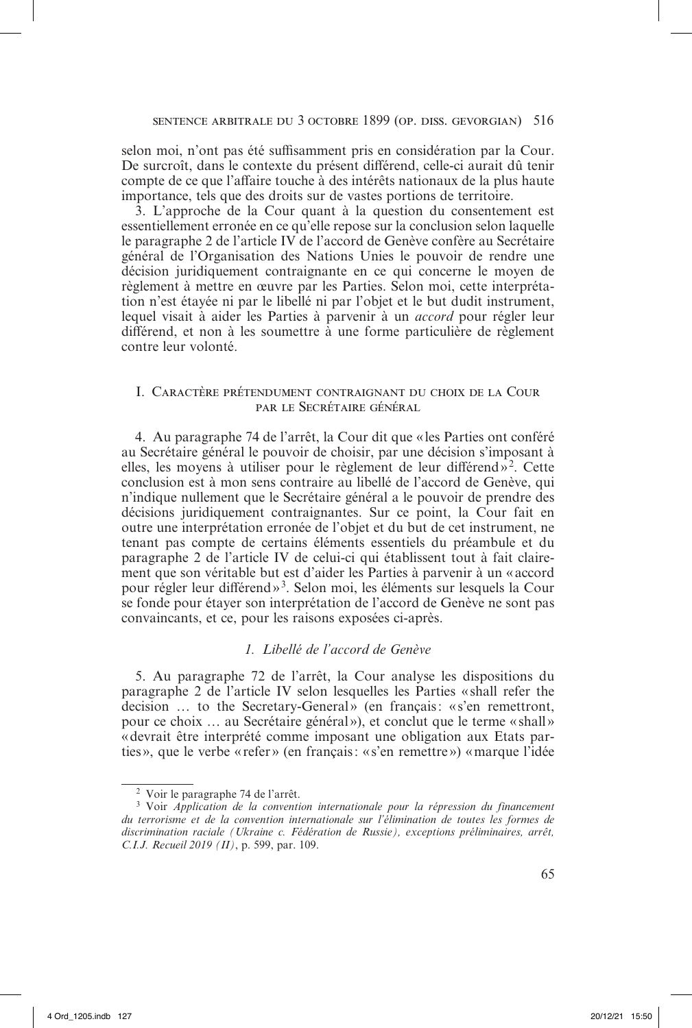selon moi, n'ont pas été suffisamment pris en considération par la Cour. De surcroît, dans le contexte du présent différend, celle-ci aurait dû tenir compte de ce que l'affaire touche à des intérêts nationaux de la plus haute importance, tels que des droits sur de vastes portions de territoire.

3. L'approche de la Cour quant à la question du consentement est essentiellement erronée en ce qu'elle repose sur la conclusion selon laquelle le paragraphe 2 de l'article IV de l'accord de Genève confère au Secrétaire général de l'Organisation des Nations Unies le pouvoir de rendre une décision juridiquement contraignante en ce qui concerne le moyen de règlement à mettre en œuvre par les Parties. Selon moi, cette interprétation n'est étayée ni par le libellé ni par l'objet et le but dudit instrument, lequel visait à aider les Parties à parvenir à un *accord* pour régler leur différend, et non à les soumettre à une forme particulière de règlement contre leur volonté.

## I. Caractère prétendument contraignant du choix de la Cour par le Secrétaire général

4. Au paragraphe 74 de l'arrêt, la Cour dit que « les Parties ont conféré au Secrétaire général le pouvoir de choisir, par une décision s'imposant à elles, les moyens à utiliser pour le règlement de leur différend »[2]. Cette conclusion est à mon sens contraire au libellé de l'accord de Genève, qui n'indique nullement que le Secrétaire général a le pouvoir de prendre des décisions juridiquement contraignantes. Sur ce point, la Cour fait en outre une interprétation erronée de l'objet et du but de cet instrument, ne tenant pas compte de certains éléments essentiels du préambule et du paragraphe 2 de l'article IV de celui-ci qui établissent tout à fait clairement que son véritable but est d'aider les Parties à parvenir à un « accord pour régler leur différend »[3]. Selon moi, les éléments sur lesquels la Cour se fonde pour étayer son interprétation de l'accord de Genève ne sont pas convaincants, et ce, pour les raisons exposées ci-après.

### *1. Libellé de l'accord de Genève*

5. Au paragraphe 72 de l'arrêt, la Cour analyse les dispositions du paragraphe 2 de l'article IV selon lesquelles les Parties « shall refer the decision … to the Secretary-General » (en français : « s'en remettront, pour ce choix … au Secrétaire général »), et conclut que le terme « shall » « devrait être interprété comme imposant une obligation aux Etats parties », que le verbe « refer » (en français : « s'en remettre ») « marque l'idée

---

[2] Voir le paragraphe 74 de l'arrêt.

[3] Voir *Application de la convention internationale pour la répression du financement du terrorisme et de la convention internationale sur l'élimination de toutes les formes de discrimination raciale (Ukraine c. Fédération de Russie), exceptions préliminaires, arrêt, C.I.J. Recueil 2019 (II)*, p. 599, par. 109.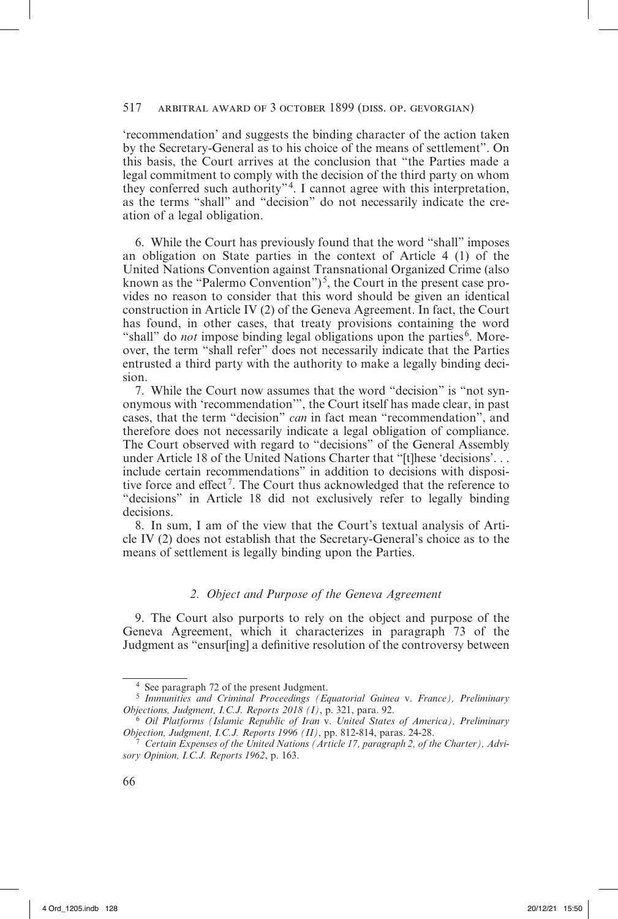'recommendation' and suggests the binding character of the action taken by the Secretary-General as to his choice of the means of settlement". On this basis, the Court arrives at the conclusion that "the Parties made a legal commitment to comply with the decision of the third party on whom they conferred such authority"[4]. I cannot agree with this interpretation, as the terms "shall" and "decision" do not necessarily indicate the creation of a legal obligation.

6. While the Court has previously found that the word "shall" imposes an obligation on State parties in the context of Article 4 (1) of the United Nations Convention against Transnational Organized Crime (also known as the "Palermo Convention")[5], the Court in the present case provides no reason to consider that this word should be given an identical construction in Article IV (2) of the Geneva Agreement. In fact, the Court has found, in other cases, that treaty provisions containing the word "shall" do *not* impose binding legal obligations upon the parties[6]. Moreover, the term "shall refer" does not necessarily indicate that the Parties entrusted a third party with the authority to make a legally binding decision.

7. While the Court now assumes that the word "decision" is "not synonymous with 'recommendation'", the Court itself has made clear, in past cases, that the term "decision" *can* in fact mean "recommendation", and therefore does not necessarily indicate a legal obligation of compliance. The Court observed with regard to "decisions" of the General Assembly under Article 18 of the United Nations Charter that "[t]hese 'decisions'. . . include certain recommendations" in addition to decisions with dispositive force and effect[7]. The Court thus acknowledged that the reference to "decisions" in Article 18 did not exclusively refer to legally binding decisions.

8. In sum, I am of the view that the Court's textual analysis of Article IV (2) does not establish that the Secretary-General's choice as to the means of settlement is legally binding upon the Parties.

### *2. Object and Purpose of the Geneva Agreement*

9. The Court also purports to rely on the object and purpose of the Geneva Agreement, which it characterizes in paragraph 73 of the Judgment as "ensur[ing] a definitive resolution of the controversy between

---

[4] See paragraph 72 of the present Judgment.

[5] *Immunities and Criminal Proceedings (Equatorial Guinea* v. *France), Preliminary Objections, Judgment, I.C.J. Reports 2018 (I)*, p. 321, para. 92.

[6] *Oil Platforms (Islamic Republic of Iran* v. *United States of America), Preliminary Objection, Judgment, I.C.J. Reports 1996 (II)*, pp. 812-814, paras. 24-28.

[7] *Certain Expenses of the United Nations (Article 17, paragraph 2, of the Charter), Advisory Opinion, I.C.J. Reports 1962*, p. 163.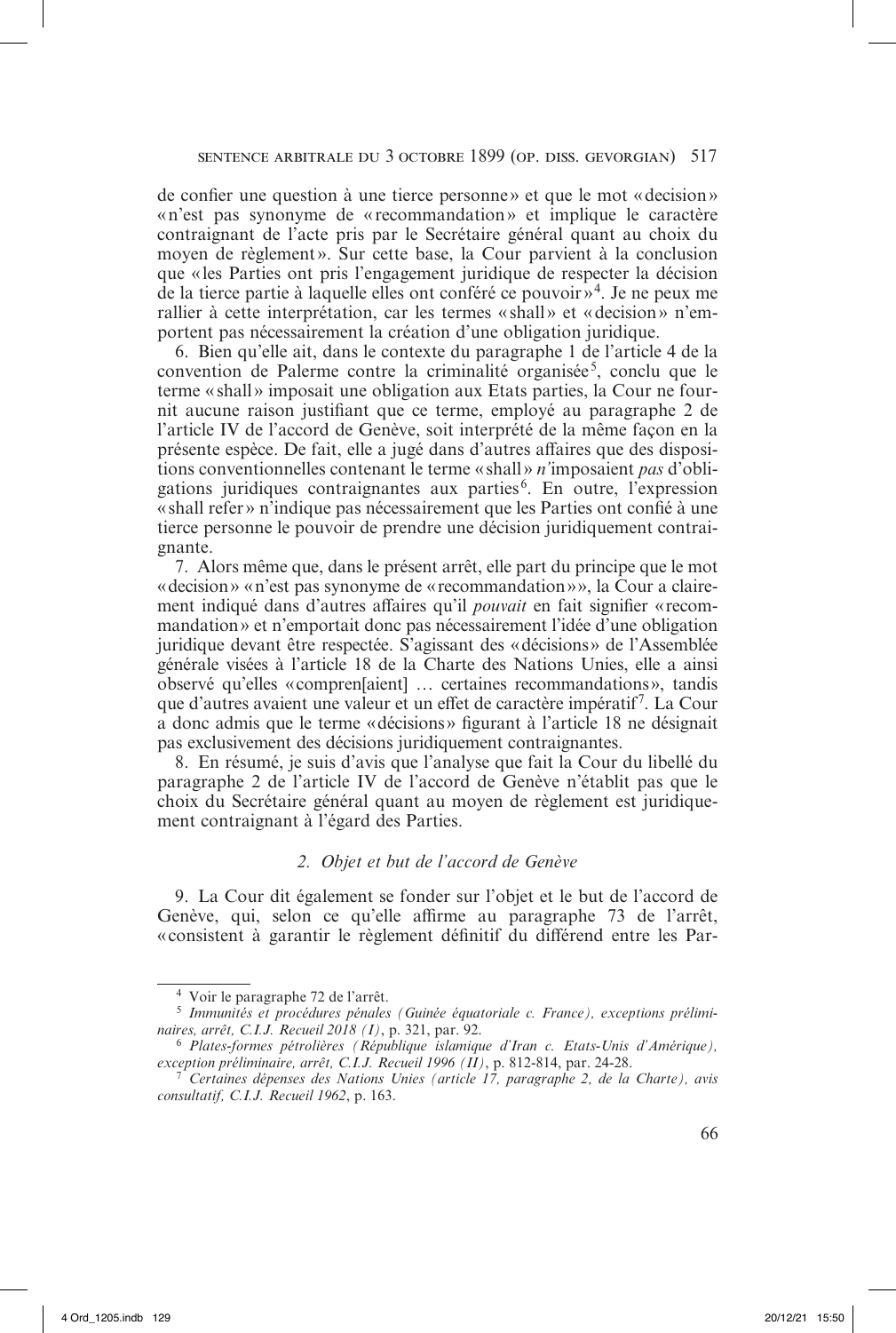de confier une question à une tierce personne» et que le mot «decision» «n'est pas synonyme de «recommandation» et implique le caractère contraignant de l'acte pris par le Secrétaire général quant au choix du moyen de règlement». Sur cette base, la Cour parvient à la conclusion que «les Parties ont pris l'engagement juridique de respecter la décision de la tierce partie à laquelle elles ont conféré ce pouvoir»[4]. Je ne peux me rallier à cette interprétation, car les termes «shall» et «decision» n'emportent pas nécessairement la création d'une obligation juridique.

6. Bien qu'elle ait, dans le contexte du paragraphe 1 de l'article 4 de la convention de Palerme contre la criminalité organisée[5], conclu que le terme «shall» imposait une obligation aux Etats parties, la Cour ne fournit aucune raison justifiant que ce terme, employé au paragraphe 2 de l'article IV de l'accord de Genève, soit interprété de la même façon en la présente espèce. De fait, elle a jugé dans d'autres affaires que des dispositions conventionnelles contenant le terme «shall» *n'*imposaient *pas* d'obligations juridiques contraignantes aux parties[6]. En outre, l'expression «shall refer» n'indique pas nécessairement que les Parties ont confié à une tierce personne le pouvoir de prendre une décision juridiquement contraignante.

7. Alors même que, dans le présent arrêt, elle part du principe que le mot «decision» «n'est pas synonyme de «recommandation»», la Cour a clairement indiqué dans d'autres affaires qu'il *pouvait* en fait signifier «recommandation» et n'emportait donc pas nécessairement l'idée d'une obligation juridique devant être respectée. S'agissant des «décisions» de l'Assemblée générale visées à l'article 18 de la Charte des Nations Unies, elle a ainsi observé qu'elles «compren[aient] … certaines recommandations», tandis que d'autres avaient une valeur et un effet de caractère impératif[7]. La Cour a donc admis que le terme «décisions» figurant à l'article 18 ne désignait pas exclusivement des décisions juridiquement contraignantes.

8. En résumé, je suis d'avis que l'analyse que fait la Cour du libellé du paragraphe 2 de l'article IV de l'accord de Genève n'établit pas que le choix du Secrétaire général quant au moyen de règlement est juridiquement contraignant à l'égard des Parties.

### *2. Objet et but de l'accord de Genève*

9. La Cour dit également se fonder sur l'objet et le but de l'accord de Genève, qui, selon ce qu'elle affirme au paragraphe 73 de l'arrêt, «consistent à garantir le règlement définitif du différend entre les Par-

---

[4] Voir le paragraphe 72 de l'arrêt.

[5] *Immunités et procédures pénales (Guinée équatoriale c. France), exceptions préliminaires, arrêt, C.I.J. Recueil 2018 (I)*, p. 321, par. 92.

[6] *Plates-formes pétrolières (République islamique d'Iran c. Etats-Unis d'Amérique), exception préliminaire, arrêt, C.I.J. Recueil 1996 (II)*, p. 812-814, par. 24-28.

[7] *Certaines dépenses des Nations Unies (article 17, paragraphe 2, de la Charte), avis consultatif, C.I.J. Recueil 1962*, p. 163.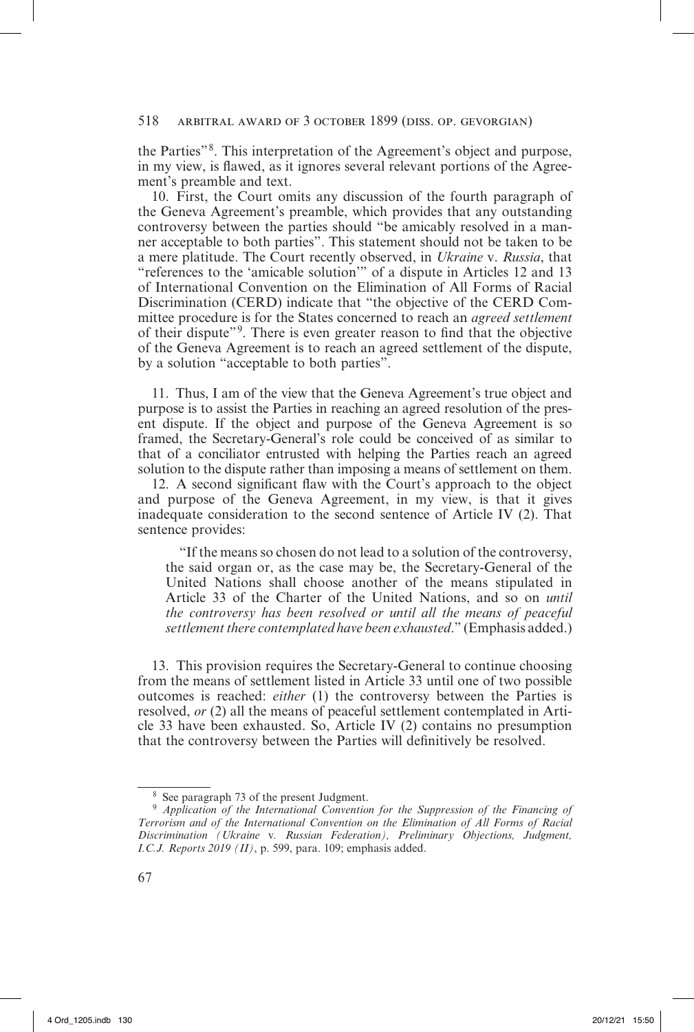the Parties"[8]. This interpretation of the Agreement's object and purpose, in my view, is flawed, as it ignores several relevant portions of the Agreement's preamble and text.

10. First, the Court omits any discussion of the fourth paragraph of the Geneva Agreement's preamble, which provides that any outstanding controversy between the parties should "be amicably resolved in a manner acceptable to both parties". This statement should not be taken to be a mere platitude. The Court recently observed, in *Ukraine* v. *Russia*, that "references to the 'amicable solution'" of a dispute in Articles 12 and 13 of International Convention on the Elimination of All Forms of Racial Discrimination (CERD) indicate that "the objective of the CERD Committee procedure is for the States concerned to reach an *agreed settlement* of their dispute"[9]. There is even greater reason to find that the objective of the Geneva Agreement is to reach an agreed settlement of the dispute, by a solution "acceptable to both parties".

11. Thus, I am of the view that the Geneva Agreement's true object and purpose is to assist the Parties in reaching an agreed resolution of the present dispute. If the object and purpose of the Geneva Agreement is so framed, the Secretary-General's role could be conceived of as similar to that of a conciliator entrusted with helping the Parties reach an agreed solution to the dispute rather than imposing a means of settlement on them.

12. A second significant flaw with the Court's approach to the object and purpose of the Geneva Agreement, in my view, is that it gives inadequate consideration to the second sentence of Article IV (2). That sentence provides:

> "If the means so chosen do not lead to a solution of the controversy, the said organ or, as the case may be, the Secretary-General of the United Nations shall choose another of the means stipulated in Article 33 of the Charter of the United Nations, and so on *until the controversy has been resolved or until all the means of peaceful settlement there contemplated have been exhausted*." (Emphasis added.)

13. This provision requires the Secretary-General to continue choosing from the means of settlement listed in Article 33 until one of two possible outcomes is reached: *either* (1) the controversy between the Parties is resolved, *or* (2) all the means of peaceful settlement contemplated in Article 33 have been exhausted. So, Article IV (2) contains no presumption that the controversy between the Parties will definitively be resolved.

---

[8] See paragraph 73 of the present Judgment.

[9] *Application of the International Convention for the Suppression of the Financing of Terrorism and of the International Convention on the Elimination of All Forms of Racial Discrimination (Ukraine* v. *Russian Federation), Preliminary Objections, Judgment, I.C.J. Reports 2019 (II)*, p. 599, para. 109; emphasis added.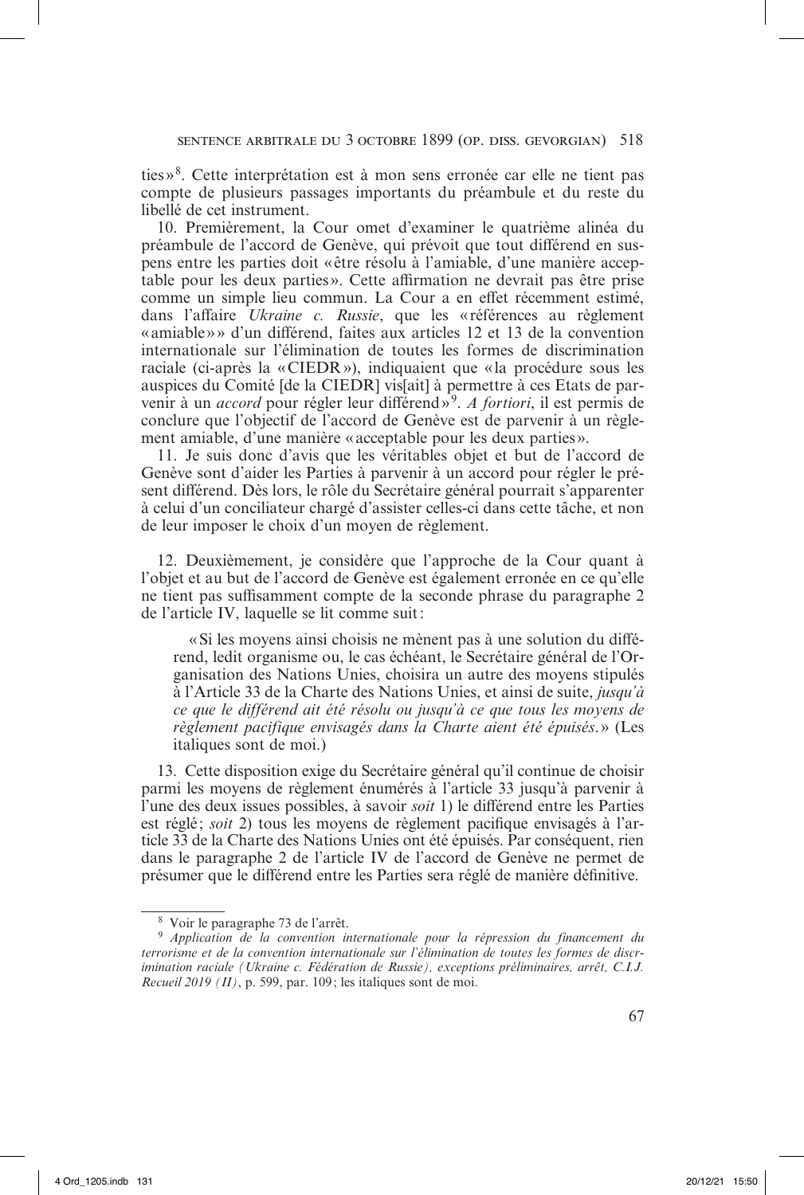ties »[8]. Cette interprétation est à mon sens erronée car elle ne tient pas compte de plusieurs passages importants du préambule et du reste du libellé de cet instrument.

10. Premièrement, la Cour omet d'examiner le quatrième alinéa du préambule de l'accord de Genève, qui prévoit que tout différend en suspens entre les parties doit « être résolu à l'amiable, d'une manière acceptable pour les deux parties ». Cette affirmation ne devrait pas être prise comme un simple lieu commun. La Cour a en effet récemment estimé, dans l'affaire *Ukraine c. Russie*, que les « références au règlement « amiable » » d'un différend, faites aux articles 12 et 13 de la convention internationale sur l'élimination de toutes les formes de discrimination raciale (ci-après la « CIEDR »), indiquaient que « la procédure sous les auspices du Comité [de la CIEDR] vis[ait] à permettre à ces Etats de parvenir à un *accord* pour régler leur différend »[9]. *A fortiori*, il est permis de conclure que l'objectif de l'accord de Genève est de parvenir à un règlement amiable, d'une manière « acceptable pour les deux parties ».

11. Je suis donc d'avis que les véritables objet et but de l'accord de Genève sont d'aider les Parties à parvenir à un accord pour régler le présent différend. Dès lors, le rôle du Secrétaire général pourrait s'apparenter à celui d'un conciliateur chargé d'assister celles-ci dans cette tâche, et non de leur imposer le choix d'un moyen de règlement.

12. Deuxièmement, je considère que l'approche de la Cour quant à l'objet et au but de l'accord de Genève est également erronée en ce qu'elle ne tient pas suffisamment compte de la seconde phrase du paragraphe 2 de l'article IV, laquelle se lit comme suit :

> « Si les moyens ainsi choisis ne mènent pas à une solution du différend, ledit organisme ou, le cas échéant, le Secrétaire général de l'Organisation des Nations Unies, choisira un autre des moyens stipulés à l'Article 33 de la Charte des Nations Unies, et ainsi de suite, *jusqu'à ce que le différend ait été résolu ou jusqu'à ce que tous les moyens de règlement pacifique envisagés dans la Charte aient été épuisés.* » (Les italiques sont de moi.)

13. Cette disposition exige du Secrétaire général qu'il continue de choisir parmi les moyens de règlement énumérés à l'article 33 jusqu'à parvenir à l'une des deux issues possibles, à savoir *soit* 1) le différend entre les Parties est réglé ; *soit* 2) tous les moyens de règlement pacifique envisagés à l'article 33 de la Charte des Nations Unies ont été épuisés. Par conséquent, rien dans le paragraphe 2 de l'article IV de l'accord de Genève ne permet de présumer que le différend entre les Parties sera réglé de manière définitive.

---

[8] Voir le paragraphe 73 de l'arrêt.

[9] *Application de la convention internationale pour la répression du financement du terrorisme et de la convention internationale sur l'élimination de toutes les formes de discrimination raciale (Ukraine c. Fédération de Russie), exceptions préliminaires, arrêt, C.I.J. Recueil 2019 (II)*, p. 599, par. 109 ; les italiques sont de moi.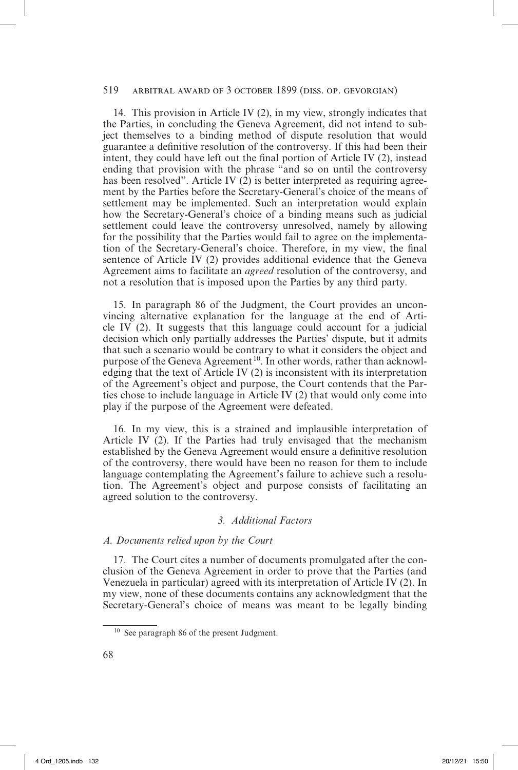14. This provision in Article IV (2), in my view, strongly indicates that the Parties, in concluding the Geneva Agreement, did not intend to subject themselves to a binding method of dispute resolution that would guarantee a definitive resolution of the controversy. If this had been their intent, they could have left out the final portion of Article IV (2), instead ending that provision with the phrase "and so on until the controversy has been resolved". Article IV (2) is better interpreted as requiring agreement by the Parties before the Secretary-General's choice of the means of settlement may be implemented. Such an interpretation would explain how the Secretary-General's choice of a binding means such as judicial settlement could leave the controversy unresolved, namely by allowing for the possibility that the Parties would fail to agree on the implementation of the Secretary-General's choice. Therefore, in my view, the final sentence of Article IV (2) provides additional evidence that the Geneva Agreement aims to facilitate an *agreed* resolution of the controversy, and not a resolution that is imposed upon the Parties by any third party.

15. In paragraph 86 of the Judgment, the Court provides an unconvincing alternative explanation for the language at the end of Article IV (2). It suggests that this language could account for a judicial decision which only partially addresses the Parties' dispute, but it admits that such a scenario would be contrary to what it considers the object and purpose of the Geneva Agreement[10]. In other words, rather than acknowledging that the text of Article IV (2) is inconsistent with its interpretation of the Agreement's object and purpose, the Court contends that the Parties chose to include language in Article IV (2) that would only come into play if the purpose of the Agreement were defeated.

16. In my view, this is a strained and implausible interpretation of Article IV (2). If the Parties had truly envisaged that the mechanism established by the Geneva Agreement would ensure a definitive resolution of the controversy, there would have been no reason for them to include language contemplating the Agreement's failure to achieve such a resolution. The Agreement's object and purpose consists of facilitating an agreed solution to the controversy.

### *3. Additional Factors*

#### *A. Documents relied upon by the Court*

17. The Court cites a number of documents promulgated after the conclusion of the Geneva Agreement in order to prove that the Parties (and Venezuela in particular) agreed with its interpretation of Article IV (2). In my view, none of these documents contains any acknowledgment that the Secretary-General's choice of means was meant to be legally binding

---

[10] See paragraph 86 of the present Judgment.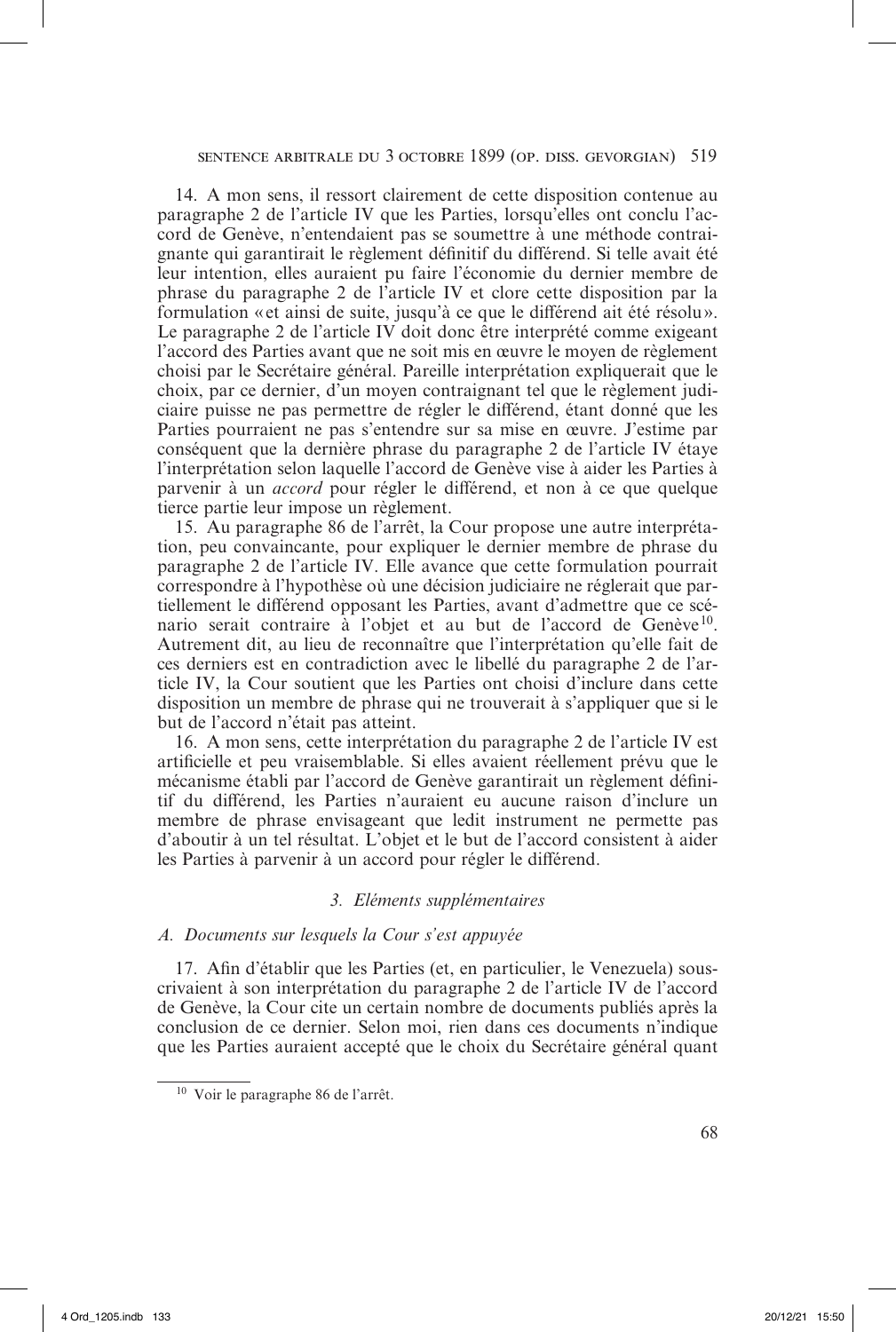14. A mon sens, il ressort clairement de cette disposition contenue au paragraphe 2 de l'article IV que les Parties, lorsqu'elles ont conclu l'accord de Genève, n'entendaient pas se soumettre à une méthode contraignante qui garantirait le règlement définitif du différend. Si telle avait été leur intention, elles auraient pu faire l'économie du dernier membre de phrase du paragraphe 2 de l'article IV et clore cette disposition par la formulation « et ainsi de suite, jusqu'à ce que le différend ait été résolu ». Le paragraphe 2 de l'article IV doit donc être interprété comme exigeant l'accord des Parties avant que ne soit mis en œuvre le moyen de règlement choisi par le Secrétaire général. Pareille interprétation expliquerait que le choix, par ce dernier, d'un moyen contraignant tel que le règlement judiciaire puisse ne pas permettre de régler le différend, étant donné que les Parties pourraient ne pas s'entendre sur sa mise en œuvre. J'estime par conséquent que la dernière phrase du paragraphe 2 de l'article IV étaye l'interprétation selon laquelle l'accord de Genève vise à aider les Parties à parvenir à un *accord* pour régler le différend, et non à ce que quelque tierce partie leur impose un règlement.

15. Au paragraphe 86 de l'arrêt, la Cour propose une autre interprétation, peu convaincante, pour expliquer le dernier membre de phrase du paragraphe 2 de l'article IV. Elle avance que cette formulation pourrait correspondre à l'hypothèse où une décision judiciaire ne réglerait que partiellement le différend opposant les Parties, avant d'admettre que ce scénario serait contraire à l'objet et au but de l'accord de Genève[10]. Autrement dit, au lieu de reconnaître que l'interprétation qu'elle fait de ces derniers est en contradiction avec le libellé du paragraphe 2 de l'article IV, la Cour soutient que les Parties ont choisi d'inclure dans cette disposition un membre de phrase qui ne trouverait à s'appliquer que si le but de l'accord n'était pas atteint.

16. A mon sens, cette interprétation du paragraphe 2 de l'article IV est artificielle et peu vraisemblable. Si elles avaient réellement prévu que le mécanisme établi par l'accord de Genève garantirait un règlement définitif du différend, les Parties n'auraient eu aucune raison d'inclure un membre de phrase envisageant que ledit instrument ne permette pas d'aboutir à un tel résultat. L'objet et le but de l'accord consistent à aider les Parties à parvenir à un accord pour régler le différend.

### *3. Eléments supplémentaires*

#### *A. Documents sur lesquels la Cour s'est appuyée*

17. Afin d'établir que les Parties (et, en particulier, le Venezuela) souscrivaient à son interprétation du paragraphe 2 de l'article IV de l'accord de Genève, la Cour cite un certain nombre de documents publiés après la conclusion de ce dernier. Selon moi, rien dans ces documents n'indique que les Parties auraient accepté que le choix du Secrétaire général quant

---

[10] Voir le paragraphe 86 de l'arrêt.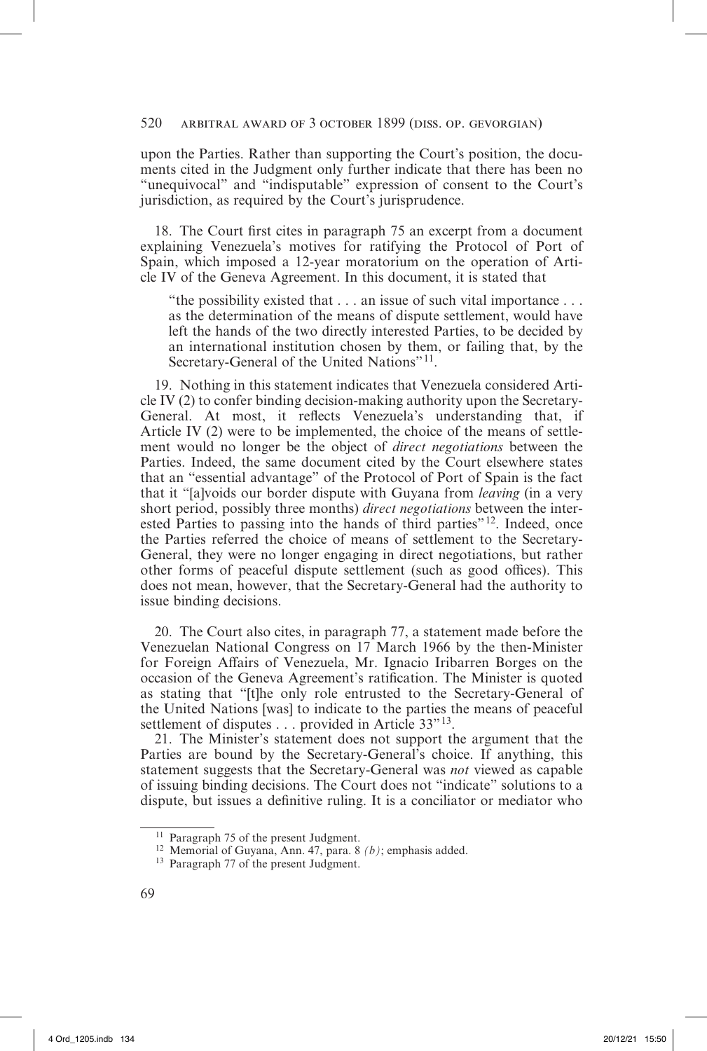upon the Parties. Rather than supporting the Court's position, the documents cited in the Judgment only further indicate that there has been no "unequivocal" and "indisputable" expression of consent to the Court's jurisdiction, as required by the Court's jurisprudence.

18. The Court first cites in paragraph 75 an excerpt from a document explaining Venezuela's motives for ratifying the Protocol of Port of Spain, which imposed a 12-year moratorium on the operation of Article IV of the Geneva Agreement. In this document, it is stated that

> "the possibility existed that . . . an issue of such vital importance . . . as the determination of the means of dispute settlement, would have left the hands of the two directly interested Parties, to be decided by an international institution chosen by them, or failing that, by the Secretary-General of the United Nations"[11].

19. Nothing in this statement indicates that Venezuela considered Article IV (2) to confer binding decision-making authority upon the Secretary-General. At most, it reflects Venezuela's understanding that, if Article IV (2) were to be implemented, the choice of the means of settlement would no longer be the object of *direct negotiations* between the Parties. Indeed, the same document cited by the Court elsewhere states that an "essential advantage" of the Protocol of Port of Spain is the fact that it "[a]voids our border dispute with Guyana from *leaving* (in a very short period, possibly three months) *direct negotiations* between the interested Parties to passing into the hands of third parties"[12]. Indeed, once the Parties referred the choice of means of settlement to the Secretary-General, they were no longer engaging in direct negotiations, but rather other forms of peaceful dispute settlement (such as good offices). This does not mean, however, that the Secretary-General had the authority to issue binding decisions.

20. The Court also cites, in paragraph 77, a statement made before the Venezuelan National Congress on 17 March 1966 by the then-Minister for Foreign Affairs of Venezuela, Mr. Ignacio Iribarren Borges on the occasion of the Geneva Agreement's ratification. The Minister is quoted as stating that "[t]he only role entrusted to the Secretary-General of the United Nations [was] to indicate to the parties the means of peaceful settlement of disputes . . . provided in Article 33"[13].

21. The Minister's statement does not support the argument that the Parties are bound by the Secretary-General's choice. If anything, this statement suggests that the Secretary-General was *not* viewed as capable of issuing binding decisions. The Court does not "indicate" solutions to a dispute, but issues a definitive ruling. It is a conciliator or mediator who

---

[11] Paragraph 75 of the present Judgment.

[12] Memorial of Guyana, Ann. 47, para. 8 *(b)*; emphasis added.

[13] Paragraph 77 of the present Judgment.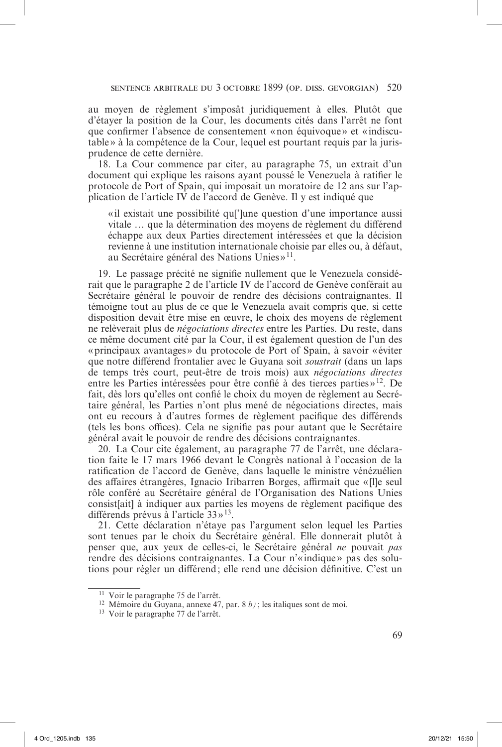au moyen de règlement s'imposât juridiquement à elles. Plutôt que d'étayer la position de la Cour, les documents cités dans l'arrêt ne font que confirmer l'absence de consentement « non équivoque » et « indiscutable » à la compétence de la Cour, lequel est pourtant requis par la jurisprudence de cette dernière.

18. La Cour commence par citer, au paragraphe 75, un extrait d'un document qui explique les raisons ayant poussé le Venezuela à ratifier le protocole de Port of Spain, qui imposait un moratoire de 12 ans sur l'application de l'article IV de l'accord de Genève. Il y est indiqué que

> « il existait une possibilité qu['] une question d'une importance aussi vitale … que la détermination des moyens de règlement du différend échappe aux deux Parties directement intéressées et que la décision revienne à une institution internationale choisie par elles ou, à défaut, au Secrétaire général des Nations Unies »[11].

19. Le passage précité ne signifie nullement que le Venezuela considérait que le paragraphe 2 de l'article IV de l'accord de Genève conférait au Secrétaire général le pouvoir de rendre des décisions contraignantes. Il témoigne tout au plus de ce que le Venezuela avait compris que, si cette disposition devait être mise en œuvre, le choix des moyens de règlement ne relèverait plus de *négociations directes* entre les Parties. Du reste, dans ce même document cité par la Cour, il est également question de l'un des « principaux avantages » du protocole de Port of Spain, à savoir « éviter que notre différend frontalier avec le Guyana soit *soustrait* (dans un laps de temps très court, peut-être de trois mois) aux *négociations directes* entre les Parties intéressées pour être confié à des tierces parties »[12]. De fait, dès lors qu'elles ont confié le choix du moyen de règlement au Secrétaire général, les Parties n'ont plus mené de négociations directes, mais ont eu recours à d'autres formes de règlement pacifique des différends (tels les bons offices). Cela ne signifie pas pour autant que le Secrétaire général avait le pouvoir de rendre des décisions contraignantes.

20. La Cour cite également, au paragraphe 77 de l'arrêt, une déclaration faite le 17 mars 1966 devant le Congrès national à l'occasion de la ratification de l'accord de Genève, dans laquelle le ministre vénézuélien des affaires étrangères, Ignacio Iribarren Borges, affirmait que « [l]e seul rôle conféré au Secrétaire général de l'Organisation des Nations Unies consist[ait] à indiquer aux parties les moyens de règlement pacifique des différends prévus à l'article 33 »[13].

21. Cette déclaration n'étaye pas l'argument selon lequel les Parties sont tenues par le choix du Secrétaire général. Elle donnerait plutôt à penser que, aux yeux de celles-ci, le Secrétaire général *ne* pouvait *pas* rendre des décisions contraignantes. La Cour n'« indique » pas des solutions pour régler un différend ; elle rend une décision définitive. C'est un

---

[11] Voir le paragraphe 75 de l'arrêt.

[12] Mémoire du Guyana, annexe 47, par. 8 *b)* ; les italiques sont de moi.

[13] Voir le paragraphe 77 de l'arrêt.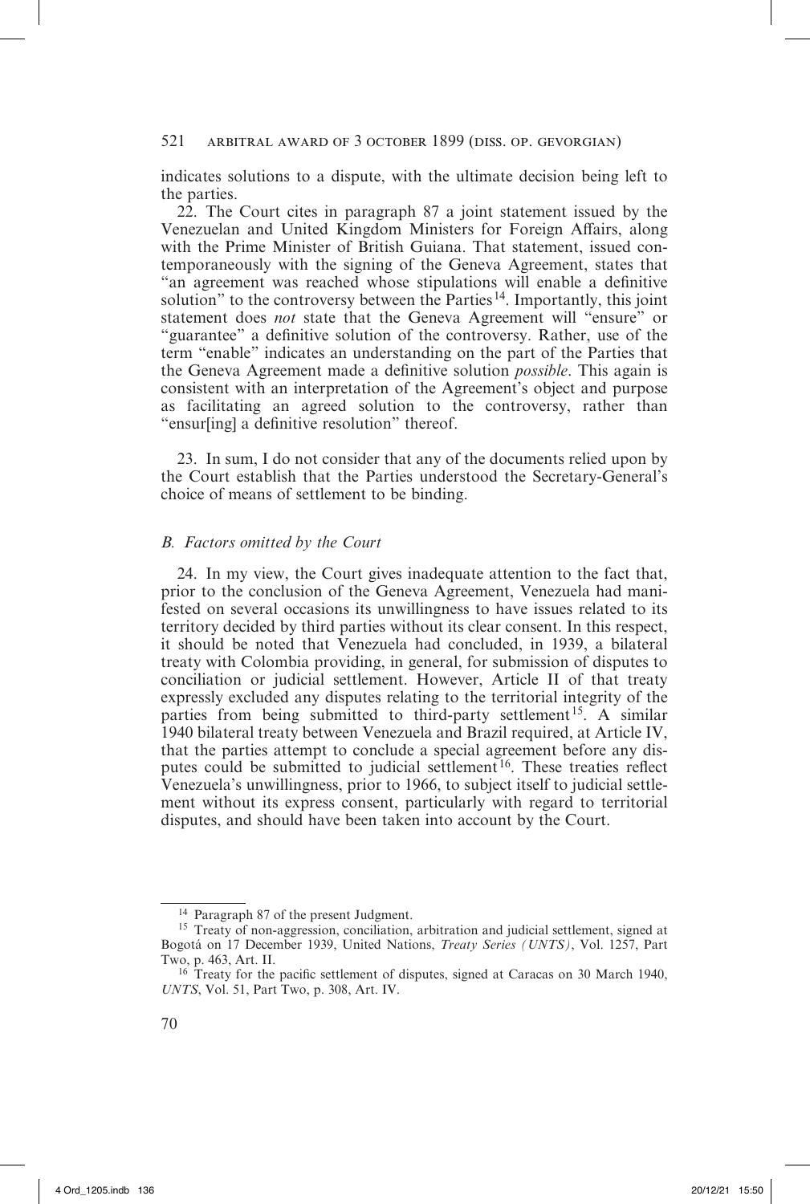indicates solutions to a dispute, with the ultimate decision being left to the parties.

22. The Court cites in paragraph 87 a joint statement issued by the Venezuelan and United Kingdom Ministers for Foreign Affairs, along with the Prime Minister of British Guiana. That statement, issued contemporaneously with the signing of the Geneva Agreement, states that "an agreement was reached whose stipulations will enable a definitive solution" to the controversy between the Parties[14]. Importantly, this joint statement does *not* state that the Geneva Agreement will "ensure" or "guarantee" a definitive solution of the controversy. Rather, use of the term "enable" indicates an understanding on the part of the Parties that the Geneva Agreement made a definitive solution *possible*. This again is consistent with an interpretation of the Agreement's object and purpose as facilitating an agreed solution to the controversy, rather than "ensur[ing] a definitive resolution" thereof.

23. In sum, I do not consider that any of the documents relied upon by the Court establish that the Parties understood the Secretary-General's choice of means of settlement to be binding.

### *B. Factors omitted by the Court*

24. In my view, the Court gives inadequate attention to the fact that, prior to the conclusion of the Geneva Agreement, Venezuela had manifested on several occasions its unwillingness to have issues related to its territory decided by third parties without its clear consent. In this respect, it should be noted that Venezuela had concluded, in 1939, a bilateral treaty with Colombia providing, in general, for submission of disputes to conciliation or judicial settlement. However, Article II of that treaty expressly excluded any disputes relating to the territorial integrity of the parties from being submitted to third-party settlement[15]. A similar 1940 bilateral treaty between Venezuela and Brazil required, at Article IV, that the parties attempt to conclude a special agreement before any disputes could be submitted to judicial settlement[16]. These treaties reflect Venezuela's unwillingness, prior to 1966, to subject itself to judicial settlement without its express consent, particularly with regard to territorial disputes, and should have been taken into account by the Court.

---

[14] Paragraph 87 of the present Judgment.

[15] Treaty of non-aggression, conciliation, arbitration and judicial settlement, signed at Bogotá on 17 December 1939, United Nations, *Treaty Series (UNTS)*, Vol. 1257, Part Two, p. 463, Art. II.

[16] Treaty for the pacific settlement of disputes, signed at Caracas on 30 March 1940, *UNTS*, Vol. 51, Part Two, p. 308, Art. IV.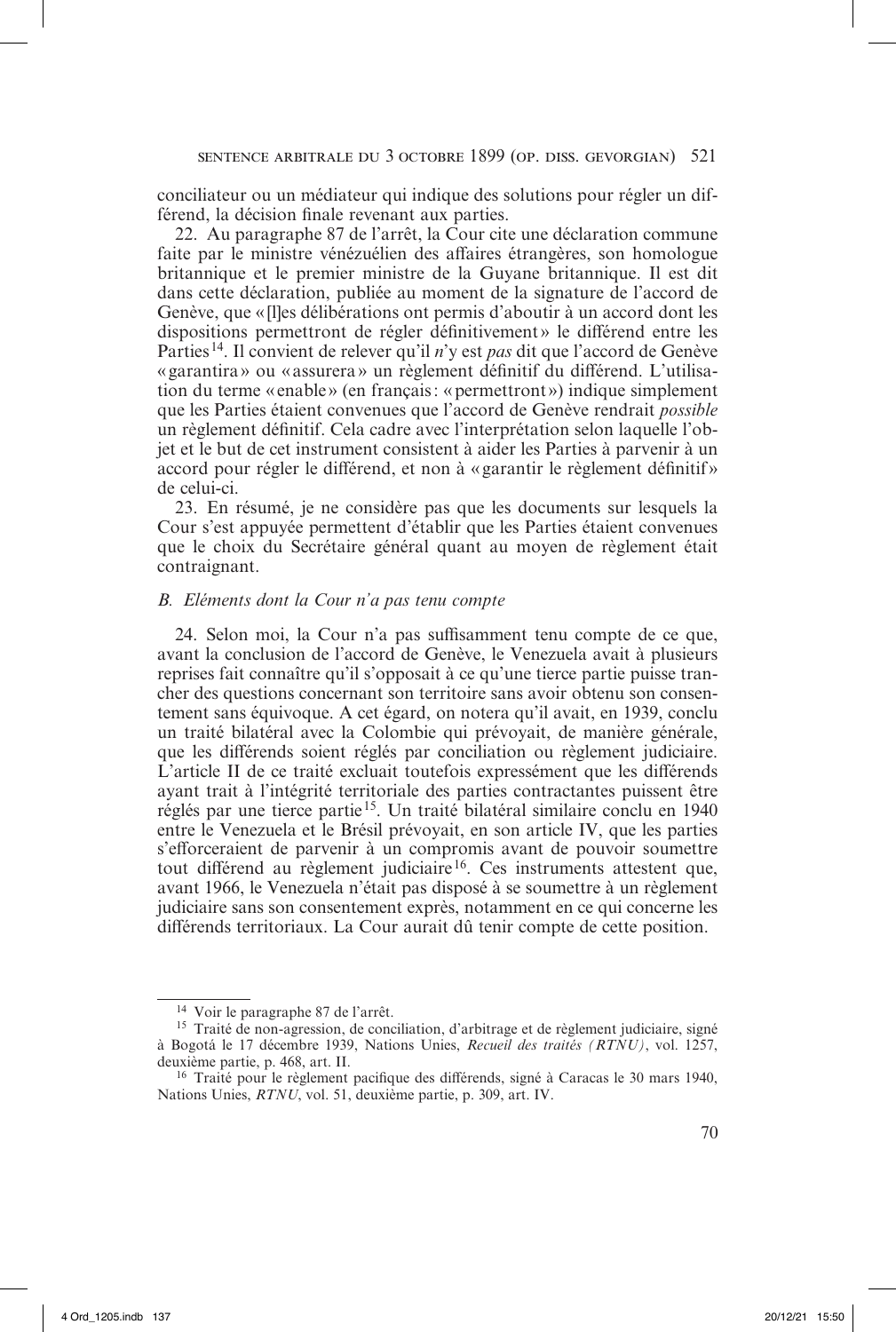conciliateur ou un médiateur qui indique des solutions pour régler un différend, la décision finale revenant aux parties.

22. Au paragraphe 87 de l'arrêt, la Cour cite une déclaration commune faite par le ministre vénézuélien des affaires étrangères, son homologue britannique et le premier ministre de la Guyane britannique. Il est dit dans cette déclaration, publiée au moment de la signature de l'accord de Genève, que « [l]es délibérations ont permis d'aboutir à un accord dont les dispositions permettront de régler définitivement » le différend entre les Parties[14]. Il convient de relever qu'il *n*'y est *pas* dit que l'accord de Genève « garantira » ou « assurera » un règlement définitif du différend. L'utilisation du terme « enable » (en français : « permettront ») indique simplement que les Parties étaient convenues que l'accord de Genève rendrait *possible* un règlement définitif. Cela cadre avec l'interprétation selon laquelle l'objet et le but de cet instrument consistent à aider les Parties à parvenir à un accord pour régler le différend, et non à « garantir le règlement définitif » de celui-ci.

23. En résumé, je ne considère pas que les documents sur lesquels la Cour s'est appuyée permettent d'établir que les Parties étaient convenues que le choix du Secrétaire général quant au moyen de règlement était contraignant.

### *B. Eléments dont la Cour n'a pas tenu compte*

24. Selon moi, la Cour n'a pas suffisamment tenu compte de ce que, avant la conclusion de l'accord de Genève, le Venezuela avait à plusieurs reprises fait connaître qu'il s'opposait à ce qu'une tierce partie puisse trancher des questions concernant son territoire sans avoir obtenu son consentement sans équivoque. A cet égard, on notera qu'il avait, en 1939, conclu un traité bilatéral avec la Colombie qui prévoyait, de manière générale, que les différends soient réglés par conciliation ou règlement judiciaire. L'article II de ce traité excluait toutefois expressément que les différends ayant trait à l'intégrité territoriale des parties contractantes puissent être réglés par une tierce partie[15]. Un traité bilatéral similaire conclu en 1940 entre le Venezuela et le Brésil prévoyait, en son article IV, que les parties s'efforceraient de parvenir à un compromis avant de pouvoir soumettre tout différend au règlement judiciaire[16]. Ces instruments attestent que, avant 1966, le Venezuela n'était pas disposé à se soumettre à un règlement judiciaire sans son consentement exprès, notamment en ce qui concerne les différends territoriaux. La Cour aurait dû tenir compte de cette position.

---

[14] Voir le paragraphe 87 de l'arrêt.

[15] Traité de non-agression, de conciliation, d'arbitrage et de règlement judiciaire, signé à Bogotá le 17 décembre 1939, Nations Unies, *Recueil des traités (RTNU)*, vol. 1257, deuxième partie, p. 468, art. II.

[16] Traité pour le règlement pacifique des différends, signé à Caracas le 30 mars 1940, Nations Unies, *RTNU*, vol. 51, deuxième partie, p. 309, art. IV.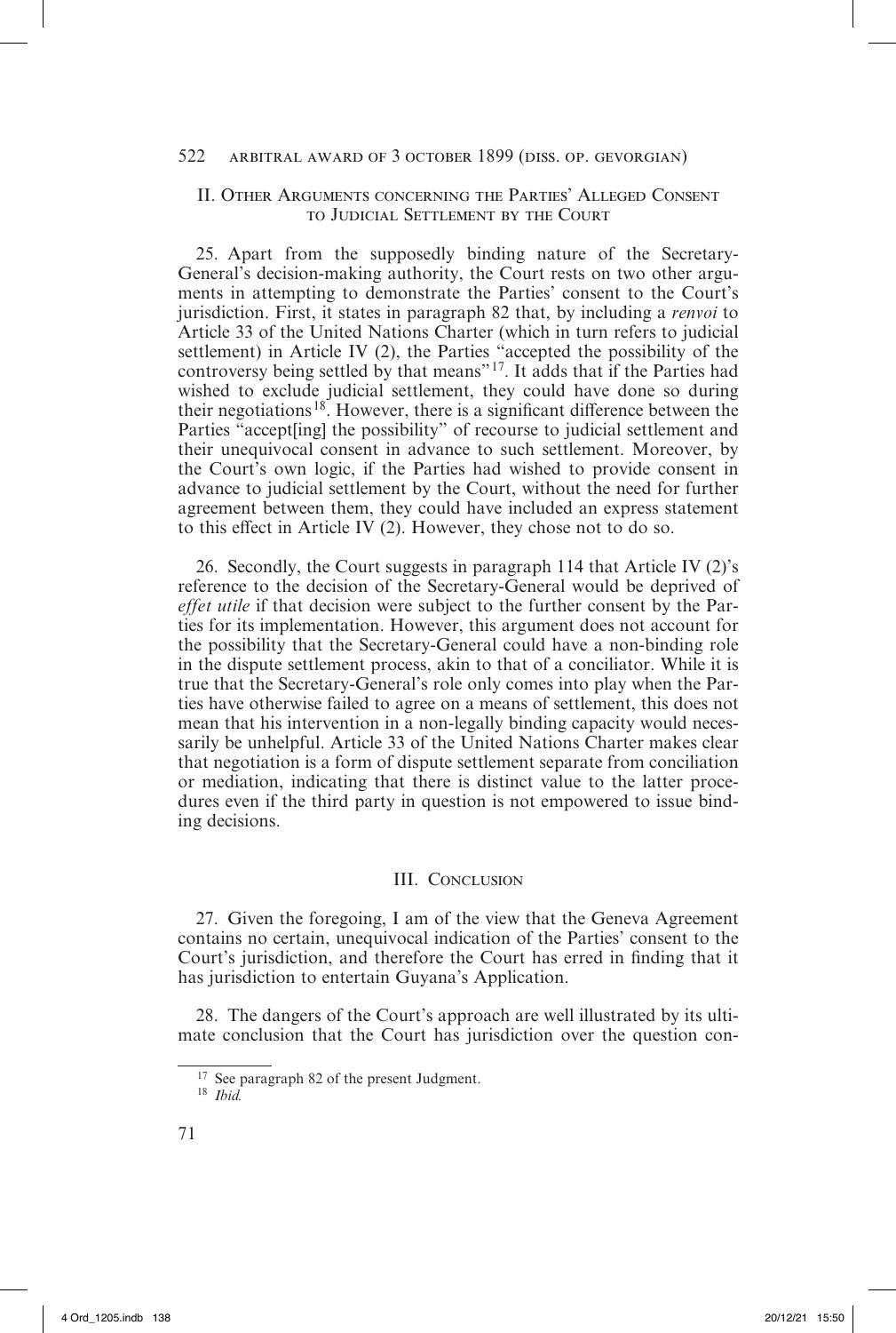## II. Other Arguments concerning the Parties' Alleged Consent to Judicial Settlement by the Court

25. Apart from the supposedly binding nature of the Secretary-General's decision-making authority, the Court rests on two other arguments in attempting to demonstrate the Parties' consent to the Court's jurisdiction. First, it states in paragraph 82 that, by including a *renvoi* to Article 33 of the United Nations Charter (which in turn refers to judicial settlement) in Article IV (2), the Parties "accepted the possibility of the controversy being settled by that means"[17]. It adds that if the Parties had wished to exclude judicial settlement, they could have done so during their negotiations[18]. However, there is a significant difference between the Parties "accept[ing] the possibility" of recourse to judicial settlement and their unequivocal consent in advance to such settlement. Moreover, by the Court's own logic, if the Parties had wished to provide consent in advance to judicial settlement by the Court, without the need for further agreement between them, they could have included an express statement to this effect in Article IV (2). However, they chose not to do so.

26. Secondly, the Court suggests in paragraph 114 that Article IV (2)'s reference to the decision of the Secretary-General would be deprived of *effet utile* if that decision were subject to the further consent by the Parties for its implementation. However, this argument does not account for the possibility that the Secretary-General could have a non-binding role in the dispute settlement process, akin to that of a conciliator. While it is true that the Secretary-General's role only comes into play when the Parties have otherwise failed to agree on a means of settlement, this does not mean that his intervention in a non-legally binding capacity would necessarily be unhelpful. Article 33 of the United Nations Charter makes clear that negotiation is a form of dispute settlement separate from conciliation or mediation, indicating that there is distinct value to the latter procedures even if the third party in question is not empowered to issue binding decisions.

## III. Conclusion

27. Given the foregoing, I am of the view that the Geneva Agreement contains no certain, unequivocal indication of the Parties' consent to the Court's jurisdiction, and therefore the Court has erred in finding that it has jurisdiction to entertain Guyana's Application.

28. The dangers of the Court's approach are well illustrated by its ultimate conclusion that the Court has jurisdiction over the question con-

---

[17] See paragraph 82 of the present Judgment.

[18] *Ibid.*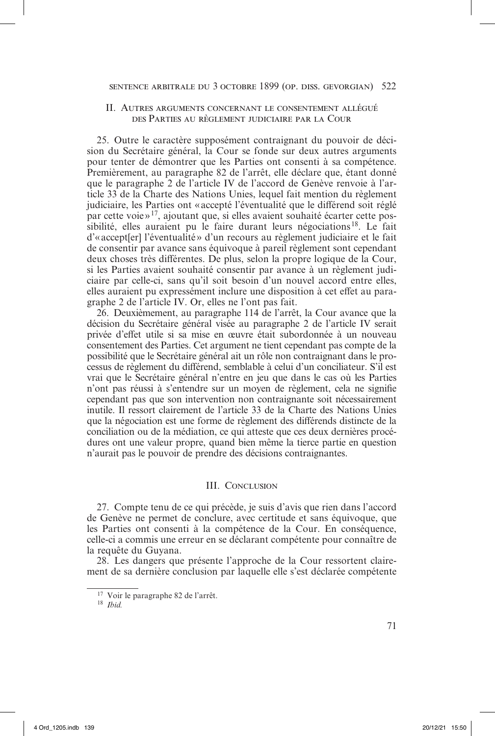## II. Autres arguments concernant le consentement allégué des Parties au règlement judiciaire par la Cour

25. Outre le caractère supposément contraignant du pouvoir de décision du Secrétaire général, la Cour se fonde sur deux autres arguments pour tenter de démontrer que les Parties ont consenti à sa compétence. Premièrement, au paragraphe 82 de l'arrêt, elle déclare que, étant donné que le paragraphe 2 de l'article IV de l'accord de Genève renvoie à l'article 33 de la Charte des Nations Unies, lequel fait mention du règlement judiciaire, les Parties ont « accepté l'éventualité que le différend soit réglé par cette voie »[17], ajoutant que, si elles avaient souhaité écarter cette possibilité, elles auraient pu le faire durant leurs négociations[18]. Le fait d'« accept[er] l'éventualité » d'un recours au règlement judiciaire et le fait de consentir par avance sans équivoque à pareil règlement sont cependant deux choses très différentes. De plus, selon la propre logique de la Cour, si les Parties avaient souhaité consentir par avance à un règlement judiciaire par celle-ci, sans qu'il soit besoin d'un nouvel accord entre elles, elles auraient pu expressément inclure une disposition à cet effet au paragraphe 2 de l'article IV. Or, elles ne l'ont pas fait.

26. Deuxièmement, au paragraphe 114 de l'arrêt, la Cour avance que la décision du Secrétaire général visée au paragraphe 2 de l'article IV serait privée d'effet utile si sa mise en œuvre était subordonnée à un nouveau consentement des Parties. Cet argument ne tient cependant pas compte de la possibilité que le Secrétaire général ait un rôle non contraignant dans le processus de règlement du différend, semblable à celui d'un conciliateur. S'il est vrai que le Secrétaire général n'entre en jeu que dans le cas où les Parties n'ont pas réussi à s'entendre sur un moyen de règlement, cela ne signifie cependant pas que son intervention non contraignante soit nécessairement inutile. Il ressort clairement de l'article 33 de la Charte des Nations Unies que la négociation est une forme de règlement des différends distincte de la conciliation ou de la médiation, ce qui atteste que ces deux dernières procédures ont une valeur propre, quand bien même la tierce partie en question n'aurait pas le pouvoir de prendre des décisions contraignantes.

## III. Conclusion

27. Compte tenu de ce qui précède, je suis d'avis que rien dans l'accord de Genève ne permet de conclure, avec certitude et sans équivoque, que les Parties ont consenti à la compétence de la Cour. En conséquence, celle-ci a commis une erreur en se déclarant compétente pour connaître de la requête du Guyana.

28. Les dangers que présente l'approche de la Cour ressortent clairement de sa dernière conclusion par laquelle elle s'est déclarée compétente

---

[17] Voir le paragraphe 82 de l'arrêt.

[18] *Ibid.*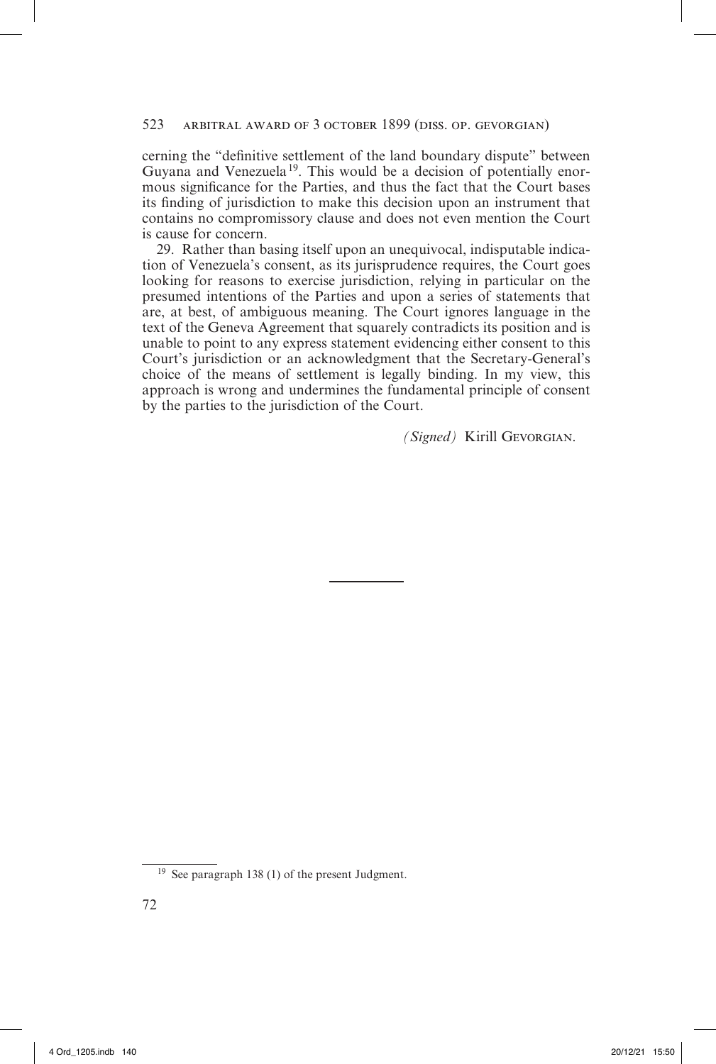cerning the "definitive settlement of the land boundary dispute" between Guyana and Venezuela[19]. This would be a decision of potentially enormous significance for the Parties, and thus the fact that the Court bases its finding of jurisdiction to make this decision upon an instrument that contains no compromissory clause and does not even mention the Court is cause for concern.

29. Rather than basing itself upon an unequivocal, indisputable indication of Venezuela's consent, as its jurisprudence requires, the Court goes looking for reasons to exercise jurisdiction, relying in particular on the presumed intentions of the Parties and upon a series of statements that are, at best, of ambiguous meaning. The Court ignores language in the text of the Geneva Agreement that squarely contradicts its position and is unable to point to any express statement evidencing either consent to this Court's jurisdiction or an acknowledgment that the Secretary-General's choice of the means of settlement is legally binding. In my view, this approach is wrong and undermines the fundamental principle of consent by the parties to the jurisdiction of the Court.

*(Signed)* Kirill Gevorgian.

---

[19] See paragraph 138 (1) of the present Judgment.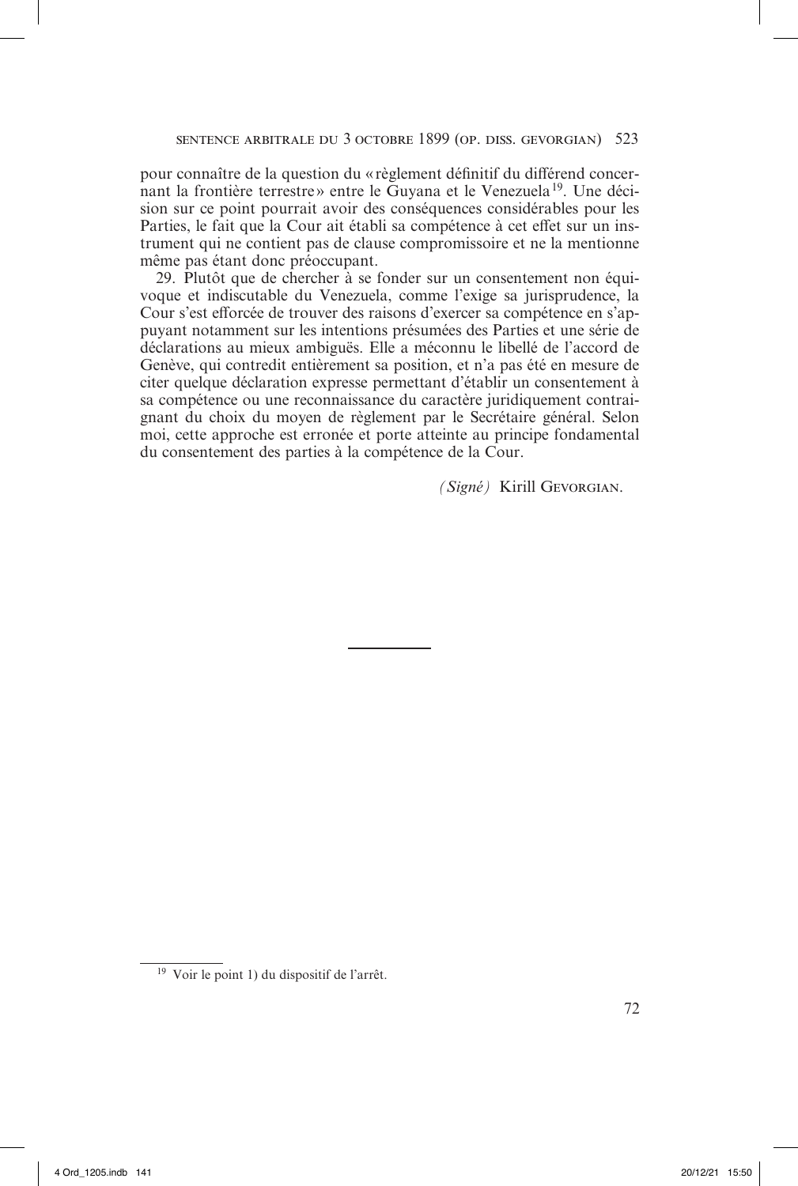pour connaître de la question du « règlement définitif du différend concernant la frontière terrestre » entre le Guyana et le Venezuela[19]. Une décision sur ce point pourrait avoir des conséquences considérables pour les Parties, le fait que la Cour ait établi sa compétence à cet effet sur un instrument qui ne contient pas de clause compromissoire et ne la mentionne même pas étant donc préoccupant.

29. Plutôt que de chercher à se fonder sur un consentement non équivoque et indiscutable du Venezuela, comme l'exige sa jurisprudence, la Cour s'est efforcée de trouver des raisons d'exercer sa compétence en s'appuyant notamment sur les intentions présumées des Parties et une série de déclarations au mieux ambiguës. Elle a méconnu le libellé de l'accord de Genève, qui contredit entièrement sa position, et n'a pas été en mesure de citer quelque déclaration expresse permettant d'établir un consentement à sa compétence ou une reconnaissance du caractère juridiquement contraignant du choix du moyen de règlement par le Secrétaire général. Selon moi, cette approche est erronée et porte atteinte au principe fondamental du consentement des parties à la compétence de la Cour.

*(Signé)* Kirill Gevorgian.

---

[19] Voir le point 1) du dispositif de l'arrêt.